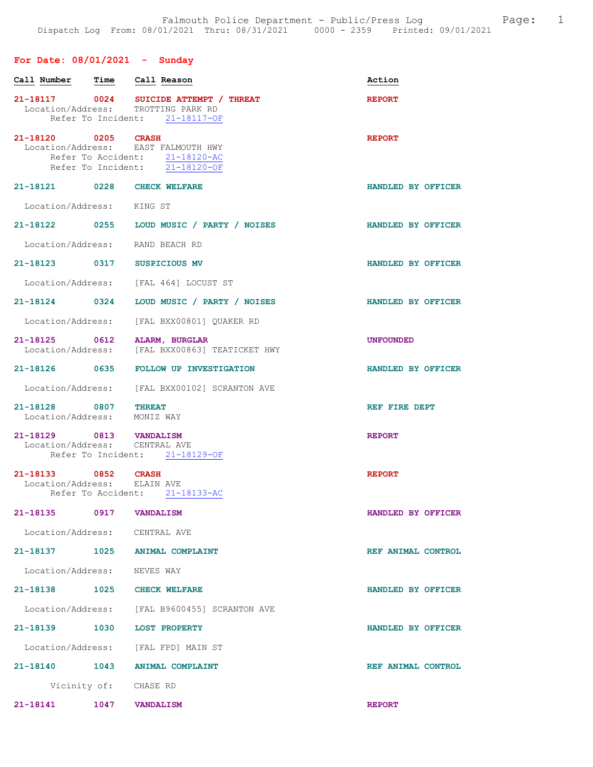Falmouth Police Department - Public/Press Log
Dispatch Log From: 08/01/2021 Thru: 08/31/2021 0000 - 2359 Printed: 09/01/2021

## For Date: 08/01/2021 - Sunday

| Call Number | Time | Call Reason | Action |
|---|---|---|---|
| 21-18117 | 0024 | SUICIDE ATTEMPT / THREAT | REPORT |
| Location/Address: | | TROTTING PARK RD | |
| Refer To Incident: | | 21-18117-OF | |
| 21-18120 | 0205 | CRASH | REPORT |
| Location/Address: | | EAST FALMOUTH HWY | |
| Refer To Accident: | | 21-18120-AC | |
| Refer To Incident: | | 21-18120-OF | |
| 21-18121 | 0228 | CHECK WELFARE | HANDLED BY OFFICER |
| Location/Address: | | KING ST | |
| 21-18122 | 0255 | LOUD MUSIC / PARTY / NOISES | HANDLED BY OFFICER |
| Location/Address: | | RAND BEACH RD | |
| 21-18123 | 0317 | SUSPICIOUS MV | HANDLED BY OFFICER |
| Location/Address: | | [FAL 464] LOCUST ST | |
| 21-18124 | 0324 | LOUD MUSIC / PARTY / NOISES | HANDLED BY OFFICER |
| Location/Address: | | [FAL BXX00801] QUAKER RD | |
| 21-18125 | 0612 | ALARM, BURGLAR | UNFOUNDED |
| Location/Address: | | [FAL BXX00863] TEATICKET HWY | |
| 21-18126 | 0635 | FOLLOW UP INVESTIGATION | HANDLED BY OFFICER |
| Location/Address: | | [FAL BXX00102] SCRANTON AVE | |
| 21-18128 | 0807 | THREAT | REF FIRE DEPT |
| Location/Address: | | MONIZ WAY | |
| 21-18129 | 0813 | VANDALISM | REPORT |
| Location/Address: | | CENTRAL AVE | |
| Refer To Incident: | | 21-18129-OF | |
| 21-18133 | 0852 | CRASH | REPORT |
| Location/Address: | | ELAIN AVE | |
| Refer To Accident: | | 21-18133-AC | |
| 21-18135 | 0917 | VANDALISM | HANDLED BY OFFICER |
| Location/Address: | | CENTRAL AVE | |
| 21-18137 | 1025 | ANIMAL COMPLAINT | REF ANIMAL CONTROL |
| Location/Address: | | NEVES WAY | |
| 21-18138 | 1025 | CHECK WELFARE | HANDLED BY OFFICER |
| Location/Address: | | [FAL B9600455] SCRANTON AVE | |
| 21-18139 | 1030 | LOST PROPERTY | HANDLED BY OFFICER |
| Location/Address: | | [FAL FPD] MAIN ST | |
| 21-18140 | 1043 | ANIMAL COMPLAINT | REF ANIMAL CONTROL |
| Vicinity of: | | CHASE RD | |
| 21-18141 | 1047 | VANDALISM | REPORT |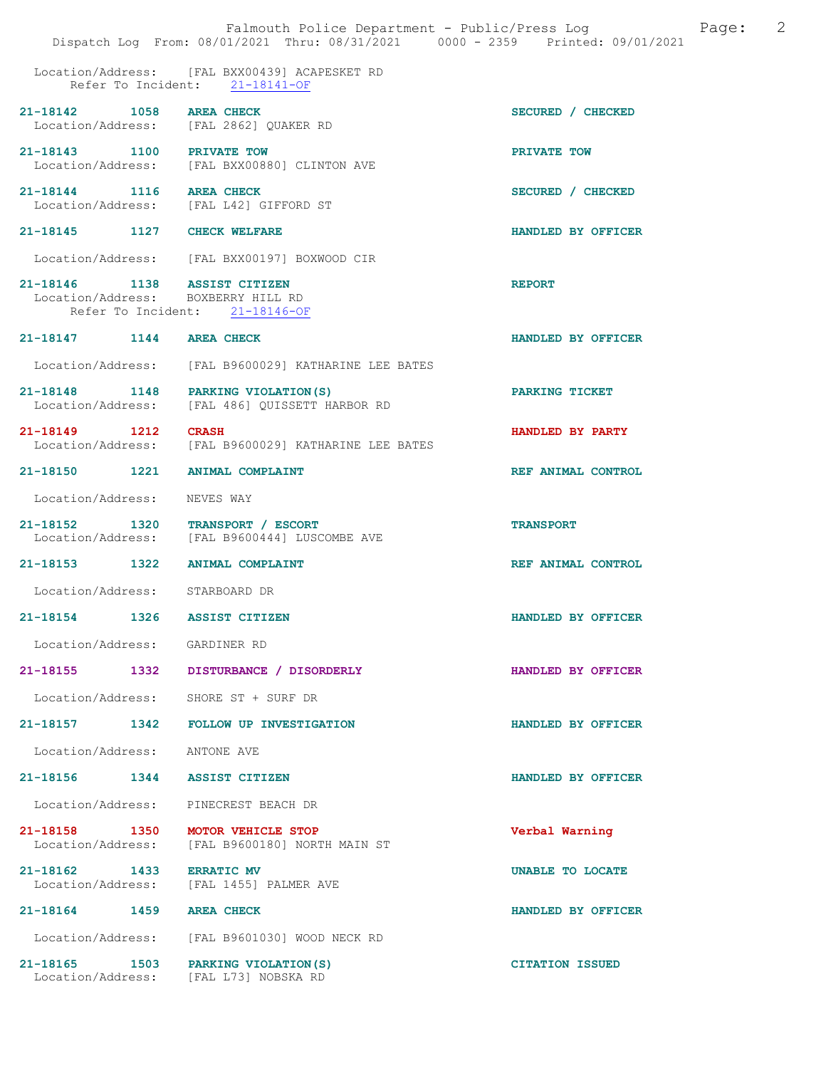Location/Address: [FAL BXX00439] ACAPESKET RD
Refer To Incident: 21-18141-OF

**21-18142 1058 AREA CHECK** — SECURED / CHECKED
Location/Address: [FAL 2862] QUAKER RD

**21-18143 1100 PRIVATE TOW** — PRIVATE TOW
Location/Address: [FAL BXX00880] CLINTON AVE

**21-18144 1116 AREA CHECK** — SECURED / CHECKED
Location/Address: [FAL L42] GIFFORD ST

**21-18145 1127 CHECK WELFARE** — HANDLED BY OFFICER
Location/Address: [FAL BXX00197] BOXWOOD CIR

**21-18146 1138 ASSIST CITIZEN** — REPORT
Location/Address: BOXBERRY HILL RD
Refer To Incident: 21-18146-OF

**21-18147 1144 AREA CHECK** — HANDLED BY OFFICER
Location/Address: [FAL B9600029] KATHARINE LEE BATES

**21-18148 1148 PARKING VIOLATION(S)** — PARKING TICKET
Location/Address: [FAL 486] QUISSETT HARBOR RD

**21-18149 1212 CRASH** — HANDLED BY PARTY
Location/Address: [FAL B9600029] KATHARINE LEE BATES

**21-18150 1221 ANIMAL COMPLAINT** — REF ANIMAL CONTROL
Location/Address: NEVES WAY

**21-18152 1320 TRANSPORT / ESCORT** — TRANSPORT
Location/Address: [FAL B9600444] LUSCOMBE AVE

**21-18153 1322 ANIMAL COMPLAINT** — REF ANIMAL CONTROL
Location/Address: STARBOARD DR

**21-18154 1326 ASSIST CITIZEN** — HANDLED BY OFFICER
Location/Address: GARDINER RD

**21-18155 1332 DISTURBANCE / DISORDERLY** — HANDLED BY OFFICER
Location/Address: SHORE ST + SURF DR

**21-18157 1342 FOLLOW UP INVESTIGATION** — HANDLED BY OFFICER
Location/Address: ANTONE AVE

**21-18156 1344 ASSIST CITIZEN** — HANDLED BY OFFICER
Location/Address: PINECREST BEACH DR

**21-18158 1350 MOTOR VEHICLE STOP** — Verbal Warning
Location/Address: [FAL B9600180] NORTH MAIN ST

**21-18162 1433 ERRATIC MV** — UNABLE TO LOCATE
Location/Address: [FAL 1455] PALMER AVE

**21-18164 1459 AREA CHECK** — HANDLED BY OFFICER
Location/Address: [FAL B9601030] WOOD NECK RD

**21-18165 1503 PARKING VIOLATION(S)** — CITATION ISSUED
Location/Address: [FAL L73] NOBSKA RD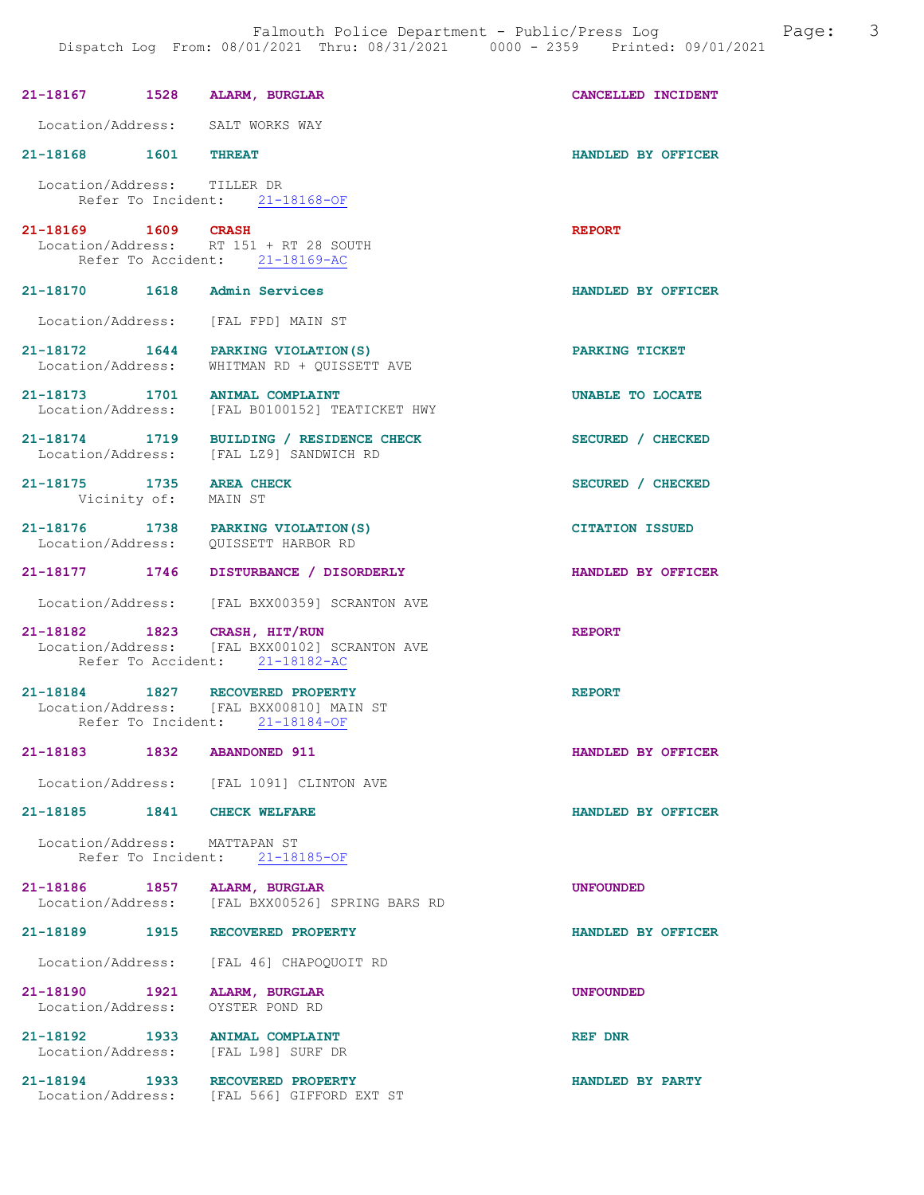**21-18167 1528 ALARM, BURGLAR** — CANCELLED INCIDENT
Location/Address: SALT WORKS WAY

**21-18168 1601 THREAT** — HANDLED BY OFFICER
Location/Address: TILLER DR
Refer To Incident: 21-18168-OF

**21-18169 1609 CRASH** — REPORT
Location/Address: RT 151 + RT 28 SOUTH
Refer To Accident: 21-18169-AC

**21-18170 1618 Admin Services** — HANDLED BY OFFICER
Location/Address: [FAL FPD] MAIN ST

**21-18172 1644 PARKING VIOLATION(S)** — PARKING TICKET
Location/Address: WHITMAN RD + QUISSETT AVE

**21-18173 1701 ANIMAL COMPLAINT** — UNABLE TO LOCATE
Location/Address: [FAL B0100152] TEATICKET HWY

**21-18174 1719 BUILDING / RESIDENCE CHECK** — SECURED / CHECKED
Location/Address: [FAL LZ9] SANDWICH RD

**21-18175 1735 AREA CHECK** — SECURED / CHECKED
Vicinity of: MAIN ST

**21-18176 1738 PARKING VIOLATION(S)** — CITATION ISSUED
Location/Address: QUISSETT HARBOR RD

**21-18177 1746 DISTURBANCE / DISORDERLY** — HANDLED BY OFFICER
Location/Address: [FAL BXX00359] SCRANTON AVE

**21-18182 1823 CRASH, HIT/RUN** — REPORT
Location/Address: [FAL BXX00102] SCRANTON AVE
Refer To Accident: 21-18182-AC

**21-18184 1827 RECOVERED PROPERTY** — REPORT
Location/Address: [FAL BXX00810] MAIN ST
Refer To Incident: 21-18184-OF

**21-18183 1832 ABANDONED 911** — HANDLED BY OFFICER
Location/Address: [FAL 1091] CLINTON AVE

**21-18185 1841 CHECK WELFARE** — HANDLED BY OFFICER
Location/Address: MATTAPAN ST
Refer To Incident: 21-18185-OF

**21-18186 1857 ALARM, BURGLAR** — UNFOUNDED
Location/Address: [FAL BXX00526] SPRING BARS RD

**21-18189 1915 RECOVERED PROPERTY** — HANDLED BY OFFICER
Location/Address: [FAL 46] CHAPOQUOIT RD

**21-18190 1921 ALARM, BURGLAR** — UNFOUNDED
Location/Address: OYSTER POND RD

**21-18192 1933 ANIMAL COMPLAINT** — REF DNR
Location/Address: [FAL L98] SURF DR

**21-18194 1933 RECOVERED PROPERTY** — HANDLED BY PARTY
Location/Address: [FAL 566] GIFFORD EXT ST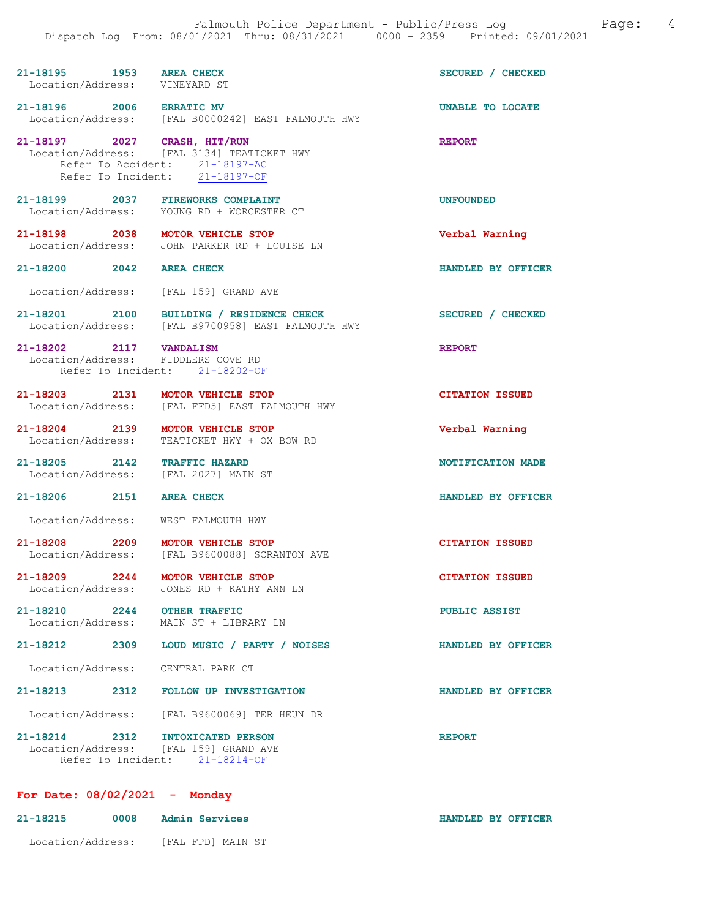21-18195 1953 **AREA CHECK** SECURED / CHECKED
Location/Address: VINEYARD ST

21-18196 2006 **ERRATIC MV** UNABLE TO LOCATE
Location/Address: [FAL B0000242] EAST FALMOUTH HWY

21-18197 2027 **CRASH, HIT/RUN** REPORT
Location/Address: [FAL 3134] TEATICKET HWY
Refer To Accident: 21-18197-AC
Refer To Incident: 21-18197-OF

21-18199 2037 **FIREWORKS COMPLAINT** UNFOUNDED
Location/Address: YOUNG RD + WORCESTER CT

21-18198 2038 **MOTOR VEHICLE STOP** Verbal Warning
Location/Address: JOHN PARKER RD + LOUISE LN

21-18200 2042 **AREA CHECK** HANDLED BY OFFICER
Location/Address: [FAL 159] GRAND AVE

21-18201 2100 **BUILDING / RESIDENCE CHECK** SECURED / CHECKED
Location/Address: [FAL B9700958] EAST FALMOUTH HWY

21-18202 2117 **VANDALISM** REPORT
Location/Address: FIDDLERS COVE RD
Refer To Incident: 21-18202-OF

21-18203 2131 **MOTOR VEHICLE STOP** CITATION ISSUED
Location/Address: [FAL FFD5] EAST FALMOUTH HWY

21-18204 2139 **MOTOR VEHICLE STOP** Verbal Warning
Location/Address: TEATICKET HWY + OX BOW RD

21-18205 2142 **TRAFFIC HAZARD** NOTIFICATION MADE
Location/Address: [FAL 2027] MAIN ST

21-18206 2151 **AREA CHECK** HANDLED BY OFFICER
Location/Address: WEST FALMOUTH HWY

21-18208 2209 **MOTOR VEHICLE STOP** CITATION ISSUED
Location/Address: [FAL B9600088] SCRANTON AVE

21-18209 2244 **MOTOR VEHICLE STOP** CITATION ISSUED
Location/Address: JONES RD + KATHY ANN LN

21-18210 2244 **OTHER TRAFFIC** PUBLIC ASSIST
Location/Address: MAIN ST + LIBRARY LN

21-18212 2309 **LOUD MUSIC / PARTY / NOISES** HANDLED BY OFFICER
Location/Address: CENTRAL PARK CT

21-18213 2312 **FOLLOW UP INVESTIGATION** HANDLED BY OFFICER
Location/Address: [FAL B9600069] TER HEUN DR

21-18214 2312 **INTOXICATED PERSON** REPORT
Location/Address: [FAL 159] GRAND AVE
Refer To Incident: 21-18214-OF

## For Date: 08/02/2021 - Monday

21-18215 0008 **Admin Services** HANDLED BY OFFICER
Location/Address: [FAL FPD] MAIN ST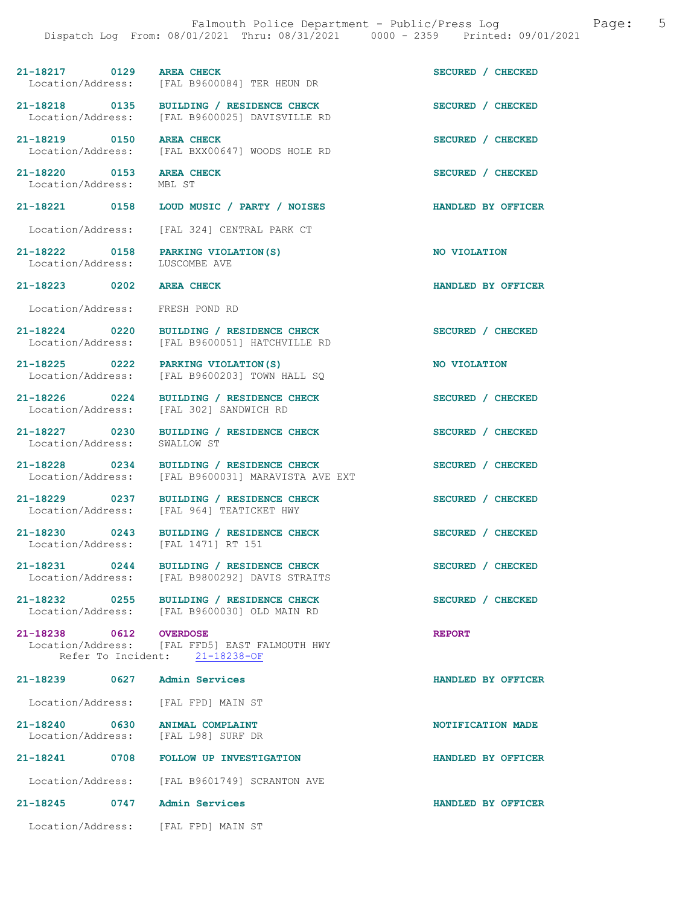| Call # | Time | Call Type | Disposition |
|---|---|---|---|
| 21-18217 | 0129 | AREA CHECK | SECURED / CHECKED |
| Location/Address: | | [FAL B9600084] TER HEUN DR | |
| 21-18218 | 0135 | BUILDING / RESIDENCE CHECK | SECURED / CHECKED |
| Location/Address: | | [FAL B9600025] DAVISVILLE RD | |
| 21-18219 | 0150 | AREA CHECK | SECURED / CHECKED |
| Location/Address: | | [FAL BXX00647] WOODS HOLE RD | |
| 21-18220 | 0153 | AREA CHECK | SECURED / CHECKED |
| Location/Address: | | MBL ST | |
| 21-18221 | 0158 | LOUD MUSIC / PARTY / NOISES | HANDLED BY OFFICER |
| Location/Address: | | [FAL 324] CENTRAL PARK CT | |
| 21-18222 | 0158 | PARKING VIOLATION(S) | NO VIOLATION |
| Location/Address: | | LUSCOMBE AVE | |
| 21-18223 | 0202 | AREA CHECK | HANDLED BY OFFICER |
| Location/Address: | | FRESH POND RD | |
| 21-18224 | 0220 | BUILDING / RESIDENCE CHECK | SECURED / CHECKED |
| Location/Address: | | [FAL B9600051] HATCHVILLE RD | |
| 21-18225 | 0222 | PARKING VIOLATION(S) | NO VIOLATION |
| Location/Address: | | [FAL B9600203] TOWN HALL SQ | |
| 21-18226 | 0224 | BUILDING / RESIDENCE CHECK | SECURED / CHECKED |
| Location/Address: | | [FAL 302] SANDWICH RD | |
| 21-18227 | 0230 | BUILDING / RESIDENCE CHECK | SECURED / CHECKED |
| Location/Address: | | SWALLOW ST | |
| 21-18228 | 0234 | BUILDING / RESIDENCE CHECK | SECURED / CHECKED |
| Location/Address: | | [FAL B9600031] MARAVISTA AVE EXT | |
| 21-18229 | 0237 | BUILDING / RESIDENCE CHECK | SECURED / CHECKED |
| Location/Address: | | [FAL 964] TEATICKET HWY | |
| 21-18230 | 0243 | BUILDING / RESIDENCE CHECK | SECURED / CHECKED |
| Location/Address: | | [FAL 1471] RT 151 | |
| 21-18231 | 0244 | BUILDING / RESIDENCE CHECK | SECURED / CHECKED |
| Location/Address: | | [FAL B9800292] DAVIS STRAITS | |
| 21-18232 | 0255 | BUILDING / RESIDENCE CHECK | SECURED / CHECKED |
| Location/Address: | | [FAL B9600030] OLD MAIN RD | |
| 21-18238 | 0612 | OVERDOSE | REPORT |
| Location/Address: | | [FAL FFD5] EAST FALMOUTH HWY | |
| Refer To Incident: | | 21-18238-OF | |
| 21-18239 | 0627 | Admin Services | HANDLED BY OFFICER |
| Location/Address: | | [FAL FPD] MAIN ST | |
| 21-18240 | 0630 | ANIMAL COMPLAINT | NOTIFICATION MADE |
| Location/Address: | | [FAL L98] SURF DR | |
| 21-18241 | 0708 | FOLLOW UP INVESTIGATION | HANDLED BY OFFICER |
| Location/Address: | | [FAL B9601749] SCRANTON AVE | |
| 21-18245 | 0747 | Admin Services | HANDLED BY OFFICER |
| Location/Address: | | [FAL FPD] MAIN ST | |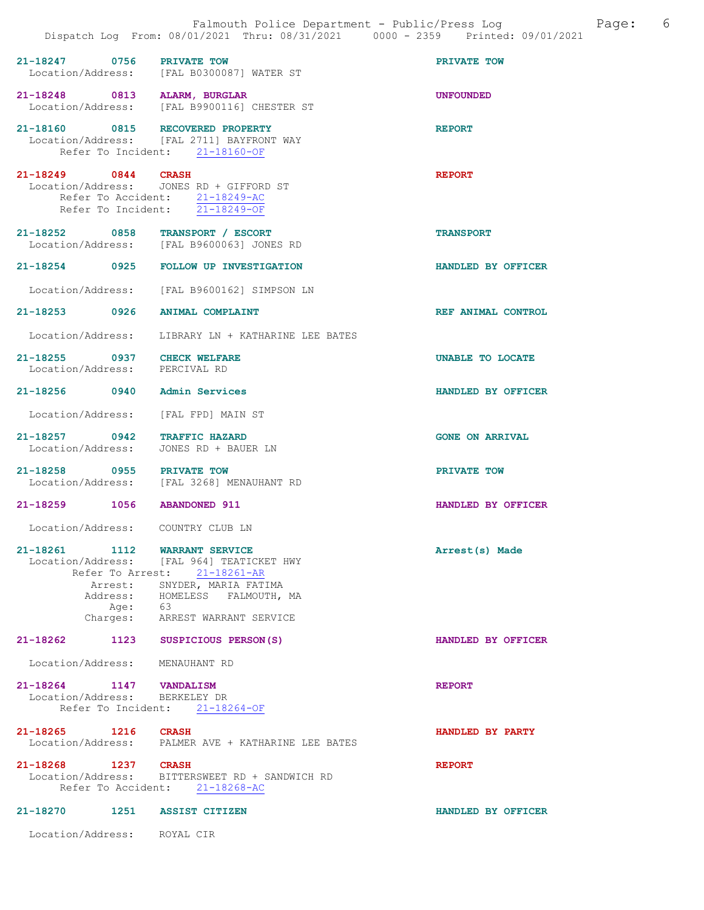| Call # | Time | Type | Disposition |
|---|---|---|---|
| 21-18247 | 0756 | PRIVATE TOW | PRIVATE TOW |

Location/Address: [FAL B0300087] WATER ST

| Call # | Time | Type | Disposition |
|---|---|---|---|
| 21-18248 | 0813 | ALARM, BURGLAR | UNFOUNDED |

Location/Address: [FAL B9900116] CHESTER ST

| Call # | Time | Type | Disposition |
|---|---|---|---|
| 21-18160 | 0815 | RECOVERED PROPERTY | REPORT |

Location/Address: [FAL 2711] BAYFRONT WAY
Refer To Incident: 21-18160-OF

| Call # | Time | Type | Disposition |
|---|---|---|---|
| 21-18249 | 0844 | CRASH | REPORT |

Location/Address: JONES RD + GIFFORD ST
Refer To Accident: 21-18249-AC
Refer To Incident: 21-18249-OF

| Call # | Time | Type | Disposition |
|---|---|---|---|
| 21-18252 | 0858 | TRANSPORT / ESCORT | TRANSPORT |

Location/Address: [FAL B9600063] JONES RD

| Call # | Time | Type | Disposition |
|---|---|---|---|
| 21-18254 | 0925 | FOLLOW UP INVESTIGATION | HANDLED BY OFFICER |

Location/Address: [FAL B9600162] SIMPSON LN

| Call # | Time | Type | Disposition |
|---|---|---|---|
| 21-18253 | 0926 | ANIMAL COMPLAINT | REF ANIMAL CONTROL |

Location/Address: LIBRARY LN + KATHARINE LEE BATES

| Call # | Time | Type | Disposition |
|---|---|---|---|
| 21-18255 | 0937 | CHECK WELFARE | UNABLE TO LOCATE |

Location/Address: PERCIVAL RD

| Call # | Time | Type | Disposition |
|---|---|---|---|
| 21-18256 | 0940 | Admin Services | HANDLED BY OFFICER |

Location/Address: [FAL FPD] MAIN ST

| Call # | Time | Type | Disposition |
|---|---|---|---|
| 21-18257 | 0942 | TRAFFIC HAZARD | GONE ON ARRIVAL |

Location/Address: JONES RD + BAUER LN

| Call # | Time | Type | Disposition |
|---|---|---|---|
| 21-18258 | 0955 | PRIVATE TOW | PRIVATE TOW |

Location/Address: [FAL 3268] MENAUHANT RD

| Call # | Time | Type | Disposition |
|---|---|---|---|
| 21-18259 | 1056 | ABANDONED 911 | HANDLED BY OFFICER |

Location/Address: COUNTRY CLUB LN

| Call # | Time | Type | Disposition |
|---|---|---|---|
| 21-18261 | 1112 | WARRANT SERVICE | Arrest(s) Made |

Location/Address: [FAL 964] TEATICKET HWY
Refer To Arrest: 21-18261-AR
Arrest: SNYDER, MARIA FATIMA
Address: HOMELESS FALMOUTH, MA
Age: 63
Charges: ARREST WARRANT SERVICE

| Call # | Time | Type | Disposition |
|---|---|---|---|
| 21-18262 | 1123 | SUSPICIOUS PERSON(S) | HANDLED BY OFFICER |

Location/Address: MENAUHANT RD

| Call # | Time | Type | Disposition |
|---|---|---|---|
| 21-18264 | 1147 | VANDALISM | REPORT |

Location/Address: BERKELEY DR
Refer To Incident: 21-18264-OF

| Call # | Time | Type | Disposition |
|---|---|---|---|
| 21-18265 | 1216 | CRASH | HANDLED BY PARTY |

Location/Address: PALMER AVE + KATHARINE LEE BATES

| Call # | Time | Type | Disposition |
|---|---|---|---|
| 21-18268 | 1237 | CRASH | REPORT |

Location/Address: BITTERSWEET RD + SANDWICH RD
Refer To Accident: 21-18268-AC

| Call # | Time | Type | Disposition |
|---|---|---|---|
| 21-18270 | 1251 | ASSIST CITIZEN | HANDLED BY OFFICER |

Location/Address: ROYAL CIR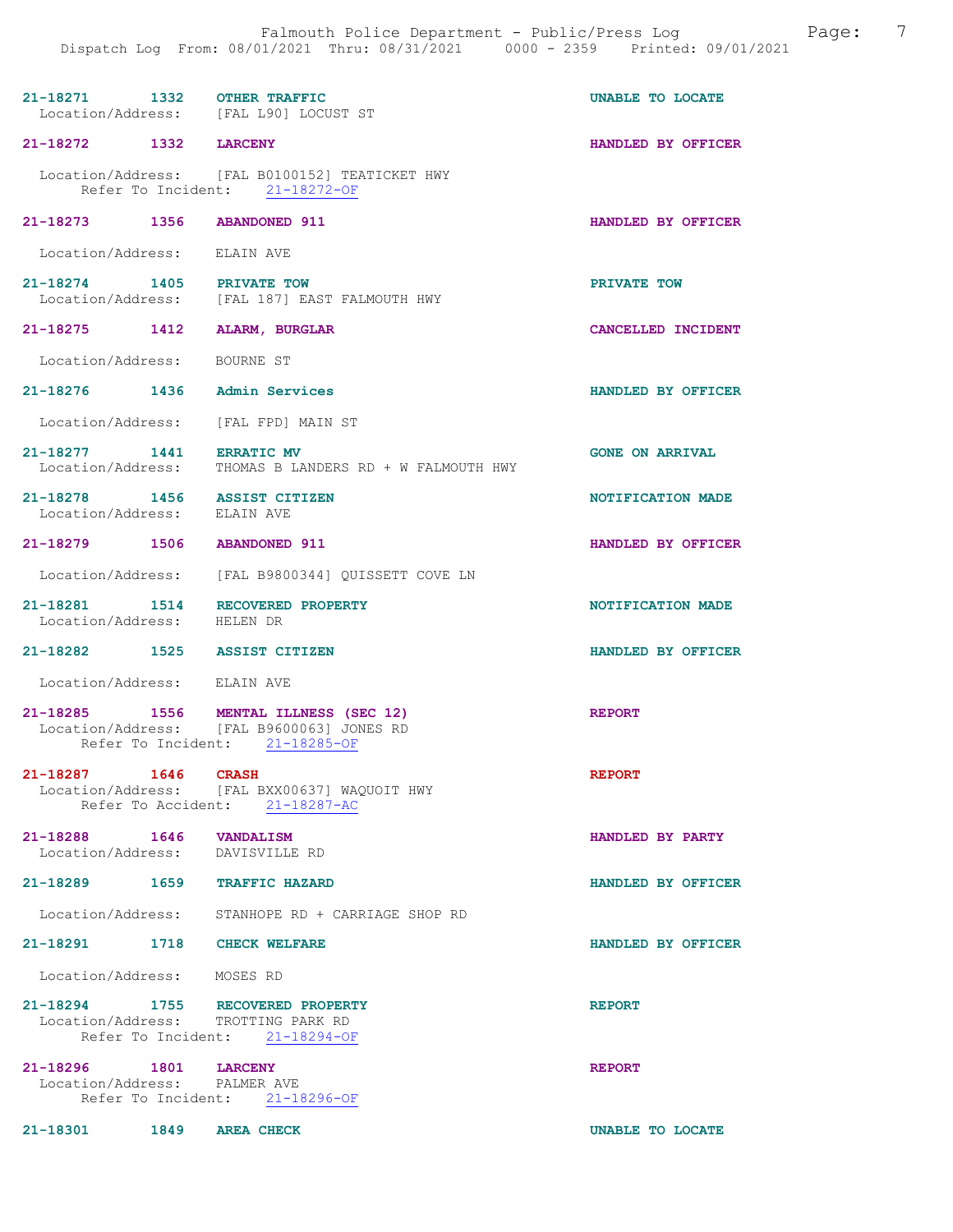21-18271 1332 **OTHER TRAFFIC** UNABLE TO LOCATE
Location/Address: [FAL L90] LOCUST ST

21-18272 1332 **LARCENY** HANDLED BY OFFICER
Location/Address: [FAL B0100152] TEATICKET HWY
Refer To Incident: 21-18272-OF

21-18273 1356 **ABANDONED 911** HANDLED BY OFFICER
Location/Address: ELAIN AVE

21-18274 1405 **PRIVATE TOW** PRIVATE TOW
Location/Address: [FAL 187] EAST FALMOUTH HWY

21-18275 1412 **ALARM, BURGLAR** CANCELLED INCIDENT
Location/Address: BOURNE ST

21-18276 1436 **Admin Services** HANDLED BY OFFICER
Location/Address: [FAL FPD] MAIN ST

21-18277 1441 **ERRATIC MV** GONE ON ARRIVAL
Location/Address: THOMAS B LANDERS RD + W FALMOUTH HWY

21-18278 1456 **ASSIST CITIZEN** NOTIFICATION MADE
Location/Address: ELAIN AVE

21-18279 1506 **ABANDONED 911** HANDLED BY OFFICER
Location/Address: [FAL B9800344] QUISSETT COVE LN

21-18281 1514 **RECOVERED PROPERTY** NOTIFICATION MADE
Location/Address: HELEN DR

21-18282 1525 **ASSIST CITIZEN** HANDLED BY OFFICER
Location/Address: ELAIN AVE

21-18285 1556 **MENTAL ILLNESS (SEC 12)** REPORT
Location/Address: [FAL B9600063] JONES RD
Refer To Incident: 21-18285-OF

21-18287 1646 **CRASH** REPORT
Location/Address: [FAL BXX00637] WAQUOIT HWY
Refer To Accident: 21-18287-AC

21-18288 1646 **VANDALISM** HANDLED BY PARTY
Location/Address: DAVISVILLE RD

21-18289 1659 **TRAFFIC HAZARD** HANDLED BY OFFICER
Location/Address: STANHOPE RD + CARRIAGE SHOP RD

21-18291 1718 **CHECK WELFARE** HANDLED BY OFFICER
Location/Address: MOSES RD

21-18294 1755 **RECOVERED PROPERTY** REPORT
Location/Address: TROTTING PARK RD
Refer To Incident: 21-18294-OF

21-18296 1801 **LARCENY** REPORT
Location/Address: PALMER AVE
Refer To Incident: 21-18296-OF

21-18301 1849 **AREA CHECK** UNABLE TO LOCATE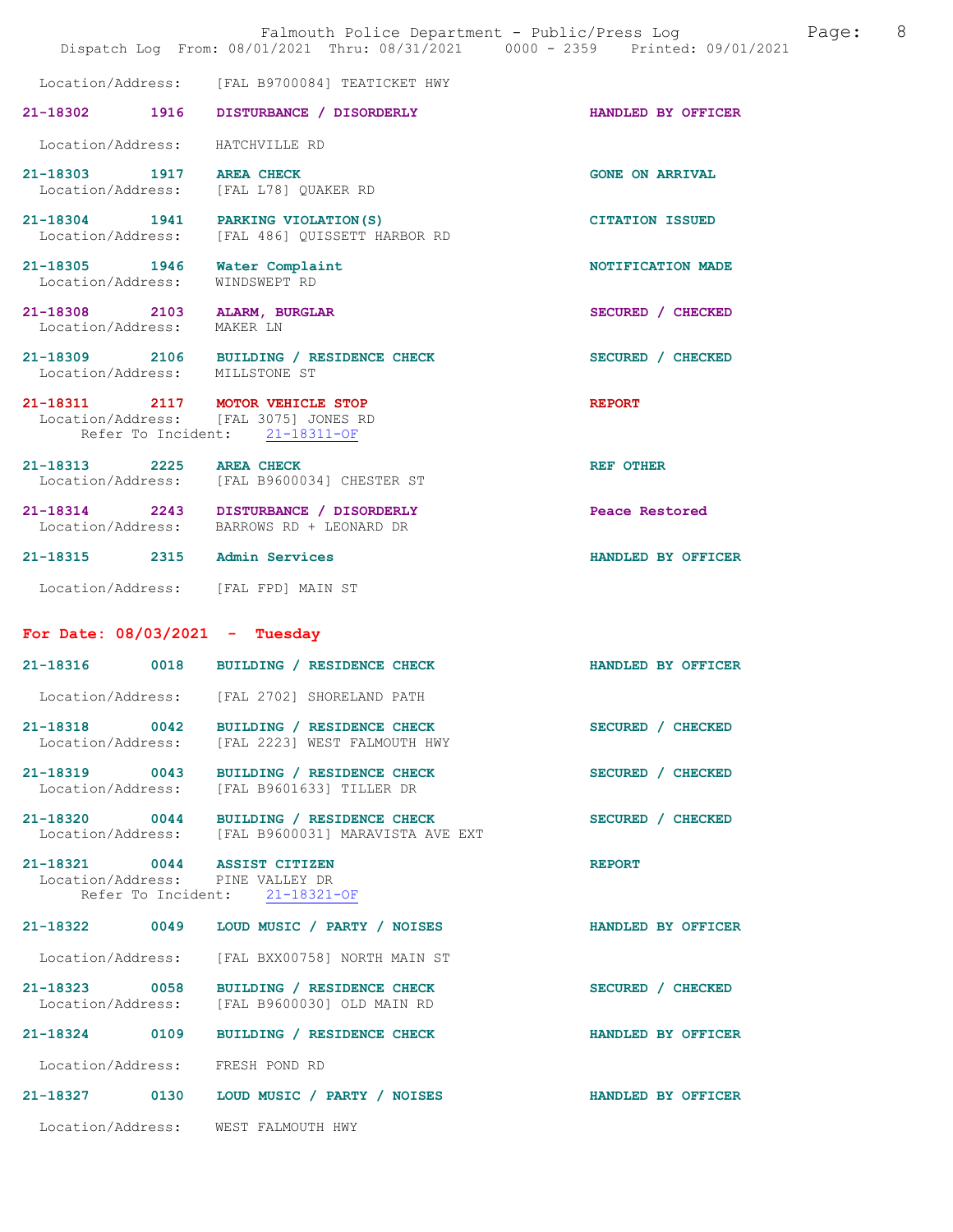Location/Address: [FAL B9700084] TEATICKET HWY

21-18302 1916 **DISTURBANCE / DISORDERLY** HANDLED BY OFFICER

Location/Address: HATCHVILLE RD

21-18303 1917 **AREA CHECK** GONE ON ARRIVAL
Location/Address: [FAL L78] QUAKER RD

21-18304 1941 **PARKING VIOLATION(S)** CITATION ISSUED
Location/Address: [FAL 486] QUISSETT HARBOR RD

21-18305 1946 **Water Complaint** NOTIFICATION MADE
Location/Address: WINDSWEPT RD

21-18308 2103 **ALARM, BURGLAR** SECURED / CHECKED
Location/Address: MAKER LN

21-18309 2106 **BUILDING / RESIDENCE CHECK** SECURED / CHECKED
Location/Address: MILLSTONE ST

21-18311 2117 **MOTOR VEHICLE STOP** REPORT
Location/Address: [FAL 3075] JONES RD
Refer To Incident: 21-18311-OF

21-18313 2225 **AREA CHECK** REF OTHER
Location/Address: [FAL B9600034] CHESTER ST

21-18314 2243 **DISTURBANCE / DISORDERLY** Peace Restored
Location/Address: BARROWS RD + LEONARD DR

21-18315 2315 **Admin Services** HANDLED BY OFFICER

Location/Address: [FAL FPD] MAIN ST

## For Date: 08/03/2021 - Tuesday

21-18316 0018 **BUILDING / RESIDENCE CHECK** HANDLED BY OFFICER

Location/Address: [FAL 2702] SHORELAND PATH

21-18318 0042 **BUILDING / RESIDENCE CHECK** SECURED / CHECKED
Location/Address: [FAL 2223] WEST FALMOUTH HWY

21-18319 0043 **BUILDING / RESIDENCE CHECK** SECURED / CHECKED
Location/Address: [FAL B9601633] TILLER DR

21-18320 0044 **BUILDING / RESIDENCE CHECK** SECURED / CHECKED
Location/Address: [FAL B9600031] MARAVISTA AVE EXT

21-18321 0044 **ASSIST CITIZEN** REPORT
Location/Address: PINE VALLEY DR
Refer To Incident: 21-18321-OF

21-18322 0049 **LOUD MUSIC / PARTY / NOISES** HANDLED BY OFFICER

Location/Address: [FAL BXX00758] NORTH MAIN ST

21-18323 0058 **BUILDING / RESIDENCE CHECK** SECURED / CHECKED
Location/Address: [FAL B9600030] OLD MAIN RD

21-18324 0109 **BUILDING / RESIDENCE CHECK** HANDLED BY OFFICER

Location/Address: FRESH POND RD

21-18327 0130 **LOUD MUSIC / PARTY / NOISES** HANDLED BY OFFICER

Location/Address: WEST FALMOUTH HWY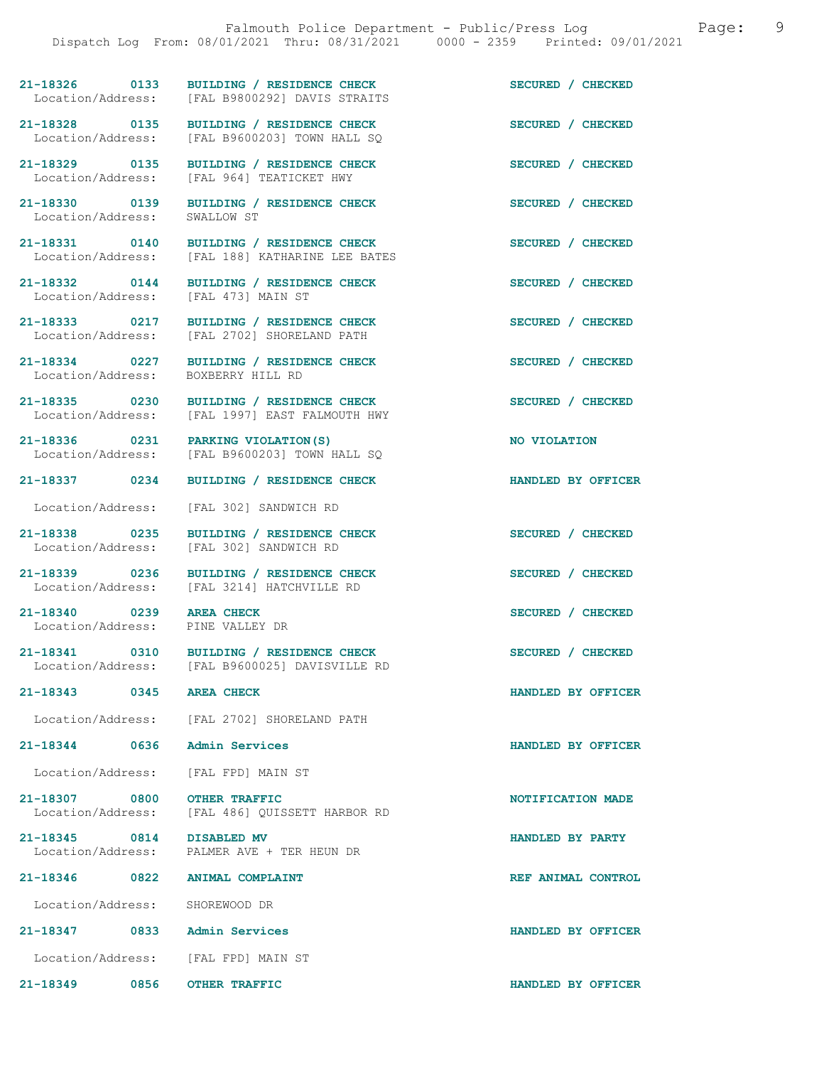| Call # | Time | Call Type | Disposition |
|---|---|---|---|
| 21-18326 | 0133 | BUILDING / RESIDENCE CHECK | SECURED / CHECKED |
| Location/Address: | | [FAL B9800292] DAVIS STRAITS | |
| 21-18328 | 0135 | BUILDING / RESIDENCE CHECK | SECURED / CHECKED |
| Location/Address: | | [FAL B9600203] TOWN HALL SQ | |
| 21-18329 | 0135 | BUILDING / RESIDENCE CHECK | SECURED / CHECKED |
| Location/Address: | | [FAL 964] TEATICKET HWY | |
| 21-18330 | 0139 | BUILDING / RESIDENCE CHECK | SECURED / CHECKED |
| Location/Address: | | SWALLOW ST | |
| 21-18331 | 0140 | BUILDING / RESIDENCE CHECK | SECURED / CHECKED |
| Location/Address: | | [FAL 188] KATHARINE LEE BATES | |
| 21-18332 | 0144 | BUILDING / RESIDENCE CHECK | SECURED / CHECKED |
| Location/Address: | | [FAL 473] MAIN ST | |
| 21-18333 | 0217 | BUILDING / RESIDENCE CHECK | SECURED / CHECKED |
| Location/Address: | | [FAL 2702] SHORELAND PATH | |
| 21-18334 | 0227 | BUILDING / RESIDENCE CHECK | SECURED / CHECKED |
| Location/Address: | | BOXBERRY HILL RD | |
| 21-18335 | 0230 | BUILDING / RESIDENCE CHECK | SECURED / CHECKED |
| Location/Address: | | [FAL 1997] EAST FALMOUTH HWY | |
| 21-18336 | 0231 | PARKING VIOLATION(S) | NO VIOLATION |
| Location/Address: | | [FAL B9600203] TOWN HALL SQ | |
| 21-18337 | 0234 | BUILDING / RESIDENCE CHECK | HANDLED BY OFFICER |
| Location/Address: | | [FAL 302] SANDWICH RD | |
| 21-18338 | 0235 | BUILDING / RESIDENCE CHECK | SECURED / CHECKED |
| Location/Address: | | [FAL 302] SANDWICH RD | |
| 21-18339 | 0236 | BUILDING / RESIDENCE CHECK | SECURED / CHECKED |
| Location/Address: | | [FAL 3214] HATCHVILLE RD | |
| 21-18340 | 0239 | AREA CHECK | SECURED / CHECKED |
| Location/Address: | | PINE VALLEY DR | |
| 21-18341 | 0310 | BUILDING / RESIDENCE CHECK | SECURED / CHECKED |
| Location/Address: | | [FAL B9600025] DAVISVILLE RD | |
| 21-18343 | 0345 | AREA CHECK | HANDLED BY OFFICER |
| Location/Address: | | [FAL 2702] SHORELAND PATH | |
| 21-18344 | 0636 | Admin Services | HANDLED BY OFFICER |
| Location/Address: | | [FAL FPD] MAIN ST | |
| 21-18307 | 0800 | OTHER TRAFFIC | NOTIFICATION MADE |
| Location/Address: | | [FAL 486] QUISSETT HARBOR RD | |
| 21-18345 | 0814 | DISABLED MV | HANDLED BY PARTY |
| Location/Address: | | PALMER AVE + TER HEUN DR | |
| 21-18346 | 0822 | ANIMAL COMPLAINT | REF ANIMAL CONTROL |
| Location/Address: | | SHOREWOOD DR | |
| 21-18347 | 0833 | Admin Services | HANDLED BY OFFICER |
| Location/Address: | | [FAL FPD] MAIN ST | |
| 21-18349 | 0856 | OTHER TRAFFIC | HANDLED BY OFFICER |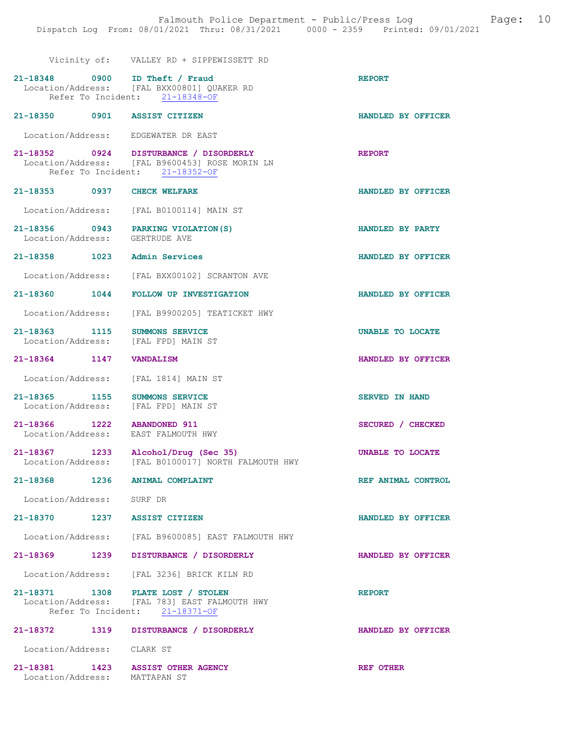Vicinity of: VALLEY RD + SIPPEWISSETT RD

**21-18348 0900 ID Theft / Fraud** — REPORT
Location/Address: [FAL BXX00801] QUAKER RD
Refer To Incident: 21-18348-OF

**21-18350 0901 ASSIST CITIZEN** — HANDLED BY OFFICER
Location/Address: EDGEWATER DR EAST

**21-18352 0924 DISTURBANCE / DISORDERLY** — REPORT
Location/Address: [FAL B9600453] ROSE MORIN LN
Refer To Incident: 21-18352-OF

**21-18353 0937 CHECK WELFARE** — HANDLED BY OFFICER
Location/Address: [FAL B0100114] MAIN ST

**21-18356 0943 PARKING VIOLATION(S)** — HANDLED BY PARTY
Location/Address: GERTRUDE AVE

**21-18358 1023 Admin Services** — HANDLED BY OFFICER
Location/Address: [FAL BXX00102] SCRANTON AVE

**21-18360 1044 FOLLOW UP INVESTIGATION** — HANDLED BY OFFICER
Location/Address: [FAL B9900205] TEATICKET HWY

**21-18363 1115 SUMMONS SERVICE** — UNABLE TO LOCATE
Location/Address: [FAL FPD] MAIN ST

**21-18364 1147 VANDALISM** — HANDLED BY OFFICER
Location/Address: [FAL 1814] MAIN ST

**21-18365 1155 SUMMONS SERVICE** — SERVED IN HAND
Location/Address: [FAL FPD] MAIN ST

**21-18366 1222 ABANDONED 911** — SECURED / CHECKED
Location/Address: EAST FALMOUTH HWY

**21-18367 1233 Alcohol/Drug (Sec 35)** — UNABLE TO LOCATE
Location/Address: [FAL B0100017] NORTH FALMOUTH HWY

**21-18368 1236 ANIMAL COMPLAINT** — REF ANIMAL CONTROL
Location/Address: SURF DR

**21-18370 1237 ASSIST CITIZEN** — HANDLED BY OFFICER
Location/Address: [FAL B9600085] EAST FALMOUTH HWY

**21-18369 1239 DISTURBANCE / DISORDERLY** — HANDLED BY OFFICER
Location/Address: [FAL 3236] BRICK KILN RD

**21-18371 1308 PLATE LOST / STOLEN** — REPORT
Location/Address: [FAL 783] EAST FALMOUTH HWY
Refer To Incident: 21-18371-OF

**21-18372 1319 DISTURBANCE / DISORDERLY** — HANDLED BY OFFICER
Location/Address: CLARK ST

**21-18381 1423 ASSIST OTHER AGENCY** — REF OTHER
Location/Address: MATTAPAN ST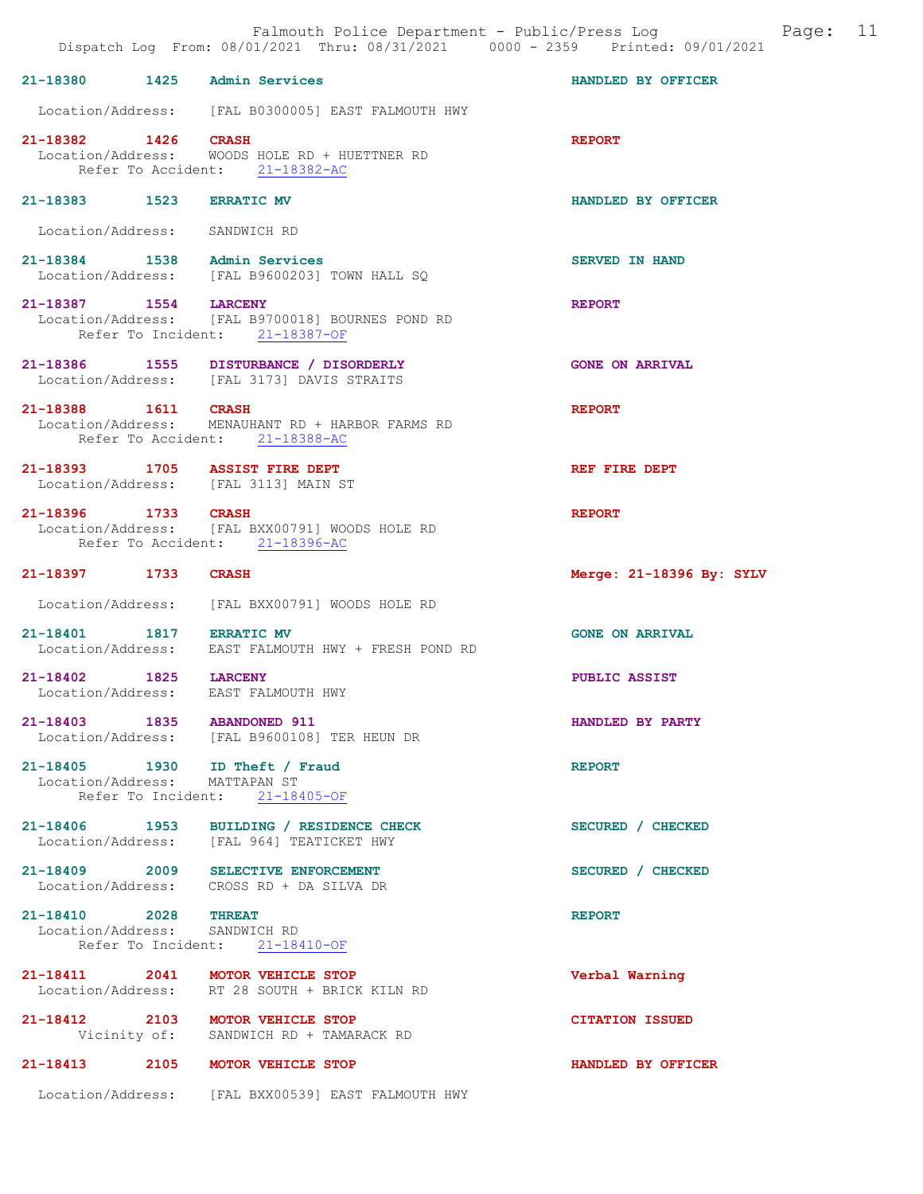21-18380 1425 Admin Services HANDLED BY OFFICER

Location/Address: [FAL B0300005] EAST FALMOUTH HWY

21-18382 1426 CRASH REPORT
Location/Address: WOODS HOLE RD + HUETTNER RD
Refer To Accident: 21-18382-AC

21-18383 1523 ERRATIC MV HANDLED BY OFFICER

Location/Address: SANDWICH RD

21-18384 1538 Admin Services SERVED IN HAND
Location/Address: [FAL B9600203] TOWN HALL SQ

21-18387 1554 LARCENY REPORT
Location/Address: [FAL B9700018] BOURNES POND RD
Refer To Incident: 21-18387-OF

21-18386 1555 DISTURBANCE / DISORDERLY GONE ON ARRIVAL
Location/Address: [FAL 3173] DAVIS STRAITS

21-18388 1611 CRASH REPORT
Location/Address: MENAUHANT RD + HARBOR FARMS RD
Refer To Accident: 21-18388-AC

21-18393 1705 ASSIST FIRE DEPT REF FIRE DEPT
Location/Address: [FAL 3113] MAIN ST

21-18396 1733 CRASH REPORT
Location/Address: [FAL BXX00791] WOODS HOLE RD
Refer To Accident: 21-18396-AC

21-18397 1733 CRASH Merge: 21-18396 By: SYLV

Location/Address: [FAL BXX00791] WOODS HOLE RD

21-18401 1817 ERRATIC MV GONE ON ARRIVAL
Location/Address: EAST FALMOUTH HWY + FRESH POND RD

21-18402 1825 LARCENY PUBLIC ASSIST
Location/Address: EAST FALMOUTH HWY

21-18403 1835 ABANDONED 911 HANDLED BY PARTY
Location/Address: [FAL B9600108] TER HEUN DR

21-18405 1930 ID Theft / Fraud REPORT
Location/Address: MATTAPAN ST
Refer To Incident: 21-18405-OF

21-18406 1953 BUILDING / RESIDENCE CHECK SECURED / CHECKED
Location/Address: [FAL 964] TEATICKET HWY

21-18409 2009 SELECTIVE ENFORCEMENT SECURED / CHECKED
Location/Address: CROSS RD + DA SILVA DR

21-18410 2028 THREAT REPORT
Location/Address: SANDWICH RD
Refer To Incident: 21-18410-OF

21-18411 2041 MOTOR VEHICLE STOP Verbal Warning
Location/Address: RT 28 SOUTH + BRICK KILN RD

21-18412 2103 MOTOR VEHICLE STOP CITATION ISSUED
Vicinity of: SANDWICH RD + TAMARACK RD

21-18413 2105 MOTOR VEHICLE STOP HANDLED BY OFFICER

Location/Address: [FAL BXX00539] EAST FALMOUTH HWY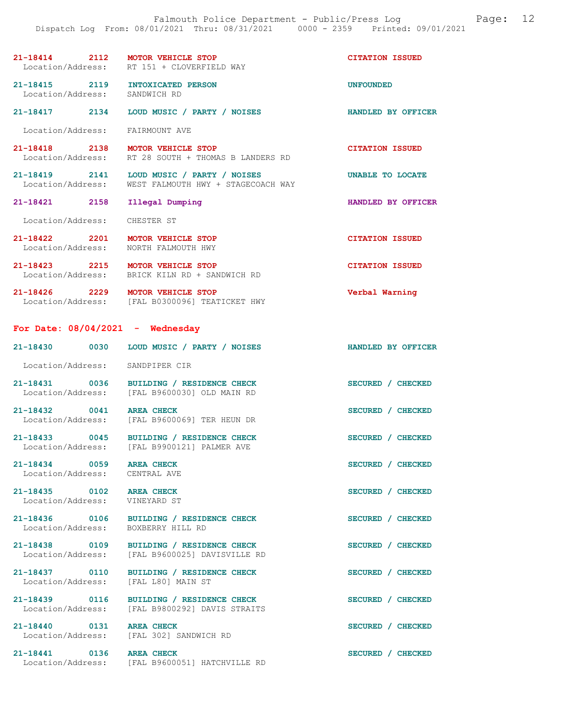21-18414 2112 MOTOR VEHICLE STOP CITATION ISSUED
Location/Address: RT 151 + CLOVERFIELD WAY

21-18415 2119 INTOXICATED PERSON UNFOUNDED
Location/Address: SANDWICH RD

21-18417 2134 LOUD MUSIC / PARTY / NOISES HANDLED BY OFFICER
Location/Address: FAIRMOUNT AVE

21-18418 2138 MOTOR VEHICLE STOP CITATION ISSUED
Location/Address: RT 28 SOUTH + THOMAS B LANDERS RD

21-18419 2141 LOUD MUSIC / PARTY / NOISES UNABLE TO LOCATE
Location/Address: WEST FALMOUTH HWY + STAGECOACH WAY

21-18421 2158 Illegal Dumping HANDLED BY OFFICER
Location/Address: CHESTER ST

21-18422 2201 MOTOR VEHICLE STOP CITATION ISSUED
Location/Address: NORTH FALMOUTH HWY

21-18423 2215 MOTOR VEHICLE STOP CITATION ISSUED
Location/Address: BRICK KILN RD + SANDWICH RD

21-18426 2229 MOTOR VEHICLE STOP Verbal Warning
Location/Address: [FAL B0300096] TEATICKET HWY

## For Date: 08/04/2021 - Wednesday

21-18430 0030 LOUD MUSIC / PARTY / NOISES HANDLED BY OFFICER
Location/Address: SANDPIPER CIR

21-18431 0036 BUILDING / RESIDENCE CHECK SECURED / CHECKED
Location/Address: [FAL B9600030] OLD MAIN RD

21-18432 0041 AREA CHECK SECURED / CHECKED
Location/Address: [FAL B9600069] TER HEUN DR

21-18433 0045 BUILDING / RESIDENCE CHECK SECURED / CHECKED
Location/Address: [FAL B9900121] PALMER AVE

21-18434 0059 AREA CHECK SECURED / CHECKED
Location/Address: CENTRAL AVE

21-18435 0102 AREA CHECK SECURED / CHECKED
Location/Address: VINEYARD ST

21-18436 0106 BUILDING / RESIDENCE CHECK SECURED / CHECKED
Location/Address: BOXBERRY HILL RD

21-18438 0109 BUILDING / RESIDENCE CHECK SECURED / CHECKED
Location/Address: [FAL B9600025] DAVISVILLE RD

21-18437 0110 BUILDING / RESIDENCE CHECK SECURED / CHECKED
Location/Address: [FAL L80] MAIN ST

21-18439 0116 BUILDING / RESIDENCE CHECK SECURED / CHECKED
Location/Address: [FAL B9800292] DAVIS STRAITS

21-18440 0131 AREA CHECK SECURED / CHECKED
Location/Address: [FAL 302] SANDWICH RD

21-18441 0136 AREA CHECK SECURED / CHECKED
Location/Address: [FAL B9600051] HATCHVILLE RD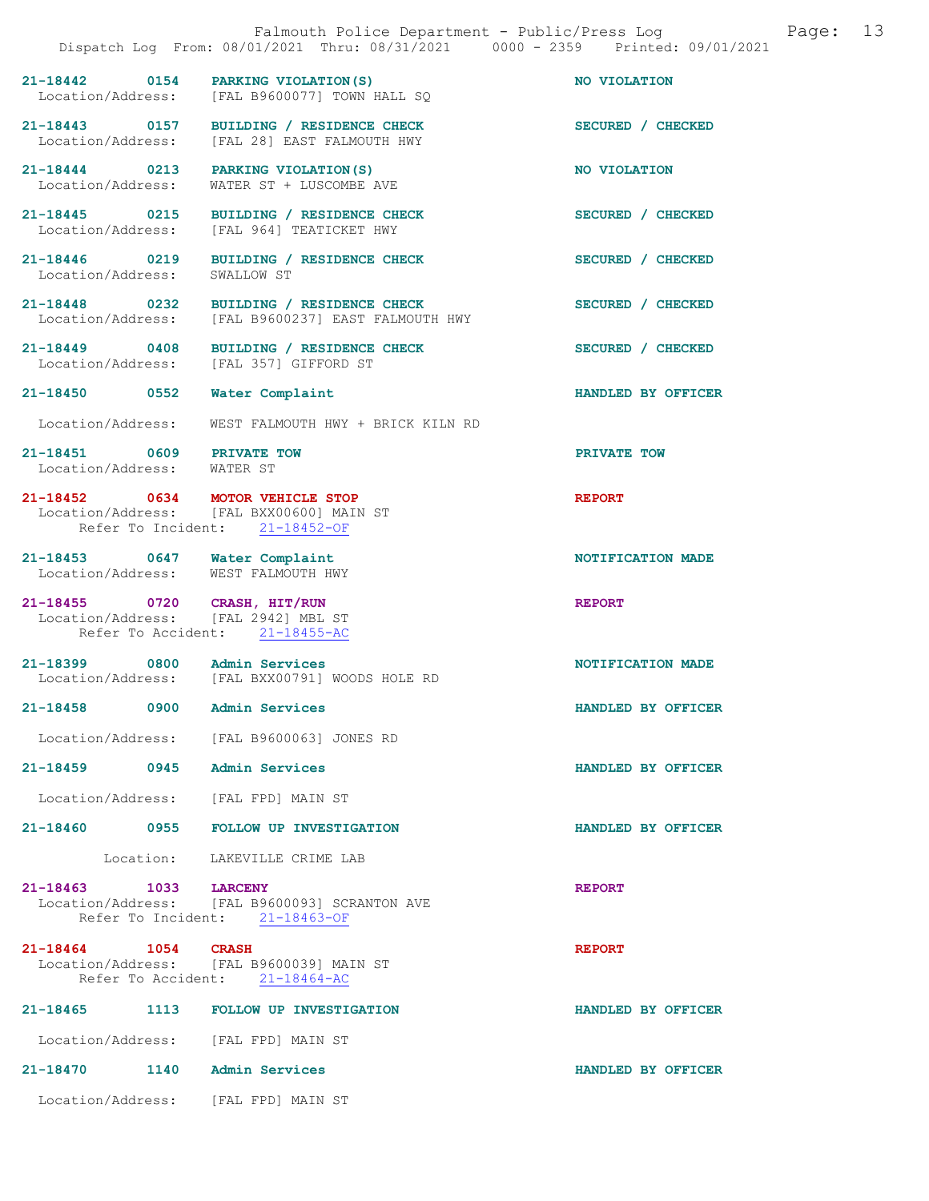21-18442 0154 PARKING VIOLATION(S) NO VIOLATION
Location/Address: [FAL B9600077] TOWN HALL SQ

21-18443 0157 BUILDING / RESIDENCE CHECK SECURED / CHECKED
Location/Address: [FAL 28] EAST FALMOUTH HWY

21-18444 0213 PARKING VIOLATION(S) NO VIOLATION
Location/Address: WATER ST + LUSCOMBE AVE

21-18445 0215 BUILDING / RESIDENCE CHECK SECURED / CHECKED
Location/Address: [FAL 964] TEATICKET HWY

21-18446 0219 BUILDING / RESIDENCE CHECK SECURED / CHECKED
Location/Address: SWALLOW ST

21-18448 0232 BUILDING / RESIDENCE CHECK SECURED / CHECKED
Location/Address: [FAL B9600237] EAST FALMOUTH HWY

21-18449 0408 BUILDING / RESIDENCE CHECK SECURED / CHECKED
Location/Address: [FAL 357] GIFFORD ST

21-18450 0552 Water Complaint HANDLED BY OFFICER

Location/Address: WEST FALMOUTH HWY + BRICK KILN RD

21-18451 0609 PRIVATE TOW PRIVATE TOW
Location/Address: WATER ST

21-18452 0634 MOTOR VEHICLE STOP REPORT
Location/Address: [FAL BXX00600] MAIN ST
Refer To Incident: 21-18452-OF

21-18453 0647 Water Complaint NOTIFICATION MADE
Location/Address: WEST FALMOUTH HWY

21-18455 0720 CRASH, HIT/RUN REPORT
Location/Address: [FAL 2942] MBL ST
Refer To Accident: 21-18455-AC

21-18399 0800 Admin Services NOTIFICATION MADE
Location/Address: [FAL BXX00791] WOODS HOLE RD

21-18458 0900 Admin Services HANDLED BY OFFICER

Location/Address: [FAL B9600063] JONES RD

21-18459 0945 Admin Services HANDLED BY OFFICER

Location/Address: [FAL FPD] MAIN ST

21-18460 0955 FOLLOW UP INVESTIGATION HANDLED BY OFFICER

Location: LAKEVILLE CRIME LAB

21-18463 1033 LARCENY REPORT
Location/Address: [FAL B9600093] SCRANTON AVE
Refer To Incident: 21-18463-OF

21-18464 1054 CRASH REPORT
Location/Address: [FAL B9600039] MAIN ST
Refer To Accident: 21-18464-AC

21-18465 1113 FOLLOW UP INVESTIGATION HANDLED BY OFFICER

Location/Address: [FAL FPD] MAIN ST

21-18470 1140 Admin Services HANDLED BY OFFICER

Location/Address: [FAL FPD] MAIN ST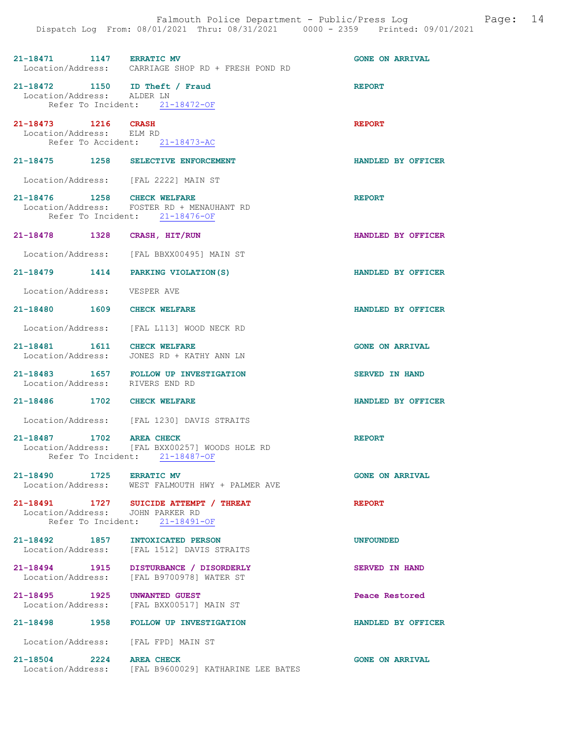21-18471 1147 ERRATIC MV GONE ON ARRIVAL
Location/Address: CARRIAGE SHOP RD + FRESH POND RD

21-18472 1150 ID Theft / Fraud REPORT
Location/Address: ALDER LN
Refer To Incident: 21-18472-OF

21-18473 1216 CRASH REPORT
Location/Address: ELM RD
Refer To Accident: 21-18473-AC

21-18475 1258 SELECTIVE ENFORCEMENT HANDLED BY OFFICER
Location/Address: [FAL 2222] MAIN ST

21-18476 1258 CHECK WELFARE REPORT
Location/Address: FOSTER RD + MENAUHANT RD
Refer To Incident: 21-18476-OF

21-18478 1328 CRASH, HIT/RUN HANDLED BY OFFICER
Location/Address: [FAL BBXX00495] MAIN ST

21-18479 1414 PARKING VIOLATION(S) HANDLED BY OFFICER
Location/Address: VESPER AVE

21-18480 1609 CHECK WELFARE HANDLED BY OFFICER
Location/Address: [FAL L113] WOOD NECK RD

21-18481 1611 CHECK WELFARE GONE ON ARRIVAL
Location/Address: JONES RD + KATHY ANN LN

21-18483 1657 FOLLOW UP INVESTIGATION SERVED IN HAND
Location/Address: RIVERS END RD

21-18486 1702 CHECK WELFARE HANDLED BY OFFICER
Location/Address: [FAL 1230] DAVIS STRAITS

21-18487 1702 AREA CHECK REPORT
Location/Address: [FAL BXX00257] WOODS HOLE RD
Refer To Incident: 21-18487-OF

21-18490 1725 ERRATIC MV GONE ON ARRIVAL
Location/Address: WEST FALMOUTH HWY + PALMER AVE

21-18491 1727 SUICIDE ATTEMPT / THREAT REPORT
Location/Address: JOHN PARKER RD
Refer To Incident: 21-18491-OF

21-18492 1857 INTOXICATED PERSON UNFOUNDED
Location/Address: [FAL 1512] DAVIS STRAITS

21-18494 1915 DISTURBANCE / DISORDERLY SERVED IN HAND
Location/Address: [FAL B9700978] WATER ST

21-18495 1925 UNWANTED GUEST Peace Restored
Location/Address: [FAL BXX00517] MAIN ST

21-18498 1958 FOLLOW UP INVESTIGATION HANDLED BY OFFICER
Location/Address: [FAL FPD] MAIN ST

21-18504 2224 AREA CHECK GONE ON ARRIVAL
Location/Address: [FAL B9600029] KATHARINE LEE BATES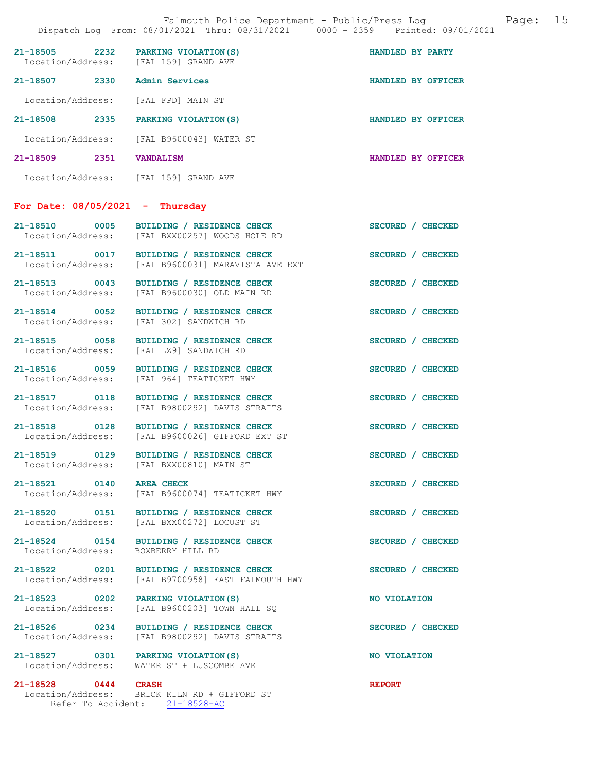21-18505 2232 PARKING VIOLATION(S) HANDLED BY PARTY
Location/Address: [FAL 159] GRAND AVE

21-18507 2330 Admin Services HANDLED BY OFFICER
Location/Address: [FAL FPD] MAIN ST

21-18508 2335 PARKING VIOLATION(S) HANDLED BY OFFICER
Location/Address: [FAL B9600043] WATER ST

21-18509 2351 VANDALISM HANDLED BY OFFICER
Location/Address: [FAL 159] GRAND AVE

## For Date: 08/05/2021 - Thursday

21-18510 0005 BUILDING / RESIDENCE CHECK SECURED / CHECKED
Location/Address: [FAL BXX00257] WOODS HOLE RD

21-18511 0017 BUILDING / RESIDENCE CHECK SECURED / CHECKED
Location/Address: [FAL B9600031] MARAVISTA AVE EXT

21-18513 0043 BUILDING / RESIDENCE CHECK SECURED / CHECKED
Location/Address: [FAL B9600030] OLD MAIN RD

21-18514 0052 BUILDING / RESIDENCE CHECK SECURED / CHECKED
Location/Address: [FAL 302] SANDWICH RD

21-18515 0058 BUILDING / RESIDENCE CHECK SECURED / CHECKED
Location/Address: [FAL LZ9] SANDWICH RD

21-18516 0059 BUILDING / RESIDENCE CHECK SECURED / CHECKED
Location/Address: [FAL 964] TEATICKET HWY

21-18517 0118 BUILDING / RESIDENCE CHECK SECURED / CHECKED
Location/Address: [FAL B9800292] DAVIS STRAITS

21-18518 0128 BUILDING / RESIDENCE CHECK SECURED / CHECKED
Location/Address: [FAL B9600026] GIFFORD EXT ST

21-18519 0129 BUILDING / RESIDENCE CHECK SECURED / CHECKED
Location/Address: [FAL BXX00810] MAIN ST

21-18521 0140 AREA CHECK SECURED / CHECKED
Location/Address: [FAL B9600074] TEATICKET HWY

21-18520 0151 BUILDING / RESIDENCE CHECK SECURED / CHECKED
Location/Address: [FAL BXX00272] LOCUST ST

21-18524 0154 BUILDING / RESIDENCE CHECK SECURED / CHECKED
Location/Address: BOXBERRY HILL RD

21-18522 0201 BUILDING / RESIDENCE CHECK SECURED / CHECKED
Location/Address: [FAL B9700958] EAST FALMOUTH HWY

21-18523 0202 PARKING VIOLATION(S) NO VIOLATION
Location/Address: [FAL B9600203] TOWN HALL SQ

21-18526 0234 BUILDING / RESIDENCE CHECK SECURED / CHECKED
Location/Address: [FAL B9800292] DAVIS STRAITS

21-18527 0301 PARKING VIOLATION(S) NO VIOLATION
Location/Address: WATER ST + LUSCOMBE AVE

21-18528 0444 CRASH REPORT
Location/Address: BRICK KILN RD + GIFFORD ST
Refer To Accident: 21-18528-AC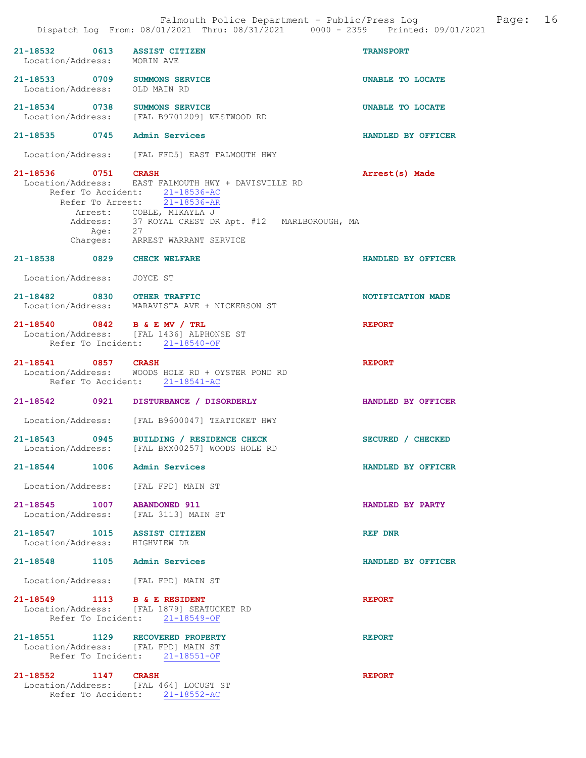21-18532 0613 ASSIST CITIZEN TRANSPORT
Location/Address: MORIN AVE

21-18533 0709 SUMMONS SERVICE UNABLE TO LOCATE
Location/Address: OLD MAIN RD

21-18534 0738 SUMMONS SERVICE UNABLE TO LOCATE
Location/Address: [FAL B9701209] WESTWOOD RD

21-18535 0745 Admin Services HANDLED BY OFFICER

Location/Address: [FAL FFD5] EAST FALMOUTH HWY

21-18536 0751 CRASH Arrest(s) Made
Location/Address: EAST FALMOUTH HWY + DAVISVILLE RD
Refer To Accident: 21-18536-AC
Refer To Arrest: 21-18536-AR
Arrest: COBLE, MIKAYLA J
Address: 37 ROYAL CREST DR Apt. #12 MARLBOROUGH, MA
Age: 27
Charges: ARREST WARRANT SERVICE

21-18538 0829 CHECK WELFARE HANDLED BY OFFICER

Location/Address: JOYCE ST

21-18482 0830 OTHER TRAFFIC NOTIFICATION MADE
Location/Address: MARAVISTA AVE + NICKERSON ST

21-18540 0842 B & E MV / TRL REPORT
Location/Address: [FAL 1436] ALPHONSE ST
Refer To Incident: 21-18540-OF

21-18541 0857 CRASH REPORT
Location/Address: WOODS HOLE RD + OYSTER POND RD
Refer To Accident: 21-18541-AC

21-18542 0921 DISTURBANCE / DISORDERLY HANDLED BY OFFICER

Location/Address: [FAL B9600047] TEATICKET HWY

21-18543 0945 BUILDING / RESIDENCE CHECK SECURED / CHECKED
Location/Address: [FAL BXX00257] WOODS HOLE RD

21-18544 1006 Admin Services HANDLED BY OFFICER

Location/Address: [FAL FPD] MAIN ST

21-18545 1007 ABANDONED 911 HANDLED BY PARTY
Location/Address: [FAL 3113] MAIN ST

21-18547 1015 ASSIST CITIZEN REF DNR
Location/Address: HIGHVIEW DR

21-18548 1105 Admin Services HANDLED BY OFFICER

Location/Address: [FAL FPD] MAIN ST

21-18549 1113 B & E RESIDENT REPORT
Location/Address: [FAL 1879] SEATUCKET RD
Refer To Incident: 21-18549-OF

21-18551 1129 RECOVERED PROPERTY REPORT
Location/Address: [FAL FPD] MAIN ST
Refer To Incident: 21-18551-OF

21-18552 1147 CRASH REPORT
Location/Address: [FAL 464] LOCUST ST
Refer To Accident: 21-18552-AC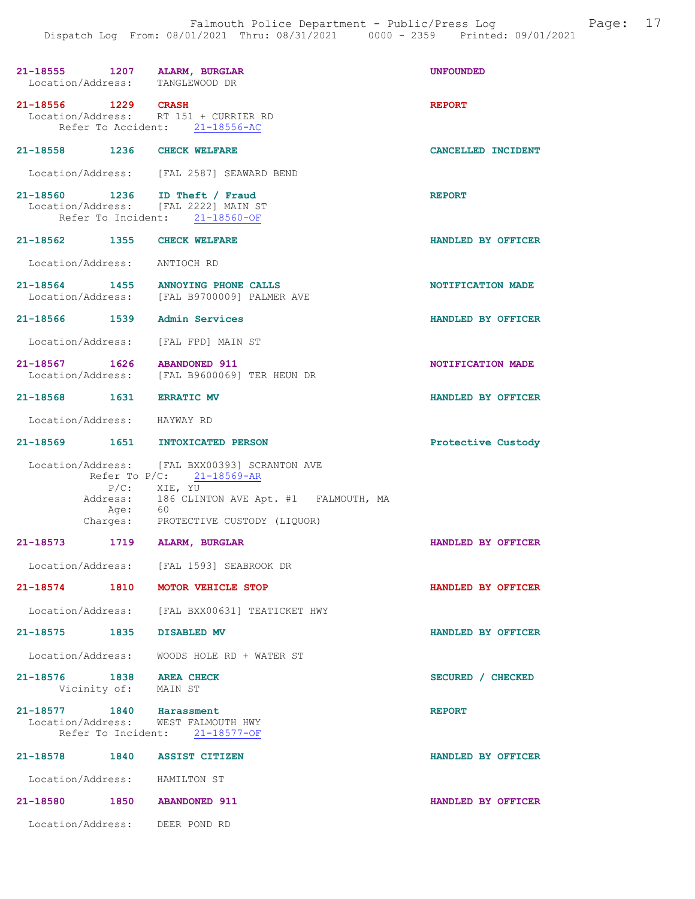21-18555 1207 ALARM, BURGLAR UNFOUNDED
Location/Address: TANGLEWOOD DR

21-18556 1229 CRASH REPORT
Location/Address: RT 151 + CURRIER RD
Refer To Accident: 21-18556-AC

21-18558 1236 CHECK WELFARE CANCELLED INCIDENT
Location/Address: [FAL 2587] SEAWARD BEND

21-18560 1236 ID Theft / Fraud REPORT
Location/Address: [FAL 2222] MAIN ST
Refer To Incident: 21-18560-OF

21-18562 1355 CHECK WELFARE HANDLED BY OFFICER
Location/Address: ANTIOCH RD

21-18564 1455 ANNOYING PHONE CALLS NOTIFICATION MADE
Location/Address: [FAL B9700009] PALMER AVE

21-18566 1539 Admin Services HANDLED BY OFFICER
Location/Address: [FAL FPD] MAIN ST

21-18567 1626 ABANDONED 911 NOTIFICATION MADE
Location/Address: [FAL B9600069] TER HEUN DR

21-18568 1631 ERRATIC MV HANDLED BY OFFICER
Location/Address: HAYWAY RD

21-18569 1651 INTOXICATED PERSON Protective Custody
Location/Address: [FAL BXX00393] SCRANTON AVE
Refer To P/C: 21-18569-AR
P/C: XIE, YU
Address: 186 CLINTON AVE Apt. #1 FALMOUTH, MA
Age: 60
Charges: PROTECTIVE CUSTODY (LIQUOR)

21-18573 1719 ALARM, BURGLAR HANDLED BY OFFICER
Location/Address: [FAL 1593] SEABROOK DR

21-18574 1810 MOTOR VEHICLE STOP HANDLED BY OFFICER
Location/Address: [FAL BXX00631] TEATICKET HWY

21-18575 1835 DISABLED MV HANDLED BY OFFICER
Location/Address: WOODS HOLE RD + WATER ST

21-18576 1838 AREA CHECK SECURED / CHECKED
Vicinity of: MAIN ST

21-18577 1840 Harassment REPORT
Location/Address: WEST FALMOUTH HWY
Refer To Incident: 21-18577-OF

21-18578 1840 ASSIST CITIZEN HANDLED BY OFFICER
Location/Address: HAMILTON ST

21-18580 1850 ABANDONED 911 HANDLED BY OFFICER
Location/Address: DEER POND RD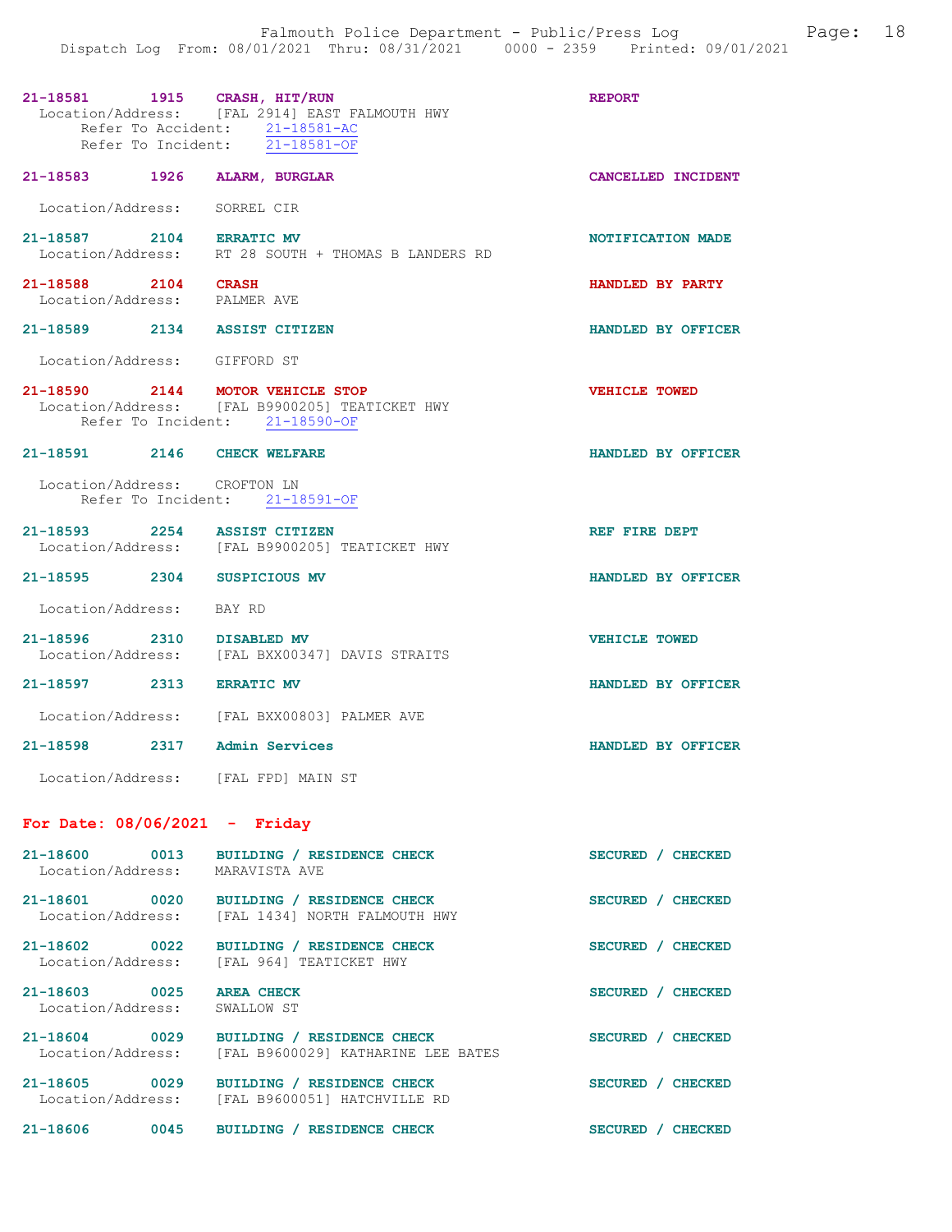**21-18581 1915 CRASH, HIT/RUN** — REPORT
Location/Address: [FAL 2914] EAST FALMOUTH HWY
Refer To Accident: 21-18581-AC
Refer To Incident: 21-18581-OF

**21-18583 1926 ALARM, BURGLAR** — CANCELLED INCIDENT
Location/Address: SORREL CIR

**21-18587 2104 ERRATIC MV** — NOTIFICATION MADE
Location/Address: RT 28 SOUTH + THOMAS B LANDERS RD

**21-18588 2104 CRASH** — HANDLED BY PARTY
Location/Address: PALMER AVE

**21-18589 2134 ASSIST CITIZEN** — HANDLED BY OFFICER
Location/Address: GIFFORD ST

**21-18590 2144 MOTOR VEHICLE STOP** — VEHICLE TOWED
Location/Address: [FAL B9900205] TEATICKET HWY
Refer To Incident: 21-18590-OF

**21-18591 2146 CHECK WELFARE** — HANDLED BY OFFICER
Location/Address: CROFTON LN
Refer To Incident: 21-18591-OF

**21-18593 2254 ASSIST CITIZEN** — REF FIRE DEPT
Location/Address: [FAL B9900205] TEATICKET HWY

**21-18595 2304 SUSPICIOUS MV** — HANDLED BY OFFICER
Location/Address: BAY RD

**21-18596 2310 DISABLED MV** — VEHICLE TOWED
Location/Address: [FAL BXX00347] DAVIS STRAITS

**21-18597 2313 ERRATIC MV** — HANDLED BY OFFICER
Location/Address: [FAL BXX00803] PALMER AVE

**21-18598 2317 Admin Services** — HANDLED BY OFFICER
Location/Address: [FAL FPD] MAIN ST

## For Date: 08/06/2021 - Friday

**21-18600 0013 BUILDING / RESIDENCE CHECK** — SECURED / CHECKED
Location/Address: MARAVISTA AVE

**21-18601 0020 BUILDING / RESIDENCE CHECK** — SECURED / CHECKED
Location/Address: [FAL 1434] NORTH FALMOUTH HWY

**21-18602 0022 BUILDING / RESIDENCE CHECK** — SECURED / CHECKED
Location/Address: [FAL 964] TEATICKET HWY

**21-18603 0025 AREA CHECK** — SECURED / CHECKED
Location/Address: SWALLOW ST

**21-18604 0029 BUILDING / RESIDENCE CHECK** — SECURED / CHECKED
Location/Address: [FAL B9600029] KATHARINE LEE BATES

**21-18605 0029 BUILDING / RESIDENCE CHECK** — SECURED / CHECKED
Location/Address: [FAL B9600051] HATCHVILLE RD

**21-18606 0045 BUILDING / RESIDENCE CHECK** — SECURED / CHECKED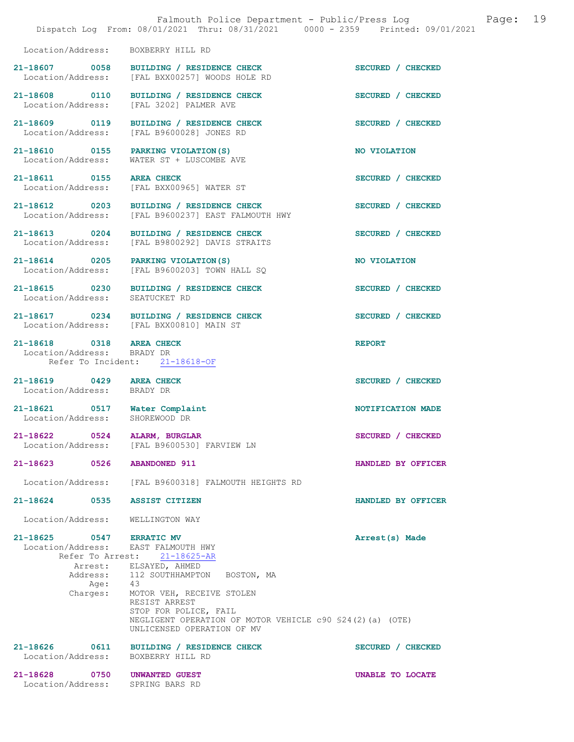Location/Address: BOXBERRY HILL RD

**21-18607 0058 BUILDING / RESIDENCE CHECK** — SECURED / CHECKED
Location/Address: [FAL BXX00257] WOODS HOLE RD

**21-18608 0110 BUILDING / RESIDENCE CHECK** — SECURED / CHECKED
Location/Address: [FAL 3202] PALMER AVE

**21-18609 0119 BUILDING / RESIDENCE CHECK** — SECURED / CHECKED
Location/Address: [FAL B9600028] JONES RD

**21-18610 0155 PARKING VIOLATION(S)** — NO VIOLATION
Location/Address: WATER ST + LUSCOMBE AVE

**21-18611 0155 AREA CHECK** — SECURED / CHECKED
Location/Address: [FAL BXX00965] WATER ST

**21-18612 0203 BUILDING / RESIDENCE CHECK** — SECURED / CHECKED
Location/Address: [FAL B9600237] EAST FALMOUTH HWY

**21-18613 0204 BUILDING / RESIDENCE CHECK** — SECURED / CHECKED
Location/Address: [FAL B9800292] DAVIS STRAITS

**21-18614 0205 PARKING VIOLATION(S)** — NO VIOLATION
Location/Address: [FAL B9600203] TOWN HALL SQ

**21-18615 0230 BUILDING / RESIDENCE CHECK** — SECURED / CHECKED
Location/Address: SEATUCKET RD

**21-18617 0234 BUILDING / RESIDENCE CHECK** — SECURED / CHECKED
Location/Address: [FAL BXX00810] MAIN ST

**21-18618 0318 AREA CHECK** — REPORT
Location/Address: BRADY DR
Refer To Incident: 21-18618-OF

**21-18619 0429 AREA CHECK** — SECURED / CHECKED
Location/Address: BRADY DR

**21-18621 0517 Water Complaint** — NOTIFICATION MADE
Location/Address: SHOREWOOD DR

**21-18622 0524 ALARM, BURGLAR** — SECURED / CHECKED
Location/Address: [FAL B9600530] FARVIEW LN

**21-18623 0526 ABANDONED 911** — HANDLED BY OFFICER
Location/Address: [FAL B9600318] FALMOUTH HEIGHTS RD

**21-18624 0535 ASSIST CITIZEN** — HANDLED BY OFFICER
Location/Address: WELLINGTON WAY

**21-18625 0547 ERRATIC MV** — Arrest(s) Made
Location/Address: EAST FALMOUTH HWY
Refer To Arrest: 21-18625-AR
Arrest: ELSAYED, AHMED
Address: 112 SOUTHHAMPTON BOSTON, MA
Age: 43
Charges: MOTOR VEH, RECEIVE STOLEN
RESIST ARREST
STOP FOR POLICE, FAIL
NEGLIGENT OPERATION OF MOTOR VEHICLE c90 §24(2)(a) (OTE)
UNLICENSED OPERATION OF MV

**21-18626 0611 BUILDING / RESIDENCE CHECK** — SECURED / CHECKED
Location/Address: BOXBERRY HILL RD

**21-18628 0750 UNWANTED GUEST** — UNABLE TO LOCATE
Location/Address: SPRING BARS RD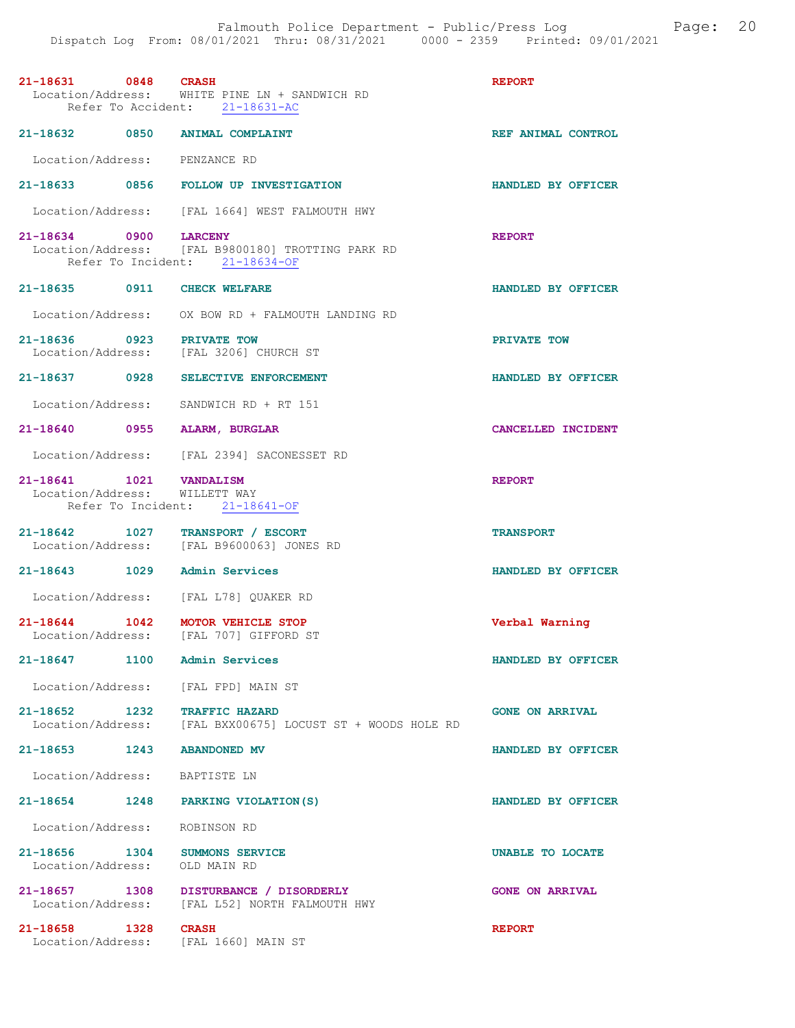**21-18631 0848 CRASH** — REPORT
Location/Address: WHITE PINE LN + SANDWICH RD
Refer To Accident: 21-18631-AC

**21-18632 0850 ANIMAL COMPLAINT** — REF ANIMAL CONTROL
Location/Address: PENZANCE RD

**21-18633 0856 FOLLOW UP INVESTIGATION** — HANDLED BY OFFICER
Location/Address: [FAL 1664] WEST FALMOUTH HWY

**21-18634 0900 LARCENY** — REPORT
Location/Address: [FAL B9800180] TROTTING PARK RD
Refer To Incident: 21-18634-OF

**21-18635 0911 CHECK WELFARE** — HANDLED BY OFFICER
Location/Address: OX BOW RD + FALMOUTH LANDING RD

**21-18636 0923 PRIVATE TOW** — PRIVATE TOW
Location/Address: [FAL 3206] CHURCH ST

**21-18637 0928 SELECTIVE ENFORCEMENT** — HANDLED BY OFFICER
Location/Address: SANDWICH RD + RT 151

**21-18640 0955 ALARM, BURGLAR** — CANCELLED INCIDENT
Location/Address: [FAL 2394] SACONESSET RD

**21-18641 1021 VANDALISM** — REPORT
Location/Address: WILLETT WAY
Refer To Incident: 21-18641-OF

**21-18642 1027 TRANSPORT / ESCORT** — TRANSPORT
Location/Address: [FAL B9600063] JONES RD

**21-18643 1029 Admin Services** — HANDLED BY OFFICER
Location/Address: [FAL L78] QUAKER RD

**21-18644 1042 MOTOR VEHICLE STOP** — Verbal Warning
Location/Address: [FAL 707] GIFFORD ST

**21-18647 1100 Admin Services** — HANDLED BY OFFICER
Location/Address: [FAL FPD] MAIN ST

**21-18652 1232 TRAFFIC HAZARD** — GONE ON ARRIVAL
Location/Address: [FAL BXX00675] LOCUST ST + WOODS HOLE RD

**21-18653 1243 ABANDONED MV** — HANDLED BY OFFICER
Location/Address: BAPTISTE LN

**21-18654 1248 PARKING VIOLATION(S)** — HANDLED BY OFFICER
Location/Address: ROBINSON RD

**21-18656 1304 SUMMONS SERVICE** — UNABLE TO LOCATE
Location/Address: OLD MAIN RD

**21-18657 1308 DISTURBANCE / DISORDERLY** — GONE ON ARRIVAL
Location/Address: [FAL L52] NORTH FALMOUTH HWY

**21-18658 1328 CRASH** — REPORT
Location/Address: [FAL 1660] MAIN ST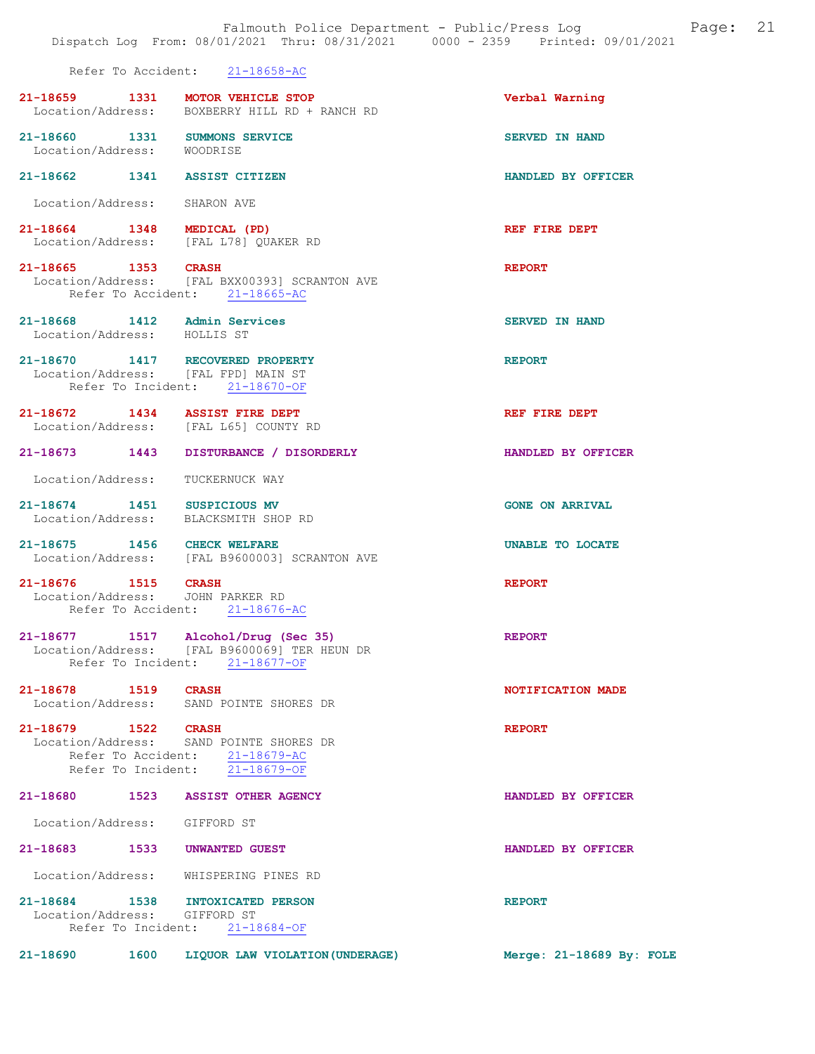Refer To Accident: 21-18658-AC

21-18659 1331 **MOTOR VEHICLE STOP** Verbal Warning
Location/Address: BOXBERRY HILL RD + RANCH RD

21-18660 1331 **SUMMONS SERVICE** SERVED IN HAND
Location/Address: WOODRISE

21-18662 1341 **ASSIST CITIZEN** HANDLED BY OFFICER
Location/Address: SHARON AVE

21-18664 1348 **MEDICAL (PD)** REF FIRE DEPT
Location/Address: [FAL L78] QUAKER RD

21-18665 1353 **CRASH** REPORT
Location/Address: [FAL BXX00393] SCRANTON AVE
Refer To Accident: 21-18665-AC

21-18668 1412 **Admin Services** SERVED IN HAND
Location/Address: HOLLIS ST

21-18670 1417 **RECOVERED PROPERTY** REPORT
Location/Address: [FAL FPD] MAIN ST
Refer To Incident: 21-18670-OF

21-18672 1434 **ASSIST FIRE DEPT** REF FIRE DEPT
Location/Address: [FAL L65] COUNTY RD

21-18673 1443 **DISTURBANCE / DISORDERLY** HANDLED BY OFFICER
Location/Address: TUCKERNUCK WAY

21-18674 1451 **SUSPICIOUS MV** GONE ON ARRIVAL
Location/Address: BLACKSMITH SHOP RD

21-18675 1456 **CHECK WELFARE** UNABLE TO LOCATE
Location/Address: [FAL B9600003] SCRANTON AVE

21-18676 1515 **CRASH** REPORT
Location/Address: JOHN PARKER RD
Refer To Accident: 21-18676-AC

21-18677 1517 **Alcohol/Drug (Sec 35)** REPORT
Location/Address: [FAL B9600069] TER HEUN DR
Refer To Incident: 21-18677-OF

21-18678 1519 **CRASH** NOTIFICATION MADE
Location/Address: SAND POINTE SHORES DR

21-18679 1522 **CRASH** REPORT
Location/Address: SAND POINTE SHORES DR
Refer To Accident: 21-18679-AC
Refer To Incident: 21-18679-OF

21-18680 1523 **ASSIST OTHER AGENCY** HANDLED BY OFFICER
Location/Address: GIFFORD ST

21-18683 1533 **UNWANTED GUEST** HANDLED BY OFFICER
Location/Address: WHISPERING PINES RD

21-18684 1538 **INTOXICATED PERSON** REPORT
Location/Address: GIFFORD ST
Refer To Incident: 21-18684-OF

21-18690 1600 **LIQUOR LAW VIOLATION(UNDERAGE)** Merge: 21-18689 By: FOLE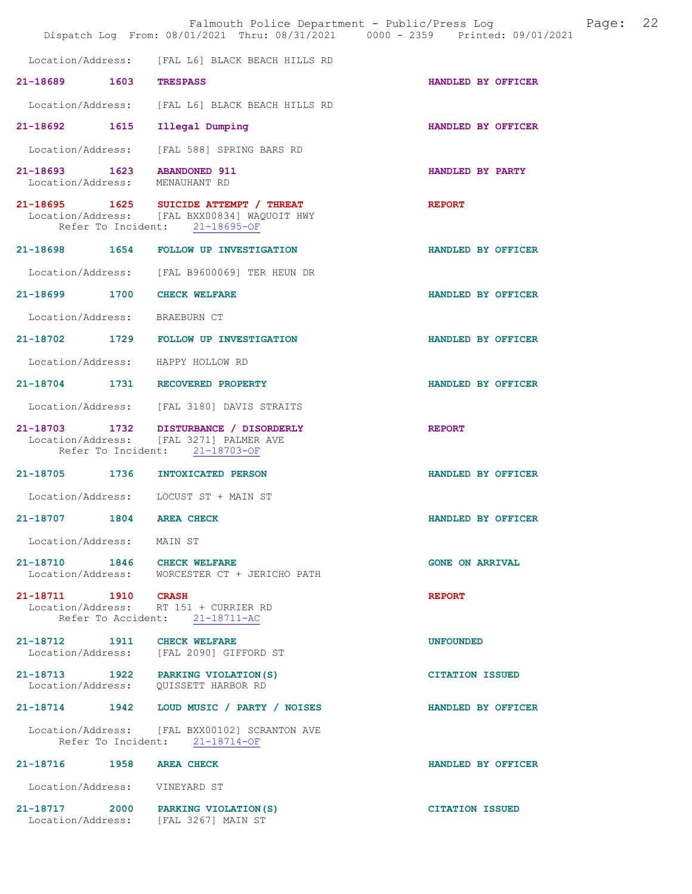Location/Address: [FAL L6] BLACK BEACH HILLS RD

| Incident | Time | Call Type | Disposition |
|---|---|---|---|
| 21-18689 | 1603 | TRESPASS | HANDLED BY OFFICER |

Location/Address: [FAL L6] BLACK BEACH HILLS RD

| Incident | Time | Call Type | Disposition |
|---|---|---|---|
| 21-18692 | 1615 | Illegal Dumping | HANDLED BY OFFICER |

Location/Address: [FAL 588] SPRING BARS RD

| Incident | Time | Call Type | Disposition |
|---|---|---|---|
| 21-18693 | 1623 | ABANDONED 911 | HANDLED BY PARTY |

Location/Address: MENAUHANT RD

| Incident | Time | Call Type | Disposition |
|---|---|---|---|
| 21-18695 | 1625 | SUICIDE ATTEMPT / THREAT | REPORT |

Location/Address: [FAL BXX00834] WAQUOIT HWY
Refer To Incident: 21-18695-OF

| Incident | Time | Call Type | Disposition |
|---|---|---|---|
| 21-18698 | 1654 | FOLLOW UP INVESTIGATION | HANDLED BY OFFICER |

Location/Address: [FAL B9600069] TER HEUN DR

| Incident | Time | Call Type | Disposition |
|---|---|---|---|
| 21-18699 | 1700 | CHECK WELFARE | HANDLED BY OFFICER |

Location/Address: BRAEBURN CT

| Incident | Time | Call Type | Disposition |
|---|---|---|---|
| 21-18702 | 1729 | FOLLOW UP INVESTIGATION | HANDLED BY OFFICER |

Location/Address: HAPPY HOLLOW RD

| Incident | Time | Call Type | Disposition |
|---|---|---|---|
| 21-18704 | 1731 | RECOVERED PROPERTY | HANDLED BY OFFICER |

Location/Address: [FAL 3180] DAVIS STRAITS

| Incident | Time | Call Type | Disposition |
|---|---|---|---|
| 21-18703 | 1732 | DISTURBANCE / DISORDERLY | REPORT |

Location/Address: [FAL 3271] PALMER AVE
Refer To Incident: 21-18703-OF

| Incident | Time | Call Type | Disposition |
|---|---|---|---|
| 21-18705 | 1736 | INTOXICATED PERSON | HANDLED BY OFFICER |

Location/Address: LOCUST ST + MAIN ST

| Incident | Time | Call Type | Disposition |
|---|---|---|---|
| 21-18707 | 1804 | AREA CHECK | HANDLED BY OFFICER |

Location/Address: MAIN ST

| Incident | Time | Call Type | Disposition |
|---|---|---|---|
| 21-18710 | 1846 | CHECK WELFARE | GONE ON ARRIVAL |

Location/Address: WORCESTER CT + JERICHO PATH

| Incident | Time | Call Type | Disposition |
|---|---|---|---|
| 21-18711 | 1910 | CRASH | REPORT |

Location/Address: RT 151 + CURRIER RD
Refer To Accident: 21-18711-AC

| Incident | Time | Call Type | Disposition |
|---|---|---|---|
| 21-18712 | 1911 | CHECK WELFARE | UNFOUNDED |

Location/Address: [FAL 2090] GIFFORD ST

| Incident | Time | Call Type | Disposition |
|---|---|---|---|
| 21-18713 | 1922 | PARKING VIOLATION(S) | CITATION ISSUED |

Location/Address: QUISSETT HARBOR RD

| Incident | Time | Call Type | Disposition |
|---|---|---|---|
| 21-18714 | 1942 | LOUD MUSIC / PARTY / NOISES | HANDLED BY OFFICER |

Location/Address: [FAL BXX00102] SCRANTON AVE
Refer To Incident: 21-18714-OF

| Incident | Time | Call Type | Disposition |
|---|---|---|---|
| 21-18716 | 1958 | AREA CHECK | HANDLED BY OFFICER |

Location/Address: VINEYARD ST

| Incident | Time | Call Type | Disposition |
|---|---|---|---|
| 21-18717 | 2000 | PARKING VIOLATION(S) | CITATION ISSUED |

Location/Address: [FAL 3267] MAIN ST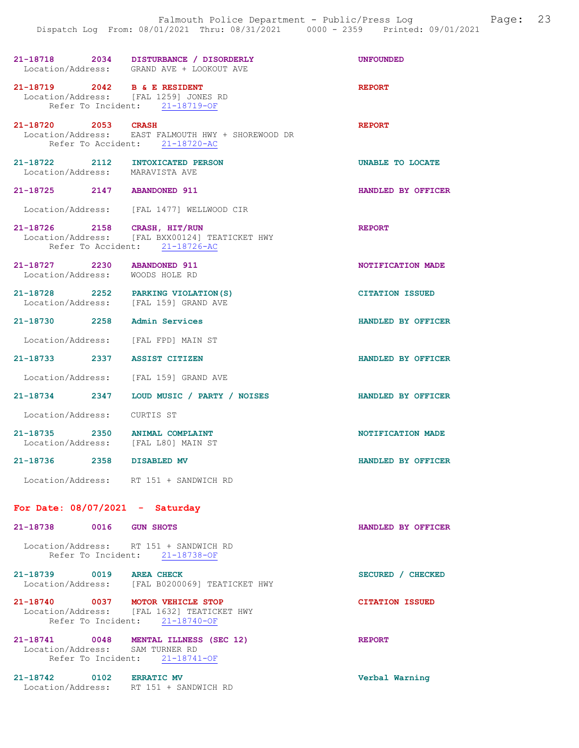**21-18718 2034 DISTURBANCE / DISORDERLY** UNFOUNDED
Location/Address: GRAND AVE + LOOKOUT AVE

**21-18719 2042 B & E RESIDENT** REPORT
Location/Address: [FAL 1259] JONES RD
Refer To Incident: 21-18719-OF

**21-18720 2053 CRASH** REPORT
Location/Address: EAST FALMOUTH HWY + SHOREWOOD DR
Refer To Accident: 21-18720-AC

**21-18722 2112 INTOXICATED PERSON** UNABLE TO LOCATE
Location/Address: MARAVISTA AVE

**21-18725 2147 ABANDONED 911** HANDLED BY OFFICER
Location/Address: [FAL 1477] WELLWOOD CIR

**21-18726 2158 CRASH, HIT/RUN** REPORT
Location/Address: [FAL BXX00124] TEATICKET HWY
Refer To Accident: 21-18726-AC

**21-18727 2230 ABANDONED 911** NOTIFICATION MADE
Location/Address: WOODS HOLE RD

**21-18728 2252 PARKING VIOLATION(S)** CITATION ISSUED
Location/Address: [FAL 159] GRAND AVE

**21-18730 2258 Admin Services** HANDLED BY OFFICER
Location/Address: [FAL FPD] MAIN ST

**21-18733 2337 ASSIST CITIZEN** HANDLED BY OFFICER
Location/Address: [FAL 159] GRAND AVE

**21-18734 2347 LOUD MUSIC / PARTY / NOISES** HANDLED BY OFFICER
Location/Address: CURTIS ST

**21-18735 2350 ANIMAL COMPLAINT** NOTIFICATION MADE
Location/Address: [FAL L80] MAIN ST

**21-18736 2358 DISABLED MV** HANDLED BY OFFICER
Location/Address: RT 151 + SANDWICH RD

## For Date: 08/07/2021 - Saturday

**21-18738 0016 GUN SHOTS** HANDLED BY OFFICER
Location/Address: RT 151 + SANDWICH RD
Refer To Incident: 21-18738-OF

**21-18739 0019 AREA CHECK** SECURED / CHECKED
Location/Address: [FAL B0200069] TEATICKET HWY

**21-18740 0037 MOTOR VEHICLE STOP** CITATION ISSUED
Location/Address: [FAL 1632] TEATICKET HWY
Refer To Incident: 21-18740-OF

**21-18741 0048 MENTAL ILLNESS (SEC 12)** REPORT
Location/Address: SAM TURNER RD
Refer To Incident: 21-18741-OF

**21-18742 0102 ERRATIC MV** Verbal Warning
Location/Address: RT 151 + SANDWICH RD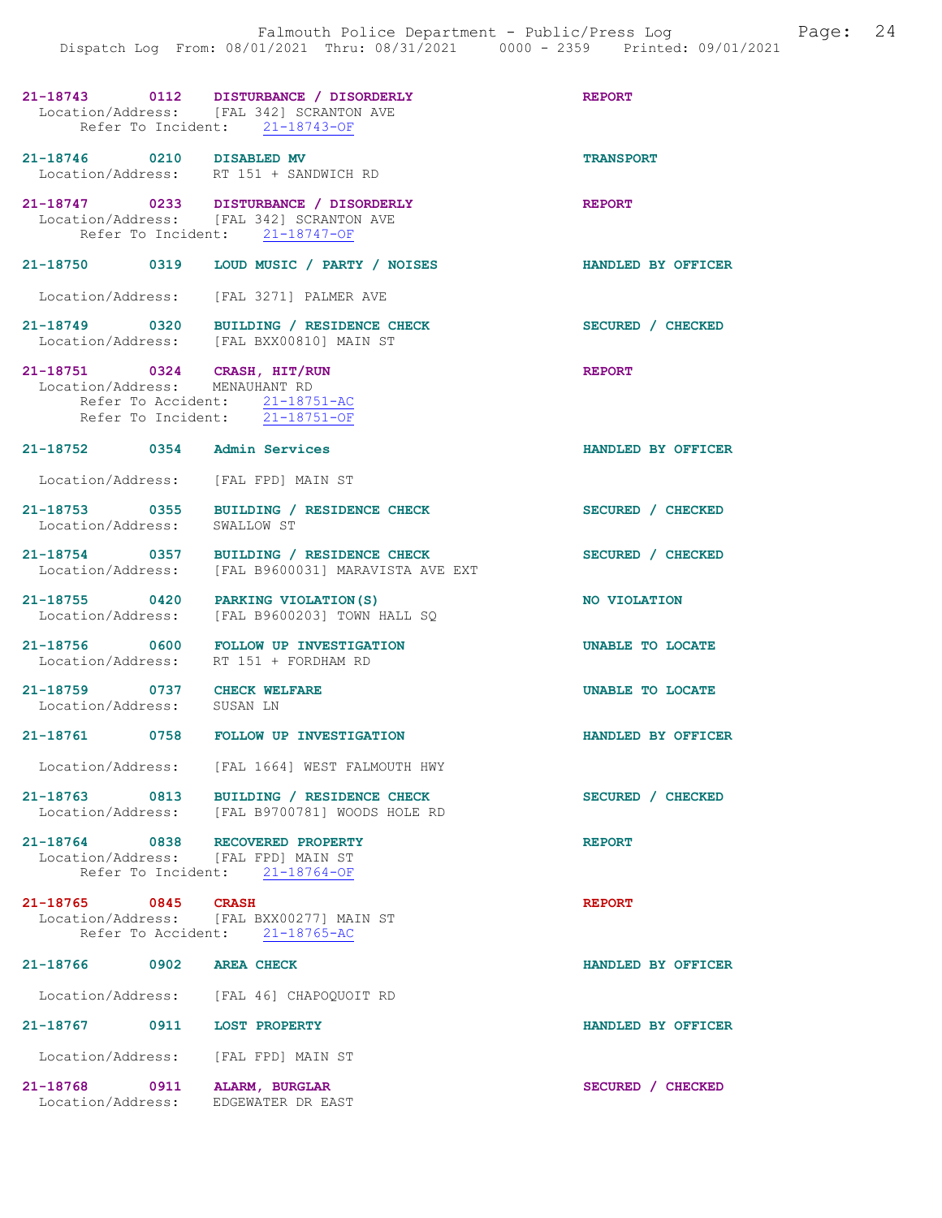**21-18743 0112 DISTURBANCE / DISORDERLY** — **REPORT**
Location/Address: [FAL 342] SCRANTON AVE
Refer To Incident: 21-18743-OF

**21-18746 0210 DISABLED MV** — **TRANSPORT**
Location/Address: RT 151 + SANDWICH RD

**21-18747 0233 DISTURBANCE / DISORDERLY** — **REPORT**
Location/Address: [FAL 342] SCRANTON AVE
Refer To Incident: 21-18747-OF

**21-18750 0319 LOUD MUSIC / PARTY / NOISES** — **HANDLED BY OFFICER**
Location/Address: [FAL 3271] PALMER AVE

**21-18749 0320 BUILDING / RESIDENCE CHECK** — **SECURED / CHECKED**
Location/Address: [FAL BXX00810] MAIN ST

**21-18751 0324 CRASH, HIT/RUN** — **REPORT**
Location/Address: MENAUHANT RD
Refer To Accident: 21-18751-AC
Refer To Incident: 21-18751-OF

**21-18752 0354 Admin Services** — **HANDLED BY OFFICER**
Location/Address: [FAL FPD] MAIN ST

**21-18753 0355 BUILDING / RESIDENCE CHECK** — **SECURED / CHECKED**
Location/Address: SWALLOW ST

**21-18754 0357 BUILDING / RESIDENCE CHECK** — **SECURED / CHECKED**
Location/Address: [FAL B9600031] MARAVISTA AVE EXT

**21-18755 0420 PARKING VIOLATION(S)** — **NO VIOLATION**
Location/Address: [FAL B9600203] TOWN HALL SQ

**21-18756 0600 FOLLOW UP INVESTIGATION** — **UNABLE TO LOCATE**
Location/Address: RT 151 + FORDHAM RD

**21-18759 0737 CHECK WELFARE** — **UNABLE TO LOCATE**
Location/Address: SUSAN LN

**21-18761 0758 FOLLOW UP INVESTIGATION** — **HANDLED BY OFFICER**
Location/Address: [FAL 1664] WEST FALMOUTH HWY

**21-18763 0813 BUILDING / RESIDENCE CHECK** — **SECURED / CHECKED**
Location/Address: [FAL B9700781] WOODS HOLE RD

**21-18764 0838 RECOVERED PROPERTY** — **REPORT**
Location/Address: [FAL FPD] MAIN ST
Refer To Incident: 21-18764-OF

**21-18765 0845 CRASH** — **REPORT**
Location/Address: [FAL BXX00277] MAIN ST
Refer To Accident: 21-18765-AC

**21-18766 0902 AREA CHECK** — **HANDLED BY OFFICER**
Location/Address: [FAL 46] CHAPOQUOIT RD

**21-18767 0911 LOST PROPERTY** — **HANDLED BY OFFICER**
Location/Address: [FAL FPD] MAIN ST

**21-18768 0911 ALARM, BURGLAR** — **SECURED / CHECKED**
Location/Address: EDGEWATER DR EAST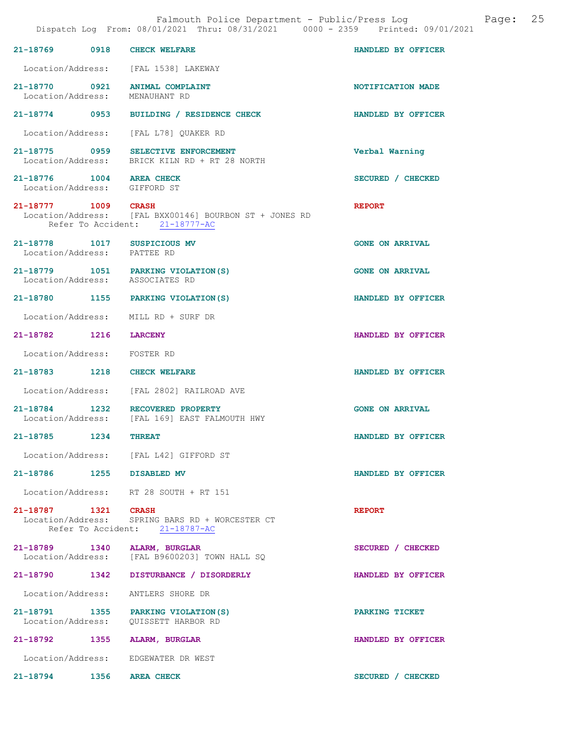| Call # | Time | Call Type | Disposition |
|---|---|---|---|
| 21-18769 | 0918 | CHECK WELFARE | HANDLED BY OFFICER |

Location/Address: [FAL 1538] LAKEWAY

**21-18770 0921 ANIMAL COMPLAINT** — NOTIFICATION MADE
Location/Address: MENAUHANT RD

**21-18774 0953 BUILDING / RESIDENCE CHECK** — HANDLED BY OFFICER
Location/Address: [FAL L78] QUAKER RD

**21-18775 0959 SELECTIVE ENFORCEMENT** — Verbal Warning
Location/Address: BRICK KILN RD + RT 28 NORTH

**21-18776 1004 AREA CHECK** — SECURED / CHECKED
Location/Address: GIFFORD ST

**21-18777 1009 CRASH** — REPORT
Location/Address: [FAL BXX00146] BOURBON ST + JONES RD
Refer To Accident: 21-18777-AC

**21-18778 1017 SUSPICIOUS MV** — GONE ON ARRIVAL
Location/Address: PATTEE RD

**21-18779 1051 PARKING VIOLATION(S)** — GONE ON ARRIVAL
Location/Address: ASSOCIATES RD

**21-18780 1155 PARKING VIOLATION(S)** — HANDLED BY OFFICER
Location/Address: MILL RD + SURF DR

**21-18782 1216 LARCENY** — HANDLED BY OFFICER
Location/Address: FOSTER RD

**21-18783 1218 CHECK WELFARE** — HANDLED BY OFFICER
Location/Address: [FAL 2802] RAILROAD AVE

**21-18784 1232 RECOVERED PROPERTY** — GONE ON ARRIVAL
Location/Address: [FAL 169] EAST FALMOUTH HWY

**21-18785 1234 THREAT** — HANDLED BY OFFICER
Location/Address: [FAL L42] GIFFORD ST

**21-18786 1255 DISABLED MV** — HANDLED BY OFFICER
Location/Address: RT 28 SOUTH + RT 151

**21-18787 1321 CRASH** — REPORT
Location/Address: SPRING BARS RD + WORCESTER CT
Refer To Accident: 21-18787-AC

**21-18789 1340 ALARM, BURGLAR** — SECURED / CHECKED
Location/Address: [FAL B9600203] TOWN HALL SQ

**21-18790 1342 DISTURBANCE / DISORDERLY** — HANDLED BY OFFICER
Location/Address: ANTLERS SHORE DR

**21-18791 1355 PARKING VIOLATION(S)** — PARKING TICKET
Location/Address: QUISSETT HARBOR RD

**21-18792 1355 ALARM, BURGLAR** — HANDLED BY OFFICER
Location/Address: EDGEWATER DR WEST

**21-18794 1356 AREA CHECK** — SECURED / CHECKED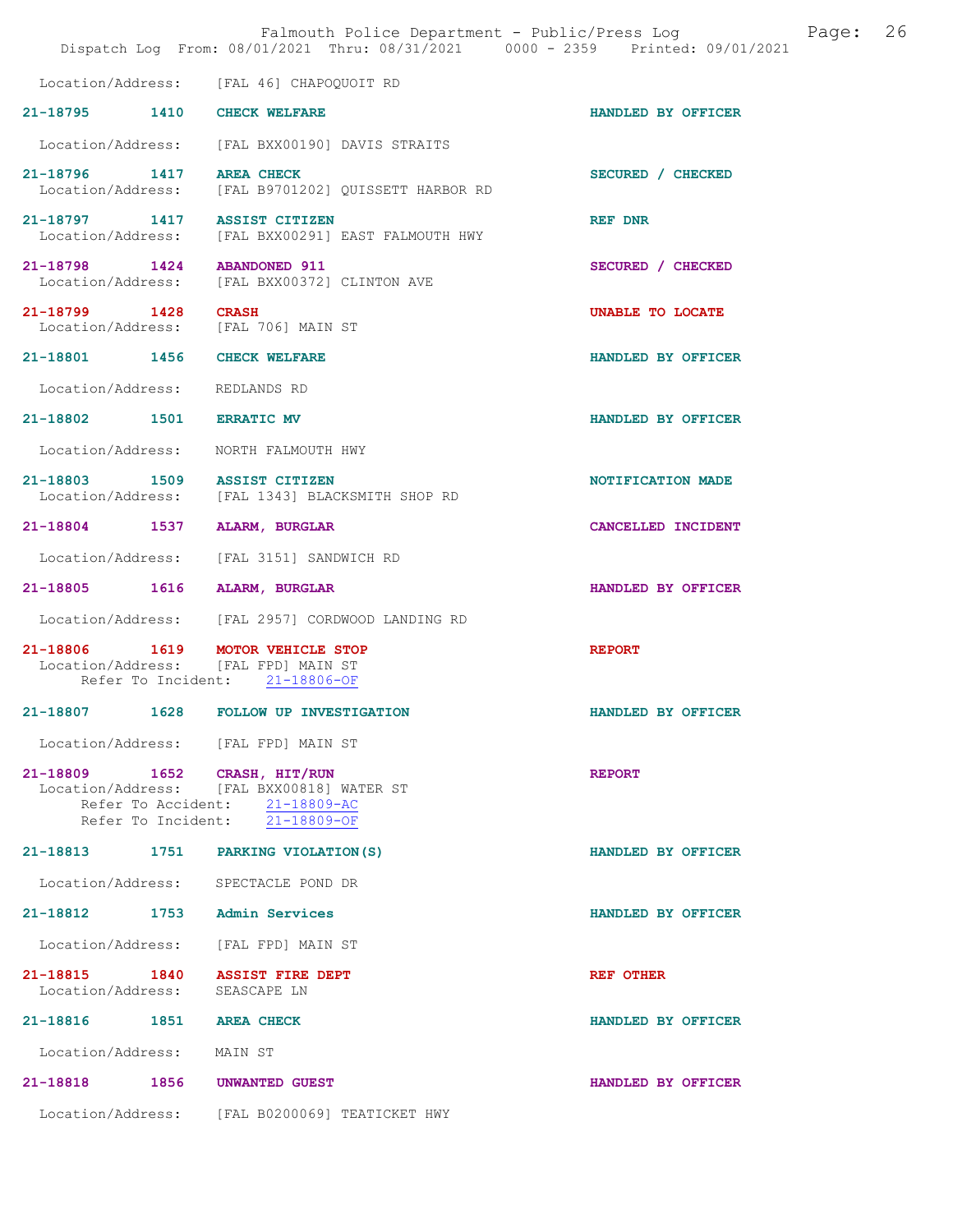Location/Address: [FAL 46] CHAPOQUOIT RD

**21-18795 1410 CHECK WELFARE** HANDLED BY OFFICER

Location/Address: [FAL BXX00190] DAVIS STRAITS

**21-18796 1417 AREA CHECK** SECURED / CHECKED
Location/Address: [FAL B9701202] QUISSETT HARBOR RD

**21-18797 1417 ASSIST CITIZEN** REF DNR
Location/Address: [FAL BXX00291] EAST FALMOUTH HWY

**21-18798 1424 ABANDONED 911** SECURED / CHECKED
Location/Address: [FAL BXX00372] CLINTON AVE

**21-18799 1428 CRASH** UNABLE TO LOCATE
Location/Address: [FAL 706] MAIN ST

**21-18801 1456 CHECK WELFARE** HANDLED BY OFFICER

Location/Address: REDLANDS RD

**21-18802 1501 ERRATIC MV** HANDLED BY OFFICER

Location/Address: NORTH FALMOUTH HWY

**21-18803 1509 ASSIST CITIZEN** NOTIFICATION MADE
Location/Address: [FAL 1343] BLACKSMITH SHOP RD

**21-18804 1537 ALARM, BURGLAR** CANCELLED INCIDENT

Location/Address: [FAL 3151] SANDWICH RD

**21-18805 1616 ALARM, BURGLAR** HANDLED BY OFFICER

Location/Address: [FAL 2957] CORDWOOD LANDING RD

**21-18806 1619 MOTOR VEHICLE STOP** REPORT
Location/Address: [FAL FPD] MAIN ST
Refer To Incident: 21-18806-OF

**21-18807 1628 FOLLOW UP INVESTIGATION** HANDLED BY OFFICER

Location/Address: [FAL FPD] MAIN ST

**21-18809 1652 CRASH, HIT/RUN** REPORT
Location/Address: [FAL BXX00818] WATER ST
Refer To Accident: 21-18809-AC
Refer To Incident: 21-18809-OF

**21-18813 1751 PARKING VIOLATION(S)** HANDLED BY OFFICER

Location/Address: SPECTACLE POND DR

**21-18812 1753 Admin Services** HANDLED BY OFFICER

Location/Address: [FAL FPD] MAIN ST

**21-18815 1840 ASSIST FIRE DEPT** REF OTHER
Location/Address: SEASCAPE LN

**21-18816 1851 AREA CHECK** HANDLED BY OFFICER

Location/Address: MAIN ST

**21-18818 1856 UNWANTED GUEST** HANDLED BY OFFICER

Location/Address: [FAL B0200069] TEATICKET HWY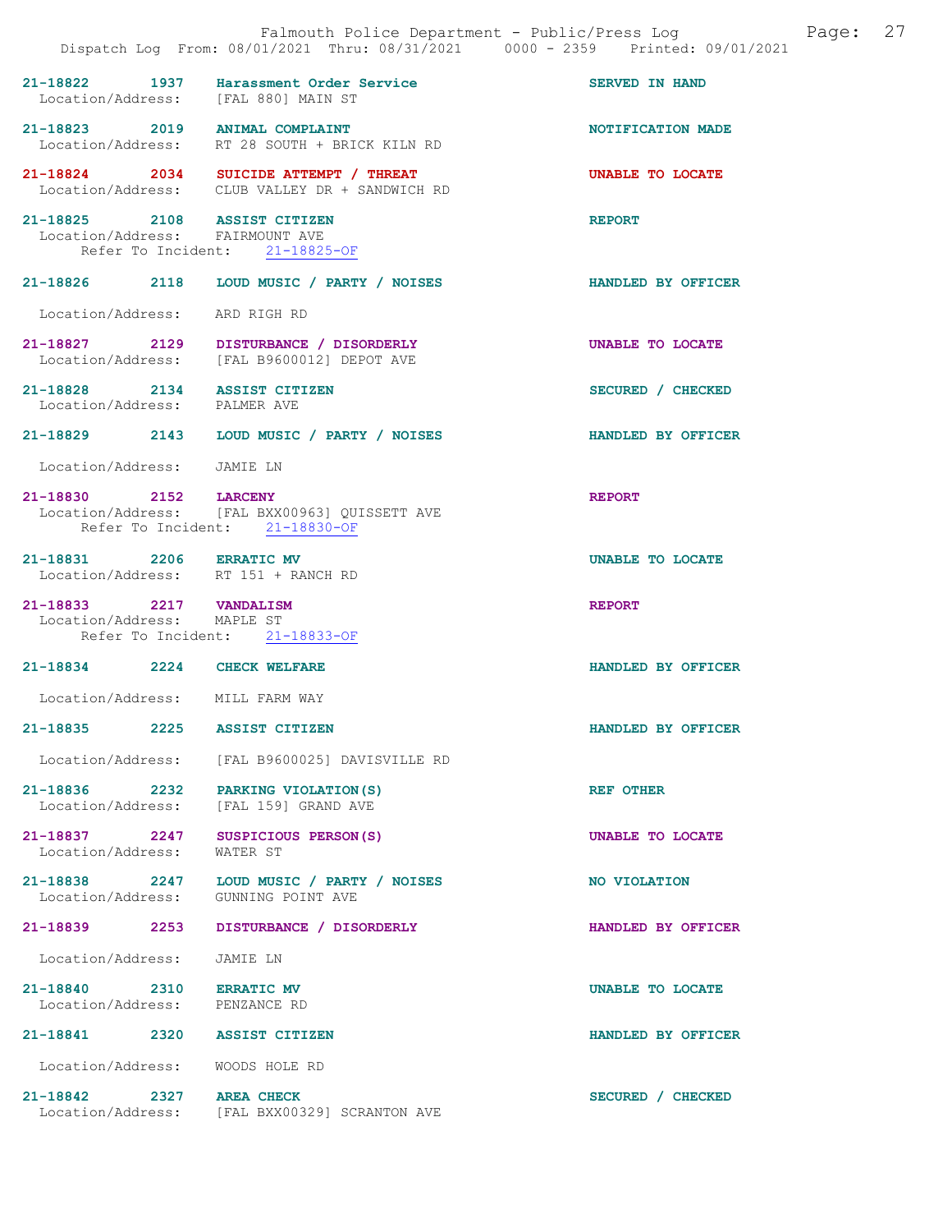| Call Number | Time | Call Type | Disposition |
|---|---|---|---|
| 21-18822 | 1937 | Harassment Order Service | SERVED IN HAND |
| Location/Address: [FAL 880] MAIN ST | | | |
| 21-18823 | 2019 | ANIMAL COMPLAINT | NOTIFICATION MADE |
| Location/Address: RT 28 SOUTH + BRICK KILN RD | | | |
| 21-18824 | 2034 | SUICIDE ATTEMPT / THREAT | UNABLE TO LOCATE |
| Location/Address: CLUB VALLEY DR + SANDWICH RD | | | |
| 21-18825 | 2108 | ASSIST CITIZEN | REPORT |
| Location/Address: FAIRMOUNT AVE | | | |
| Refer To Incident: 21-18825-OF | | | |
| 21-18826 | 2118 | LOUD MUSIC / PARTY / NOISES | HANDLED BY OFFICER |
| Location/Address: ARD RIGH RD | | | |
| 21-18827 | 2129 | DISTURBANCE / DISORDERLY | UNABLE TO LOCATE |
| Location/Address: [FAL B9600012] DEPOT AVE | | | |
| 21-18828 | 2134 | ASSIST CITIZEN | SECURED / CHECKED |
| Location/Address: PALMER AVE | | | |
| 21-18829 | 2143 | LOUD MUSIC / PARTY / NOISES | HANDLED BY OFFICER |
| Location/Address: JAMIE LN | | | |
| 21-18830 | 2152 | LARCENY | REPORT |
| Location/Address: [FAL BXX00963] QUISSETT AVE | | | |
| Refer To Incident: 21-18830-OF | | | |
| 21-18831 | 2206 | ERRATIC MV | UNABLE TO LOCATE |
| Location/Address: RT 151 + RANCH RD | | | |
| 21-18833 | 2217 | VANDALISM | REPORT |
| Location/Address: MAPLE ST | | | |
| Refer To Incident: 21-18833-OF | | | |
| 21-18834 | 2224 | CHECK WELFARE | HANDLED BY OFFICER |
| Location/Address: MILL FARM WAY | | | |
| 21-18835 | 2225 | ASSIST CITIZEN | HANDLED BY OFFICER |
| Location/Address: [FAL B9600025] DAVISVILLE RD | | | |
| 21-18836 | 2232 | PARKING VIOLATION(S) | REF OTHER |
| Location/Address: [FAL 159] GRAND AVE | | | |
| 21-18837 | 2247 | SUSPICIOUS PERSON(S) | UNABLE TO LOCATE |
| Location/Address: WATER ST | | | |
| 21-18838 | 2247 | LOUD MUSIC / PARTY / NOISES | NO VIOLATION |
| Location/Address: GUNNING POINT AVE | | | |
| 21-18839 | 2253 | DISTURBANCE / DISORDERLY | HANDLED BY OFFICER |
| Location/Address: JAMIE LN | | | |
| 21-18840 | 2310 | ERRATIC MV | UNABLE TO LOCATE |
| Location/Address: PENZANCE RD | | | |
| 21-18841 | 2320 | ASSIST CITIZEN | HANDLED BY OFFICER |
| Location/Address: WOODS HOLE RD | | | |
| 21-18842 | 2327 | AREA CHECK | SECURED / CHECKED |
| Location/Address: [FAL BXX00329] SCRANTON AVE | | | |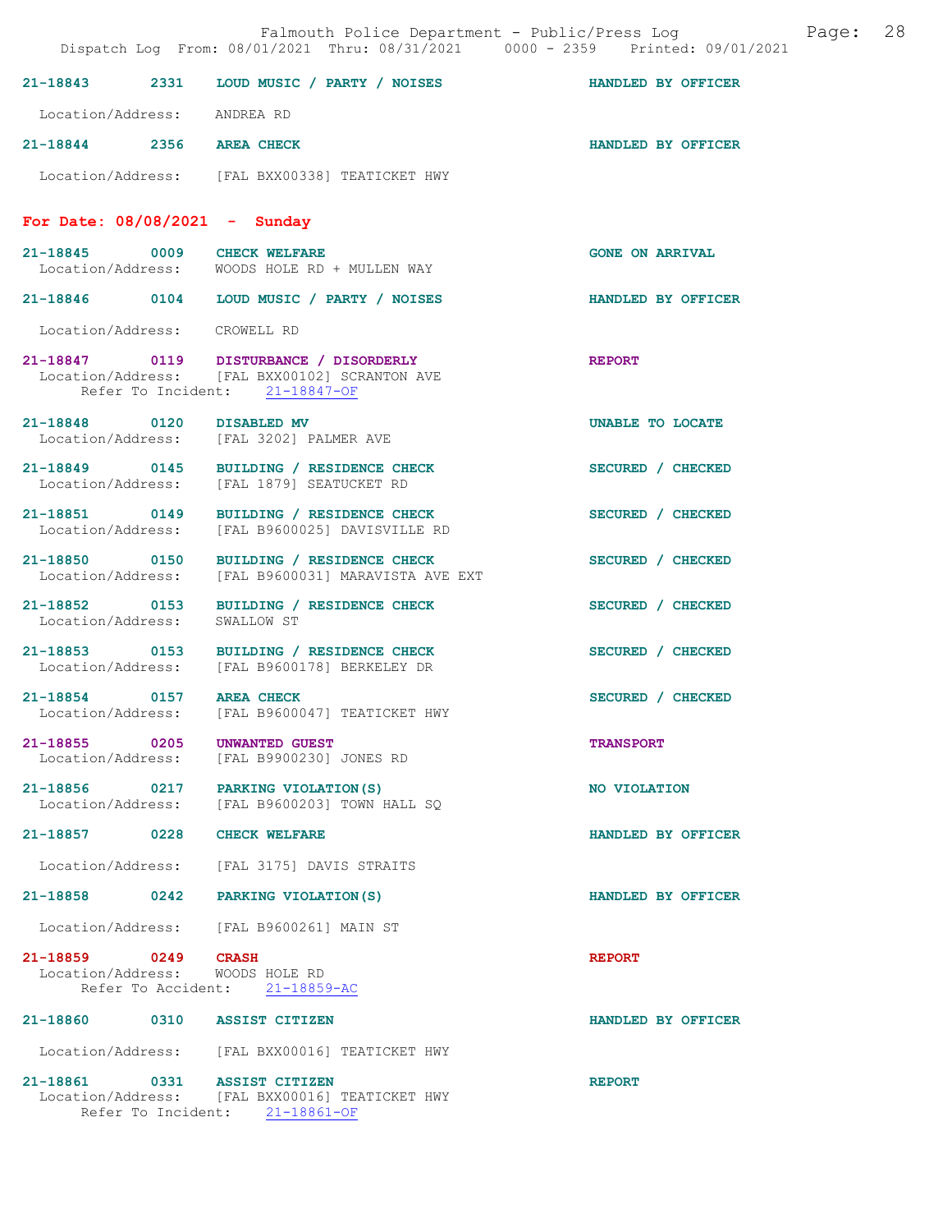21-18843 2331 **LOUD MUSIC / PARTY / NOISES** HANDLED BY OFFICER

Location/Address: ANDREA RD

21-18844 2356 **AREA CHECK** HANDLED BY OFFICER

Location/Address: [FAL BXX00338] TEATICKET HWY

## For Date: 08/08/2021 - Sunday

21-18845 0009 **CHECK WELFARE** GONE ON ARRIVAL
Location/Address: WOODS HOLE RD + MULLEN WAY

21-18846 0104 **LOUD MUSIC / PARTY / NOISES** HANDLED BY OFFICER

Location/Address: CROWELL RD

21-18847 0119 **DISTURBANCE / DISORDERLY** REPORT
Location/Address: [FAL BXX00102] SCRANTON AVE
Refer To Incident: 21-18847-OF

21-18848 0120 **DISABLED MV** UNABLE TO LOCATE
Location/Address: [FAL 3202] PALMER AVE

21-18849 0145 **BUILDING / RESIDENCE CHECK** SECURED / CHECKED
Location/Address: [FAL 1879] SEATUCKET RD

21-18851 0149 **BUILDING / RESIDENCE CHECK** SECURED / CHECKED
Location/Address: [FAL B9600025] DAVISVILLE RD

21-18850 0150 **BUILDING / RESIDENCE CHECK** SECURED / CHECKED
Location/Address: [FAL B9600031] MARAVISTA AVE EXT

21-18852 0153 **BUILDING / RESIDENCE CHECK** SECURED / CHECKED
Location/Address: SWALLOW ST

21-18853 0153 **BUILDING / RESIDENCE CHECK** SECURED / CHECKED
Location/Address: [FAL B9600178] BERKELEY DR

21-18854 0157 **AREA CHECK** SECURED / CHECKED
Location/Address: [FAL B9600047] TEATICKET HWY

21-18855 0205 **UNWANTED GUEST** TRANSPORT
Location/Address: [FAL B9900230] JONES RD

21-18856 0217 **PARKING VIOLATION(S)** NO VIOLATION
Location/Address: [FAL B9600203] TOWN HALL SQ

21-18857 0228 **CHECK WELFARE** HANDLED BY OFFICER

Location/Address: [FAL 3175] DAVIS STRAITS

21-18858 0242 **PARKING VIOLATION(S)** HANDLED BY OFFICER

Location/Address: [FAL B9600261] MAIN ST

21-18859 0249 **CRASH** REPORT
Location/Address: WOODS HOLE RD
Refer To Accident: 21-18859-AC

21-18860 0310 **ASSIST CITIZEN** HANDLED BY OFFICER

Location/Address: [FAL BXX00016] TEATICKET HWY

21-18861 0331 **ASSIST CITIZEN** REPORT
Location/Address: [FAL BXX00016] TEATICKET HWY
Refer To Incident: 21-18861-OF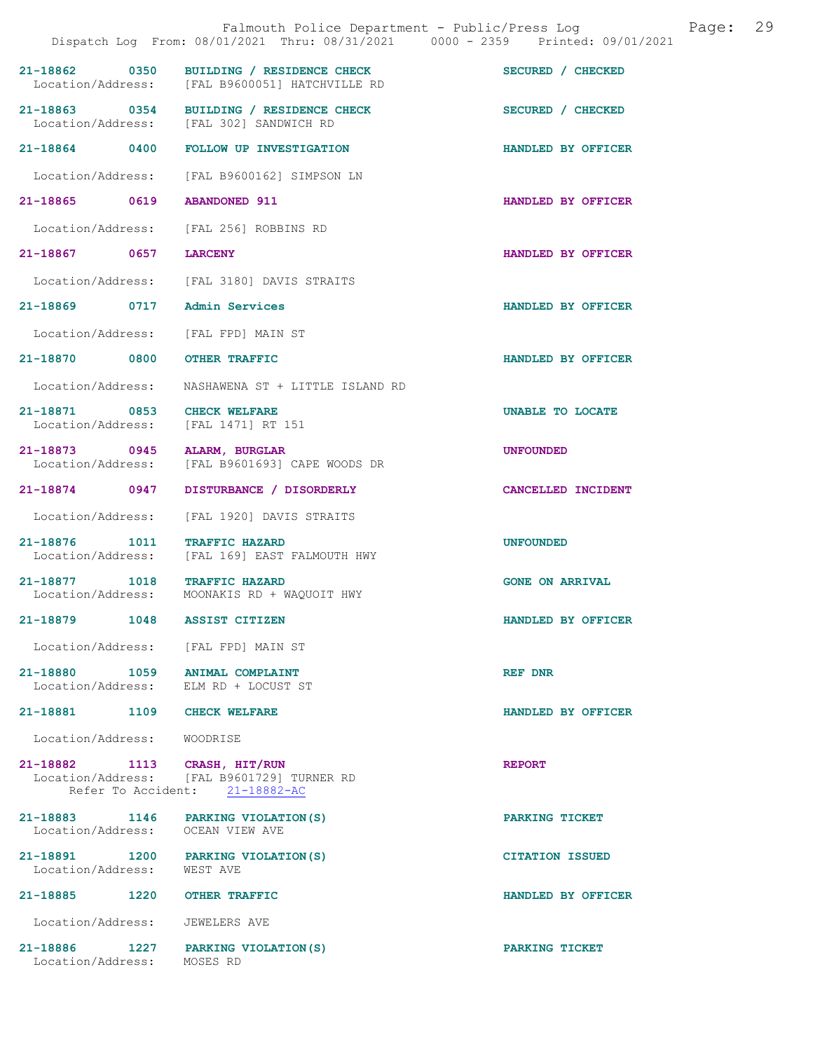| Call # | Time | Call Type | Disposition |
|---|---|---|---|
| 21-18862 | 0350 | BUILDING / RESIDENCE CHECK | SECURED / CHECKED |
| Location/Address: | | [FAL B9600051] HATCHVILLE RD | |
| 21-18863 | 0354 | BUILDING / RESIDENCE CHECK | SECURED / CHECKED |
| Location/Address: | | [FAL 302] SANDWICH RD | |
| 21-18864 | 0400 | FOLLOW UP INVESTIGATION | HANDLED BY OFFICER |
| Location/Address: | | [FAL B9600162] SIMPSON LN | |
| 21-18865 | 0619 | ABANDONED 911 | HANDLED BY OFFICER |
| Location/Address: | | [FAL 256] ROBBINS RD | |
| 21-18867 | 0657 | LARCENY | HANDLED BY OFFICER |
| Location/Address: | | [FAL 3180] DAVIS STRAITS | |
| 21-18869 | 0717 | Admin Services | HANDLED BY OFFICER |
| Location/Address: | | [FAL FPD] MAIN ST | |
| 21-18870 | 0800 | OTHER TRAFFIC | HANDLED BY OFFICER |
| Location/Address: | | NASHAWENA ST + LITTLE ISLAND RD | |
| 21-18871 | 0853 | CHECK WELFARE | UNABLE TO LOCATE |
| Location/Address: | | [FAL 1471] RT 151 | |
| 21-18873 | 0945 | ALARM, BURGLAR | UNFOUNDED |
| Location/Address: | | [FAL B9601693] CAPE WOODS DR | |
| 21-18874 | 0947 | DISTURBANCE / DISORDERLY | CANCELLED INCIDENT |
| Location/Address: | | [FAL 1920] DAVIS STRAITS | |
| 21-18876 | 1011 | TRAFFIC HAZARD | UNFOUNDED |
| Location/Address: | | [FAL 169] EAST FALMOUTH HWY | |
| 21-18877 | 1018 | TRAFFIC HAZARD | GONE ON ARRIVAL |
| Location/Address: | | MOONAKIS RD + WAQUOIT HWY | |
| 21-18879 | 1048 | ASSIST CITIZEN | HANDLED BY OFFICER |
| Location/Address: | | [FAL FPD] MAIN ST | |
| 21-18880 | 1059 | ANIMAL COMPLAINT | REF DNR |
| Location/Address: | | ELM RD + LOCUST ST | |
| 21-18881 | 1109 | CHECK WELFARE | HANDLED BY OFFICER |
| Location/Address: | | WOODRISE | |
| 21-18882 | 1113 | CRASH, HIT/RUN | REPORT |
| Location/Address: | | [FAL B9601729] TURNER RD | |
| Refer To Accident: | | 21-18882-AC | |
| 21-18883 | 1146 | PARKING VIOLATION(S) | PARKING TICKET |
| Location/Address: | | OCEAN VIEW AVE | |
| 21-18891 | 1200 | PARKING VIOLATION(S) | CITATION ISSUED |
| Location/Address: | | WEST AVE | |
| 21-18885 | 1220 | OTHER TRAFFIC | HANDLED BY OFFICER |
| Location/Address: | | JEWELERS AVE | |
| 21-18886 | 1227 | PARKING VIOLATION(S) | PARKING TICKET |
| Location/Address: | | MOSES RD | |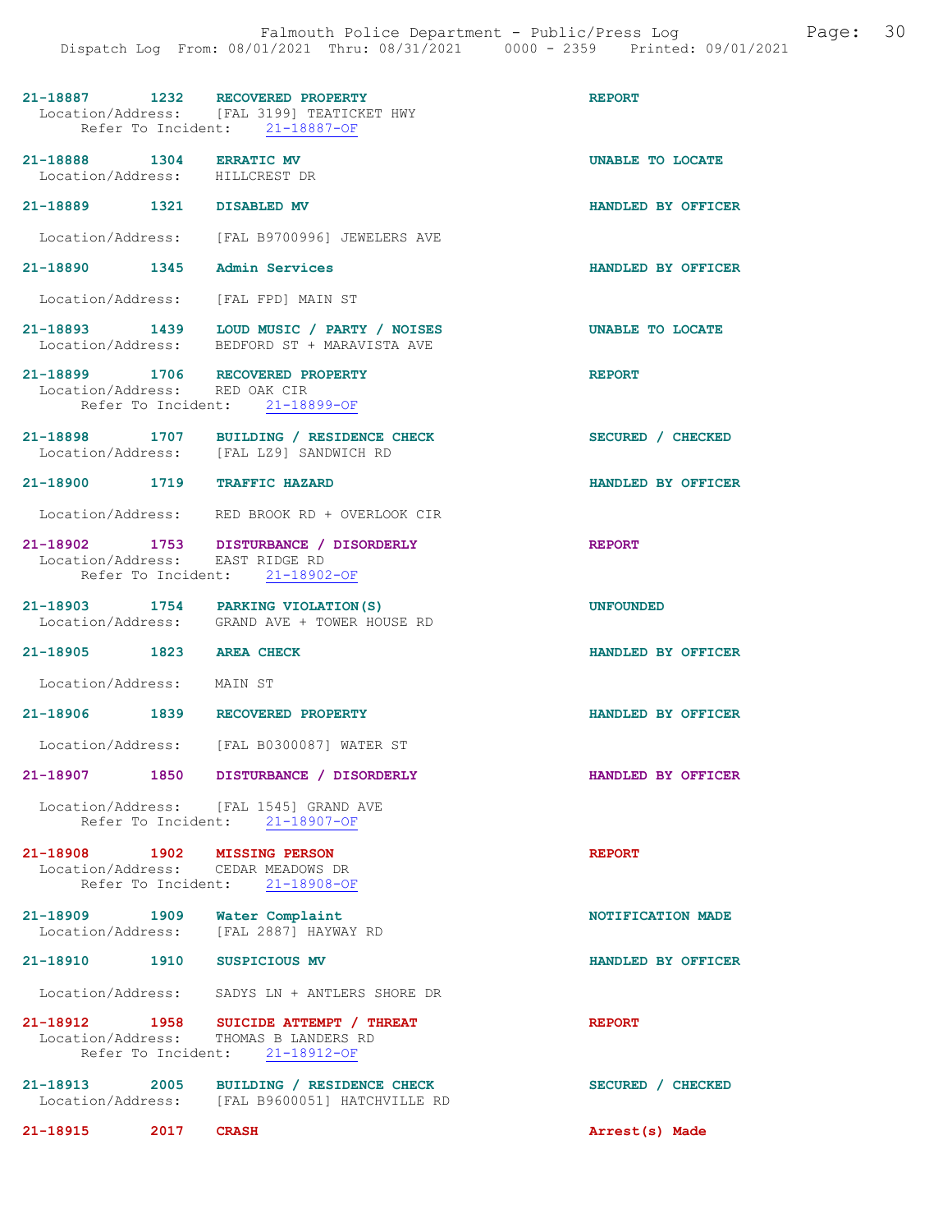21-18887 1232 RECOVERED PROPERTY REPORT
Location/Address: [FAL 3199] TEATICKET HWY
Refer To Incident: 21-18887-OF

21-18888 1304 ERRATIC MV UNABLE TO LOCATE
Location/Address: HILLCREST DR

21-18889 1321 DISABLED MV HANDLED BY OFFICER

Location/Address: [FAL B9700996] JEWELERS AVE

21-18890 1345 Admin Services HANDLED BY OFFICER

Location/Address: [FAL FPD] MAIN ST

21-18893 1439 LOUD MUSIC / PARTY / NOISES UNABLE TO LOCATE
Location/Address: BEDFORD ST + MARAVISTA AVE

21-18899 1706 RECOVERED PROPERTY REPORT
Location/Address: RED OAK CIR
Refer To Incident: 21-18899-OF

21-18898 1707 BUILDING / RESIDENCE CHECK SECURED / CHECKED
Location/Address: [FAL LZ9] SANDWICH RD

21-18900 1719 TRAFFIC HAZARD HANDLED BY OFFICER

Location/Address: RED BROOK RD + OVERLOOK CIR

21-18902 1753 DISTURBANCE / DISORDERLY REPORT
Location/Address: EAST RIDGE RD
Refer To Incident: 21-18902-OF

21-18903 1754 PARKING VIOLATION(S) UNFOUNDED
Location/Address: GRAND AVE + TOWER HOUSE RD

21-18905 1823 AREA CHECK HANDLED BY OFFICER

Location/Address: MAIN ST

21-18906 1839 RECOVERED PROPERTY HANDLED BY OFFICER

Location/Address: [FAL B0300087] WATER ST

21-18907 1850 DISTURBANCE / DISORDERLY HANDLED BY OFFICER

Location/Address: [FAL 1545] GRAND AVE
Refer To Incident: 21-18907-OF

21-18908 1902 MISSING PERSON REPORT
Location/Address: CEDAR MEADOWS DR
Refer To Incident: 21-18908-OF

21-18909 1909 Water Complaint NOTIFICATION MADE
Location/Address: [FAL 2887] HAYWAY RD

21-18910 1910 SUSPICIOUS MV HANDLED BY OFFICER

Location/Address: SADYS LN + ANTLERS SHORE DR

21-18912 1958 SUICIDE ATTEMPT / THREAT REPORT
Location/Address: THOMAS B LANDERS RD
Refer To Incident: 21-18912-OF

21-18913 2005 BUILDING / RESIDENCE CHECK SECURED / CHECKED
Location/Address: [FAL B9600051] HATCHVILLE RD

21-18915 2017 CRASH Arrest(s) Made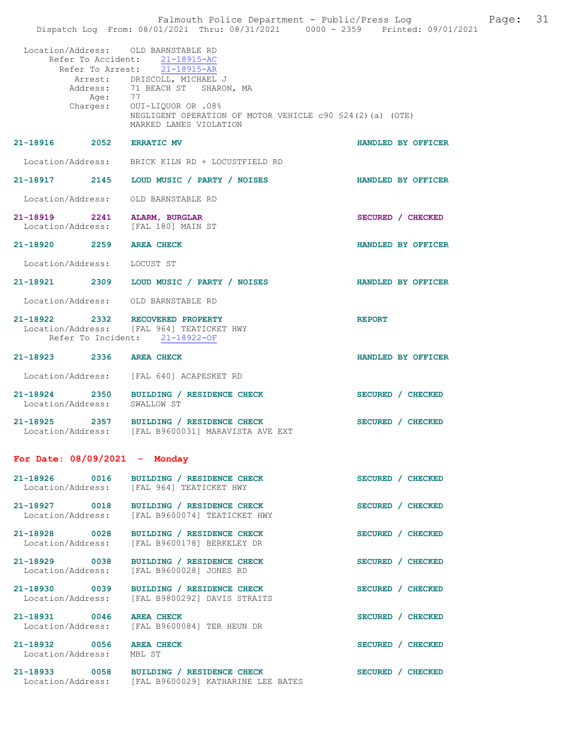Location/Address: OLD BARNSTABLE RD
Refer To Accident: 21-18915-AC
Refer To Arrest: 21-18915-AR
Arrest: DRISCOLL, MICHAEL J
Address: 71 BEACH ST SHARON, MA
Age: 77
Charges: OUI-LIQUOR OR .08%
NEGLIGENT OPERATION OF MOTOR VEHICLE c90 §24(2)(a) (OTE)
MARKED LANES VIOLATION

**21-18916 2052 ERRATIC MV** — HANDLED BY OFFICER
Location/Address: BRICK KILN RD + LOCUSTFIELD RD

**21-18917 2145 LOUD MUSIC / PARTY / NOISES** — HANDLED BY OFFICER
Location/Address: OLD BARNSTABLE RD

**21-18919 2241 ALARM, BURGLAR** — SECURED / CHECKED
Location/Address: [FAL 180] MAIN ST

**21-18920 2259 AREA CHECK** — HANDLED BY OFFICER
Location/Address: LOCUST ST

**21-18921 2309 LOUD MUSIC / PARTY / NOISES** — HANDLED BY OFFICER
Location/Address: OLD BARNSTABLE RD

**21-18922 2332 RECOVERED PROPERTY** — REPORT
Location/Address: [FAL 964] TEATICKET HWY
Refer To Incident: 21-18922-OF

**21-18923 2336 AREA CHECK** — HANDLED BY OFFICER
Location/Address: [FAL 640] ACAPESKET RD

**21-18924 2350 BUILDING / RESIDENCE CHECK** — SECURED / CHECKED
Location/Address: SWALLOW ST

**21-18925 2357 BUILDING / RESIDENCE CHECK** — SECURED / CHECKED
Location/Address: [FAL B9600031] MARAVISTA AVE EXT

## For Date: 08/09/2021 - Monday

**21-18926 0016 BUILDING / RESIDENCE CHECK** — SECURED / CHECKED
Location/Address: [FAL 964] TEATICKET HWY

**21-18927 0018 BUILDING / RESIDENCE CHECK** — SECURED / CHECKED
Location/Address: [FAL B9600074] TEATICKET HWY

**21-18928 0028 BUILDING / RESIDENCE CHECK** — SECURED / CHECKED
Location/Address: [FAL B9600178] BERKELEY DR

**21-18929 0038 BUILDING / RESIDENCE CHECK** — SECURED / CHECKED
Location/Address: [FAL B9600028] JONES RD

**21-18930 0039 BUILDING / RESIDENCE CHECK** — SECURED / CHECKED
Location/Address: [FAL B9800292] DAVIS STRAITS

**21-18931 0046 AREA CHECK** — SECURED / CHECKED
Location/Address: [FAL B9600084] TER HEUN DR

**21-18932 0056 AREA CHECK** — SECURED / CHECKED
Location/Address: MBL ST

**21-18933 0058 BUILDING / RESIDENCE CHECK** — SECURED / CHECKED
Location/Address: [FAL B9600029] KATHARINE LEE BATES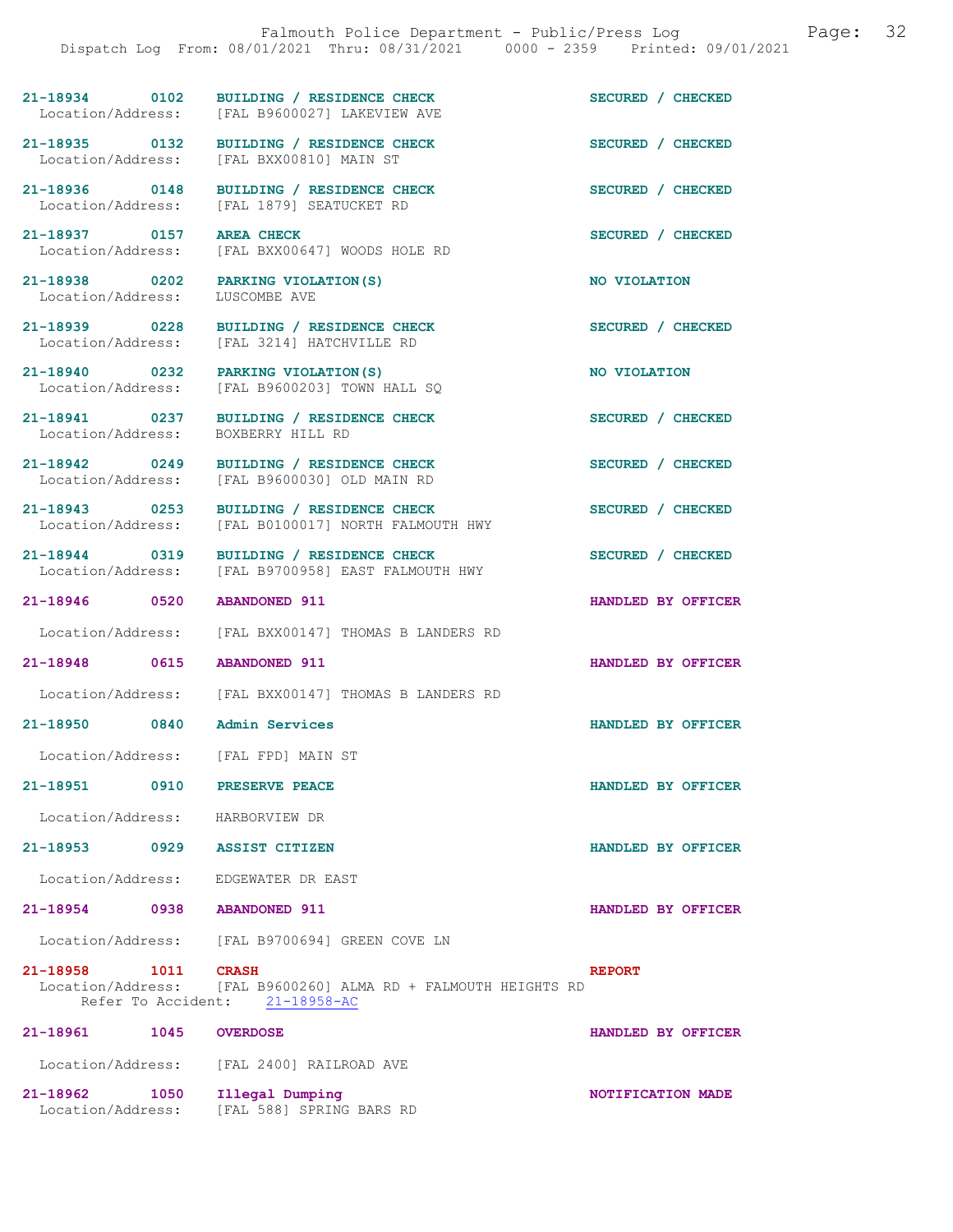| Call # | Time | Call Type | Disposition |
|---|---|---|---|
| 21-18934 | 0102 | BUILDING / RESIDENCE CHECK | SECURED / CHECKED |
| Location/Address: | | [FAL B9600027] LAKEVIEW AVE | |
| 21-18935 | 0132 | BUILDING / RESIDENCE CHECK | SECURED / CHECKED |
| Location/Address: | | [FAL BXX00810] MAIN ST | |
| 21-18936 | 0148 | BUILDING / RESIDENCE CHECK | SECURED / CHECKED |
| Location/Address: | | [FAL 1879] SEATUCKET RD | |
| 21-18937 | 0157 | AREA CHECK | SECURED / CHECKED |
| Location/Address: | | [FAL BXX00647] WOODS HOLE RD | |
| 21-18938 | 0202 | PARKING VIOLATION(S) | NO VIOLATION |
| Location/Address: | | LUSCOMBE AVE | |
| 21-18939 | 0228 | BUILDING / RESIDENCE CHECK | SECURED / CHECKED |
| Location/Address: | | [FAL 3214] HATCHVILLE RD | |
| 21-18940 | 0232 | PARKING VIOLATION(S) | NO VIOLATION |
| Location/Address: | | [FAL B9600203] TOWN HALL SQ | |
| 21-18941 | 0237 | BUILDING / RESIDENCE CHECK | SECURED / CHECKED |
| Location/Address: | | BOXBERRY HILL RD | |
| 21-18942 | 0249 | BUILDING / RESIDENCE CHECK | SECURED / CHECKED |
| Location/Address: | | [FAL B9600030] OLD MAIN RD | |
| 21-18943 | 0253 | BUILDING / RESIDENCE CHECK | SECURED / CHECKED |
| Location/Address: | | [FAL B0100017] NORTH FALMOUTH HWY | |
| 21-18944 | 0319 | BUILDING / RESIDENCE CHECK | SECURED / CHECKED |
| Location/Address: | | [FAL B9700958] EAST FALMOUTH HWY | |
| 21-18946 | 0520 | ABANDONED 911 | HANDLED BY OFFICER |
| Location/Address: | | [FAL BXX00147] THOMAS B LANDERS RD | |
| 21-18948 | 0615 | ABANDONED 911 | HANDLED BY OFFICER |
| Location/Address: | | [FAL BXX00147] THOMAS B LANDERS RD | |
| 21-18950 | 0840 | Admin Services | HANDLED BY OFFICER |
| Location/Address: | | [FAL FPD] MAIN ST | |
| 21-18951 | 0910 | PRESERVE PEACE | HANDLED BY OFFICER |
| Location/Address: | | HARBORVIEW DR | |
| 21-18953 | 0929 | ASSIST CITIZEN | HANDLED BY OFFICER |
| Location/Address: | | EDGEWATER DR EAST | |
| 21-18954 | 0938 | ABANDONED 911 | HANDLED BY OFFICER |
| Location/Address: | | [FAL B9700694] GREEN COVE LN | |
| 21-18958 | 1011 | CRASH | REPORT |
| Location/Address: | | [FAL B9600260] ALMA RD + FALMOUTH HEIGHTS RD | |
| Refer To Accident: | | 21-18958-AC | |
| 21-18961 | 1045 | OVERDOSE | HANDLED BY OFFICER |
| Location/Address: | | [FAL 2400] RAILROAD AVE | |
| 21-18962 | 1050 | Illegal Dumping | NOTIFICATION MADE |
| Location/Address: | | [FAL 588] SPRING BARS RD | |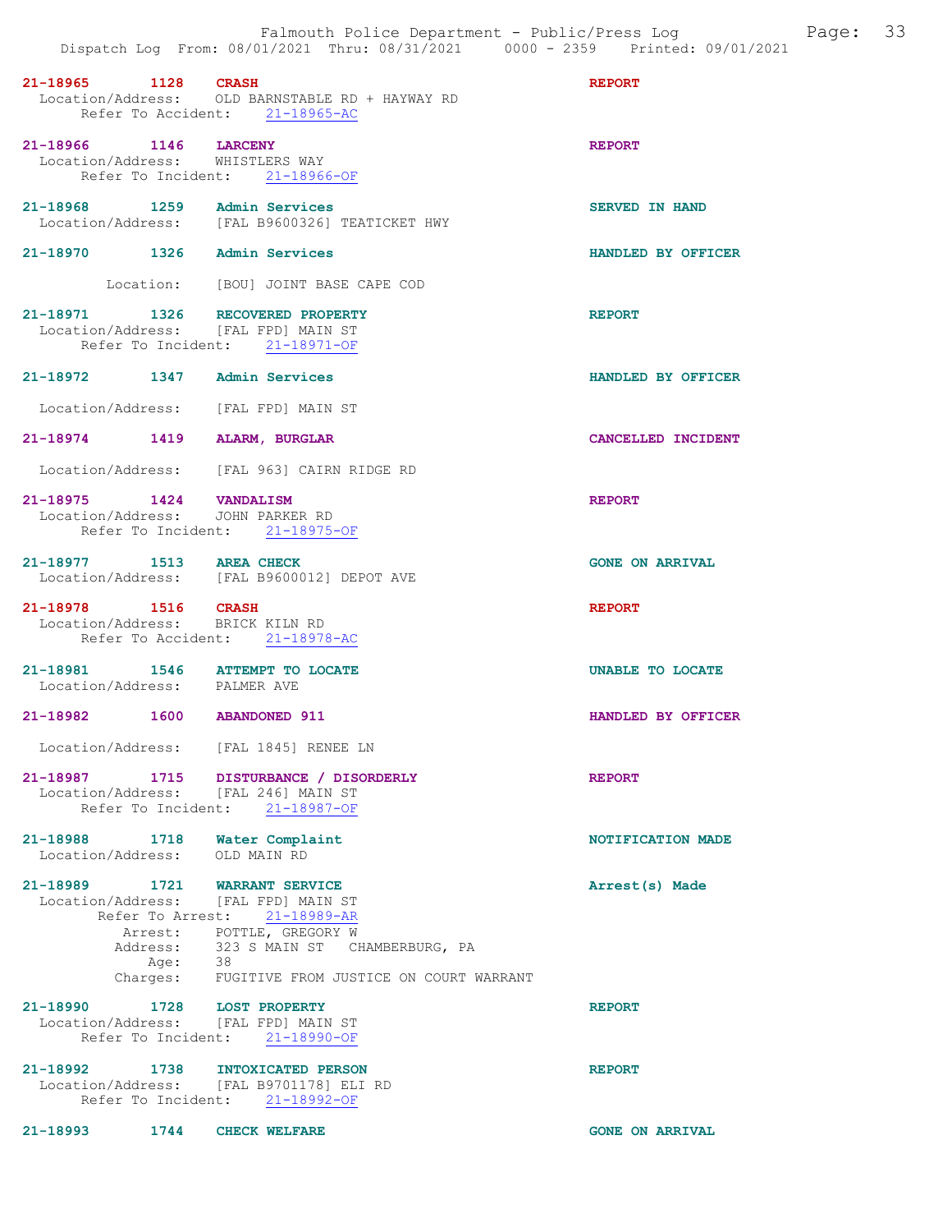**21-18965** 1128 **CRASH** — **REPORT**
Location/Address: OLD BARNSTABLE RD + HAYWAY RD
Refer To Accident: 21-18965-AC

**21-18966** 1146 **LARCENY** — **REPORT**
Location/Address: WHISTLERS WAY
Refer To Incident: 21-18966-OF

**21-18968** 1259 **Admin Services** — **SERVED IN HAND**
Location/Address: [FAL B9600326] TEATICKET HWY

**21-18970** 1326 **Admin Services** — **HANDLED BY OFFICER**
Location: [BOU] JOINT BASE CAPE COD

**21-18971** 1326 **RECOVERED PROPERTY** — **REPORT**
Location/Address: [FAL FPD] MAIN ST
Refer To Incident: 21-18971-OF

**21-18972** 1347 **Admin Services** — **HANDLED BY OFFICER**
Location/Address: [FAL FPD] MAIN ST

**21-18974** 1419 **ALARM, BURGLAR** — **CANCELLED INCIDENT**
Location/Address: [FAL 963] CAIRN RIDGE RD

**21-18975** 1424 **VANDALISM** — **REPORT**
Location/Address: JOHN PARKER RD
Refer To Incident: 21-18975-OF

**21-18977** 1513 **AREA CHECK** — **GONE ON ARRIVAL**
Location/Address: [FAL B9600012] DEPOT AVE

**21-18978** 1516 **CRASH** — **REPORT**
Location/Address: BRICK KILN RD
Refer To Accident: 21-18978-AC

**21-18981** 1546 **ATTEMPT TO LOCATE** — **UNABLE TO LOCATE**
Location/Address: PALMER AVE

**21-18982** 1600 **ABANDONED 911** — **HANDLED BY OFFICER**
Location/Address: [FAL 1845] RENEE LN

**21-18987** 1715 **DISTURBANCE / DISORDERLY** — **REPORT**
Location/Address: [FAL 246] MAIN ST
Refer To Incident: 21-18987-OF

**21-18988** 1718 **Water Complaint** — **NOTIFICATION MADE**
Location/Address: OLD MAIN RD

**21-18989** 1721 **WARRANT SERVICE** — **Arrest(s) Made**
Location/Address: [FAL FPD] MAIN ST
Refer To Arrest: 21-18989-AR
Arrest: POTTLE, GREGORY W
Address: 323 S MAIN ST CHAMBERBURG, PA
Age: 38
Charges: FUGITIVE FROM JUSTICE ON COURT WARRANT

**21-18990** 1728 **LOST PROPERTY** — **REPORT**
Location/Address: [FAL FPD] MAIN ST
Refer To Incident: 21-18990-OF

**21-18992** 1738 **INTOXICATED PERSON** — **REPORT**
Location/Address: [FAL B9701178] ELI RD
Refer To Incident: 21-18992-OF

**21-18993** 1744 **CHECK WELFARE** — **GONE ON ARRIVAL**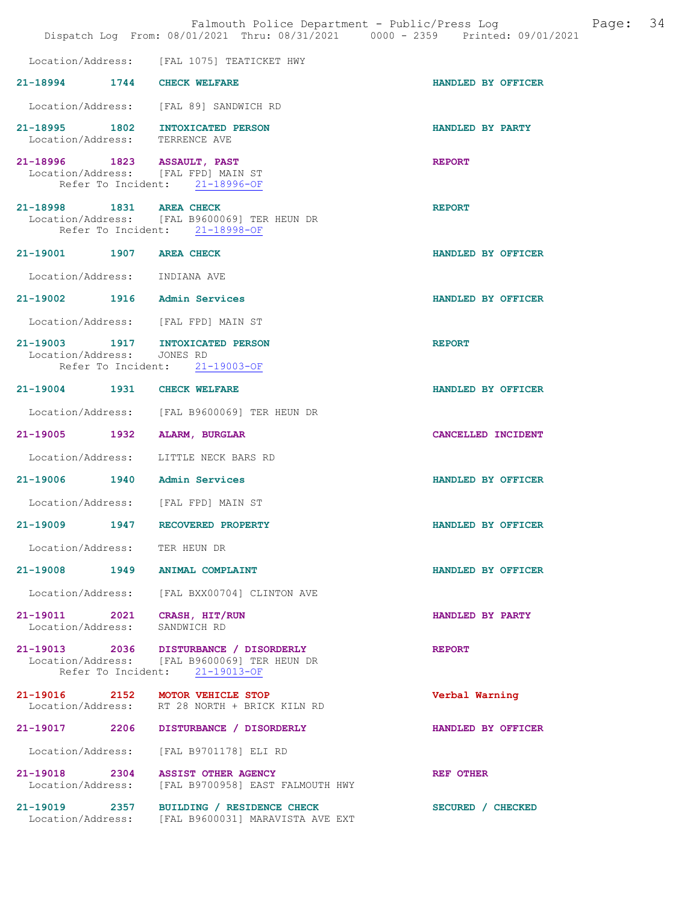Location/Address: [FAL 1075] TEATICKET HWY

**21-18994 1744 CHECK WELFARE** HANDLED BY OFFICER
Location/Address: [FAL 89] SANDWICH RD

**21-18995 1802 INTOXICATED PERSON** HANDLED BY PARTY
Location/Address: TERRENCE AVE

**21-18996 1823 ASSAULT, PAST** REPORT
Location/Address: [FAL FPD] MAIN ST
Refer To Incident: 21-18996-OF

**21-18998 1831 AREA CHECK** REPORT
Location/Address: [FAL B9600069] TER HEUN DR
Refer To Incident: 21-18998-OF

**21-19001 1907 AREA CHECK** HANDLED BY OFFICER
Location/Address: INDIANA AVE

**21-19002 1916 Admin Services** HANDLED BY OFFICER
Location/Address: [FAL FPD] MAIN ST

**21-19003 1917 INTOXICATED PERSON** REPORT
Location/Address: JONES RD
Refer To Incident: 21-19003-OF

**21-19004 1931 CHECK WELFARE** HANDLED BY OFFICER
Location/Address: [FAL B9600069] TER HEUN DR

**21-19005 1932 ALARM, BURGLAR** CANCELLED INCIDENT
Location/Address: LITTLE NECK BARS RD

**21-19006 1940 Admin Services** HANDLED BY OFFICER
Location/Address: [FAL FPD] MAIN ST

**21-19009 1947 RECOVERED PROPERTY** HANDLED BY OFFICER
Location/Address: TER HEUN DR

**21-19008 1949 ANIMAL COMPLAINT** HANDLED BY OFFICER
Location/Address: [FAL BXX00704] CLINTON AVE

**21-19011 2021 CRASH, HIT/RUN** HANDLED BY PARTY
Location/Address: SANDWICH RD

**21-19013 2036 DISTURBANCE / DISORDERLY** REPORT
Location/Address: [FAL B9600069] TER HEUN DR
Refer To Incident: 21-19013-OF

**21-19016 2152 MOTOR VEHICLE STOP** Verbal Warning
Location/Address: RT 28 NORTH + BRICK KILN RD

**21-19017 2206 DISTURBANCE / DISORDERLY** HANDLED BY OFFICER
Location/Address: [FAL B9701178] ELI RD

**21-19018 2304 ASSIST OTHER AGENCY** REF OTHER
Location/Address: [FAL B9700958] EAST FALMOUTH HWY

**21-19019 2357 BUILDING / RESIDENCE CHECK** SECURED / CHECKED
Location/Address: [FAL B9600031] MARAVISTA AVE EXT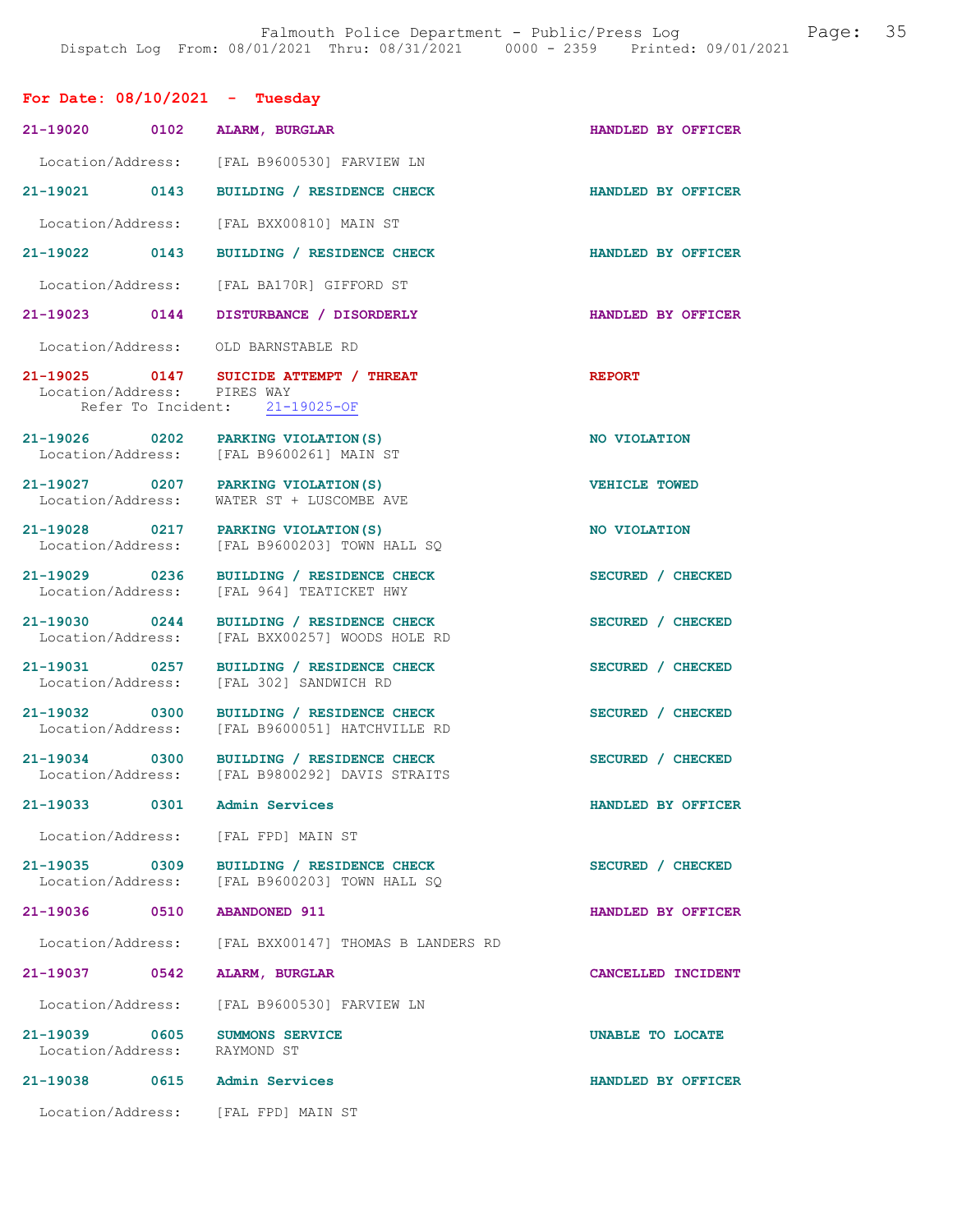**For Date: 08/10/2021 - Tuesday**

| Call # | Time | Call Reason | Action |
|---|---|---|---|
| 21-19020 | 0102 | ALARM, BURGLAR | HANDLED BY OFFICER |
| Location/Address: | | [FAL B9600530] FARVIEW LN | |
| 21-19021 | 0143 | BUILDING / RESIDENCE CHECK | HANDLED BY OFFICER |
| Location/Address: | | [FAL BXX00810] MAIN ST | |
| 21-19022 | 0143 | BUILDING / RESIDENCE CHECK | HANDLED BY OFFICER |
| Location/Address: | | [FAL BA170R] GIFFORD ST | |
| 21-19023 | 0144 | DISTURBANCE / DISORDERLY | HANDLED BY OFFICER |
| Location/Address: | | OLD BARNSTABLE RD | |
| 21-19025 | 0147 | SUICIDE ATTEMPT / THREAT | REPORT |
| Location/Address: | | PIRES WAY | |
| Refer To Incident: | | 21-19025-OF | |
| 21-19026 | 0202 | PARKING VIOLATION(S) | NO VIOLATION |
| Location/Address: | | [FAL B9600261] MAIN ST | |
| 21-19027 | 0207 | PARKING VIOLATION(S) | VEHICLE TOWED |
| Location/Address: | | WATER ST + LUSCOMBE AVE | |
| 21-19028 | 0217 | PARKING VIOLATION(S) | NO VIOLATION |
| Location/Address: | | [FAL B9600203] TOWN HALL SQ | |
| 21-19029 | 0236 | BUILDING / RESIDENCE CHECK | SECURED / CHECKED |
| Location/Address: | | [FAL 964] TEATICKET HWY | |
| 21-19030 | 0244 | BUILDING / RESIDENCE CHECK | SECURED / CHECKED |
| Location/Address: | | [FAL BXX00257] WOODS HOLE RD | |
| 21-19031 | 0257 | BUILDING / RESIDENCE CHECK | SECURED / CHECKED |
| Location/Address: | | [FAL 302] SANDWICH RD | |
| 21-19032 | 0300 | BUILDING / RESIDENCE CHECK | SECURED / CHECKED |
| Location/Address: | | [FAL B9600051] HATCHVILLE RD | |
| 21-19034 | 0300 | BUILDING / RESIDENCE CHECK | SECURED / CHECKED |
| Location/Address: | | [FAL B9800292] DAVIS STRAITS | |
| 21-19033 | 0301 | Admin Services | HANDLED BY OFFICER |
| Location/Address: | | [FAL FPD] MAIN ST | |
| 21-19035 | 0309 | BUILDING / RESIDENCE CHECK | SECURED / CHECKED |
| Location/Address: | | [FAL B9600203] TOWN HALL SQ | |
| 21-19036 | 0510 | ABANDONED 911 | HANDLED BY OFFICER |
| Location/Address: | | [FAL BXX00147] THOMAS B LANDERS RD | |
| 21-19037 | 0542 | ALARM, BURGLAR | CANCELLED INCIDENT |
| Location/Address: | | [FAL B9600530] FARVIEW LN | |
| 21-19039 | 0605 | SUMMONS SERVICE | UNABLE TO LOCATE |
| Location/Address: | | RAYMOND ST | |
| 21-19038 | 0615 | Admin Services | HANDLED BY OFFICER |
| Location/Address: | | [FAL FPD] MAIN ST | |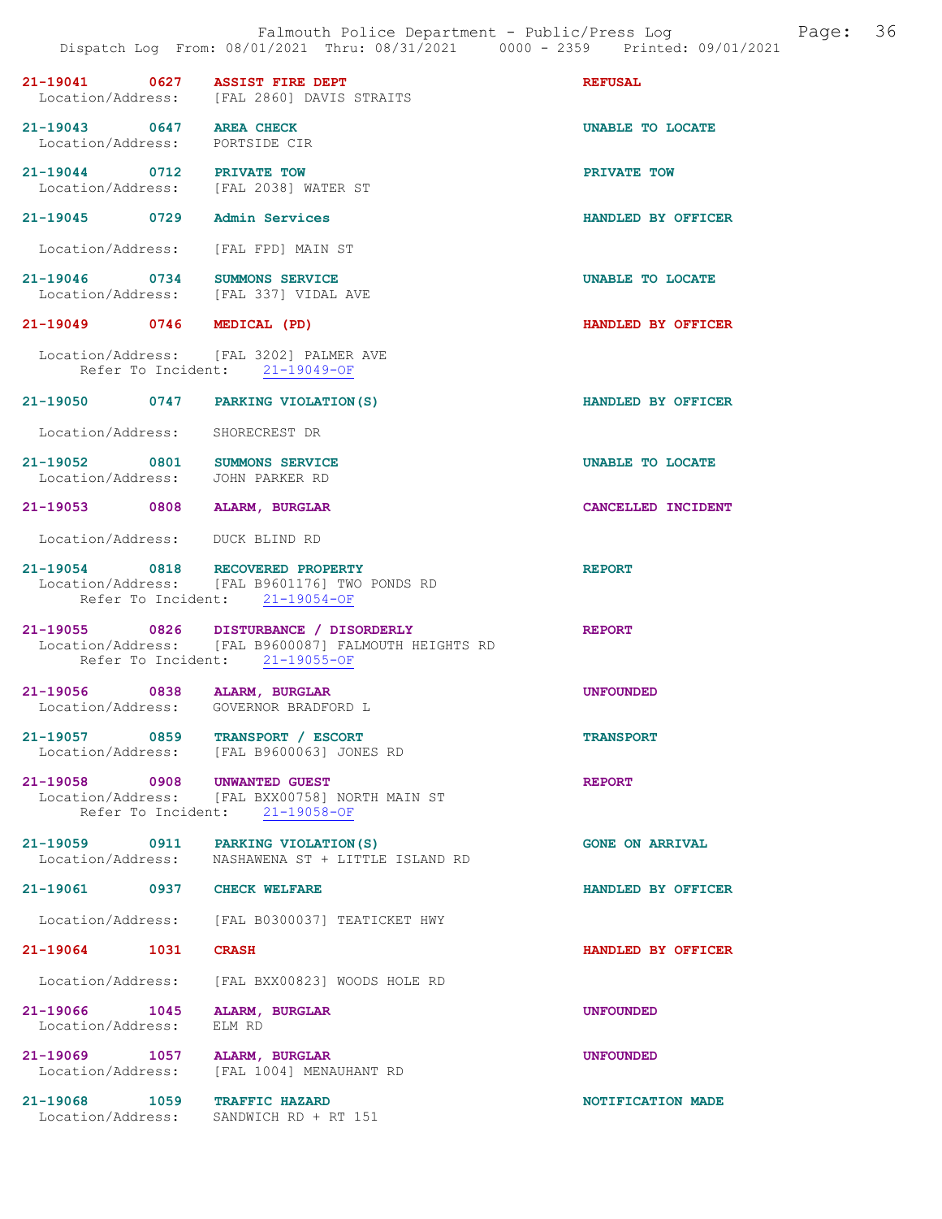21-19041 0627 **ASSIST FIRE DEPT** **REFUSAL**
Location/Address: [FAL 2860] DAVIS STRAITS

21-19043 0647 **AREA CHECK** **UNABLE TO LOCATE**
Location/Address: PORTSIDE CIR

21-19044 0712 **PRIVATE TOW** **PRIVATE TOW**
Location/Address: [FAL 2038] WATER ST

21-19045 0729 **Admin Services** **HANDLED BY OFFICER**
Location/Address: [FAL FPD] MAIN ST

21-19046 0734 **SUMMONS SERVICE** **UNABLE TO LOCATE**
Location/Address: [FAL 337] VIDAL AVE

21-19049 0746 **MEDICAL (PD)** **HANDLED BY OFFICER**
Location/Address: [FAL 3202] PALMER AVE
Refer To Incident: 21-19049-OF

21-19050 0747 **PARKING VIOLATION(S)** **HANDLED BY OFFICER**
Location/Address: SHORECREST DR

21-19052 0801 **SUMMONS SERVICE** **UNABLE TO LOCATE**
Location/Address: JOHN PARKER RD

21-19053 0808 **ALARM, BURGLAR** **CANCELLED INCIDENT**
Location/Address: DUCK BLIND RD

21-19054 0818 **RECOVERED PROPERTY** **REPORT**
Location/Address: [FAL B9601176] TWO PONDS RD
Refer To Incident: 21-19054-OF

21-19055 0826 **DISTURBANCE / DISORDERLY** **REPORT**
Location/Address: [FAL B9600087] FALMOUTH HEIGHTS RD
Refer To Incident: 21-19055-OF

21-19056 0838 **ALARM, BURGLAR** **UNFOUNDED**
Location/Address: GOVERNOR BRADFORD L

21-19057 0859 **TRANSPORT / ESCORT** **TRANSPORT**
Location/Address: [FAL B9600063] JONES RD

21-19058 0908 **UNWANTED GUEST** **REPORT**
Location/Address: [FAL BXX00758] NORTH MAIN ST
Refer To Incident: 21-19058-OF

21-19059 0911 **PARKING VIOLATION(S)** **GONE ON ARRIVAL**
Location/Address: NASHAWENA ST + LITTLE ISLAND RD

21-19061 0937 **CHECK WELFARE** **HANDLED BY OFFICER**
Location/Address: [FAL B0300037] TEATICKET HWY

21-19064 1031 **CRASH** **HANDLED BY OFFICER**
Location/Address: [FAL BXX00823] WOODS HOLE RD

21-19066 1045 **ALARM, BURGLAR** **UNFOUNDED**
Location/Address: ELM RD

21-19069 1057 **ALARM, BURGLAR** **UNFOUNDED**
Location/Address: [FAL 1004] MENAUHANT RD

21-19068 1059 **TRAFFIC HAZARD** **NOTIFICATION MADE**
Location/Address: SANDWICH RD + RT 151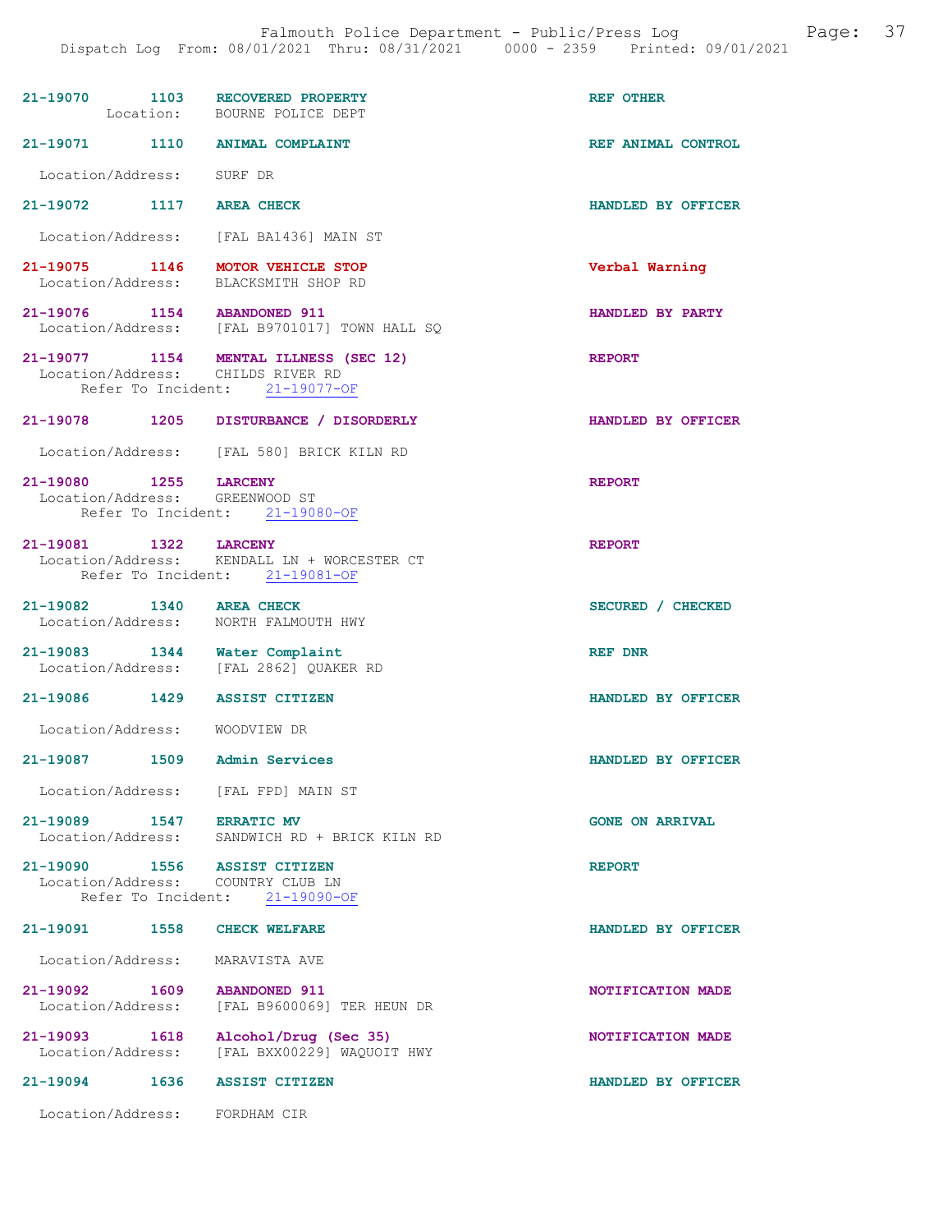| Call # | Time | Call Reason | Action |
|---|---|---|---|
| 21-19070 | 1103 | RECOVERED PROPERTY | REF OTHER |
| Location: BOURNE POLICE DEPT | | | |
| 21-19071 | 1110 | ANIMAL COMPLAINT | REF ANIMAL CONTROL |
| Location/Address: SURF DR | | | |
| 21-19072 | 1117 | AREA CHECK | HANDLED BY OFFICER |
| Location/Address: [FAL BA1436] MAIN ST | | | |
| 21-19075 | 1146 | MOTOR VEHICLE STOP | Verbal Warning |
| Location/Address: BLACKSMITH SHOP RD | | | |
| 21-19076 | 1154 | ABANDONED 911 | HANDLED BY PARTY |
| Location/Address: [FAL B9701017] TOWN HALL SQ | | | |
| 21-19077 | 1154 | MENTAL ILLNESS (SEC 12) | REPORT |
| Location/Address: CHILDS RIVER RD; Refer To Incident: 21-19077-OF | | | |
| 21-19078 | 1205 | DISTURBANCE / DISORDERLY | HANDLED BY OFFICER |
| Location/Address: [FAL 580] BRICK KILN RD | | | |
| 21-19080 | 1255 | LARCENY | REPORT |
| Location/Address: GREENWOOD ST; Refer To Incident: 21-19080-OF | | | |
| 21-19081 | 1322 | LARCENY | REPORT |
| Location/Address: KENDALL LN + WORCESTER CT; Refer To Incident: 21-19081-OF | | | |
| 21-19082 | 1340 | AREA CHECK | SECURED / CHECKED |
| Location/Address: NORTH FALMOUTH HWY | | | |
| 21-19083 | 1344 | Water Complaint | REF DNR |
| Location/Address: [FAL 2862] QUAKER RD | | | |
| 21-19086 | 1429 | ASSIST CITIZEN | HANDLED BY OFFICER |
| Location/Address: WOODVIEW DR | | | |
| 21-19087 | 1509 | Admin Services | HANDLED BY OFFICER |
| Location/Address: [FAL FPD] MAIN ST | | | |
| 21-19089 | 1547 | ERRATIC MV | GONE ON ARRIVAL |
| Location/Address: SANDWICH RD + BRICK KILN RD | | | |
| 21-19090 | 1556 | ASSIST CITIZEN | REPORT |
| Location/Address: COUNTRY CLUB LN; Refer To Incident: 21-19090-OF | | | |
| 21-19091 | 1558 | CHECK WELFARE | HANDLED BY OFFICER |
| Location/Address: MARAVISTA AVE | | | |
| 21-19092 | 1609 | ABANDONED 911 | NOTIFICATION MADE |
| Location/Address: [FAL B9600069] TER HEUN DR | | | |
| 21-19093 | 1618 | Alcohol/Drug (Sec 35) | NOTIFICATION MADE |
| Location/Address: [FAL BXX00229] WAQUOIT HWY | | | |
| 21-19094 | 1636 | ASSIST CITIZEN | HANDLED BY OFFICER |
| Location/Address: FORDHAM CIR | | | |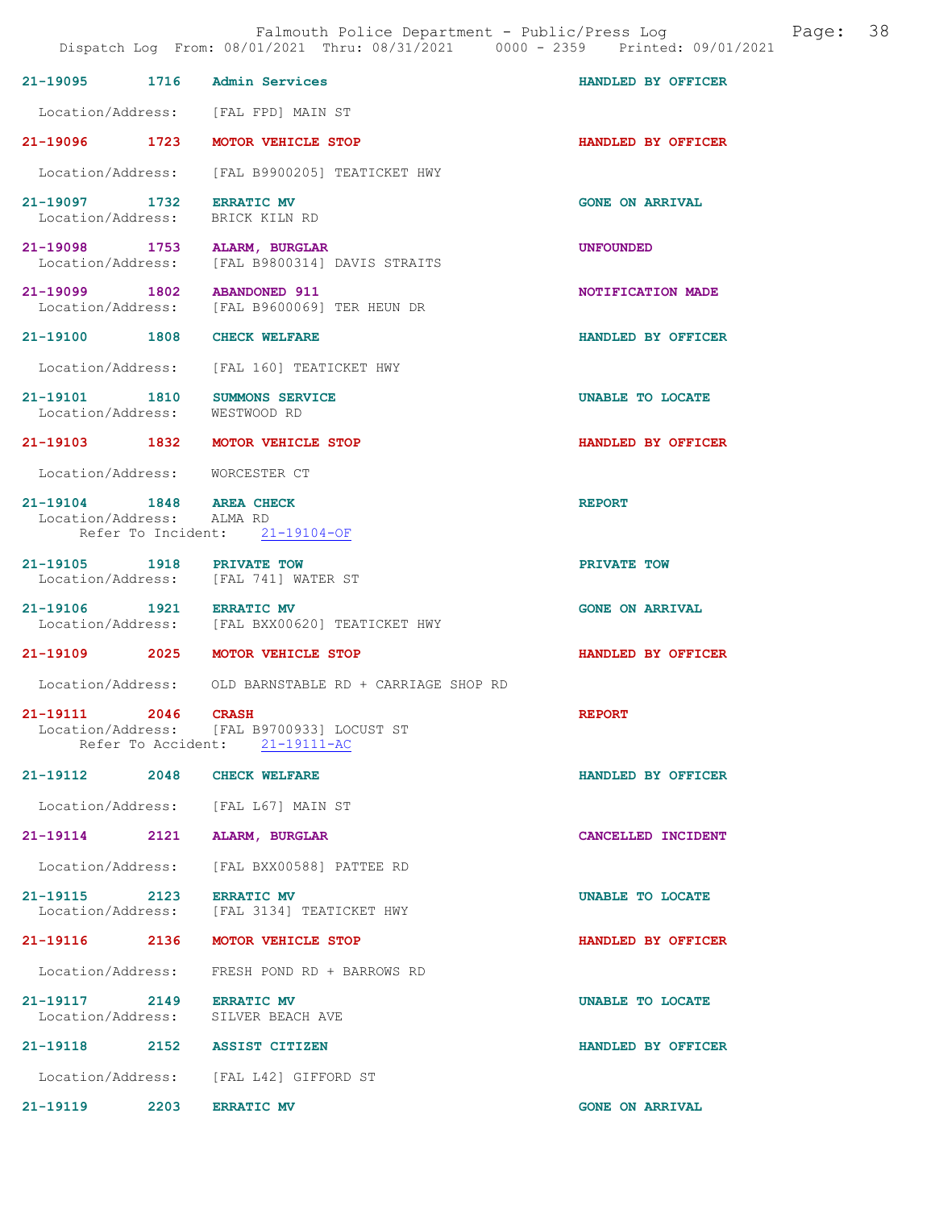Falmouth Police Department - Public/Press Log
Dispatch Log From: 08/01/2021 Thru: 08/31/2021 0000 - 2359 Printed: 09/01/2021

**21-19095 1716 Admin Services** HANDLED BY OFFICER
Location/Address: [FAL FPD] MAIN ST

**21-19096 1723 MOTOR VEHICLE STOP** HANDLED BY OFFICER
Location/Address: [FAL B9900205] TEATICKET HWY

**21-19097 1732 ERRATIC MV** GONE ON ARRIVAL
Location/Address: BRICK KILN RD

**21-19098 1753 ALARM, BURGLAR** UNFOUNDED
Location/Address: [FAL B9800314] DAVIS STRAITS

**21-19099 1802 ABANDONED 911** NOTIFICATION MADE
Location/Address: [FAL B9600069] TER HEUN DR

**21-19100 1808 CHECK WELFARE** HANDLED BY OFFICER
Location/Address: [FAL 160] TEATICKET HWY

**21-19101 1810 SUMMONS SERVICE** UNABLE TO LOCATE
Location/Address: WESTWOOD RD

**21-19103 1832 MOTOR VEHICLE STOP** HANDLED BY OFFICER
Location/Address: WORCESTER CT

**21-19104 1848 AREA CHECK** REPORT
Location/Address: ALMA RD
Refer To Incident: 21-19104-OF

**21-19105 1918 PRIVATE TOW** PRIVATE TOW
Location/Address: [FAL 741] WATER ST

**21-19106 1921 ERRATIC MV** GONE ON ARRIVAL
Location/Address: [FAL BXX00620] TEATICKET HWY

**21-19109 2025 MOTOR VEHICLE STOP** HANDLED BY OFFICER
Location/Address: OLD BARNSTABLE RD + CARRIAGE SHOP RD

**21-19111 2046 CRASH** REPORT
Location/Address: [FAL B9700933] LOCUST ST
Refer To Accident: 21-19111-AC

**21-19112 2048 CHECK WELFARE** HANDLED BY OFFICER
Location/Address: [FAL L67] MAIN ST

**21-19114 2121 ALARM, BURGLAR** CANCELLED INCIDENT
Location/Address: [FAL BXX00588] PATTEE RD

**21-19115 2123 ERRATIC MV** UNABLE TO LOCATE
Location/Address: [FAL 3134] TEATICKET HWY

**21-19116 2136 MOTOR VEHICLE STOP** HANDLED BY OFFICER
Location/Address: FRESH POND RD + BARROWS RD

**21-19117 2149 ERRATIC MV** UNABLE TO LOCATE
Location/Address: SILVER BEACH AVE

**21-19118 2152 ASSIST CITIZEN** HANDLED BY OFFICER
Location/Address: [FAL L42] GIFFORD ST

**21-19119 2203 ERRATIC MV** GONE ON ARRIVAL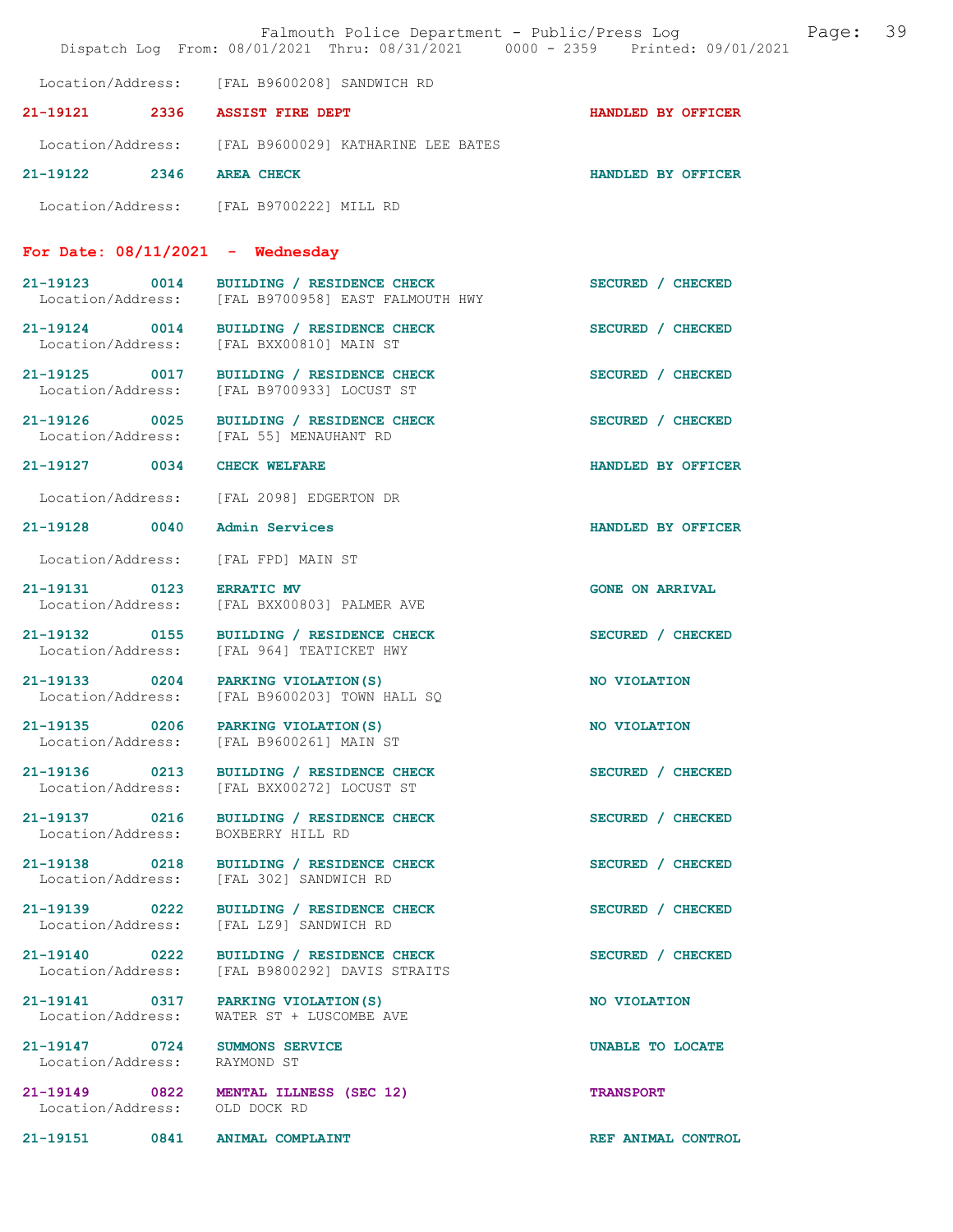Location/Address: [FAL B9600208] SANDWICH RD

**21-19121 2336 ASSIST FIRE DEPT** — HANDLED BY OFFICER
Location/Address: [FAL B9600029] KATHARINE LEE BATES

**21-19122 2346 AREA CHECK** — HANDLED BY OFFICER
Location/Address: [FAL B9700222] MILL RD

## For Date: 08/11/2021 - Wednesday

**21-19123 0014 BUILDING / RESIDENCE CHECK** — SECURED / CHECKED
Location/Address: [FAL B9700958] EAST FALMOUTH HWY

**21-19124 0014 BUILDING / RESIDENCE CHECK** — SECURED / CHECKED
Location/Address: [FAL BXX00810] MAIN ST

**21-19125 0017 BUILDING / RESIDENCE CHECK** — SECURED / CHECKED
Location/Address: [FAL B9700933] LOCUST ST

**21-19126 0025 BUILDING / RESIDENCE CHECK** — SECURED / CHECKED
Location/Address: [FAL 55] MENAUHANT RD

**21-19127 0034 CHECK WELFARE** — HANDLED BY OFFICER
Location/Address: [FAL 2098] EDGERTON DR

**21-19128 0040 Admin Services** — HANDLED BY OFFICER
Location/Address: [FAL FPD] MAIN ST

**21-19131 0123 ERRATIC MV** — GONE ON ARRIVAL
Location/Address: [FAL BXX00803] PALMER AVE

**21-19132 0155 BUILDING / RESIDENCE CHECK** — SECURED / CHECKED
Location/Address: [FAL 964] TEATICKET HWY

**21-19133 0204 PARKING VIOLATION(S)** — NO VIOLATION
Location/Address: [FAL B9600203] TOWN HALL SQ

**21-19135 0206 PARKING VIOLATION(S)** — NO VIOLATION
Location/Address: [FAL B9600261] MAIN ST

**21-19136 0213 BUILDING / RESIDENCE CHECK** — SECURED / CHECKED
Location/Address: [FAL BXX00272] LOCUST ST

**21-19137 0216 BUILDING / RESIDENCE CHECK** — SECURED / CHECKED
Location/Address: BOXBERRY HILL RD

**21-19138 0218 BUILDING / RESIDENCE CHECK** — SECURED / CHECKED
Location/Address: [FAL 302] SANDWICH RD

**21-19139 0222 BUILDING / RESIDENCE CHECK** — SECURED / CHECKED
Location/Address: [FAL LZ9] SANDWICH RD

**21-19140 0222 BUILDING / RESIDENCE CHECK** — SECURED / CHECKED
Location/Address: [FAL B9800292] DAVIS STRAITS

**21-19141 0317 PARKING VIOLATION(S)** — NO VIOLATION
Location/Address: WATER ST + LUSCOMBE AVE

**21-19147 0724 SUMMONS SERVICE** — UNABLE TO LOCATE
Location/Address: RAYMOND ST

**21-19149 0822 MENTAL ILLNESS (SEC 12)** — TRANSPORT
Location/Address: OLD DOCK RD

**21-19151 0841 ANIMAL COMPLAINT** — REF ANIMAL CONTROL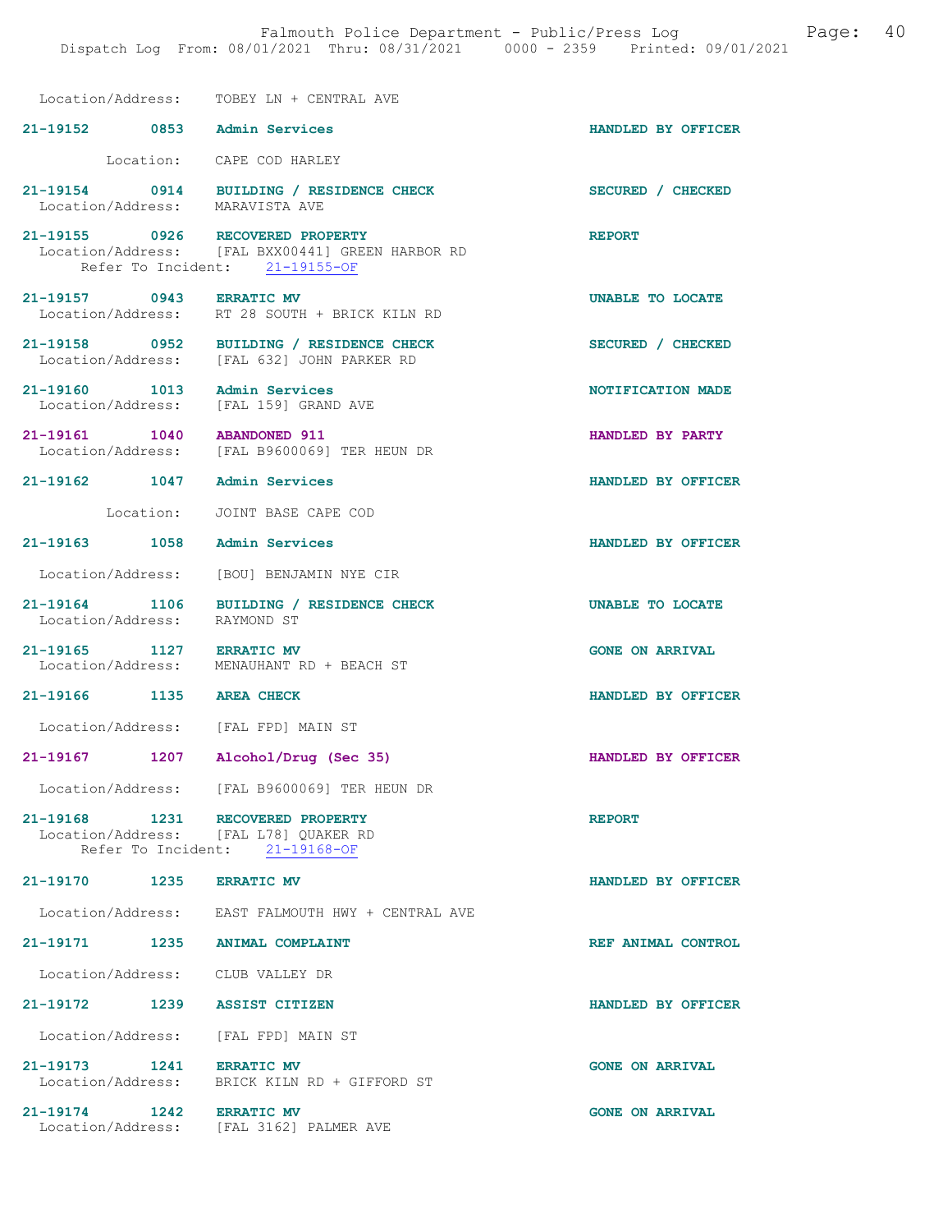Location/Address: TOBEY LN + CENTRAL AVE

21-19152 0853 Admin Services HANDLED BY OFFICER

Location: CAPE COD HARLEY

21-19154 0914 BUILDING / RESIDENCE CHECK SECURED / CHECKED
Location/Address: MARAVISTA AVE

21-19155 0926 RECOVERED PROPERTY REPORT
Location/Address: [FAL BXX00441] GREEN HARBOR RD
Refer To Incident: 21-19155-OF

21-19157 0943 ERRATIC MV UNABLE TO LOCATE
Location/Address: RT 28 SOUTH + BRICK KILN RD

21-19158 0952 BUILDING / RESIDENCE CHECK SECURED / CHECKED
Location/Address: [FAL 632] JOHN PARKER RD

21-19160 1013 Admin Services NOTIFICATION MADE
Location/Address: [FAL 159] GRAND AVE

21-19161 1040 ABANDONED 911 HANDLED BY PARTY
Location/Address: [FAL B9600069] TER HEUN DR

21-19162 1047 Admin Services HANDLED BY OFFICER

Location: JOINT BASE CAPE COD

21-19163 1058 Admin Services HANDLED BY OFFICER

Location/Address: [BOU] BENJAMIN NYE CIR

21-19164 1106 BUILDING / RESIDENCE CHECK UNABLE TO LOCATE
Location/Address: RAYMOND ST

21-19165 1127 ERRATIC MV GONE ON ARRIVAL
Location/Address: MENAUHANT RD + BEACH ST

21-19166 1135 AREA CHECK HANDLED BY OFFICER

Location/Address: [FAL FPD] MAIN ST

21-19167 1207 Alcohol/Drug (Sec 35) HANDLED BY OFFICER

Location/Address: [FAL B9600069] TER HEUN DR

21-19168 1231 RECOVERED PROPERTY REPORT
Location/Address: [FAL L78] QUAKER RD
Refer To Incident: 21-19168-OF

21-19170 1235 ERRATIC MV HANDLED BY OFFICER

Location/Address: EAST FALMOUTH HWY + CENTRAL AVE

21-19171 1235 ANIMAL COMPLAINT REF ANIMAL CONTROL

Location/Address: CLUB VALLEY DR

21-19172 1239 ASSIST CITIZEN HANDLED BY OFFICER

Location/Address: [FAL FPD] MAIN ST

21-19173 1241 ERRATIC MV GONE ON ARRIVAL
Location/Address: BRICK KILN RD + GIFFORD ST

21-19174 1242 ERRATIC MV GONE ON ARRIVAL
Location/Address: [FAL 3162] PALMER AVE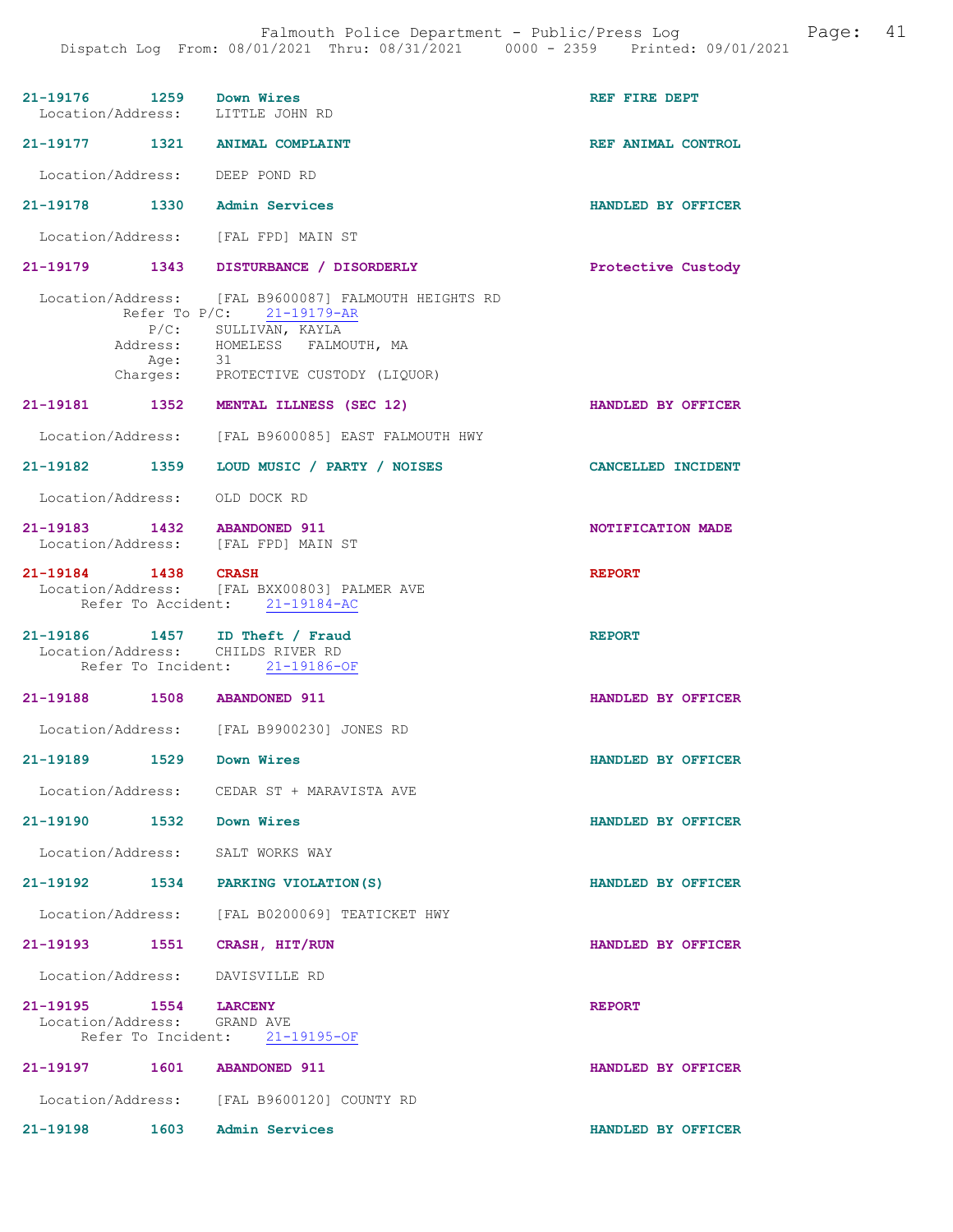**21-19176** 1259 **Down Wires** — REF FIRE DEPT
Location/Address: LITTLE JOHN RD

**21-19177** 1321 **ANIMAL COMPLAINT** — REF ANIMAL CONTROL
Location/Address: DEEP POND RD

**21-19178** 1330 **Admin Services** — HANDLED BY OFFICER
Location/Address: [FAL FPD] MAIN ST

**21-19179** 1343 **DISTURBANCE / DISORDERLY** — Protective Custody
Location/Address: [FAL B9600087] FALMOUTH HEIGHTS RD
Refer To P/C: 21-19179-AR
P/C: SULLIVAN, KAYLA
Address: HOMELESS FALMOUTH, MA
Age: 31
Charges: PROTECTIVE CUSTODY (LIQUOR)

**21-19181** 1352 **MENTAL ILLNESS (SEC 12)** — HANDLED BY OFFICER
Location/Address: [FAL B9600085] EAST FALMOUTH HWY

**21-19182** 1359 **LOUD MUSIC / PARTY / NOISES** — CANCELLED INCIDENT
Location/Address: OLD DOCK RD

**21-19183** 1432 **ABANDONED 911** — NOTIFICATION MADE
Location/Address: [FAL FPD] MAIN ST

**21-19184** 1438 **CRASH** — REPORT
Location/Address: [FAL BXX00803] PALMER AVE
Refer To Accident: 21-19184-AC

**21-19186** 1457 **ID Theft / Fraud** — REPORT
Location/Address: CHILDS RIVER RD
Refer To Incident: 21-19186-OF

**21-19188** 1508 **ABANDONED 911** — HANDLED BY OFFICER
Location/Address: [FAL B9900230] JONES RD

**21-19189** 1529 **Down Wires** — HANDLED BY OFFICER
Location/Address: CEDAR ST + MARAVISTA AVE

**21-19190** 1532 **Down Wires** — HANDLED BY OFFICER
Location/Address: SALT WORKS WAY

**21-19192** 1534 **PARKING VIOLATION(S)** — HANDLED BY OFFICER
Location/Address: [FAL B0200069] TEATICKET HWY

**21-19193** 1551 **CRASH, HIT/RUN** — HANDLED BY OFFICER
Location/Address: DAVISVILLE RD

**21-19195** 1554 **LARCENY** — REPORT
Location/Address: GRAND AVE
Refer To Incident: 21-19195-OF

**21-19197** 1601 **ABANDONED 911** — HANDLED BY OFFICER
Location/Address: [FAL B9600120] COUNTY RD

**21-19198** 1603 **Admin Services** — HANDLED BY OFFICER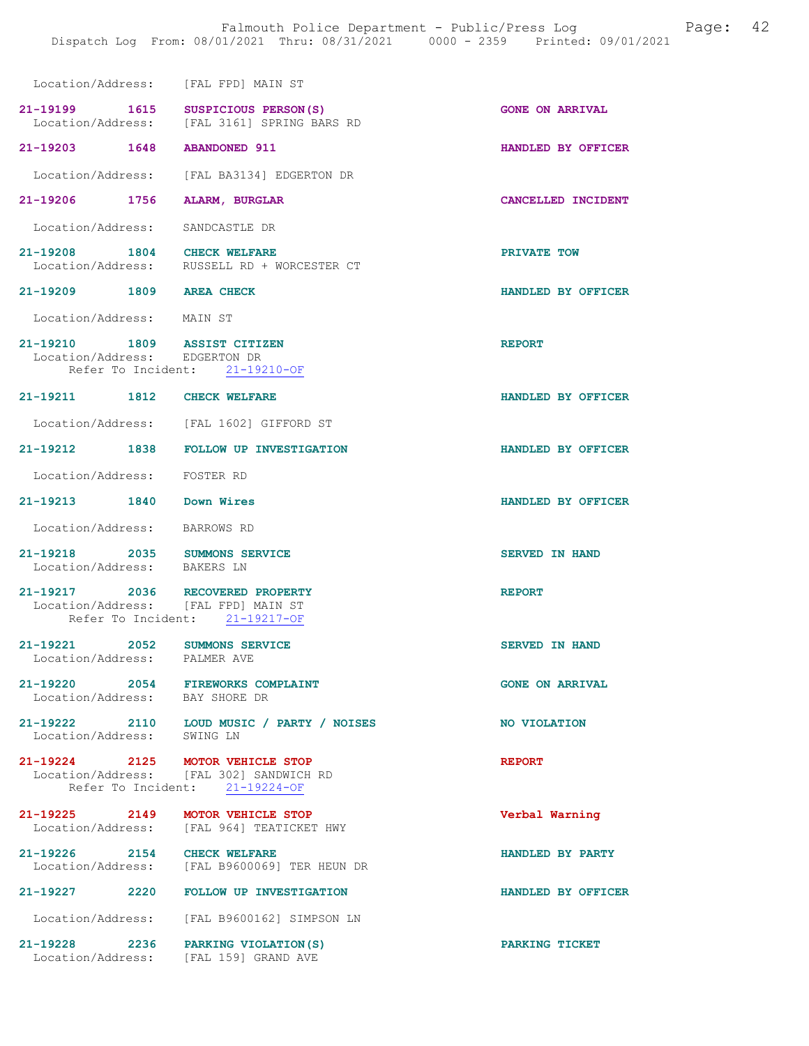Location/Address: [FAL FPD] MAIN ST

**21-19199 1615 SUSPICIOUS PERSON(S)** — GONE ON ARRIVAL
Location/Address: [FAL 3161] SPRING BARS RD

**21-19203 1648 ABANDONED 911** — HANDLED BY OFFICER
Location/Address: [FAL BA3134] EDGERTON DR

**21-19206 1756 ALARM, BURGLAR** — CANCELLED INCIDENT
Location/Address: SANDCASTLE DR

**21-19208 1804 CHECK WELFARE** — PRIVATE TOW
Location/Address: RUSSELL RD + WORCESTER CT

**21-19209 1809 AREA CHECK** — HANDLED BY OFFICER
Location/Address: MAIN ST

**21-19210 1809 ASSIST CITIZEN** — REPORT
Location/Address: EDGERTON DR
Refer To Incident: 21-19210-OF

**21-19211 1812 CHECK WELFARE** — HANDLED BY OFFICER
Location/Address: [FAL 1602] GIFFORD ST

**21-19212 1838 FOLLOW UP INVESTIGATION** — HANDLED BY OFFICER
Location/Address: FOSTER RD

**21-19213 1840 Down Wires** — HANDLED BY OFFICER
Location/Address: BARROWS RD

**21-19218 2035 SUMMONS SERVICE** — SERVED IN HAND
Location/Address: BAKERS LN

**21-19217 2036 RECOVERED PROPERTY** — REPORT
Location/Address: [FAL FPD] MAIN ST
Refer To Incident: 21-19217-OF

**21-19221 2052 SUMMONS SERVICE** — SERVED IN HAND
Location/Address: PALMER AVE

**21-19220 2054 FIREWORKS COMPLAINT** — GONE ON ARRIVAL
Location/Address: BAY SHORE DR

**21-19222 2110 LOUD MUSIC / PARTY / NOISES** — NO VIOLATION
Location/Address: SWING LN

**21-19224 2125 MOTOR VEHICLE STOP** — REPORT
Location/Address: [FAL 302] SANDWICH RD
Refer To Incident: 21-19224-OF

**21-19225 2149 MOTOR VEHICLE STOP** — Verbal Warning
Location/Address: [FAL 964] TEATICKET HWY

**21-19226 2154 CHECK WELFARE** — HANDLED BY PARTY
Location/Address: [FAL B9600069] TER HEUN DR

**21-19227 2220 FOLLOW UP INVESTIGATION** — HANDLED BY OFFICER
Location/Address: [FAL B9600162] SIMPSON LN

**21-19228 2236 PARKING VIOLATION(S)** — PARKING TICKET
Location/Address: [FAL 159] GRAND AVE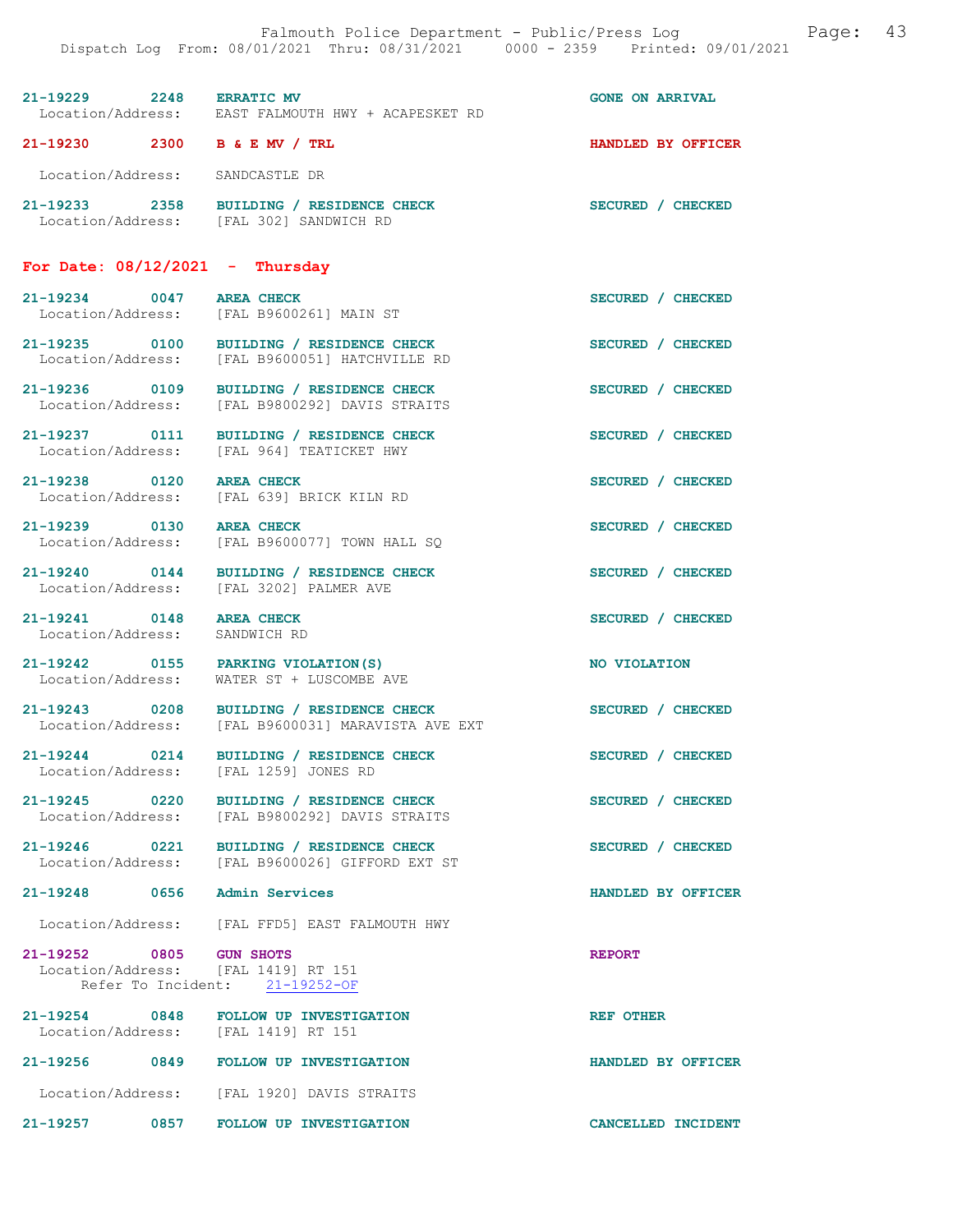21-19229 2248 **ERRATIC MV** GONE ON ARRIVAL
Location/Address: EAST FALMOUTH HWY + ACAPESKET RD

21-19230 2300 **B & E MV / TRL** HANDLED BY OFFICER
Location/Address: SANDCASTLE DR

21-19233 2358 **BUILDING / RESIDENCE CHECK** SECURED / CHECKED
Location/Address: [FAL 302] SANDWICH RD

## For Date: 08/12/2021 - Thursday

21-19234 0047 **AREA CHECK** SECURED / CHECKED
Location/Address: [FAL B9600261] MAIN ST

21-19235 0100 **BUILDING / RESIDENCE CHECK** SECURED / CHECKED
Location/Address: [FAL B9600051] HATCHVILLE RD

21-19236 0109 **BUILDING / RESIDENCE CHECK** SECURED / CHECKED
Location/Address: [FAL B9800292] DAVIS STRAITS

21-19237 0111 **BUILDING / RESIDENCE CHECK** SECURED / CHECKED
Location/Address: [FAL 964] TEATICKET HWY

21-19238 0120 **AREA CHECK** SECURED / CHECKED
Location/Address: [FAL 639] BRICK KILN RD

21-19239 0130 **AREA CHECK** SECURED / CHECKED
Location/Address: [FAL B9600077] TOWN HALL SQ

21-19240 0144 **BUILDING / RESIDENCE CHECK** SECURED / CHECKED
Location/Address: [FAL 3202] PALMER AVE

21-19241 0148 **AREA CHECK** SECURED / CHECKED
Location/Address: SANDWICH RD

21-19242 0155 **PARKING VIOLATION(S)** NO VIOLATION
Location/Address: WATER ST + LUSCOMBE AVE

21-19243 0208 **BUILDING / RESIDENCE CHECK** SECURED / CHECKED
Location/Address: [FAL B9600031] MARAVISTA AVE EXT

21-19244 0214 **BUILDING / RESIDENCE CHECK** SECURED / CHECKED
Location/Address: [FAL 1259] JONES RD

21-19245 0220 **BUILDING / RESIDENCE CHECK** SECURED / CHECKED
Location/Address: [FAL B9800292] DAVIS STRAITS

21-19246 0221 **BUILDING / RESIDENCE CHECK** SECURED / CHECKED
Location/Address: [FAL B9600026] GIFFORD EXT ST

21-19248 0656 **Admin Services** HANDLED BY OFFICER
Location/Address: [FAL FFD5] EAST FALMOUTH HWY

21-19252 0805 **GUN SHOTS** REPORT
Location/Address: [FAL 1419] RT 151
Refer To Incident: 21-19252-OF

21-19254 0848 **FOLLOW UP INVESTIGATION** REF OTHER
Location/Address: [FAL 1419] RT 151

21-19256 0849 **FOLLOW UP INVESTIGATION** HANDLED BY OFFICER
Location/Address: [FAL 1920] DAVIS STRAITS

21-19257 0857 **FOLLOW UP INVESTIGATION** CANCELLED INCIDENT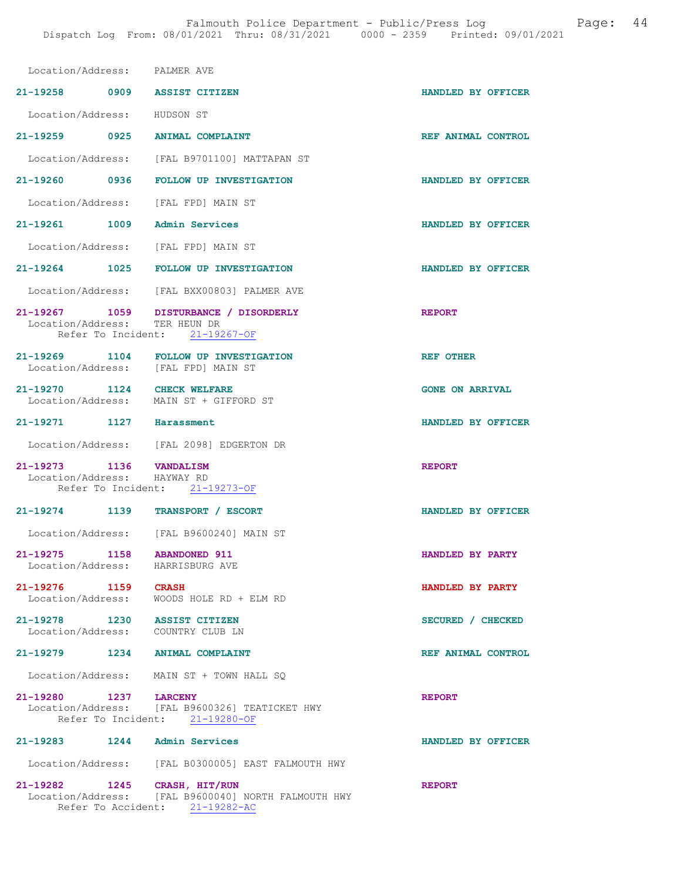Location/Address: PALMER AVE

**21-19258 0909 ASSIST CITIZEN** HANDLED BY OFFICER

Location/Address: HUDSON ST

**21-19259 0925 ANIMAL COMPLAINT** REF ANIMAL CONTROL

Location/Address: [FAL B9701100] MATTAPAN ST

**21-19260 0936 FOLLOW UP INVESTIGATION** HANDLED BY OFFICER

Location/Address: [FAL FPD] MAIN ST

**21-19261 1009 Admin Services** HANDLED BY OFFICER

Location/Address: [FAL FPD] MAIN ST

**21-19264 1025 FOLLOW UP INVESTIGATION** HANDLED BY OFFICER

Location/Address: [FAL BXX00803] PALMER AVE

**21-19267 1059 DISTURBANCE / DISORDERLY** REPORT
Location/Address: TER HEUN DR
Refer To Incident: 21-19267-OF

**21-19269 1104 FOLLOW UP INVESTIGATION** REF OTHER
Location/Address: [FAL FPD] MAIN ST

**21-19270 1124 CHECK WELFARE** GONE ON ARRIVAL
Location/Address: MAIN ST + GIFFORD ST

**21-19271 1127 Harassment** HANDLED BY OFFICER

Location/Address: [FAL 2098] EDGERTON DR

**21-19273 1136 VANDALISM** REPORT
Location/Address: HAYWAY RD
Refer To Incident: 21-19273-OF

**21-19274 1139 TRANSPORT / ESCORT** HANDLED BY OFFICER

Location/Address: [FAL B9600240] MAIN ST

**21-19275 1158 ABANDONED 911** HANDLED BY PARTY
Location/Address: HARRISBURG AVE

**21-19276 1159 CRASH** HANDLED BY PARTY
Location/Address: WOODS HOLE RD + ELM RD

**21-19278 1230 ASSIST CITIZEN** SECURED / CHECKED
Location/Address: COUNTRY CLUB LN

**21-19279 1234 ANIMAL COMPLAINT** REF ANIMAL CONTROL

Location/Address: MAIN ST + TOWN HALL SQ

**21-19280 1237 LARCENY** REPORT
Location/Address: [FAL B9600326] TEATICKET HWY
Refer To Incident: 21-19280-OF

**21-19283 1244 Admin Services** HANDLED BY OFFICER

Location/Address: [FAL B0300005] EAST FALMOUTH HWY

**21-19282 1245 CRASH, HIT/RUN** REPORT
Location/Address: [FAL B9600040] NORTH FALMOUTH HWY
Refer To Accident: 21-19282-AC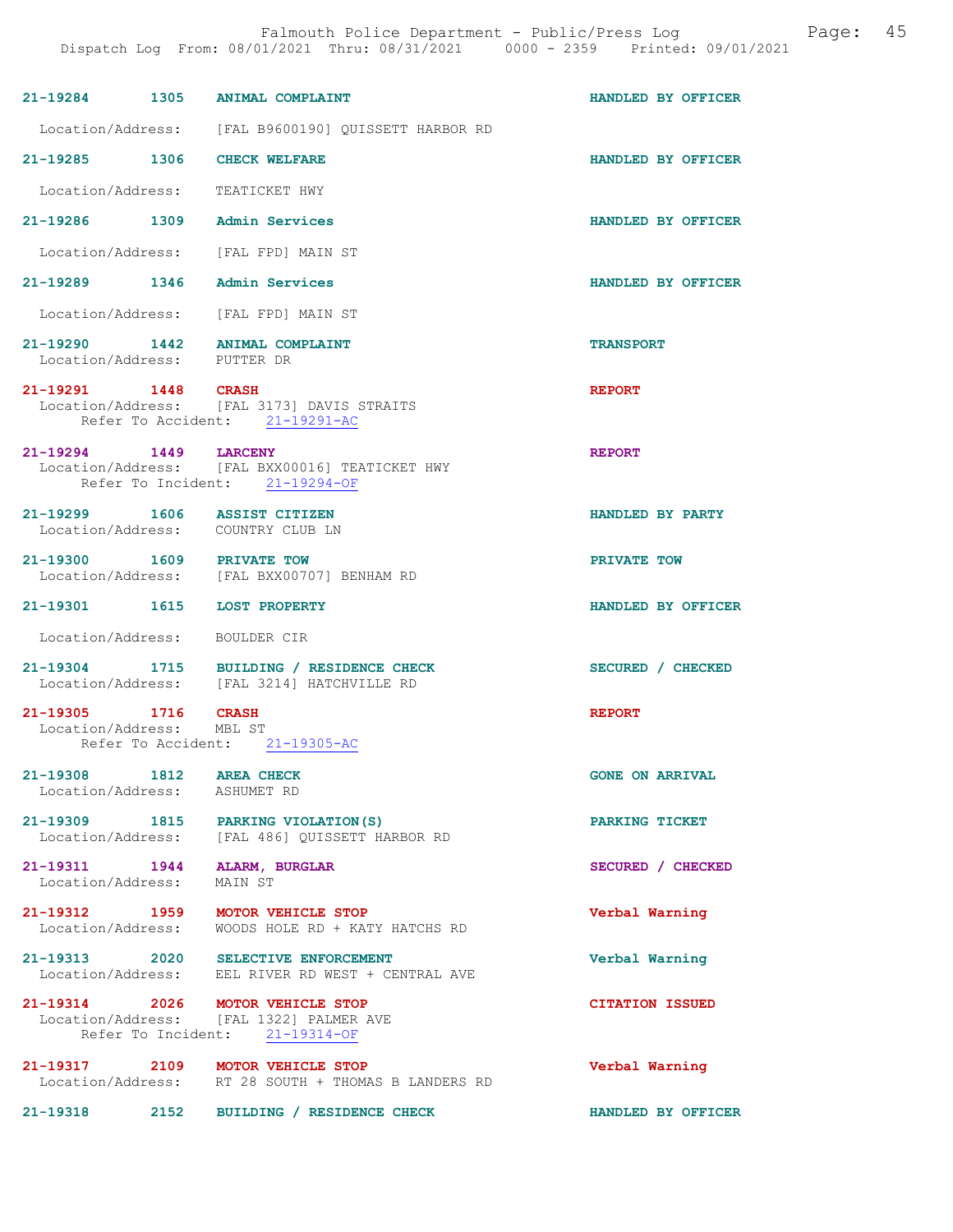| Incident | Time | Type | Disposition |
|---|---|---|---|
| 21-19284 | 1305 | ANIMAL COMPLAINT | HANDLED BY OFFICER |

Location/Address: [FAL B9600190] QUISSETT HARBOR RD

| 21-19285 | 1306 | CHECK WELFARE | HANDLED BY OFFICER |
|---|---|---|---|

Location/Address: TEATICKET HWY

| 21-19286 | 1309 | Admin Services | HANDLED BY OFFICER |
|---|---|---|---|

Location/Address: [FAL FPD] MAIN ST

| 21-19289 | 1346 | Admin Services | HANDLED BY OFFICER |
|---|---|---|---|

Location/Address: [FAL FPD] MAIN ST

| 21-19290 | 1442 | ANIMAL COMPLAINT | TRANSPORT |
|---|---|---|---|

Location/Address: PUTTER DR

| 21-19291 | 1448 | CRASH | REPORT |
|---|---|---|---|

Location/Address: [FAL 3173] DAVIS STRAITS
Refer To Accident: 21-19291-AC

| 21-19294 | 1449 | LARCENY | REPORT |
|---|---|---|---|

Location/Address: [FAL BXX00016] TEATICKET HWY
Refer To Incident: 21-19294-OF

| 21-19299 | 1606 | ASSIST CITIZEN | HANDLED BY PARTY |
|---|---|---|---|

Location/Address: COUNTRY CLUB LN

| 21-19300 | 1609 | PRIVATE TOW | PRIVATE TOW |
|---|---|---|---|

Location/Address: [FAL BXX00707] BENHAM RD

| 21-19301 | 1615 | LOST PROPERTY | HANDLED BY OFFICER |
|---|---|---|---|

Location/Address: BOULDER CIR

| 21-19304 | 1715 | BUILDING / RESIDENCE CHECK | SECURED / CHECKED |
|---|---|---|---|

Location/Address: [FAL 3214] HATCHVILLE RD

| 21-19305 | 1716 | CRASH | REPORT |
|---|---|---|---|

Location/Address: MBL ST
Refer To Accident: 21-19305-AC

| 21-19308 | 1812 | AREA CHECK | GONE ON ARRIVAL |
|---|---|---|---|

Location/Address: ASHUMET RD

| 21-19309 | 1815 | PARKING VIOLATION(S) | PARKING TICKET |
|---|---|---|---|

Location/Address: [FAL 486] QUISSETT HARBOR RD

| 21-19311 | 1944 | ALARM, BURGLAR | SECURED / CHECKED |
|---|---|---|---|

Location/Address: MAIN ST

| 21-19312 | 1959 | MOTOR VEHICLE STOP | Verbal Warning |
|---|---|---|---|

Location/Address: WOODS HOLE RD + KATY HATCHS RD

| 21-19313 | 2020 | SELECTIVE ENFORCEMENT | Verbal Warning |
|---|---|---|---|

Location/Address: EEL RIVER RD WEST + CENTRAL AVE

| 21-19314 | 2026 | MOTOR VEHICLE STOP | CITATION ISSUED |
|---|---|---|---|

Location/Address: [FAL 1322] PALMER AVE
Refer To Incident: 21-19314-OF

| 21-19317 | 2109 | MOTOR VEHICLE STOP | Verbal Warning |
|---|---|---|---|

Location/Address: RT 28 SOUTH + THOMAS B LANDERS RD

| 21-19318 | 2152 | BUILDING / RESIDENCE CHECK | HANDLED BY OFFICER |
|---|---|---|---|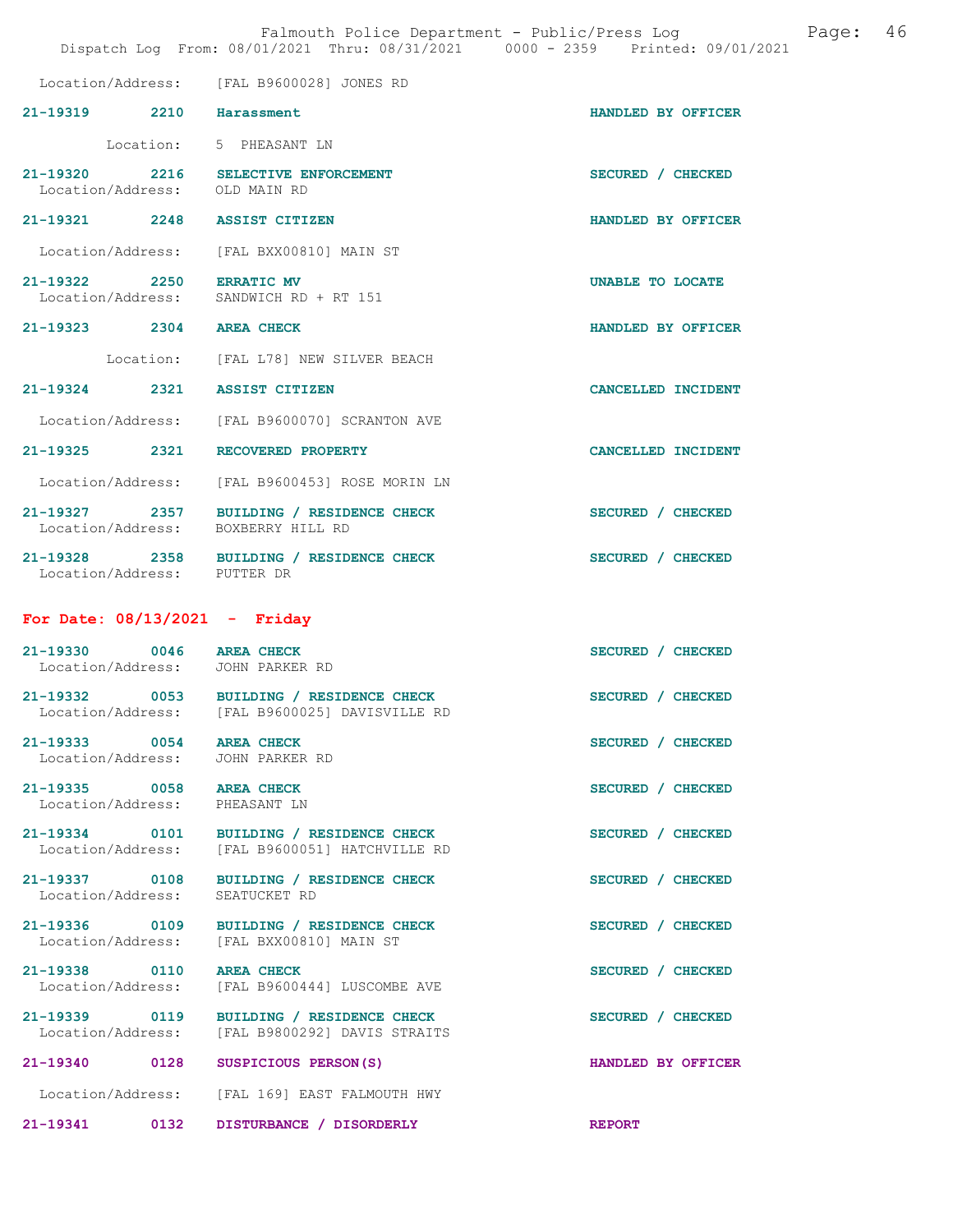Location/Address: [FAL B9600028] JONES RD

**21-19319** 2210 **Harassment** HANDLED BY OFFICER

Location: 5 PHEASANT LN

**21-19320** 2216 **SELECTIVE ENFORCEMENT** SECURED / CHECKED
Location/Address: OLD MAIN RD

**21-19321** 2248 **ASSIST CITIZEN** HANDLED BY OFFICER

Location/Address: [FAL BXX00810] MAIN ST

**21-19322** 2250 **ERRATIC MV** UNABLE TO LOCATE
Location/Address: SANDWICH RD + RT 151

**21-19323** 2304 **AREA CHECK** HANDLED BY OFFICER

Location: [FAL L78] NEW SILVER BEACH

**21-19324** 2321 **ASSIST CITIZEN** CANCELLED INCIDENT

Location/Address: [FAL B9600070] SCRANTON AVE

**21-19325** 2321 **RECOVERED PROPERTY** CANCELLED INCIDENT

Location/Address: [FAL B9600453] ROSE MORIN LN

**21-19327** 2357 **BUILDING / RESIDENCE CHECK** SECURED / CHECKED
Location/Address: BOXBERRY HILL RD

**21-19328** 2358 **BUILDING / RESIDENCE CHECK** SECURED / CHECKED
Location/Address: PUTTER DR

## For Date: 08/13/2021 - Friday

**21-19330** 0046 **AREA CHECK** SECURED / CHECKED
Location/Address: JOHN PARKER RD

**21-19332** 0053 **BUILDING / RESIDENCE CHECK** SECURED / CHECKED
Location/Address: [FAL B9600025] DAVISVILLE RD

**21-19333** 0054 **AREA CHECK** SECURED / CHECKED
Location/Address: JOHN PARKER RD

**21-19335** 0058 **AREA CHECK** SECURED / CHECKED
Location/Address: PHEASANT LN

**21-19334** 0101 **BUILDING / RESIDENCE CHECK** SECURED / CHECKED
Location/Address: [FAL B9600051] HATCHVILLE RD

**21-19337** 0108 **BUILDING / RESIDENCE CHECK** SECURED / CHECKED
Location/Address: SEATUCKET RD

**21-19336** 0109 **BUILDING / RESIDENCE CHECK** SECURED / CHECKED
Location/Address: [FAL BXX00810] MAIN ST

**21-19338** 0110 **AREA CHECK** SECURED / CHECKED
Location/Address: [FAL B9600444] LUSCOMBE AVE

**21-19339** 0119 **BUILDING / RESIDENCE CHECK** SECURED / CHECKED
Location/Address: [FAL B9800292] DAVIS STRAITS

**21-19340** 0128 **SUSPICIOUS PERSON(S)** HANDLED BY OFFICER

Location/Address: [FAL 169] EAST FALMOUTH HWY

**21-19341** 0132 **DISTURBANCE / DISORDERLY** REPORT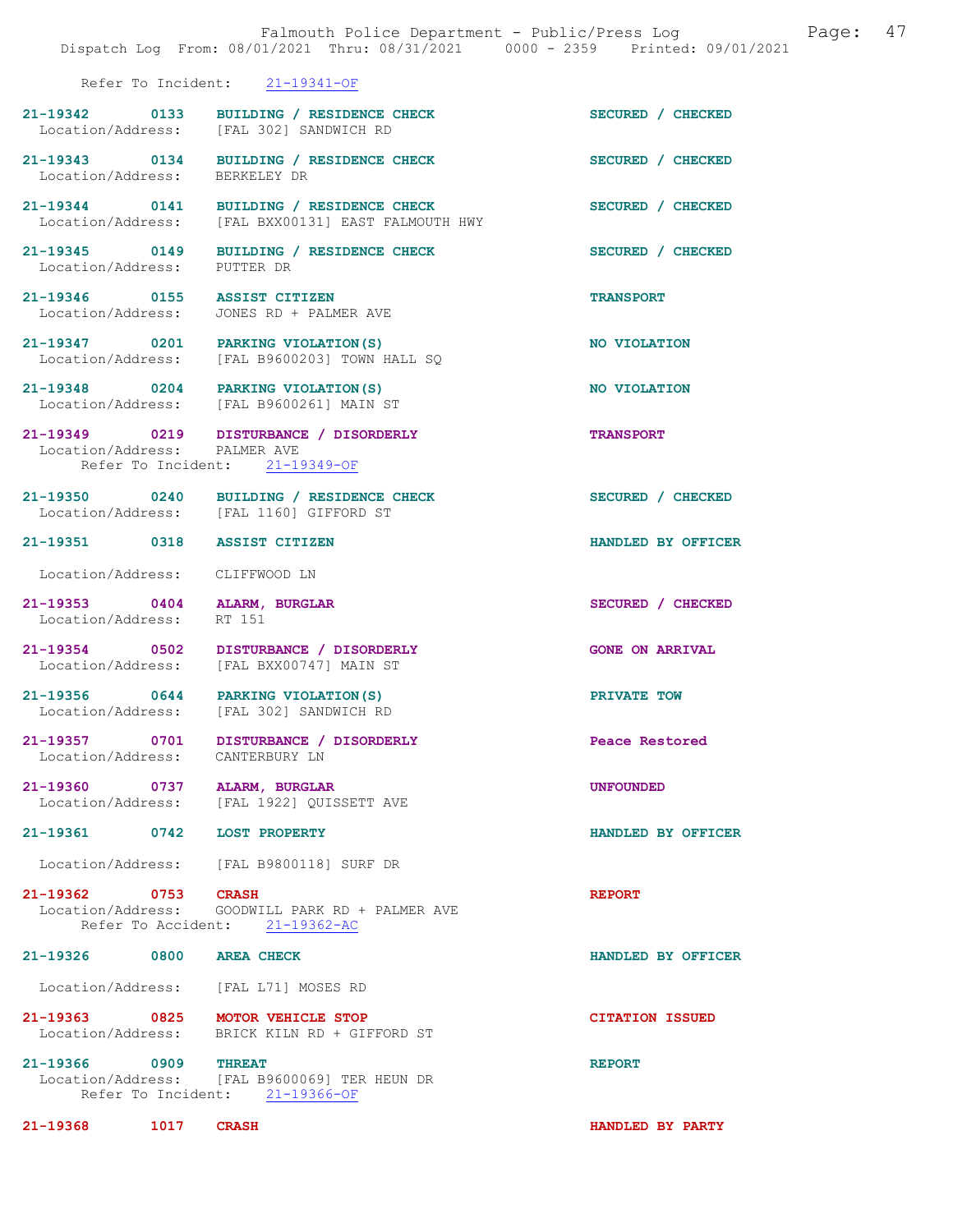Refer To Incident: 21-19341-OF

21-19342 0133 BUILDING / RESIDENCE CHECK SECURED / CHECKED
Location/Address: [FAL 302] SANDWICH RD

21-19343 0134 BUILDING / RESIDENCE CHECK SECURED / CHECKED
Location/Address: BERKELEY DR

21-19344 0141 BUILDING / RESIDENCE CHECK SECURED / CHECKED
Location/Address: [FAL BXX00131] EAST FALMOUTH HWY

21-19345 0149 BUILDING / RESIDENCE CHECK SECURED / CHECKED
Location/Address: PUTTER DR

21-19346 0155 ASSIST CITIZEN TRANSPORT
Location/Address: JONES RD + PALMER AVE

21-19347 0201 PARKING VIOLATION(S) NO VIOLATION
Location/Address: [FAL B9600203] TOWN HALL SQ

21-19348 0204 PARKING VIOLATION(S) NO VIOLATION
Location/Address: [FAL B9600261] MAIN ST

21-19349 0219 DISTURBANCE / DISORDERLY TRANSPORT
Location/Address: PALMER AVE
Refer To Incident: 21-19349-OF

21-19350 0240 BUILDING / RESIDENCE CHECK SECURED / CHECKED
Location/Address: [FAL 1160] GIFFORD ST

21-19351 0318 ASSIST CITIZEN HANDLED BY OFFICER
Location/Address: CLIFFWOOD LN

21-19353 0404 ALARM, BURGLAR SECURED / CHECKED
Location/Address: RT 151

21-19354 0502 DISTURBANCE / DISORDERLY GONE ON ARRIVAL
Location/Address: [FAL BXX00747] MAIN ST

21-19356 0644 PARKING VIOLATION(S) PRIVATE TOW
Location/Address: [FAL 302] SANDWICH RD

21-19357 0701 DISTURBANCE / DISORDERLY Peace Restored
Location/Address: CANTERBURY LN

21-19360 0737 ALARM, BURGLAR UNFOUNDED
Location/Address: [FAL 1922] QUISSETT AVE

21-19361 0742 LOST PROPERTY HANDLED BY OFFICER
Location/Address: [FAL B9800118] SURF DR

21-19362 0753 CRASH REPORT
Location/Address: GOODWILL PARK RD + PALMER AVE
Refer To Accident: 21-19362-AC

21-19326 0800 AREA CHECK HANDLED BY OFFICER
Location/Address: [FAL L71] MOSES RD

21-19363 0825 MOTOR VEHICLE STOP CITATION ISSUED
Location/Address: BRICK KILN RD + GIFFORD ST

21-19366 0909 THREAT REPORT
Location/Address: [FAL B9600069] TER HEUN DR
Refer To Incident: 21-19366-OF

21-19368 1017 CRASH HANDLED BY PARTY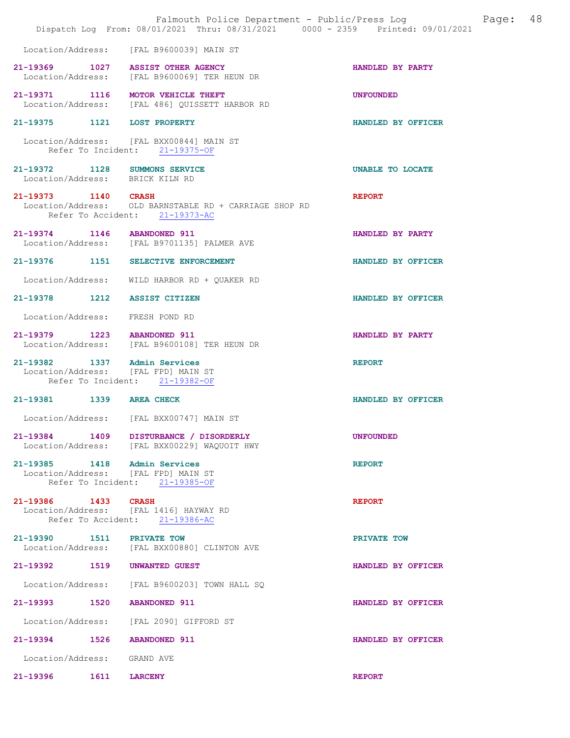Location/Address: [FAL B9600039] MAIN ST

**21-19369 1027 ASSIST OTHER AGENCY** HANDLED BY PARTY
Location/Address: [FAL B9600069] TER HEUN DR

**21-19371 1116 MOTOR VEHICLE THEFT** UNFOUNDED
Location/Address: [FAL 486] QUISSETT HARBOR RD

**21-19375 1121 LOST PROPERTY** HANDLED BY OFFICER
Location/Address: [FAL BXX00844] MAIN ST
Refer To Incident: 21-19375-OF

**21-19372 1128 SUMMONS SERVICE** UNABLE TO LOCATE
Location/Address: BRICK KILN RD

**21-19373 1140 CRASH** REPORT
Location/Address: OLD BARNSTABLE RD + CARRIAGE SHOP RD
Refer To Accident: 21-19373-AC

**21-19374 1146 ABANDONED 911** HANDLED BY PARTY
Location/Address: [FAL B9701135] PALMER AVE

**21-19376 1151 SELECTIVE ENFORCEMENT** HANDLED BY OFFICER
Location/Address: WILD HARBOR RD + QUAKER RD

**21-19378 1212 ASSIST CITIZEN** HANDLED BY OFFICER
Location/Address: FRESH POND RD

**21-19379 1223 ABANDONED 911** HANDLED BY PARTY
Location/Address: [FAL B9600108] TER HEUN DR

**21-19382 1337 Admin Services** REPORT
Location/Address: [FAL FPD] MAIN ST
Refer To Incident: 21-19382-OF

**21-19381 1339 AREA CHECK** HANDLED BY OFFICER
Location/Address: [FAL BXX00747] MAIN ST

**21-19384 1409 DISTURBANCE / DISORDERLY** UNFOUNDED
Location/Address: [FAL BXX00229] WAQUOIT HWY

**21-19385 1418 Admin Services** REPORT
Location/Address: [FAL FPD] MAIN ST
Refer To Incident: 21-19385-OF

**21-19386 1433 CRASH** REPORT
Location/Address: [FAL 1416] HAYWAY RD
Refer To Accident: 21-19386-AC

**21-19390 1511 PRIVATE TOW** PRIVATE TOW
Location/Address: [FAL BXX00880] CLINTON AVE

**21-19392 1519 UNWANTED GUEST** HANDLED BY OFFICER
Location/Address: [FAL B9600203] TOWN HALL SQ

**21-19393 1520 ABANDONED 911** HANDLED BY OFFICER
Location/Address: [FAL 2090] GIFFORD ST

**21-19394 1526 ABANDONED 911** HANDLED BY OFFICER
Location/Address: GRAND AVE

**21-19396 1611 LARCENY** REPORT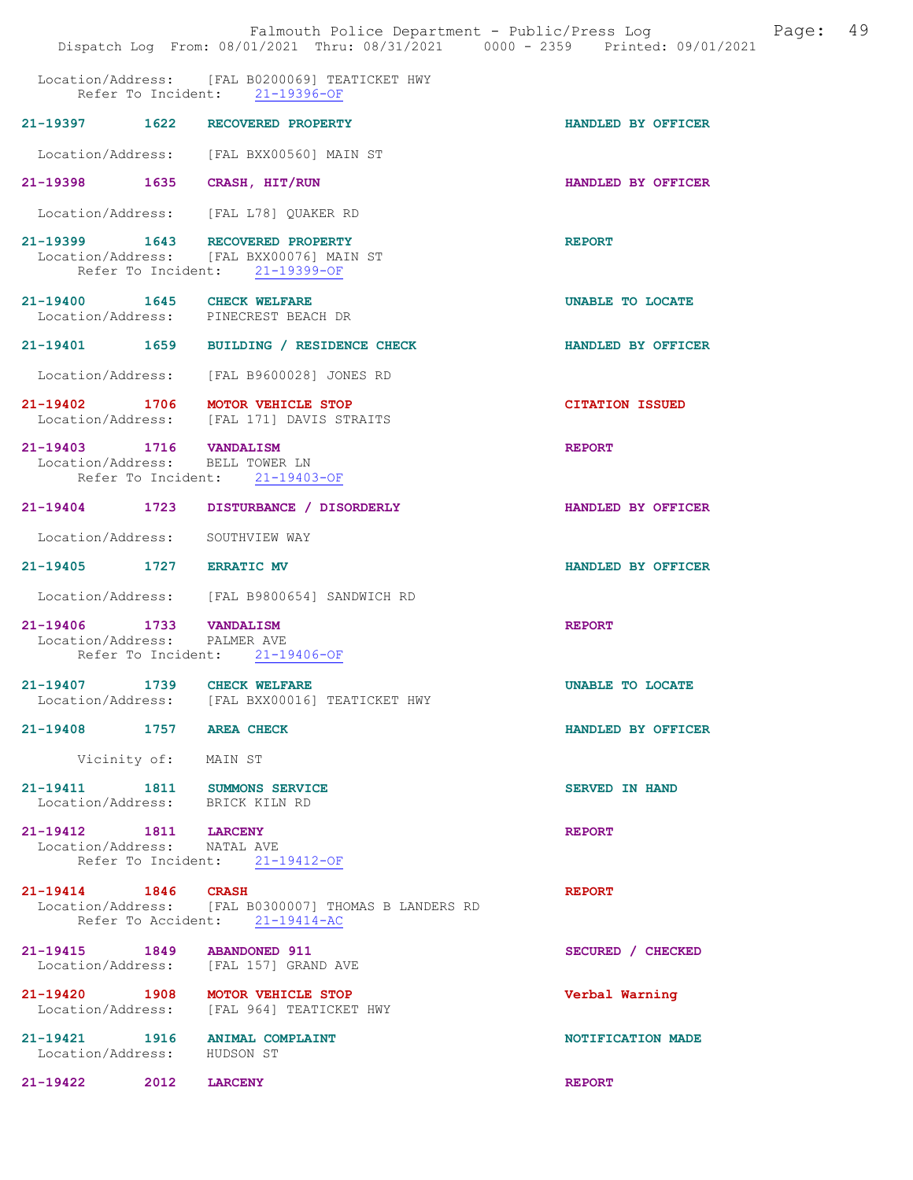Location/Address: [FAL B0200069] TEATICKET HWY
Refer To Incident: 21-19396-OF

**21-19397 1622 RECOVERED PROPERTY** — HANDLED BY OFFICER
Location/Address: [FAL BXX00560] MAIN ST

**21-19398 1635 CRASH, HIT/RUN** — HANDLED BY OFFICER
Location/Address: [FAL L78] QUAKER RD

**21-19399 1643 RECOVERED PROPERTY** — REPORT
Location/Address: [FAL BXX00076] MAIN ST
Refer To Incident: 21-19399-OF

**21-19400 1645 CHECK WELFARE** — UNABLE TO LOCATE
Location/Address: PINECREST BEACH DR

**21-19401 1659 BUILDING / RESIDENCE CHECK** — HANDLED BY OFFICER
Location/Address: [FAL B9600028] JONES RD

**21-19402 1706 MOTOR VEHICLE STOP** — CITATION ISSUED
Location/Address: [FAL 171] DAVIS STRAITS

**21-19403 1716 VANDALISM** — REPORT
Location/Address: BELL TOWER LN
Refer To Incident: 21-19403-OF

**21-19404 1723 DISTURBANCE / DISORDERLY** — HANDLED BY OFFICER
Location/Address: SOUTHVIEW WAY

**21-19405 1727 ERRATIC MV** — HANDLED BY OFFICER
Location/Address: [FAL B9800654] SANDWICH RD

**21-19406 1733 VANDALISM** — REPORT
Location/Address: PALMER AVE
Refer To Incident: 21-19406-OF

**21-19407 1739 CHECK WELFARE** — UNABLE TO LOCATE
Location/Address: [FAL BXX00016] TEATICKET HWY

**21-19408 1757 AREA CHECK** — HANDLED BY OFFICER
Vicinity of: MAIN ST

**21-19411 1811 SUMMONS SERVICE** — SERVED IN HAND
Location/Address: BRICK KILN RD

**21-19412 1811 LARCENY** — REPORT
Location/Address: NATAL AVE
Refer To Incident: 21-19412-OF

**21-19414 1846 CRASH** — REPORT
Location/Address: [FAL B0300007] THOMAS B LANDERS RD
Refer To Accident: 21-19414-AC

**21-19415 1849 ABANDONED 911** — SECURED / CHECKED
Location/Address: [FAL 157] GRAND AVE

**21-19420 1908 MOTOR VEHICLE STOP** — Verbal Warning
Location/Address: [FAL 964] TEATICKET HWY

**21-19421 1916 ANIMAL COMPLAINT** — NOTIFICATION MADE
Location/Address: HUDSON ST

**21-19422 2012 LARCENY** — REPORT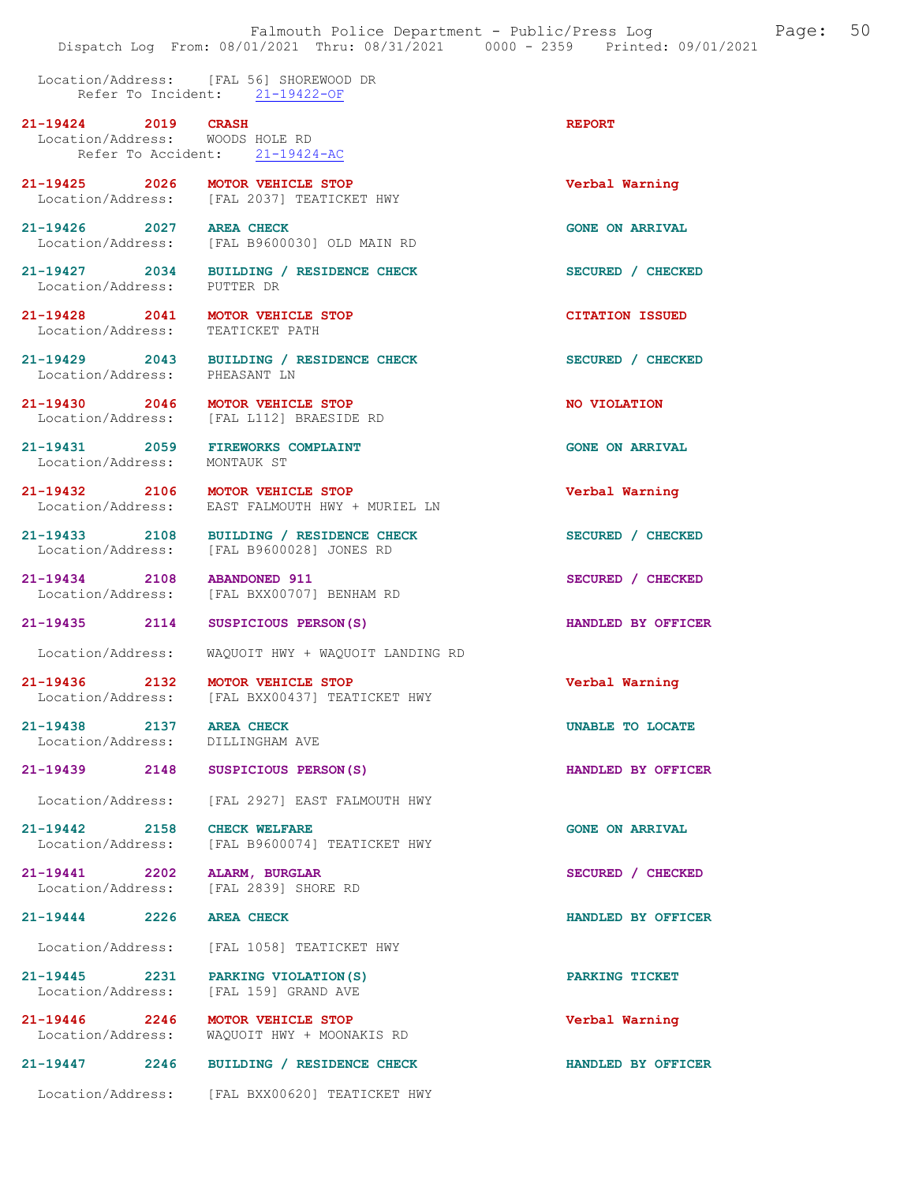Location/Address: [FAL 56] SHOREWOOD DR
Refer To Incident: 21-19422-OF

**21-19424 2019 CRASH** — REPORT
Location/Address: WOODS HOLE RD
Refer To Accident: 21-19424-AC

**21-19425 2026 MOTOR VEHICLE STOP** — Verbal Warning
Location/Address: [FAL 2037] TEATICKET HWY

**21-19426 2027 AREA CHECK** — GONE ON ARRIVAL
Location/Address: [FAL B9600030] OLD MAIN RD

**21-19427 2034 BUILDING / RESIDENCE CHECK** — SECURED / CHECKED
Location/Address: PUTTER DR

**21-19428 2041 MOTOR VEHICLE STOP** — CITATION ISSUED
Location/Address: TEATICKET PATH

**21-19429 2043 BUILDING / RESIDENCE CHECK** — SECURED / CHECKED
Location/Address: PHEASANT LN

**21-19430 2046 MOTOR VEHICLE STOP** — NO VIOLATION
Location/Address: [FAL L112] BRAESIDE RD

**21-19431 2059 FIREWORKS COMPLAINT** — GONE ON ARRIVAL
Location/Address: MONTAUK ST

**21-19432 2106 MOTOR VEHICLE STOP** — Verbal Warning
Location/Address: EAST FALMOUTH HWY + MURIEL LN

**21-19433 2108 BUILDING / RESIDENCE CHECK** — SECURED / CHECKED
Location/Address: [FAL B9600028] JONES RD

**21-19434 2108 ABANDONED 911** — SECURED / CHECKED
Location/Address: [FAL BXX00707] BENHAM RD

**21-19435 2114 SUSPICIOUS PERSON(S)** — HANDLED BY OFFICER
Location/Address: WAQUOIT HWY + WAQUOIT LANDING RD

**21-19436 2132 MOTOR VEHICLE STOP** — Verbal Warning
Location/Address: [FAL BXX00437] TEATICKET HWY

**21-19438 2137 AREA CHECK** — UNABLE TO LOCATE
Location/Address: DILLINGHAM AVE

**21-19439 2148 SUSPICIOUS PERSON(S)** — HANDLED BY OFFICER
Location/Address: [FAL 2927] EAST FALMOUTH HWY

**21-19442 2158 CHECK WELFARE** — GONE ON ARRIVAL
Location/Address: [FAL B9600074] TEATICKET HWY

**21-19441 2202 ALARM, BURGLAR** — SECURED / CHECKED
Location/Address: [FAL 2839] SHORE RD

**21-19444 2226 AREA CHECK** — HANDLED BY OFFICER
Location/Address: [FAL 1058] TEATICKET HWY

**21-19445 2231 PARKING VIOLATION(S)** — PARKING TICKET
Location/Address: [FAL 159] GRAND AVE

**21-19446 2246 MOTOR VEHICLE STOP** — Verbal Warning
Location/Address: WAQUOIT HWY + MOONAKIS RD

**21-19447 2246 BUILDING / RESIDENCE CHECK** — HANDLED BY OFFICER
Location/Address: [FAL BXX00620] TEATICKET HWY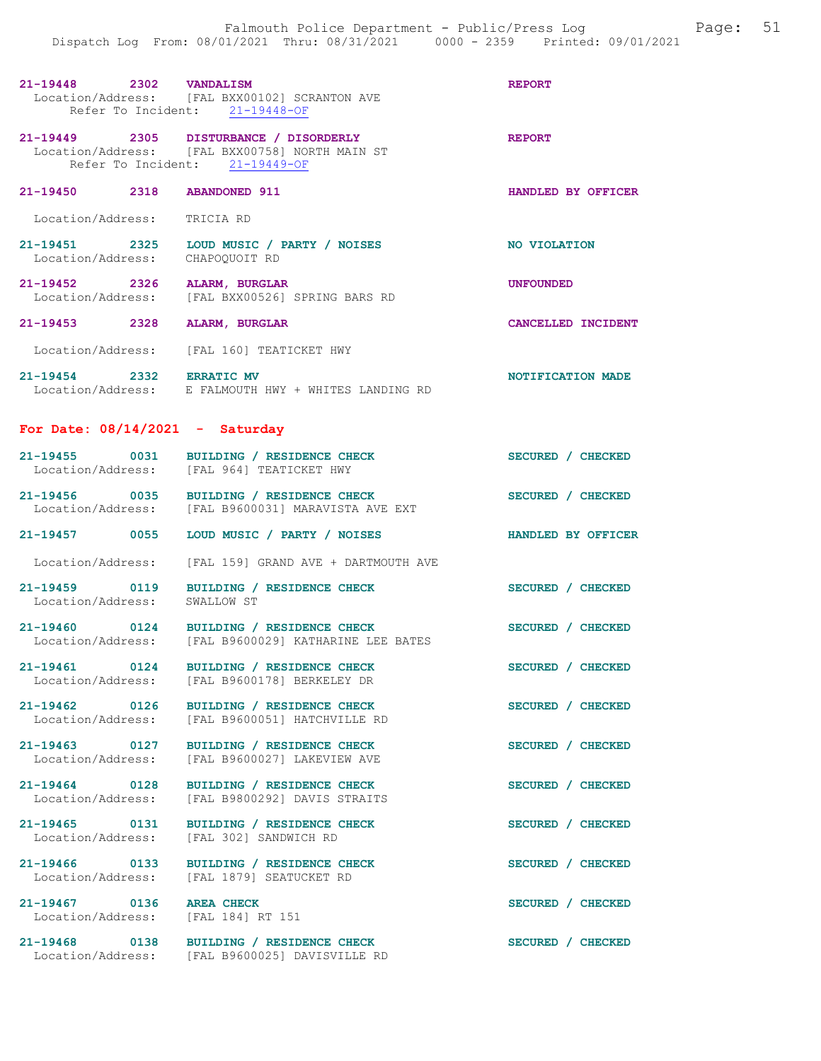21-19448 2302 VANDALISM REPORT
Location/Address: [FAL BXX00102] SCRANTON AVE
Refer To Incident: 21-19448-OF

21-19449 2305 DISTURBANCE / DISORDERLY REPORT
Location/Address: [FAL BXX00758] NORTH MAIN ST
Refer To Incident: 21-19449-OF

21-19450 2318 ABANDONED 911 HANDLED BY OFFICER
Location/Address: TRICIA RD

21-19451 2325 LOUD MUSIC / PARTY / NOISES NO VIOLATION
Location/Address: CHAPOQUOIT RD

21-19452 2326 ALARM, BURGLAR UNFOUNDED
Location/Address: [FAL BXX00526] SPRING BARS RD

21-19453 2328 ALARM, BURGLAR CANCELLED INCIDENT
Location/Address: [FAL 160] TEATICKET HWY

21-19454 2332 ERRATIC MV NOTIFICATION MADE
Location/Address: E FALMOUTH HWY + WHITES LANDING RD

## For Date: 08/14/2021 - Saturday

21-19455 0031 BUILDING / RESIDENCE CHECK SECURED / CHECKED
Location/Address: [FAL 964] TEATICKET HWY

21-19456 0035 BUILDING / RESIDENCE CHECK SECURED / CHECKED
Location/Address: [FAL B9600031] MARAVISTA AVE EXT

21-19457 0055 LOUD MUSIC / PARTY / NOISES HANDLED BY OFFICER
Location/Address: [FAL 159] GRAND AVE + DARTMOUTH AVE

21-19459 0119 BUILDING / RESIDENCE CHECK SECURED / CHECKED
Location/Address: SWALLOW ST

21-19460 0124 BUILDING / RESIDENCE CHECK SECURED / CHECKED
Location/Address: [FAL B9600029] KATHARINE LEE BATES

21-19461 0124 BUILDING / RESIDENCE CHECK SECURED / CHECKED
Location/Address: [FAL B9600178] BERKELEY DR

21-19462 0126 BUILDING / RESIDENCE CHECK SECURED / CHECKED
Location/Address: [FAL B9600051] HATCHVILLE RD

21-19463 0127 BUILDING / RESIDENCE CHECK SECURED / CHECKED
Location/Address: [FAL B9600027] LAKEVIEW AVE

21-19464 0128 BUILDING / RESIDENCE CHECK SECURED / CHECKED
Location/Address: [FAL B9800292] DAVIS STRAITS

21-19465 0131 BUILDING / RESIDENCE CHECK SECURED / CHECKED
Location/Address: [FAL 302] SANDWICH RD

21-19466 0133 BUILDING / RESIDENCE CHECK SECURED / CHECKED
Location/Address: [FAL 1879] SEATUCKET RD

21-19467 0136 AREA CHECK SECURED / CHECKED
Location/Address: [FAL 184] RT 151

21-19468 0138 BUILDING / RESIDENCE CHECK SECURED / CHECKED
Location/Address: [FAL B9600025] DAVISVILLE RD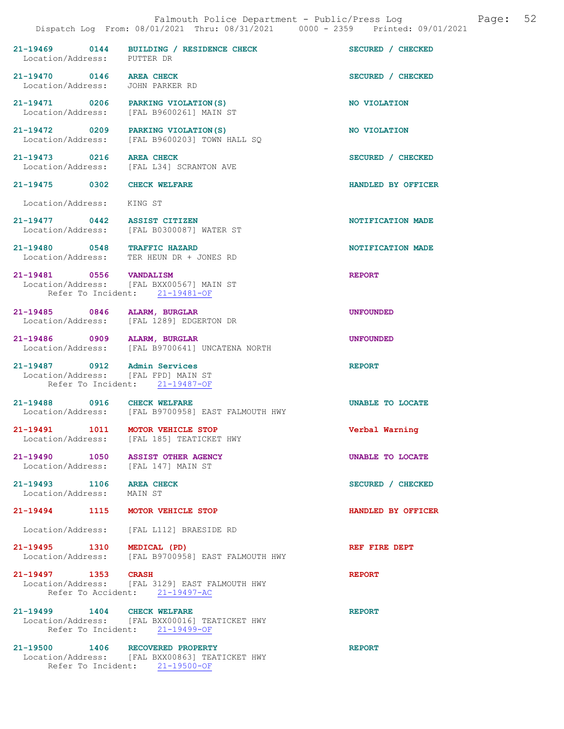21-19469 0144 BUILDING / RESIDENCE CHECK SECURED / CHECKED
Location/Address: PUTTER DR

21-19470 0146 AREA CHECK SECURED / CHECKED
Location/Address: JOHN PARKER RD

21-19471 0206 PARKING VIOLATION(S) NO VIOLATION
Location/Address: [FAL B9600261] MAIN ST

21-19472 0209 PARKING VIOLATION(S) NO VIOLATION
Location/Address: [FAL B9600203] TOWN HALL SQ

21-19473 0216 AREA CHECK SECURED / CHECKED
Location/Address: [FAL L34] SCRANTON AVE

21-19475 0302 CHECK WELFARE HANDLED BY OFFICER
Location/Address: KING ST

21-19477 0442 ASSIST CITIZEN NOTIFICATION MADE
Location/Address: [FAL B0300087] WATER ST

21-19480 0548 TRAFFIC HAZARD NOTIFICATION MADE
Location/Address: TER HEUN DR + JONES RD

21-19481 0556 VANDALISM REPORT
Location/Address: [FAL BXX00567] MAIN ST
Refer To Incident: 21-19481-OF

21-19485 0846 ALARM, BURGLAR UNFOUNDED
Location/Address: [FAL 1289] EDGERTON DR

21-19486 0909 ALARM, BURGLAR UNFOUNDED
Location/Address: [FAL B9700641] UNCATENA NORTH

21-19487 0912 Admin Services REPORT
Location/Address: [FAL FPD] MAIN ST
Refer To Incident: 21-19487-OF

21-19488 0916 CHECK WELFARE UNABLE TO LOCATE
Location/Address: [FAL B9700958] EAST FALMOUTH HWY

21-19491 1011 MOTOR VEHICLE STOP Verbal Warning
Location/Address: [FAL 185] TEATICKET HWY

21-19490 1050 ASSIST OTHER AGENCY UNABLE TO LOCATE
Location/Address: [FAL 147] MAIN ST

21-19493 1106 AREA CHECK SECURED / CHECKED
Location/Address: MAIN ST

21-19494 1115 MOTOR VEHICLE STOP HANDLED BY OFFICER
Location/Address: [FAL L112] BRAESIDE RD

21-19495 1310 MEDICAL (PD) REF FIRE DEPT
Location/Address: [FAL B9700958] EAST FALMOUTH HWY

21-19497 1353 CRASH REPORT
Location/Address: [FAL 3129] EAST FALMOUTH HWY
Refer To Accident: 21-19497-AC

21-19499 1404 CHECK WELFARE REPORT
Location/Address: [FAL BXX00016] TEATICKET HWY
Refer To Incident: 21-19499-OF

21-19500 1406 RECOVERED PROPERTY REPORT
Location/Address: [FAL BXX00863] TEATICKET HWY
Refer To Incident: 21-19500-OF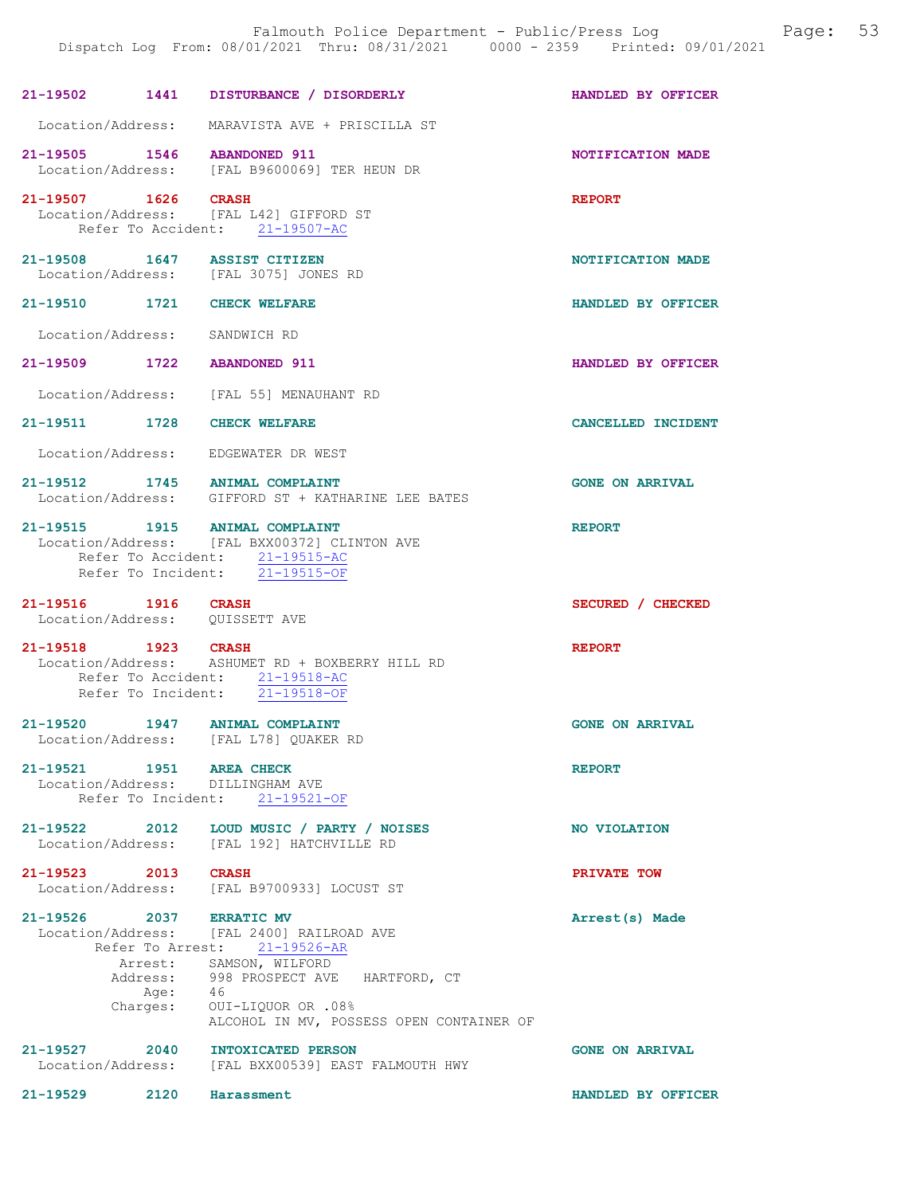21-19502 1441 DISTURBANCE / DISORDERLY HANDLED BY OFFICER

Location/Address: MARAVISTA AVE + PRISCILLA ST

21-19505 1546 ABANDONED 911 NOTIFICATION MADE
Location/Address: [FAL B9600069] TER HEUN DR

21-19507 1626 CRASH REPORT
Location/Address: [FAL L42] GIFFORD ST
Refer To Accident: 21-19507-AC

21-19508 1647 ASSIST CITIZEN NOTIFICATION MADE
Location/Address: [FAL 3075] JONES RD

21-19510 1721 CHECK WELFARE HANDLED BY OFFICER

Location/Address: SANDWICH RD

21-19509 1722 ABANDONED 911 HANDLED BY OFFICER

Location/Address: [FAL 55] MENAUHANT RD

21-19511 1728 CHECK WELFARE CANCELLED INCIDENT

Location/Address: EDGEWATER DR WEST

21-19512 1745 ANIMAL COMPLAINT GONE ON ARRIVAL
Location/Address: GIFFORD ST + KATHARINE LEE BATES

21-19515 1915 ANIMAL COMPLAINT REPORT
Location/Address: [FAL BXX00372] CLINTON AVE
Refer To Accident: 21-19515-AC
Refer To Incident: 21-19515-OF

21-19516 1916 CRASH SECURED / CHECKED
Location/Address: QUISSETT AVE

21-19518 1923 CRASH REPORT
Location/Address: ASHUMET RD + BOXBERRY HILL RD
Refer To Accident: 21-19518-AC
Refer To Incident: 21-19518-OF

21-19520 1947 ANIMAL COMPLAINT GONE ON ARRIVAL
Location/Address: [FAL L78] QUAKER RD

21-19521 1951 AREA CHECK REPORT
Location/Address: DILLINGHAM AVE
Refer To Incident: 21-19521-OF

21-19522 2012 LOUD MUSIC / PARTY / NOISES NO VIOLATION
Location/Address: [FAL 192] HATCHVILLE RD

21-19523 2013 CRASH PRIVATE TOW
Location/Address: [FAL B9700933] LOCUST ST

21-19526 2037 ERRATIC MV Arrest(s) Made
Location/Address: [FAL 2400] RAILROAD AVE
Refer To Arrest: 21-19526-AR
Arrest: SAMSON, WILFORD
Address: 998 PROSPECT AVE HARTFORD, CT
Age: 46
Charges: OUI-LIQUOR OR .08%
ALCOHOL IN MV, POSSESS OPEN CONTAINER OF

21-19527 2040 INTOXICATED PERSON GONE ON ARRIVAL
Location/Address: [FAL BXX00539] EAST FALMOUTH HWY

21-19529 2120 Harassment HANDLED BY OFFICER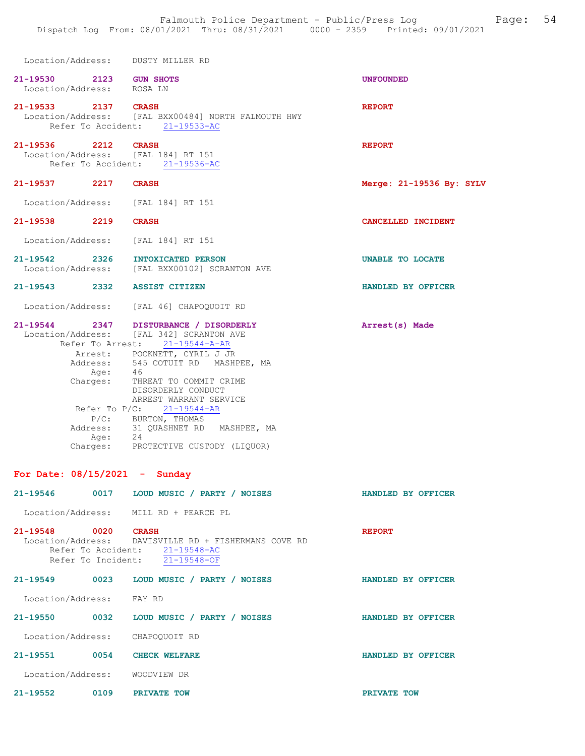Location/Address: DUSTY MILLER RD

**21-19530 2123 GUN SHOTS** — UNFOUNDED
Location/Address: ROSA LN

**21-19533 2137 CRASH** — REPORT
Location/Address: [FAL BXX00484] NORTH FALMOUTH HWY
Refer To Accident: 21-19533-AC

**21-19536 2212 CRASH** — REPORT
Location/Address: [FAL 184] RT 151
Refer To Accident: 21-19536-AC

**21-19537 2217 CRASH** — Merge: 21-19536 By: SYLV
Location/Address: [FAL 184] RT 151

**21-19538 2219 CRASH** — CANCELLED INCIDENT
Location/Address: [FAL 184] RT 151

**21-19542 2326 INTOXICATED PERSON** — UNABLE TO LOCATE
Location/Address: [FAL BXX00102] SCRANTON AVE

**21-19543 2332 ASSIST CITIZEN** — HANDLED BY OFFICER
Location/Address: [FAL 46] CHAPOQUOIT RD

**21-19544 2347 DISTURBANCE / DISORDERLY** — Arrest(s) Made
Location/Address: [FAL 342] SCRANTON AVE
Refer To Arrest: 21-19544-A-AR
Arrest: POCKNETT, CYRIL J JR
Address: 545 COTUIT RD MASHPEE, MA
Age: 46
Charges: THREAT TO COMMIT CRIME
DISORDERLY CONDUCT
ARREST WARRANT SERVICE
Refer To P/C: 21-19544-AR
P/C: BURTON, THOMAS
Address: 31 QUASHNET RD MASHPEE, MA
Age: 24
Charges: PROTECTIVE CUSTODY (LIQUOR)

## For Date: 08/15/2021 - Sunday

**21-19546 0017 LOUD MUSIC / PARTY / NOISES** — HANDLED BY OFFICER
Location/Address: MILL RD + PEARCE PL

**21-19548 0020 CRASH** — REPORT
Location/Address: DAVISVILLE RD + FISHERMANS COVE RD
Refer To Accident: 21-19548-AC
Refer To Incident: 21-19548-OF

**21-19549 0023 LOUD MUSIC / PARTY / NOISES** — HANDLED BY OFFICER
Location/Address: FAY RD

**21-19550 0032 LOUD MUSIC / PARTY / NOISES** — HANDLED BY OFFICER
Location/Address: CHAPOQUOIT RD

**21-19551 0054 CHECK WELFARE** — HANDLED BY OFFICER
Location/Address: WOODVIEW DR

**21-19552 0109 PRIVATE TOW** — PRIVATE TOW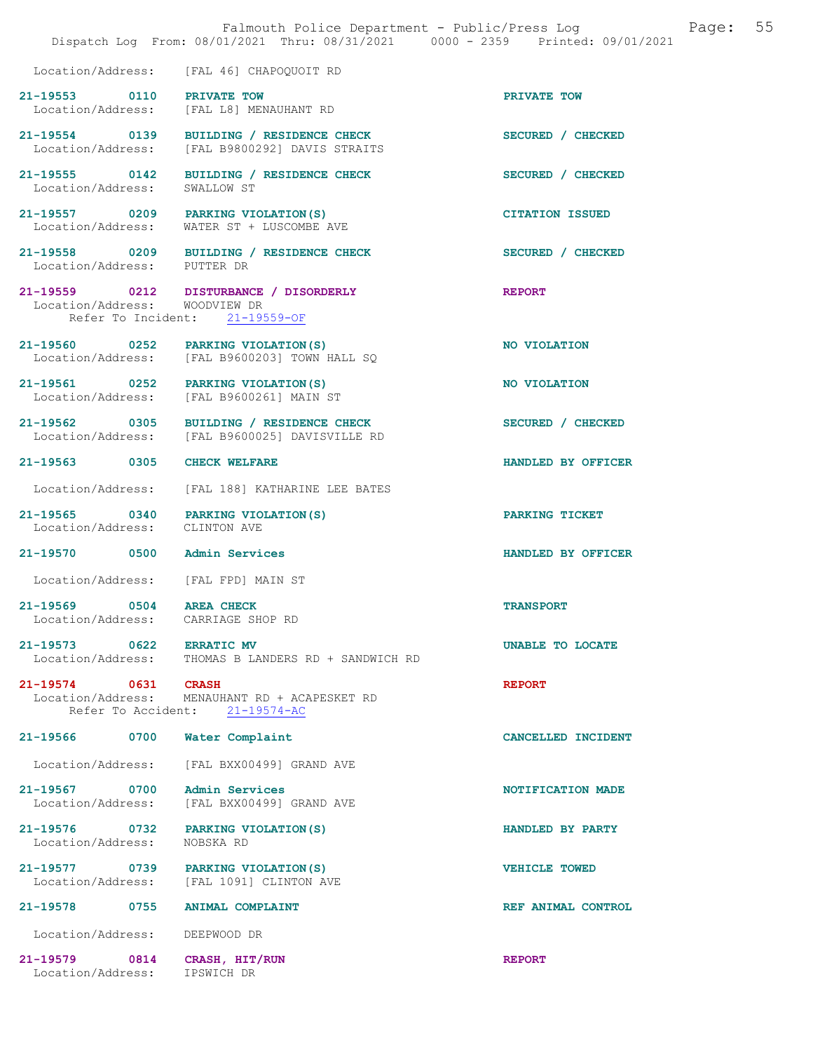Location/Address: [FAL 46] CHAPOQUOIT RD

21-19553 0110 PRIVATE TOW — PRIVATE TOW
Location/Address: [FAL L8] MENAUHANT RD

21-19554 0139 BUILDING / RESIDENCE CHECK — SECURED / CHECKED
Location/Address: [FAL B9800292] DAVIS STRAITS

21-19555 0142 BUILDING / RESIDENCE CHECK — SECURED / CHECKED
Location/Address: SWALLOW ST

21-19557 0209 PARKING VIOLATION(S) — CITATION ISSUED
Location/Address: WATER ST + LUSCOMBE AVE

21-19558 0209 BUILDING / RESIDENCE CHECK — SECURED / CHECKED
Location/Address: PUTTER DR

21-19559 0212 DISTURBANCE / DISORDERLY — REPORT
Location/Address: WOODVIEW DR
Refer To Incident: 21-19559-OF

21-19560 0252 PARKING VIOLATION(S) — NO VIOLATION
Location/Address: [FAL B9600203] TOWN HALL SQ

21-19561 0252 PARKING VIOLATION(S) — NO VIOLATION
Location/Address: [FAL B9600261] MAIN ST

21-19562 0305 BUILDING / RESIDENCE CHECK — SECURED / CHECKED
Location/Address: [FAL B9600025] DAVISVILLE RD

21-19563 0305 CHECK WELFARE — HANDLED BY OFFICER
Location/Address: [FAL 188] KATHARINE LEE BATES

21-19565 0340 PARKING VIOLATION(S) — PARKING TICKET
Location/Address: CLINTON AVE

21-19570 0500 Admin Services — HANDLED BY OFFICER
Location/Address: [FAL FPD] MAIN ST

21-19569 0504 AREA CHECK — TRANSPORT
Location/Address: CARRIAGE SHOP RD

21-19573 0622 ERRATIC MV — UNABLE TO LOCATE
Location/Address: THOMAS B LANDERS RD + SANDWICH RD

21-19574 0631 CRASH — REPORT
Location/Address: MENAUHANT RD + ACAPESKET RD
Refer To Accident: 21-19574-AC

21-19566 0700 Water Complaint — CANCELLED INCIDENT
Location/Address: [FAL BXX00499] GRAND AVE

21-19567 0700 Admin Services — NOTIFICATION MADE
Location/Address: [FAL BXX00499] GRAND AVE

21-19576 0732 PARKING VIOLATION(S) — HANDLED BY PARTY
Location/Address: NOBSKA RD

21-19577 0739 PARKING VIOLATION(S) — VEHICLE TOWED
Location/Address: [FAL 1091] CLINTON AVE

21-19578 0755 ANIMAL COMPLAINT — REF ANIMAL CONTROL
Location/Address: DEEPWOOD DR

21-19579 0814 CRASH, HIT/RUN — REPORT
Location/Address: IPSWICH DR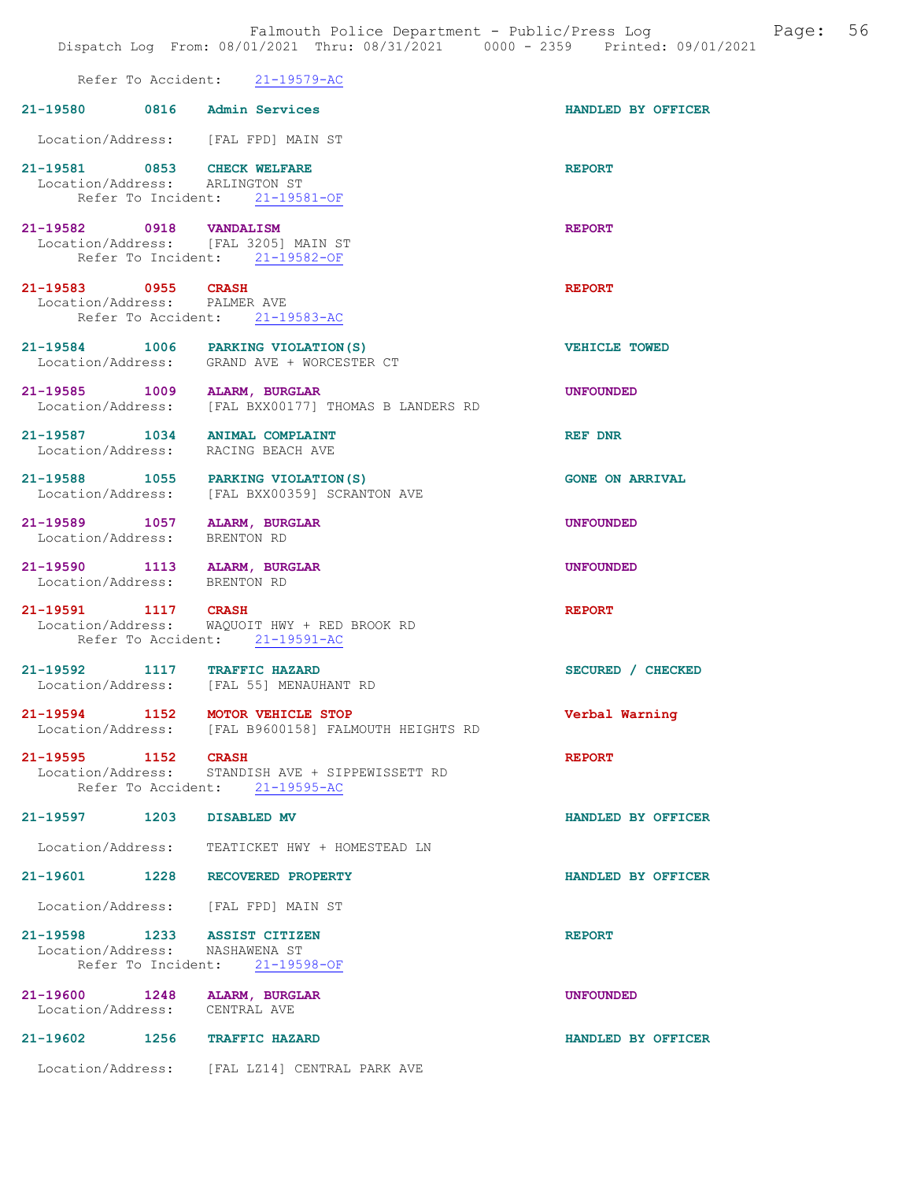Refer To Accident: 21-19579-AC

**21-19580 0816 Admin Services** — HANDLED BY OFFICER
Location/Address: [FAL FPD] MAIN ST

**21-19581 0853 CHECK WELFARE** — REPORT
Location/Address: ARLINGTON ST
Refer To Incident: 21-19581-OF

**21-19582 0918 VANDALISM** — REPORT
Location/Address: [FAL 3205] MAIN ST
Refer To Incident: 21-19582-OF

**21-19583 0955 CRASH** — REPORT
Location/Address: PALMER AVE
Refer To Accident: 21-19583-AC

**21-19584 1006 PARKING VIOLATION(S)** — VEHICLE TOWED
Location/Address: GRAND AVE + WORCESTER CT

**21-19585 1009 ALARM, BURGLAR** — UNFOUNDED
Location/Address: [FAL BXX00177] THOMAS B LANDERS RD

**21-19587 1034 ANIMAL COMPLAINT** — REF DNR
Location/Address: RACING BEACH AVE

**21-19588 1055 PARKING VIOLATION(S)** — GONE ON ARRIVAL
Location/Address: [FAL BXX00359] SCRANTON AVE

**21-19589 1057 ALARM, BURGLAR** — UNFOUNDED
Location/Address: BRENTON RD

**21-19590 1113 ALARM, BURGLAR** — UNFOUNDED
Location/Address: BRENTON RD

**21-19591 1117 CRASH** — REPORT
Location/Address: WAQUOIT HWY + RED BROOK RD
Refer To Accident: 21-19591-AC

**21-19592 1117 TRAFFIC HAZARD** — SECURED / CHECKED
Location/Address: [FAL 55] MENAUHANT RD

**21-19594 1152 MOTOR VEHICLE STOP** — Verbal Warning
Location/Address: [FAL B9600158] FALMOUTH HEIGHTS RD

**21-19595 1152 CRASH** — REPORT
Location/Address: STANDISH AVE + SIPPEWISSETT RD
Refer To Accident: 21-19595-AC

**21-19597 1203 DISABLED MV** — HANDLED BY OFFICER
Location/Address: TEATICKET HWY + HOMESTEAD LN

**21-19601 1228 RECOVERED PROPERTY** — HANDLED BY OFFICER
Location/Address: [FAL FPD] MAIN ST

**21-19598 1233 ASSIST CITIZEN** — REPORT
Location/Address: NASHAWENA ST
Refer To Incident: 21-19598-OF

**21-19600 1248 ALARM, BURGLAR** — UNFOUNDED
Location/Address: CENTRAL AVE

**21-19602 1256 TRAFFIC HAZARD** — HANDLED BY OFFICER
Location/Address: [FAL LZ14] CENTRAL PARK AVE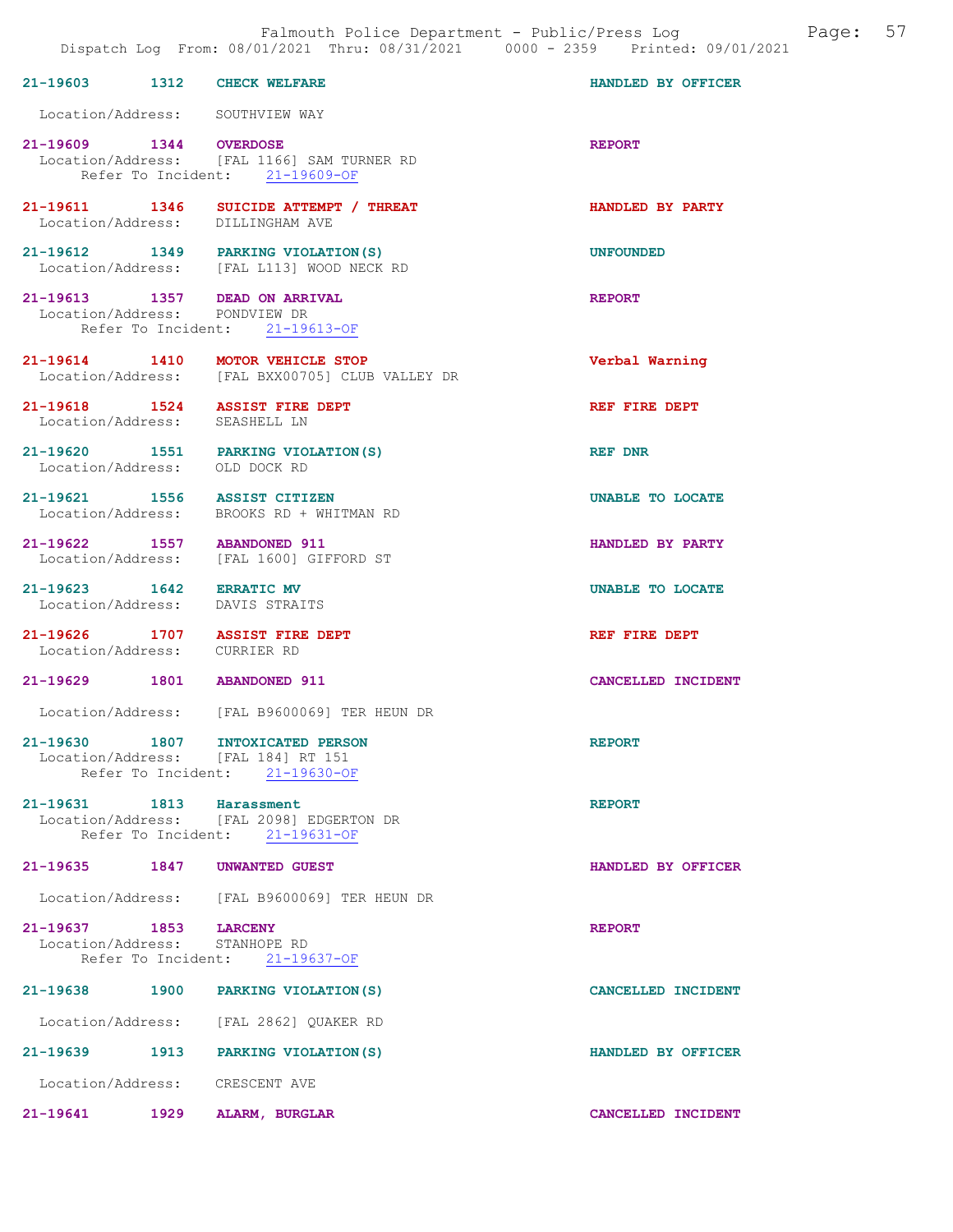21-19603 1312 CHECK WELFARE HANDLED BY OFFICER

Location/Address: SOUTHVIEW WAY

21-19609 1344 OVERDOSE REPORT
Location/Address: [FAL 1166] SAM TURNER RD
Refer To Incident: 21-19609-OF

21-19611 1346 SUICIDE ATTEMPT / THREAT HANDLED BY PARTY
Location/Address: DILLINGHAM AVE

21-19612 1349 PARKING VIOLATION(S) UNFOUNDED
Location/Address: [FAL L113] WOOD NECK RD

21-19613 1357 DEAD ON ARRIVAL REPORT
Location/Address: PONDVIEW DR
Refer To Incident: 21-19613-OF

21-19614 1410 MOTOR VEHICLE STOP Verbal Warning
Location/Address: [FAL BXX00705] CLUB VALLEY DR

21-19618 1524 ASSIST FIRE DEPT REF FIRE DEPT
Location/Address: SEASHELL LN

21-19620 1551 PARKING VIOLATION(S) REF DNR
Location/Address: OLD DOCK RD

21-19621 1556 ASSIST CITIZEN UNABLE TO LOCATE
Location/Address: BROOKS RD + WHITMAN RD

21-19622 1557 ABANDONED 911 HANDLED BY PARTY
Location/Address: [FAL 1600] GIFFORD ST

21-19623 1642 ERRATIC MV UNABLE TO LOCATE
Location/Address: DAVIS STRAITS

21-19626 1707 ASSIST FIRE DEPT REF FIRE DEPT
Location/Address: CURRIER RD

21-19629 1801 ABANDONED 911 CANCELLED INCIDENT

Location/Address: [FAL B9600069] TER HEUN DR

21-19630 1807 INTOXICATED PERSON REPORT
Location/Address: [FAL 184] RT 151
Refer To Incident: 21-19630-OF

21-19631 1813 Harassment REPORT
Location/Address: [FAL 2098] EDGERTON DR
Refer To Incident: 21-19631-OF

21-19635 1847 UNWANTED GUEST HANDLED BY OFFICER

Location/Address: [FAL B9600069] TER HEUN DR

21-19637 1853 LARCENY REPORT
Location/Address: STANHOPE RD
Refer To Incident: 21-19637-OF

21-19638 1900 PARKING VIOLATION(S) CANCELLED INCIDENT

Location/Address: [FAL 2862] QUAKER RD

21-19639 1913 PARKING VIOLATION(S) HANDLED BY OFFICER

Location/Address: CRESCENT AVE

21-19641 1929 ALARM, BURGLAR CANCELLED INCIDENT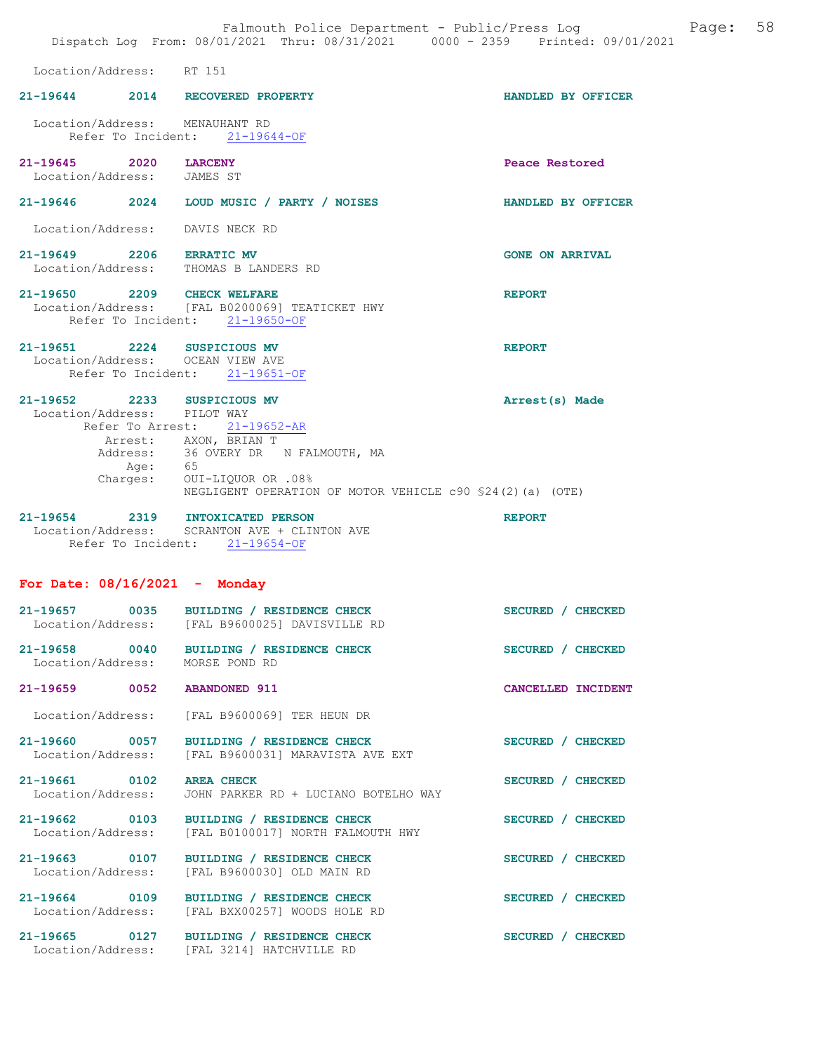Location/Address: RT 151

**21-19644 2014 RECOVERED PROPERTY** HANDLED BY OFFICER
Location/Address: MENAUHANT RD
Refer To Incident: 21-19644-OF

**21-19645 2020 LARCENY** Peace Restored
Location/Address: JAMES ST

**21-19646 2024 LOUD MUSIC / PARTY / NOISES** HANDLED BY OFFICER
Location/Address: DAVIS NECK RD

**21-19649 2206 ERRATIC MV** GONE ON ARRIVAL
Location/Address: THOMAS B LANDERS RD

**21-19650 2209 CHECK WELFARE** REPORT
Location/Address: [FAL B0200069] TEATICKET HWY
Refer To Incident: 21-19650-OF

**21-19651 2224 SUSPICIOUS MV** REPORT
Location/Address: OCEAN VIEW AVE
Refer To Incident: 21-19651-OF

**21-19652 2233 SUSPICIOUS MV** Arrest(s) Made
Location/Address: PILOT WAY
Refer To Arrest: 21-19652-AR
Arrest: AXON, BRIAN T
Address: 36 OVERY DR N FALMOUTH, MA
Age: 65
Charges: OUI-LIQUOR OR .08%
NEGLIGENT OPERATION OF MOTOR VEHICLE c90 §24(2)(a) (OTE)

**21-19654 2319 INTOXICATED PERSON** REPORT
Location/Address: SCRANTON AVE + CLINTON AVE
Refer To Incident: 21-19654-OF

## For Date: 08/16/2021 - Monday

**21-19657 0035 BUILDING / RESIDENCE CHECK** SECURED / CHECKED
Location/Address: [FAL B9600025] DAVISVILLE RD

**21-19658 0040 BUILDING / RESIDENCE CHECK** SECURED / CHECKED
Location/Address: MORSE POND RD

**21-19659 0052 ABANDONED 911** CANCELLED INCIDENT
Location/Address: [FAL B9600069] TER HEUN DR

**21-19660 0057 BUILDING / RESIDENCE CHECK** SECURED / CHECKED
Location/Address: [FAL B9600031] MARAVISTA AVE EXT

**21-19661 0102 AREA CHECK** SECURED / CHECKED
Location/Address: JOHN PARKER RD + LUCIANO BOTELHO WAY

**21-19662 0103 BUILDING / RESIDENCE CHECK** SECURED / CHECKED
Location/Address: [FAL B0100017] NORTH FALMOUTH HWY

**21-19663 0107 BUILDING / RESIDENCE CHECK** SECURED / CHECKED
Location/Address: [FAL B9600030] OLD MAIN RD

**21-19664 0109 BUILDING / RESIDENCE CHECK** SECURED / CHECKED
Location/Address: [FAL BXX00257] WOODS HOLE RD

**21-19665 0127 BUILDING / RESIDENCE CHECK** SECURED / CHECKED
Location/Address: [FAL 3214] HATCHVILLE RD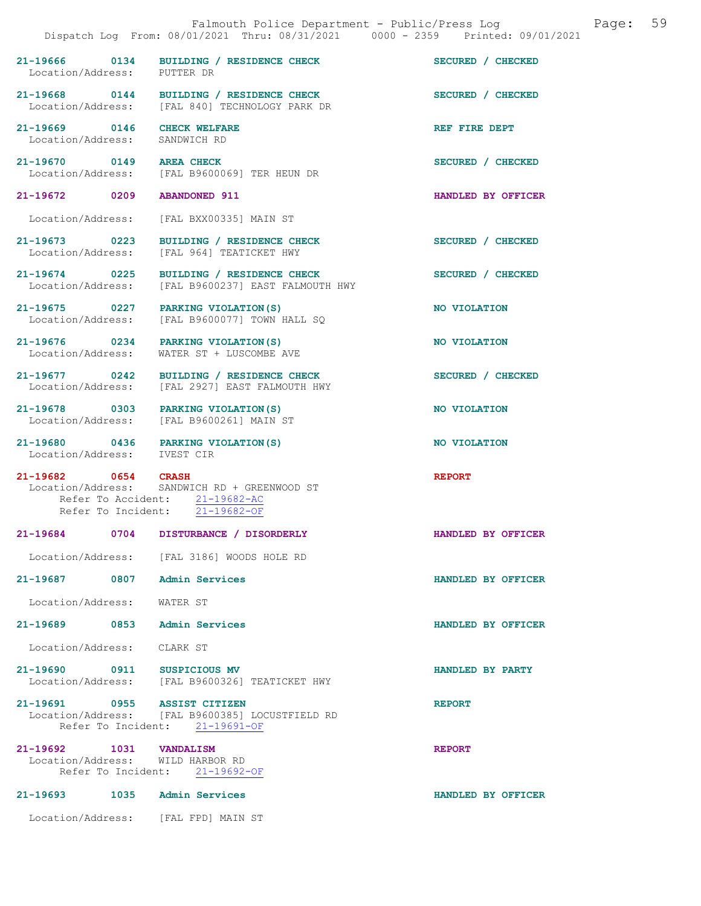Falmouth Police Department - Public/Press Log

Dispatch Log From: 08/01/2021 Thru: 08/31/2021 0000 - 2359 Printed: 09/01/2021

**21-19666 0134 BUILDING / RESIDENCE CHECK** SECURED / CHECKED
Location/Address: PUTTER DR

**21-19668 0144 BUILDING / RESIDENCE CHECK** SECURED / CHECKED
Location/Address: [FAL 840] TECHNOLOGY PARK DR

**21-19669 0146 CHECK WELFARE** REF FIRE DEPT
Location/Address: SANDWICH RD

**21-19670 0149 AREA CHECK** SECURED / CHECKED
Location/Address: [FAL B9600069] TER HEUN DR

**21-19672 0209 ABANDONED 911** HANDLED BY OFFICER
Location/Address: [FAL BXX00335] MAIN ST

**21-19673 0223 BUILDING / RESIDENCE CHECK** SECURED / CHECKED
Location/Address: [FAL 964] TEATICKET HWY

**21-19674 0225 BUILDING / RESIDENCE CHECK** SECURED / CHECKED
Location/Address: [FAL B9600237] EAST FALMOUTH HWY

**21-19675 0227 PARKING VIOLATION(S)** NO VIOLATION
Location/Address: [FAL B9600077] TOWN HALL SQ

**21-19676 0234 PARKING VIOLATION(S)** NO VIOLATION
Location/Address: WATER ST + LUSCOMBE AVE

**21-19677 0242 BUILDING / RESIDENCE CHECK** SECURED / CHECKED
Location/Address: [FAL 2927] EAST FALMOUTH HWY

**21-19678 0303 PARKING VIOLATION(S)** NO VIOLATION
Location/Address: [FAL B9600261] MAIN ST

**21-19680 0436 PARKING VIOLATION(S)** NO VIOLATION
Location/Address: IVEST CIR

**21-19682 0654 CRASH** REPORT
Location/Address: SANDWICH RD + GREENWOOD ST
Refer To Accident: 21-19682-AC
Refer To Incident: 21-19682-OF

**21-19684 0704 DISTURBANCE / DISORDERLY** HANDLED BY OFFICER
Location/Address: [FAL 3186] WOODS HOLE RD

**21-19687 0807 Admin Services** HANDLED BY OFFICER
Location/Address: WATER ST

**21-19689 0853 Admin Services** HANDLED BY OFFICER
Location/Address: CLARK ST

**21-19690 0911 SUSPICIOUS MV** HANDLED BY PARTY
Location/Address: [FAL B9600326] TEATICKET HWY

**21-19691 0955 ASSIST CITIZEN** REPORT
Location/Address: [FAL B9600385] LOCUSTFIELD RD
Refer To Incident: 21-19691-OF

**21-19692 1031 VANDALISM** REPORT
Location/Address: WILD HARBOR RD
Refer To Incident: 21-19692-OF

**21-19693 1035 Admin Services** HANDLED BY OFFICER
Location/Address: [FAL FPD] MAIN ST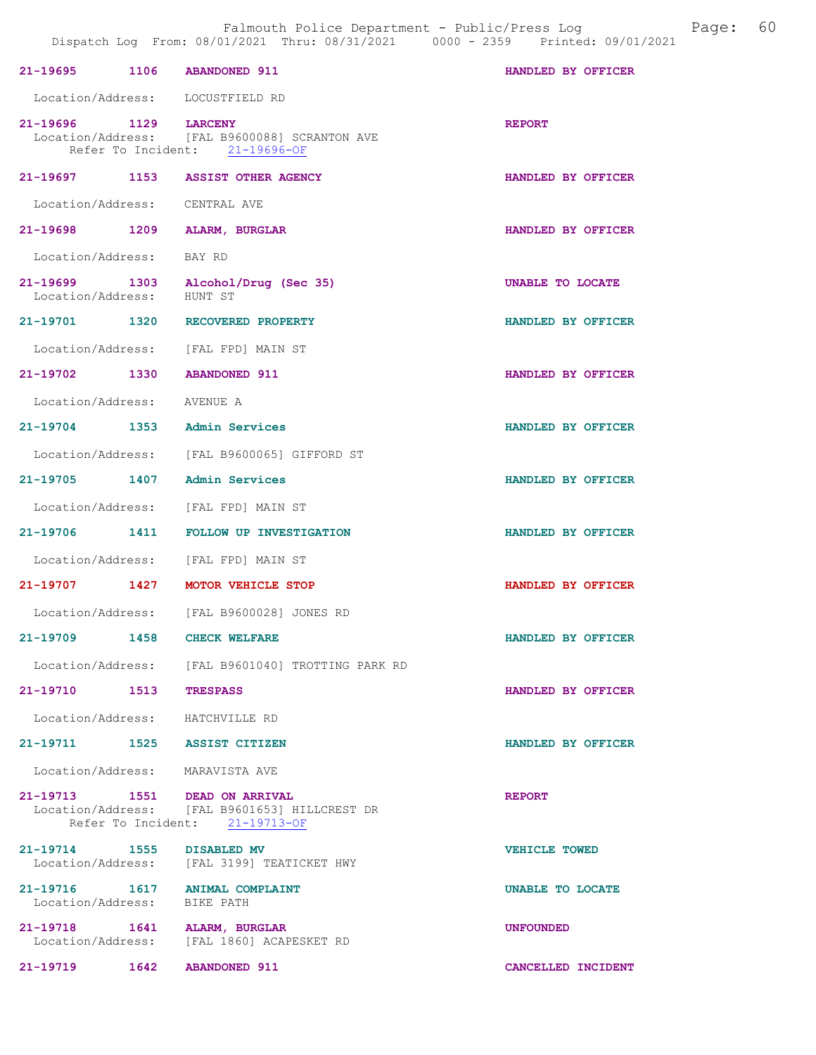| Call # | Time | Type | Disposition |
|---|---|---|---|
| 21-19695 | 1106 | ABANDONED 911 | HANDLED BY OFFICER |
| Location/Address: LOCUSTFIELD RD | | | |
| 21-19696 | 1129 | LARCENY | REPORT |
| Location/Address: [FAL B9600088] SCRANTON AVE | | | |
| Refer To Incident: 21-19696-OF | | | |
| 21-19697 | 1153 | ASSIST OTHER AGENCY | HANDLED BY OFFICER |
| Location/Address: CENTRAL AVE | | | |
| 21-19698 | 1209 | ALARM, BURGLAR | HANDLED BY OFFICER |
| Location/Address: BAY RD | | | |
| 21-19699 | 1303 | Alcohol/Drug (Sec 35) | UNABLE TO LOCATE |
| Location/Address: HUNT ST | | | |
| 21-19701 | 1320 | RECOVERED PROPERTY | HANDLED BY OFFICER |
| Location/Address: [FAL FPD] MAIN ST | | | |
| 21-19702 | 1330 | ABANDONED 911 | HANDLED BY OFFICER |
| Location/Address: AVENUE A | | | |
| 21-19704 | 1353 | Admin Services | HANDLED BY OFFICER |
| Location/Address: [FAL B9600065] GIFFORD ST | | | |
| 21-19705 | 1407 | Admin Services | HANDLED BY OFFICER |
| Location/Address: [FAL FPD] MAIN ST | | | |
| 21-19706 | 1411 | FOLLOW UP INVESTIGATION | HANDLED BY OFFICER |
| Location/Address: [FAL FPD] MAIN ST | | | |
| 21-19707 | 1427 | MOTOR VEHICLE STOP | HANDLED BY OFFICER |
| Location/Address: [FAL B9600028] JONES RD | | | |
| 21-19709 | 1458 | CHECK WELFARE | HANDLED BY OFFICER |
| Location/Address: [FAL B9601040] TROTTING PARK RD | | | |
| 21-19710 | 1513 | TRESPASS | HANDLED BY OFFICER |
| Location/Address: HATCHVILLE RD | | | |
| 21-19711 | 1525 | ASSIST CITIZEN | HANDLED BY OFFICER |
| Location/Address: MARAVISTA AVE | | | |
| 21-19713 | 1551 | DEAD ON ARRIVAL | REPORT |
| Location/Address: [FAL B9601653] HILLCREST DR | | | |
| Refer To Incident: 21-19713-OF | | | |
| 21-19714 | 1555 | DISABLED MV | VEHICLE TOWED |
| Location/Address: [FAL 3199] TEATICKET HWY | | | |
| 21-19716 | 1617 | ANIMAL COMPLAINT | UNABLE TO LOCATE |
| Location/Address: BIKE PATH | | | |
| 21-19718 | 1641 | ALARM, BURGLAR | UNFOUNDED |
| Location/Address: [FAL 1860] ACAPESKET RD | | | |
| 21-19719 | 1642 | ABANDONED 911 | CANCELLED INCIDENT |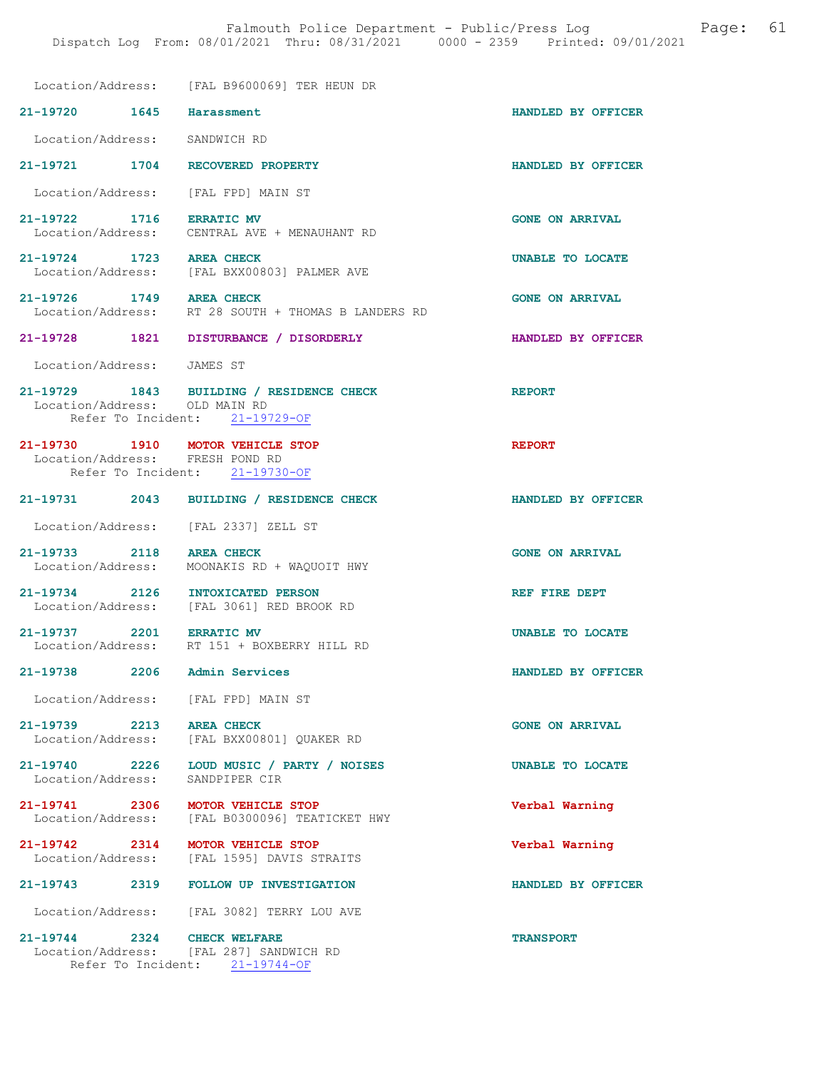Location/Address: [FAL B9600069] TER HEUN DR

**21-19720 1645 Harassment** HANDLED BY OFFICER
Location/Address: SANDWICH RD

**21-19721 1704 RECOVERED PROPERTY** HANDLED BY OFFICER
Location/Address: [FAL FPD] MAIN ST

**21-19722 1716 ERRATIC MV** GONE ON ARRIVAL
Location/Address: CENTRAL AVE + MENAUHANT RD

**21-19724 1723 AREA CHECK** UNABLE TO LOCATE
Location/Address: [FAL BXX00803] PALMER AVE

**21-19726 1749 AREA CHECK** GONE ON ARRIVAL
Location/Address: RT 28 SOUTH + THOMAS B LANDERS RD

**21-19728 1821 DISTURBANCE / DISORDERLY** HANDLED BY OFFICER
Location/Address: JAMES ST

**21-19729 1843 BUILDING / RESIDENCE CHECK** REPORT
Location/Address: OLD MAIN RD
Refer To Incident: 21-19729-OF

**21-19730 1910 MOTOR VEHICLE STOP** REPORT
Location/Address: FRESH POND RD
Refer To Incident: 21-19730-OF

**21-19731 2043 BUILDING / RESIDENCE CHECK** HANDLED BY OFFICER
Location/Address: [FAL 2337] ZELL ST

**21-19733 2118 AREA CHECK** GONE ON ARRIVAL
Location/Address: MOONAKIS RD + WAQUOIT HWY

**21-19734 2126 INTOXICATED PERSON** REF FIRE DEPT
Location/Address: [FAL 3061] RED BROOK RD

**21-19737 2201 ERRATIC MV** UNABLE TO LOCATE
Location/Address: RT 151 + BOXBERRY HILL RD

**21-19738 2206 Admin Services** HANDLED BY OFFICER
Location/Address: [FAL FPD] MAIN ST

**21-19739 2213 AREA CHECK** GONE ON ARRIVAL
Location/Address: [FAL BXX00801] QUAKER RD

**21-19740 2226 LOUD MUSIC / PARTY / NOISES** UNABLE TO LOCATE
Location/Address: SANDPIPER CIR

**21-19741 2306 MOTOR VEHICLE STOP** Verbal Warning
Location/Address: [FAL B0300096] TEATICKET HWY

**21-19742 2314 MOTOR VEHICLE STOP** Verbal Warning
Location/Address: [FAL 1595] DAVIS STRAITS

**21-19743 2319 FOLLOW UP INVESTIGATION** HANDLED BY OFFICER
Location/Address: [FAL 3082] TERRY LOU AVE

**21-19744 2324 CHECK WELFARE** TRANSPORT
Location/Address: [FAL 287] SANDWICH RD
Refer To Incident: 21-19744-OF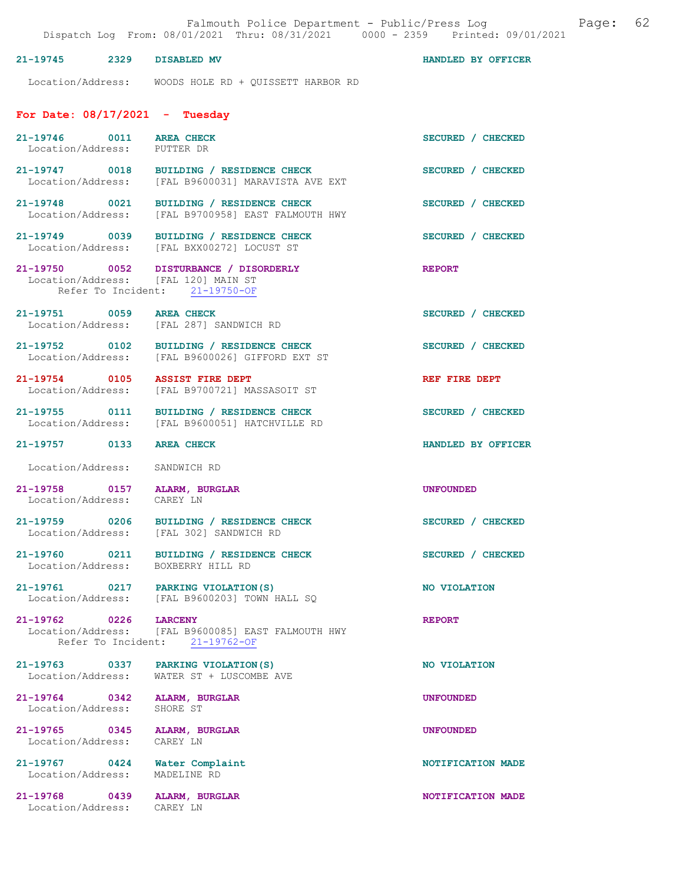**21-19745 2329 DISABLED MV** — HANDLED BY OFFICER
Location/Address: WOODS HOLE RD + QUISSETT HARBOR RD

## For Date: 08/17/2021 - Tuesday

**21-19746 0011 AREA CHECK** — SECURED / CHECKED
Location/Address: PUTTER DR

**21-19747 0018 BUILDING / RESIDENCE CHECK** — SECURED / CHECKED
Location/Address: [FAL B9600031] MARAVISTA AVE EXT

**21-19748 0021 BUILDING / RESIDENCE CHECK** — SECURED / CHECKED
Location/Address: [FAL B9700958] EAST FALMOUTH HWY

**21-19749 0039 BUILDING / RESIDENCE CHECK** — SECURED / CHECKED
Location/Address: [FAL BXX00272] LOCUST ST

**21-19750 0052 DISTURBANCE / DISORDERLY** — REPORT
Location/Address: [FAL 120] MAIN ST
Refer To Incident: 21-19750-OF

**21-19751 0059 AREA CHECK** — SECURED / CHECKED
Location/Address: [FAL 287] SANDWICH RD

**21-19752 0102 BUILDING / RESIDENCE CHECK** — SECURED / CHECKED
Location/Address: [FAL B9600026] GIFFORD EXT ST

**21-19754 0105 ASSIST FIRE DEPT** — REF FIRE DEPT
Location/Address: [FAL B9700721] MASSASOIT ST

**21-19755 0111 BUILDING / RESIDENCE CHECK** — SECURED / CHECKED
Location/Address: [FAL B9600051] HATCHVILLE RD

**21-19757 0133 AREA CHECK** — HANDLED BY OFFICER
Location/Address: SANDWICH RD

**21-19758 0157 ALARM, BURGLAR** — UNFOUNDED
Location/Address: CAREY LN

**21-19759 0206 BUILDING / RESIDENCE CHECK** — SECURED / CHECKED
Location/Address: [FAL 302] SANDWICH RD

**21-19760 0211 BUILDING / RESIDENCE CHECK** — SECURED / CHECKED
Location/Address: BOXBERRY HILL RD

**21-19761 0217 PARKING VIOLATION(S)** — NO VIOLATION
Location/Address: [FAL B9600203] TOWN HALL SQ

**21-19762 0226 LARCENY** — REPORT
Location/Address: [FAL B9600085] EAST FALMOUTH HWY
Refer To Incident: 21-19762-OF

**21-19763 0337 PARKING VIOLATION(S)** — NO VIOLATION
Location/Address: WATER ST + LUSCOMBE AVE

**21-19764 0342 ALARM, BURGLAR** — UNFOUNDED
Location/Address: SHORE ST

**21-19765 0345 ALARM, BURGLAR** — UNFOUNDED
Location/Address: CAREY LN

**21-19767 0424 Water Complaint** — NOTIFICATION MADE
Location/Address: MADELINE RD

**21-19768 0439 ALARM, BURGLAR** — NOTIFICATION MADE
Location/Address: CAREY LN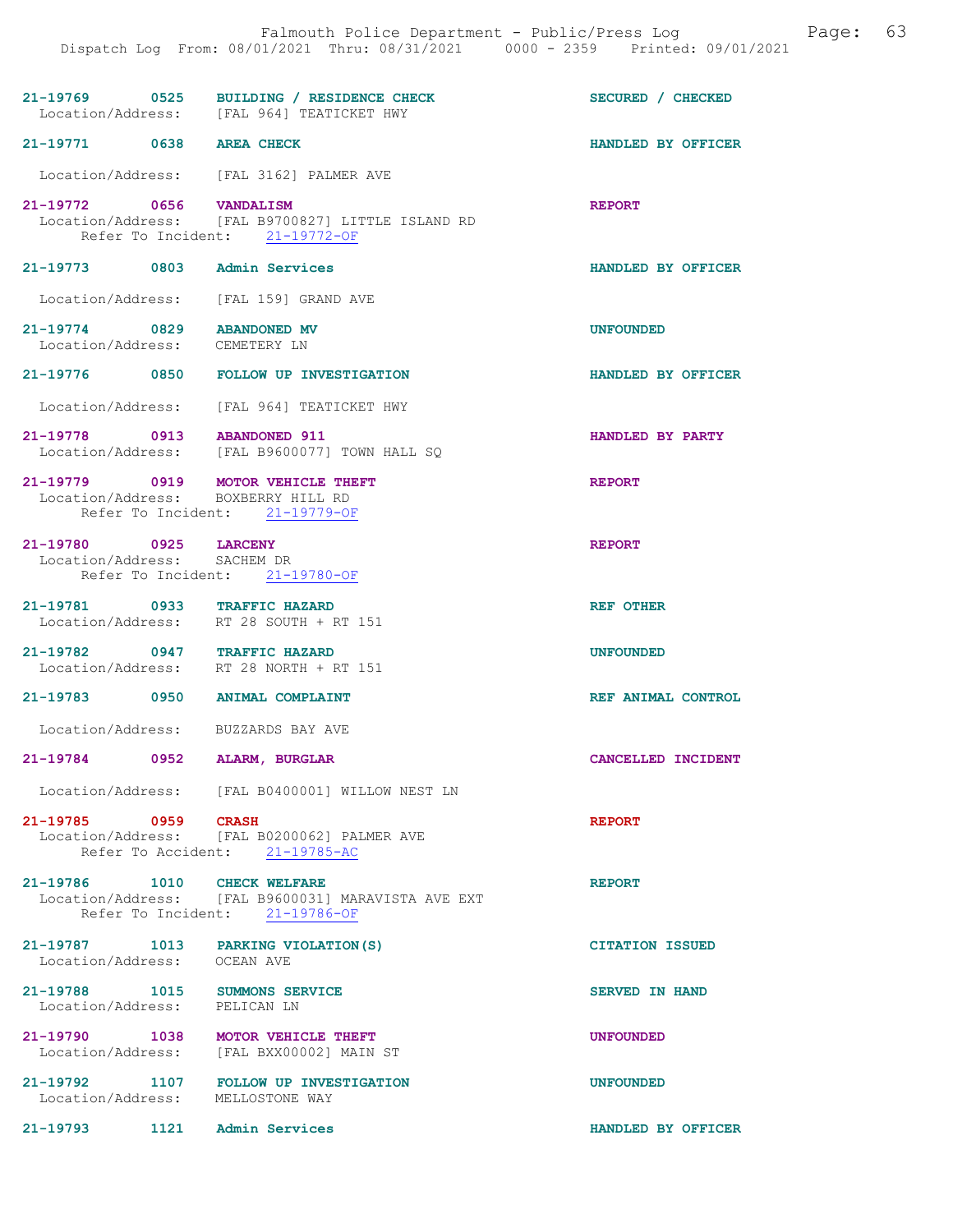| Incident | Time | Call Type | Disposition |
|---|---|---|---|
| 21-19769 | 0525 | BUILDING / RESIDENCE CHECK | SECURED / CHECKED |
| Location/Address: [FAL 964] TEATICKET HWY | | | |
| 21-19771 | 0638 | AREA CHECK | HANDLED BY OFFICER |
| Location/Address: [FAL 3162] PALMER AVE | | | |
| 21-19772 | 0656 | VANDALISM | REPORT |
| Location/Address: [FAL B9700827] LITTLE ISLAND RD | | | |
| Refer To Incident: 21-19772-OF | | | |
| 21-19773 | 0803 | Admin Services | HANDLED BY OFFICER |
| Location/Address: [FAL 159] GRAND AVE | | | |
| 21-19774 | 0829 | ABANDONED MV | UNFOUNDED |
| Location/Address: CEMETERY LN | | | |
| 21-19776 | 0850 | FOLLOW UP INVESTIGATION | HANDLED BY OFFICER |
| Location/Address: [FAL 964] TEATICKET HWY | | | |
| 21-19778 | 0913 | ABANDONED 911 | HANDLED BY PARTY |
| Location/Address: [FAL B9600077] TOWN HALL SQ | | | |
| 21-19779 | 0919 | MOTOR VEHICLE THEFT | REPORT |
| Location/Address: BOXBERRY HILL RD | | | |
| Refer To Incident: 21-19779-OF | | | |
| 21-19780 | 0925 | LARCENY | REPORT |
| Location/Address: SACHEM DR | | | |
| Refer To Incident: 21-19780-OF | | | |
| 21-19781 | 0933 | TRAFFIC HAZARD | REF OTHER |
| Location/Address: RT 28 SOUTH + RT 151 | | | |
| 21-19782 | 0947 | TRAFFIC HAZARD | UNFOUNDED |
| Location/Address: RT 28 NORTH + RT 151 | | | |
| 21-19783 | 0950 | ANIMAL COMPLAINT | REF ANIMAL CONTROL |
| Location/Address: BUZZARDS BAY AVE | | | |
| 21-19784 | 0952 | ALARM, BURGLAR | CANCELLED INCIDENT |
| Location/Address: [FAL B0400001] WILLOW NEST LN | | | |
| 21-19785 | 0959 | CRASH | REPORT |
| Location/Address: [FAL B0200062] PALMER AVE | | | |
| Refer To Accident: 21-19785-AC | | | |
| 21-19786 | 1010 | CHECK WELFARE | REPORT |
| Location/Address: [FAL B9600031] MARAVISTA AVE EXT | | | |
| Refer To Incident: 21-19786-OF | | | |
| 21-19787 | 1013 | PARKING VIOLATION(S) | CITATION ISSUED |
| Location/Address: OCEAN AVE | | | |
| 21-19788 | 1015 | SUMMONS SERVICE | SERVED IN HAND |
| Location/Address: PELICAN LN | | | |
| 21-19790 | 1038 | MOTOR VEHICLE THEFT | UNFOUNDED |
| Location/Address: [FAL BXX00002] MAIN ST | | | |
| 21-19792 | 1107 | FOLLOW UP INVESTIGATION | UNFOUNDED |
| Location/Address: MELLOSTONE WAY | | | |
| 21-19793 | 1121 | Admin Services | HANDLED BY OFFICER |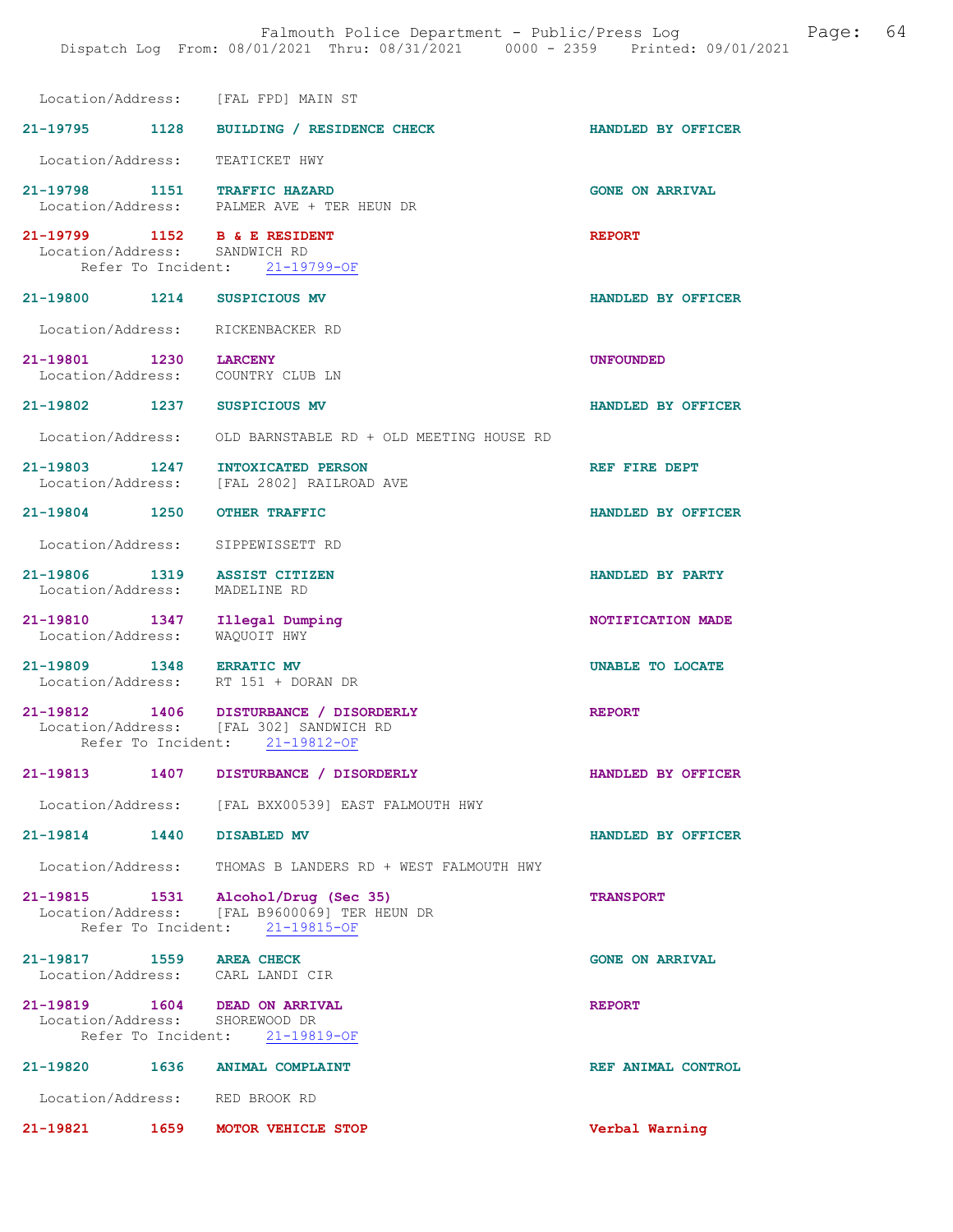Location/Address: [FAL FPD] MAIN ST

**21-19795 1128 BUILDING / RESIDENCE CHECK** HANDLED BY OFFICER
Location/Address: TEATICKET HWY

**21-19798 1151 TRAFFIC HAZARD** GONE ON ARRIVAL
Location/Address: PALMER AVE + TER HEUN DR

**21-19799 1152 B & E RESIDENT** REPORT
Location/Address: SANDWICH RD
Refer To Incident: 21-19799-OF

**21-19800 1214 SUSPICIOUS MV** HANDLED BY OFFICER
Location/Address: RICKENBACKER RD

**21-19801 1230 LARCENY** UNFOUNDED
Location/Address: COUNTRY CLUB LN

**21-19802 1237 SUSPICIOUS MV** HANDLED BY OFFICER
Location/Address: OLD BARNSTABLE RD + OLD MEETING HOUSE RD

**21-19803 1247 INTOXICATED PERSON** REF FIRE DEPT
Location/Address: [FAL 2802] RAILROAD AVE

**21-19804 1250 OTHER TRAFFIC** HANDLED BY OFFICER
Location/Address: SIPPEWISSETT RD

**21-19806 1319 ASSIST CITIZEN** HANDLED BY PARTY
Location/Address: MADELINE RD

**21-19810 1347 Illegal Dumping** NOTIFICATION MADE
Location/Address: WAQUOIT HWY

**21-19809 1348 ERRATIC MV** UNABLE TO LOCATE
Location/Address: RT 151 + DORAN DR

**21-19812 1406 DISTURBANCE / DISORDERLY** REPORT
Location/Address: [FAL 302] SANDWICH RD
Refer To Incident: 21-19812-OF

**21-19813 1407 DISTURBANCE / DISORDERLY** HANDLED BY OFFICER
Location/Address: [FAL BXX00539] EAST FALMOUTH HWY

**21-19814 1440 DISABLED MV** HANDLED BY OFFICER
Location/Address: THOMAS B LANDERS RD + WEST FALMOUTH HWY

**21-19815 1531 Alcohol/Drug (Sec 35)** TRANSPORT
Location/Address: [FAL B9600069] TER HEUN DR
Refer To Incident: 21-19815-OF

**21-19817 1559 AREA CHECK** GONE ON ARRIVAL
Location/Address: CARL LANDI CIR

**21-19819 1604 DEAD ON ARRIVAL** REPORT
Location/Address: SHOREWOOD DR
Refer To Incident: 21-19819-OF

**21-19820 1636 ANIMAL COMPLAINT** REF ANIMAL CONTROL
Location/Address: RED BROOK RD

**21-19821 1659 MOTOR VEHICLE STOP** Verbal Warning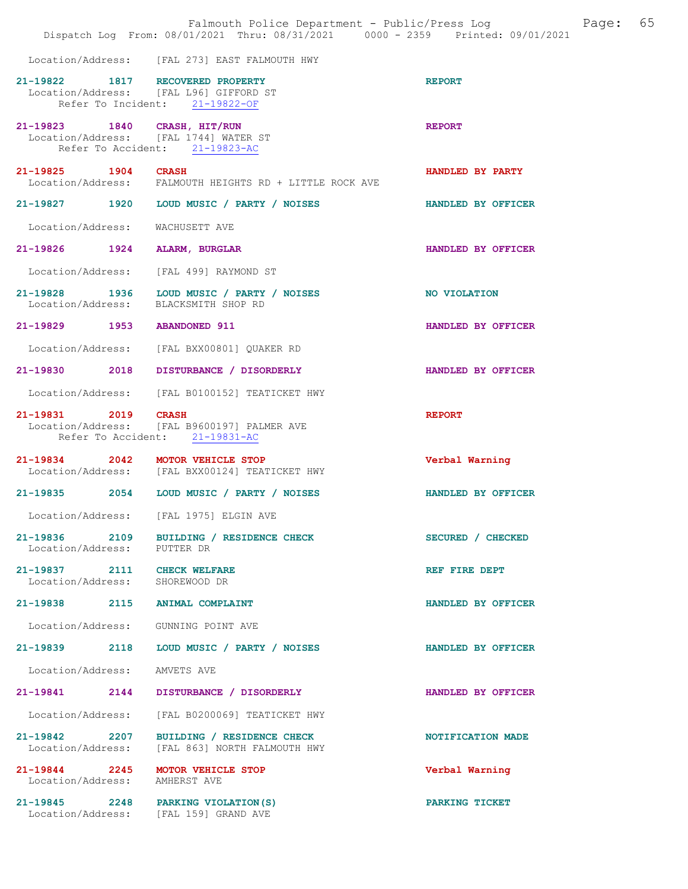Location/Address: [FAL 273] EAST FALMOUTH HWY

**21-19822** 1817 **RECOVERED PROPERTY** **REPORT**
Location/Address: [FAL L96] GIFFORD ST
Refer To Incident: 21-19822-OF

**21-19823** 1840 **CRASH, HIT/RUN** **REPORT**
Location/Address: [FAL 1744] WATER ST
Refer To Accident: 21-19823-AC

**21-19825** 1904 **CRASH** **HANDLED BY PARTY**
Location/Address: FALMOUTH HEIGHTS RD + LITTLE ROCK AVE

**21-19827** 1920 **LOUD MUSIC / PARTY / NOISES** **HANDLED BY OFFICER**
Location/Address: WACHUSETT AVE

**21-19826** 1924 **ALARM, BURGLAR** **HANDLED BY OFFICER**
Location/Address: [FAL 499] RAYMOND ST

**21-19828** 1936 **LOUD MUSIC / PARTY / NOISES** **NO VIOLATION**
Location/Address: BLACKSMITH SHOP RD

**21-19829** 1953 **ABANDONED 911** **HANDLED BY OFFICER**
Location/Address: [FAL BXX00801] QUAKER RD

**21-19830** 2018 **DISTURBANCE / DISORDERLY** **HANDLED BY OFFICER**
Location/Address: [FAL B0100152] TEATICKET HWY

**21-19831** 2019 **CRASH** **REPORT**
Location/Address: [FAL B9600197] PALMER AVE
Refer To Accident: 21-19831-AC

**21-19834** 2042 **MOTOR VEHICLE STOP** **Verbal Warning**
Location/Address: [FAL BXX00124] TEATICKET HWY

**21-19835** 2054 **LOUD MUSIC / PARTY / NOISES** **HANDLED BY OFFICER**
Location/Address: [FAL 1975] ELGIN AVE

**21-19836** 2109 **BUILDING / RESIDENCE CHECK** **SECURED / CHECKED**
Location/Address: PUTTER DR

**21-19837** 2111 **CHECK WELFARE** **REF FIRE DEPT**
Location/Address: SHOREWOOD DR

**21-19838** 2115 **ANIMAL COMPLAINT** **HANDLED BY OFFICER**
Location/Address: GUNNING POINT AVE

**21-19839** 2118 **LOUD MUSIC / PARTY / NOISES** **HANDLED BY OFFICER**
Location/Address: AMVETS AVE

**21-19841** 2144 **DISTURBANCE / DISORDERLY** **HANDLED BY OFFICER**
Location/Address: [FAL B0200069] TEATICKET HWY

**21-19842** 2207 **BUILDING / RESIDENCE CHECK** **NOTIFICATION MADE**
Location/Address: [FAL 863] NORTH FALMOUTH HWY

**21-19844** 2245 **MOTOR VEHICLE STOP** **Verbal Warning**
Location/Address: AMHERST AVE

**21-19845** 2248 **PARKING VIOLATION(S)** **PARKING TICKET**
Location/Address: [FAL 159] GRAND AVE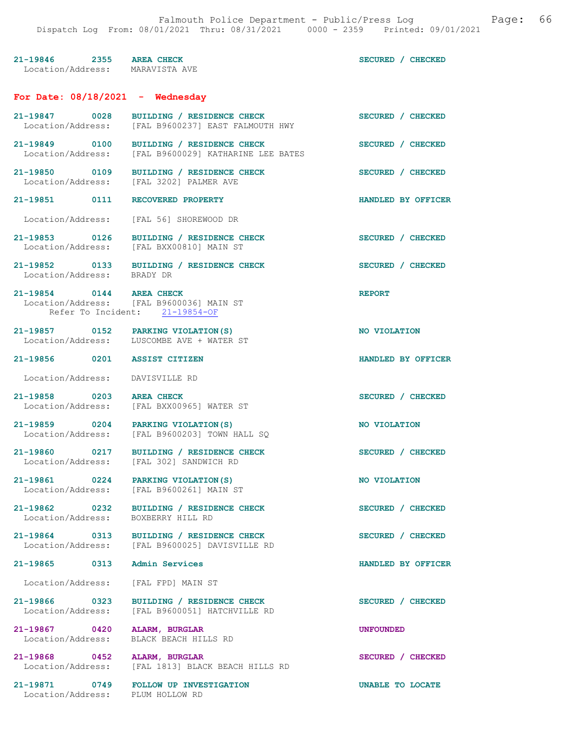21-19846 2355 AREA CHECK SECURED / CHECKED
Location/Address: MARAVISTA AVE

**For Date: 08/18/2021 - Wednesday**

21-19847 0028 BUILDING / RESIDENCE CHECK SECURED / CHECKED
Location/Address: [FAL B9600237] EAST FALMOUTH HWY

21-19849 0100 BUILDING / RESIDENCE CHECK SECURED / CHECKED
Location/Address: [FAL B9600029] KATHARINE LEE BATES

21-19850 0109 BUILDING / RESIDENCE CHECK SECURED / CHECKED
Location/Address: [FAL 3202] PALMER AVE

21-19851 0111 RECOVERED PROPERTY HANDLED BY OFFICER
Location/Address: [FAL 56] SHOREWOOD DR

21-19853 0126 BUILDING / RESIDENCE CHECK SECURED / CHECKED
Location/Address: [FAL BXX00810] MAIN ST

21-19852 0133 BUILDING / RESIDENCE CHECK SECURED / CHECKED
Location/Address: BRADY DR

21-19854 0144 AREA CHECK REPORT
Location/Address: [FAL B9600036] MAIN ST
Refer To Incident: 21-19854-OF

21-19857 0152 PARKING VIOLATION(S) NO VIOLATION
Location/Address: LUSCOMBE AVE + WATER ST

21-19856 0201 ASSIST CITIZEN HANDLED BY OFFICER
Location/Address: DAVISVILLE RD

21-19858 0203 AREA CHECK SECURED / CHECKED
Location/Address: [FAL BXX00965] WATER ST

21-19859 0204 PARKING VIOLATION(S) NO VIOLATION
Location/Address: [FAL B9600203] TOWN HALL SQ

21-19860 0217 BUILDING / RESIDENCE CHECK SECURED / CHECKED
Location/Address: [FAL 302] SANDWICH RD

21-19861 0224 PARKING VIOLATION(S) NO VIOLATION
Location/Address: [FAL B9600261] MAIN ST

21-19862 0232 BUILDING / RESIDENCE CHECK SECURED / CHECKED
Location/Address: BOXBERRY HILL RD

21-19864 0313 BUILDING / RESIDENCE CHECK SECURED / CHECKED
Location/Address: [FAL B9600025] DAVISVILLE RD

21-19865 0313 Admin Services HANDLED BY OFFICER
Location/Address: [FAL FPD] MAIN ST

21-19866 0323 BUILDING / RESIDENCE CHECK SECURED / CHECKED
Location/Address: [FAL B9600051] HATCHVILLE RD

21-19867 0420 ALARM, BURGLAR UNFOUNDED
Location/Address: BLACK BEACH HILLS RD

21-19868 0452 ALARM, BURGLAR SECURED / CHECKED
Location/Address: [FAL 1813] BLACK BEACH HILLS RD

21-19871 0749 FOLLOW UP INVESTIGATION UNABLE TO LOCATE
Location/Address: PLUM HOLLOW RD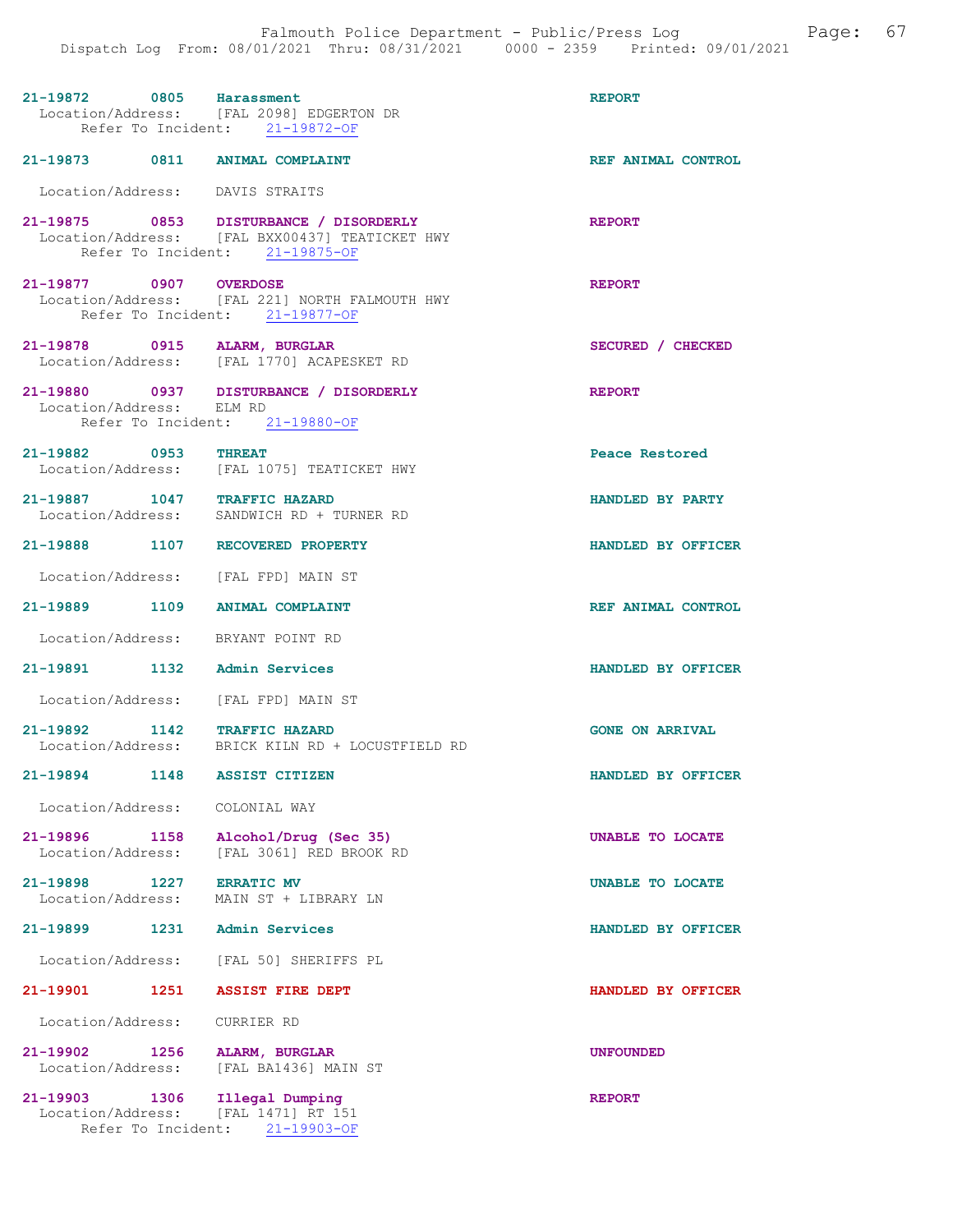**21-19872 0805 Harassment** REPORT
Location/Address: [FAL 2098] EDGERTON DR
Refer To Incident: 21-19872-OF

**21-19873 0811 ANIMAL COMPLAINT** REF ANIMAL CONTROL
Location/Address: DAVIS STRAITS

**21-19875 0853 DISTURBANCE / DISORDERLY** REPORT
Location/Address: [FAL BXX00437] TEATICKET HWY
Refer To Incident: 21-19875-OF

**21-19877 0907 OVERDOSE** REPORT
Location/Address: [FAL 221] NORTH FALMOUTH HWY
Refer To Incident: 21-19877-OF

**21-19878 0915 ALARM, BURGLAR** SECURED / CHECKED
Location/Address: [FAL 1770] ACAPESKET RD

**21-19880 0937 DISTURBANCE / DISORDERLY** REPORT
Location/Address: ELM RD
Refer To Incident: 21-19880-OF

**21-19882 0953 THREAT** Peace Restored
Location/Address: [FAL 1075] TEATICKET HWY

**21-19887 1047 TRAFFIC HAZARD** HANDLED BY PARTY
Location/Address: SANDWICH RD + TURNER RD

**21-19888 1107 RECOVERED PROPERTY** HANDLED BY OFFICER
Location/Address: [FAL FPD] MAIN ST

**21-19889 1109 ANIMAL COMPLAINT** REF ANIMAL CONTROL
Location/Address: BRYANT POINT RD

**21-19891 1132 Admin Services** HANDLED BY OFFICER
Location/Address: [FAL FPD] MAIN ST

**21-19892 1142 TRAFFIC HAZARD** GONE ON ARRIVAL
Location/Address: BRICK KILN RD + LOCUSTFIELD RD

**21-19894 1148 ASSIST CITIZEN** HANDLED BY OFFICER
Location/Address: COLONIAL WAY

**21-19896 1158 Alcohol/Drug (Sec 35)** UNABLE TO LOCATE
Location/Address: [FAL 3061] RED BROOK RD

**21-19898 1227 ERRATIC MV** UNABLE TO LOCATE
Location/Address: MAIN ST + LIBRARY LN

**21-19899 1231 Admin Services** HANDLED BY OFFICER
Location/Address: [FAL 50] SHERIFFS PL

**21-19901 1251 ASSIST FIRE DEPT** HANDLED BY OFFICER
Location/Address: CURRIER RD

**21-19902 1256 ALARM, BURGLAR** UNFOUNDED
Location/Address: [FAL BA1436] MAIN ST

**21-19903 1306 Illegal Dumping** REPORT
Location/Address: [FAL 1471] RT 151
Refer To Incident: 21-19903-OF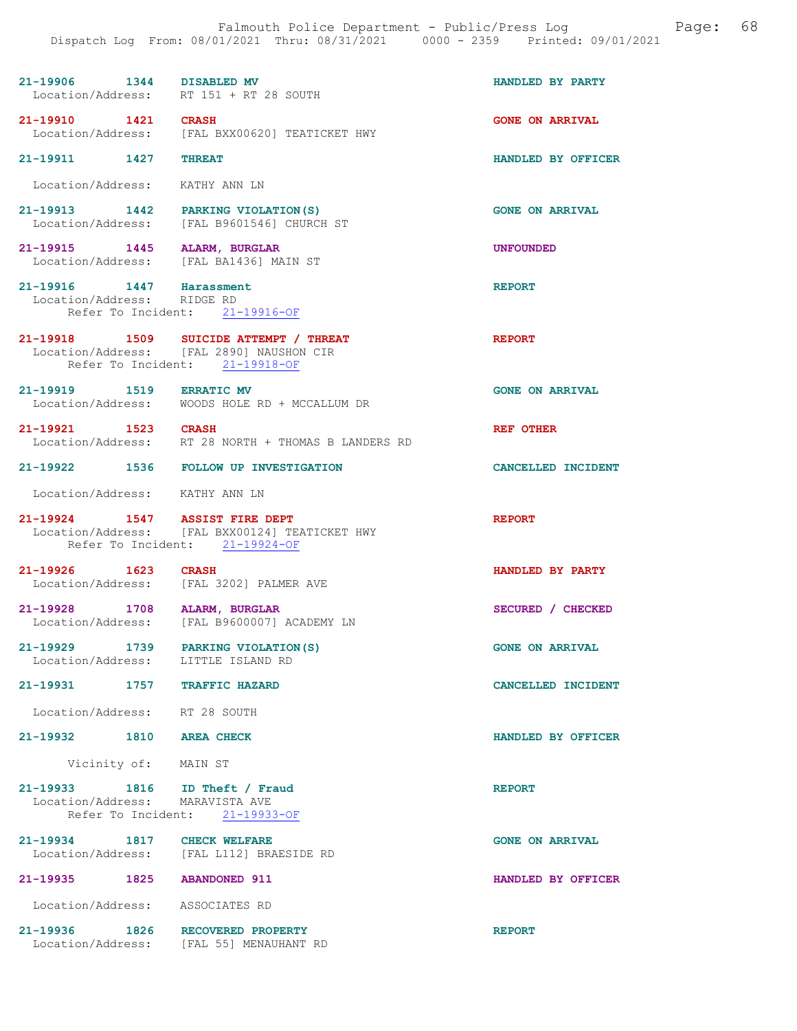21-19906 1344 DISABLED MV HANDLED BY PARTY
Location/Address: RT 151 + RT 28 SOUTH

21-19910 1421 CRASH GONE ON ARRIVAL
Location/Address: [FAL BXX00620] TEATICKET HWY

21-19911 1427 THREAT HANDLED BY OFFICER

Location/Address: KATHY ANN LN

21-19913 1442 PARKING VIOLATION(S) GONE ON ARRIVAL
Location/Address: [FAL B9601546] CHURCH ST

21-19915 1445 ALARM, BURGLAR UNFOUNDED
Location/Address: [FAL BA1436] MAIN ST

21-19916 1447 Harassment REPORT
Location/Address: RIDGE RD
Refer To Incident: 21-19916-OF

21-19918 1509 SUICIDE ATTEMPT / THREAT REPORT
Location/Address: [FAL 2890] NAUSHON CIR
Refer To Incident: 21-19918-OF

21-19919 1519 ERRATIC MV GONE ON ARRIVAL
Location/Address: WOODS HOLE RD + MCCALLUM DR

21-19921 1523 CRASH REF OTHER
Location/Address: RT 28 NORTH + THOMAS B LANDERS RD

21-19922 1536 FOLLOW UP INVESTIGATION CANCELLED INCIDENT

Location/Address: KATHY ANN LN

21-19924 1547 ASSIST FIRE DEPT REPORT
Location/Address: [FAL BXX00124] TEATICKET HWY
Refer To Incident: 21-19924-OF

21-19926 1623 CRASH HANDLED BY PARTY
Location/Address: [FAL 3202] PALMER AVE

21-19928 1708 ALARM, BURGLAR SECURED / CHECKED
Location/Address: [FAL B9600007] ACADEMY LN

21-19929 1739 PARKING VIOLATION(S) GONE ON ARRIVAL
Location/Address: LITTLE ISLAND RD

21-19931 1757 TRAFFIC HAZARD CANCELLED INCIDENT

Location/Address: RT 28 SOUTH

21-19932 1810 AREA CHECK HANDLED BY OFFICER

Vicinity of: MAIN ST

21-19933 1816 ID Theft / Fraud REPORT
Location/Address: MARAVISTA AVE
Refer To Incident: 21-19933-OF

21-19934 1817 CHECK WELFARE GONE ON ARRIVAL
Location/Address: [FAL L112] BRAESIDE RD

21-19935 1825 ABANDONED 911 HANDLED BY OFFICER

Location/Address: ASSOCIATES RD

21-19936 1826 RECOVERED PROPERTY REPORT
Location/Address: [FAL 55] MENAUHANT RD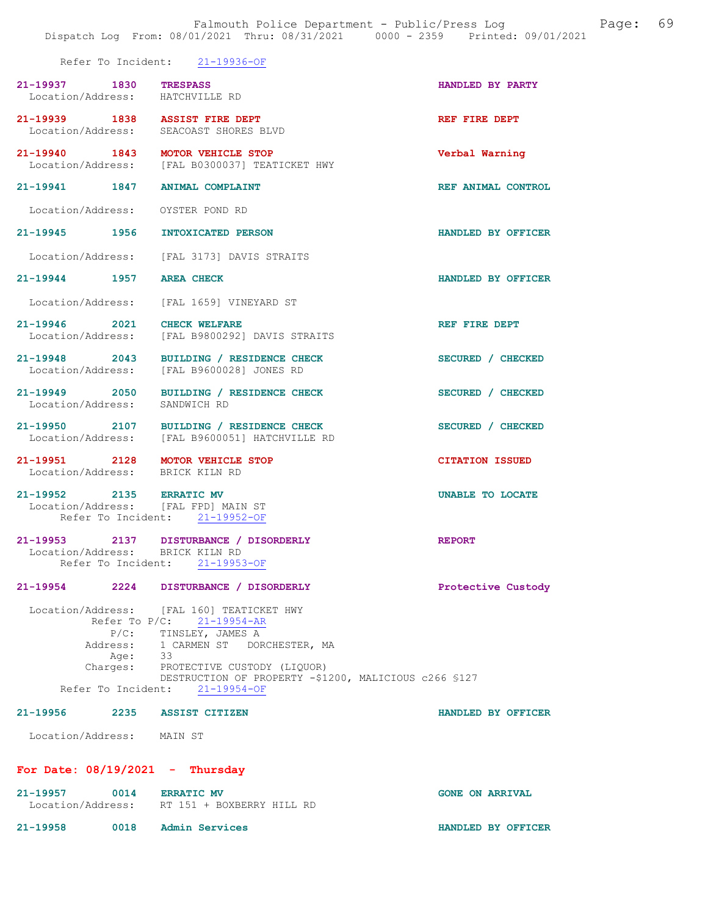Refer To Incident: 21-19936-OF

**21-19937 1830 TRESPASS** — HANDLED BY PARTY
Location/Address: HATCHVILLE RD

**21-19939 1838 ASSIST FIRE DEPT** — REF FIRE DEPT
Location/Address: SEACOAST SHORES BLVD

**21-19940 1843 MOTOR VEHICLE STOP** — Verbal Warning
Location/Address: [FAL B0300037] TEATICKET HWY

**21-19941 1847 ANIMAL COMPLAINT** — REF ANIMAL CONTROL
Location/Address: OYSTER POND RD

**21-19945 1956 INTOXICATED PERSON** — HANDLED BY OFFICER
Location/Address: [FAL 3173] DAVIS STRAITS

**21-19944 1957 AREA CHECK** — HANDLED BY OFFICER
Location/Address: [FAL 1659] VINEYARD ST

**21-19946 2021 CHECK WELFARE** — REF FIRE DEPT
Location/Address: [FAL B9800292] DAVIS STRAITS

**21-19948 2043 BUILDING / RESIDENCE CHECK** — SECURED / CHECKED
Location/Address: [FAL B9600028] JONES RD

**21-19949 2050 BUILDING / RESIDENCE CHECK** — SECURED / CHECKED
Location/Address: SANDWICH RD

**21-19950 2107 BUILDING / RESIDENCE CHECK** — SECURED / CHECKED
Location/Address: [FAL B9600051] HATCHVILLE RD

**21-19951 2128 MOTOR VEHICLE STOP** — CITATION ISSUED
Location/Address: BRICK KILN RD

**21-19952 2135 ERRATIC MV** — UNABLE TO LOCATE
Location/Address: [FAL FPD] MAIN ST
Refer To Incident: 21-19952-OF

**21-19953 2137 DISTURBANCE / DISORDERLY** — REPORT
Location/Address: BRICK KILN RD
Refer To Incident: 21-19953-OF

**21-19954 2224 DISTURBANCE / DISORDERLY** — Protective Custody
Location/Address: [FAL 160] TEATICKET HWY
Refer To P/C: 21-19954-AR
P/C: TINSLEY, JAMES A
Address: 1 CARMEN ST DORCHESTER, MA
Age: 33
Charges: PROTECTIVE CUSTODY (LIQUOR)
DESTRUCTION OF PROPERTY -$1200, MALICIOUS c266 §127
Refer To Incident: 21-19954-OF

**21-19956 2235 ASSIST CITIZEN** — HANDLED BY OFFICER
Location/Address: MAIN ST

## For Date: 08/19/2021 - Thursday

**21-19957 0014 ERRATIC MV** — GONE ON ARRIVAL
Location/Address: RT 151 + BOXBERRY HILL RD

**21-19958 0018 Admin Services** — HANDLED BY OFFICER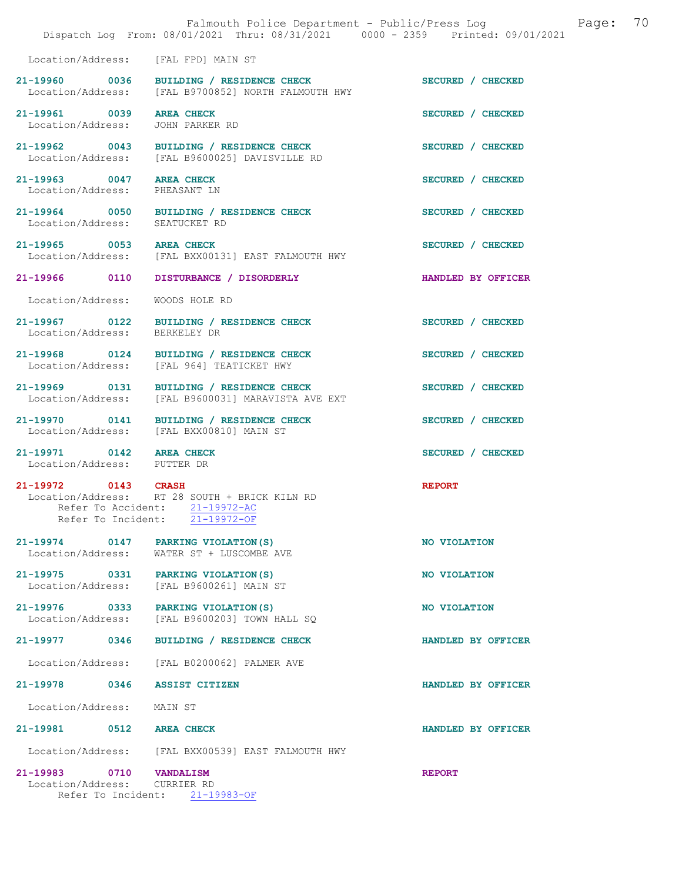Location/Address: [FAL FPD] MAIN ST

**21-19960 0036 BUILDING / RESIDENCE CHECK** — SECURED / CHECKED
Location/Address: [FAL B9700852] NORTH FALMOUTH HWY

**21-19961 0039 AREA CHECK** — SECURED / CHECKED
Location/Address: JOHN PARKER RD

**21-19962 0043 BUILDING / RESIDENCE CHECK** — SECURED / CHECKED
Location/Address: [FAL B9600025] DAVISVILLE RD

**21-19963 0047 AREA CHECK** — SECURED / CHECKED
Location/Address: PHEASANT LN

**21-19964 0050 BUILDING / RESIDENCE CHECK** — SECURED / CHECKED
Location/Address: SEATUCKET RD

**21-19965 0053 AREA CHECK** — SECURED / CHECKED
Location/Address: [FAL BXX00131] EAST FALMOUTH HWY

**21-19966 0110 DISTURBANCE / DISORDERLY** — HANDLED BY OFFICER
Location/Address: WOODS HOLE RD

**21-19967 0122 BUILDING / RESIDENCE CHECK** — SECURED / CHECKED
Location/Address: BERKELEY DR

**21-19968 0124 BUILDING / RESIDENCE CHECK** — SECURED / CHECKED
Location/Address: [FAL 964] TEATICKET HWY

**21-19969 0131 BUILDING / RESIDENCE CHECK** — SECURED / CHECKED
Location/Address: [FAL B9600031] MARAVISTA AVE EXT

**21-19970 0141 BUILDING / RESIDENCE CHECK** — SECURED / CHECKED
Location/Address: [FAL BXX00810] MAIN ST

**21-19971 0142 AREA CHECK** — SECURED / CHECKED
Location/Address: PUTTER DR

**21-19972 0143 CRASH** — REPORT
Location/Address: RT 28 SOUTH + BRICK KILN RD
Refer To Accident: 21-19972-AC
Refer To Incident: 21-19972-OF

**21-19974 0147 PARKING VIOLATION(S)** — NO VIOLATION
Location/Address: WATER ST + LUSCOMBE AVE

**21-19975 0331 PARKING VIOLATION(S)** — NO VIOLATION
Location/Address: [FAL B9600261] MAIN ST

**21-19976 0333 PARKING VIOLATION(S)** — NO VIOLATION
Location/Address: [FAL B9600203] TOWN HALL SQ

**21-19977 0346 BUILDING / RESIDENCE CHECK** — HANDLED BY OFFICER
Location/Address: [FAL B0200062] PALMER AVE

**21-19978 0346 ASSIST CITIZEN** — HANDLED BY OFFICER
Location/Address: MAIN ST

**21-19981 0512 AREA CHECK** — HANDLED BY OFFICER
Location/Address: [FAL BXX00539] EAST FALMOUTH HWY

**21-19983 0710 VANDALISM** — REPORT
Location/Address: CURRIER RD
Refer To Incident: 21-19983-OF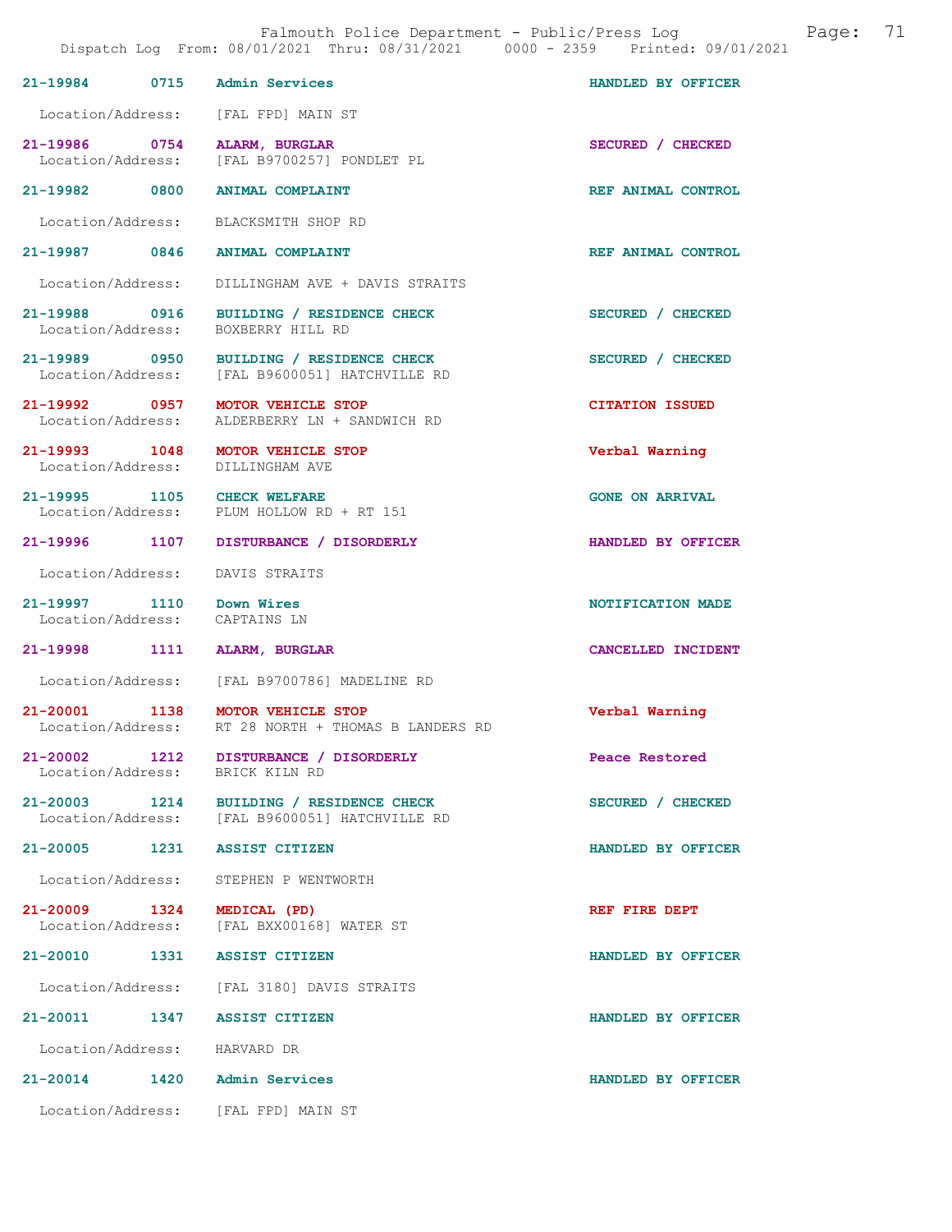| Call # | Time | Call Type | Disposition |
|---|---|---|---|
| 21-19984 | 0715 | Admin Services | HANDLED BY OFFICER |
| Location/Address: | | [FAL FPD] MAIN ST | |
| 21-19986 | 0754 | ALARM, BURGLAR | SECURED / CHECKED |
| Location/Address: | | [FAL B9700257] PONDLET PL | |
| 21-19982 | 0800 | ANIMAL COMPLAINT | REF ANIMAL CONTROL |
| Location/Address: | | BLACKSMITH SHOP RD | |
| 21-19987 | 0846 | ANIMAL COMPLAINT | REF ANIMAL CONTROL |
| Location/Address: | | DILLINGHAM AVE + DAVIS STRAITS | |
| 21-19988 | 0916 | BUILDING / RESIDENCE CHECK | SECURED / CHECKED |
| Location/Address: | | BOXBERRY HILL RD | |
| 21-19989 | 0950 | BUILDING / RESIDENCE CHECK | SECURED / CHECKED |
| Location/Address: | | [FAL B9600051] HATCHVILLE RD | |
| 21-19992 | 0957 | MOTOR VEHICLE STOP | CITATION ISSUED |
| Location/Address: | | ALDERBERRY LN + SANDWICH RD | |
| 21-19993 | 1048 | MOTOR VEHICLE STOP | Verbal Warning |
| Location/Address: | | DILLINGHAM AVE | |
| 21-19995 | 1105 | CHECK WELFARE | GONE ON ARRIVAL |
| Location/Address: | | PLUM HOLLOW RD + RT 151 | |
| 21-19996 | 1107 | DISTURBANCE / DISORDERLY | HANDLED BY OFFICER |
| Location/Address: | | DAVIS STRAITS | |
| 21-19997 | 1110 | Down Wires | NOTIFICATION MADE |
| Location/Address: | | CAPTAINS LN | |
| 21-19998 | 1111 | ALARM, BURGLAR | CANCELLED INCIDENT |
| Location/Address: | | [FAL B9700786] MADELINE RD | |
| 21-20001 | 1138 | MOTOR VEHICLE STOP | Verbal Warning |
| Location/Address: | | RT 28 NORTH + THOMAS B LANDERS RD | |
| 21-20002 | 1212 | DISTURBANCE / DISORDERLY | Peace Restored |
| Location/Address: | | BRICK KILN RD | |
| 21-20003 | 1214 | BUILDING / RESIDENCE CHECK | SECURED / CHECKED |
| Location/Address: | | [FAL B9600051] HATCHVILLE RD | |
| 21-20005 | 1231 | ASSIST CITIZEN | HANDLED BY OFFICER |
| Location/Address: | | STEPHEN P WENTWORTH | |
| 21-20009 | 1324 | MEDICAL (PD) | REF FIRE DEPT |
| Location/Address: | | [FAL BXX00168] WATER ST | |
| 21-20010 | 1331 | ASSIST CITIZEN | HANDLED BY OFFICER |
| Location/Address: | | [FAL 3180] DAVIS STRAITS | |
| 21-20011 | 1347 | ASSIST CITIZEN | HANDLED BY OFFICER |
| Location/Address: | | HARVARD DR | |
| 21-20014 | 1420 | Admin Services | HANDLED BY OFFICER |
| Location/Address: | | [FAL FPD] MAIN ST | |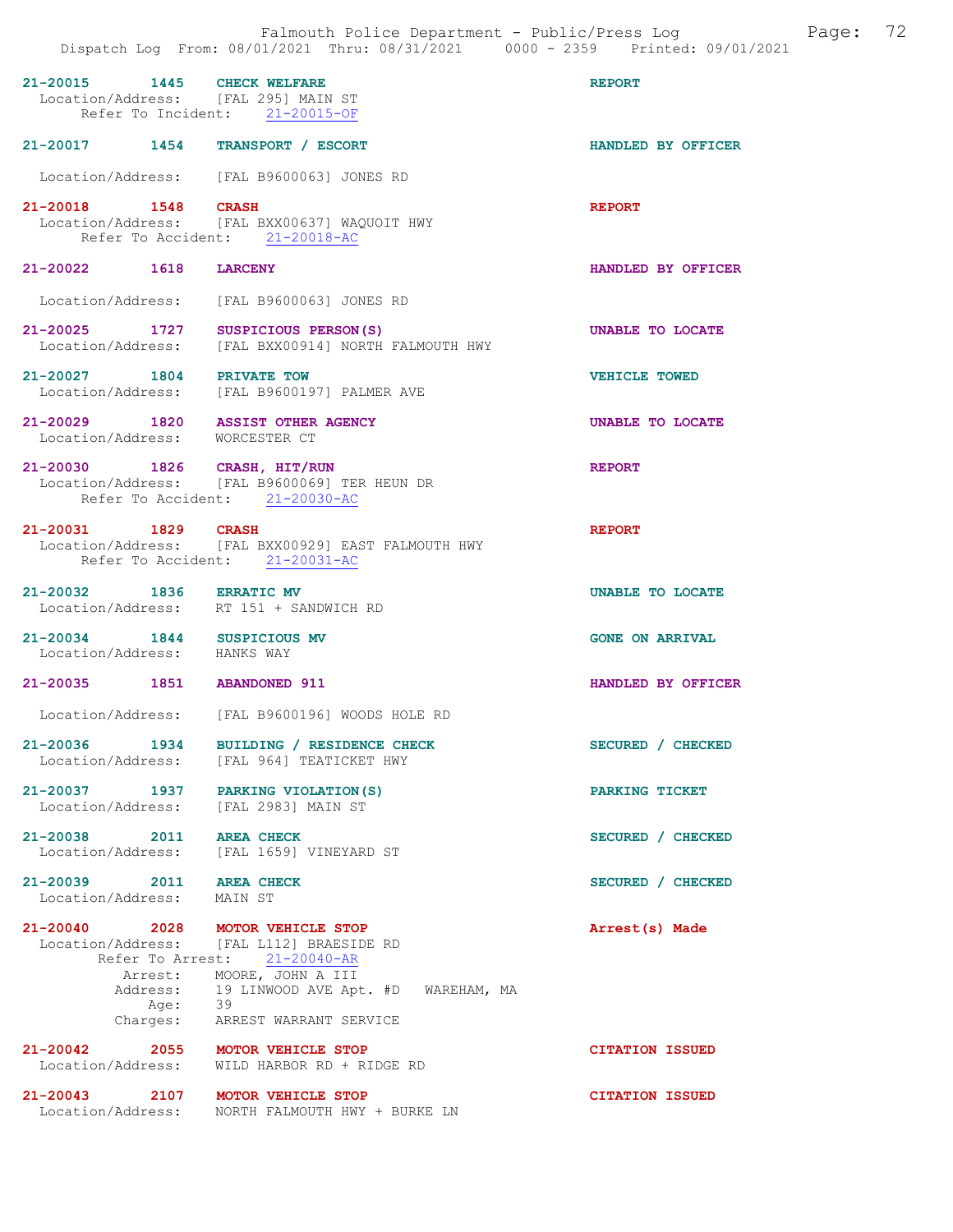Falmouth Police Department - Public/Press Log

Dispatch Log From: 08/01/2021 Thru: 08/31/2021 0000 - 2359 Printed: 09/01/2021

**21-20015 1445 CHECK WELFARE** — REPORT
Location/Address: [FAL 295] MAIN ST
Refer To Incident: 21-20015-OF

**21-20017 1454 TRANSPORT / ESCORT** — HANDLED BY OFFICER
Location/Address: [FAL B9600063] JONES RD

**21-20018 1548 CRASH** — REPORT
Location/Address: [FAL BXX00637] WAQUOIT HWY
Refer To Accident: 21-20018-AC

**21-20022 1618 LARCENY** — HANDLED BY OFFICER
Location/Address: [FAL B9600063] JONES RD

**21-20025 1727 SUSPICIOUS PERSON(S)** — UNABLE TO LOCATE
Location/Address: [FAL BXX00914] NORTH FALMOUTH HWY

**21-20027 1804 PRIVATE TOW** — VEHICLE TOWED
Location/Address: [FAL B9600197] PALMER AVE

**21-20029 1820 ASSIST OTHER AGENCY** — UNABLE TO LOCATE
Location/Address: WORCESTER CT

**21-20030 1826 CRASH, HIT/RUN** — REPORT
Location/Address: [FAL B9600069] TER HEUN DR
Refer To Accident: 21-20030-AC

**21-20031 1829 CRASH** — REPORT
Location/Address: [FAL BXX00929] EAST FALMOUTH HWY
Refer To Accident: 21-20031-AC

**21-20032 1836 ERRATIC MV** — UNABLE TO LOCATE
Location/Address: RT 151 + SANDWICH RD

**21-20034 1844 SUSPICIOUS MV** — GONE ON ARRIVAL
Location/Address: HANKS WAY

**21-20035 1851 ABANDONED 911** — HANDLED BY OFFICER
Location/Address: [FAL B9600196] WOODS HOLE RD

**21-20036 1934 BUILDING / RESIDENCE CHECK** — SECURED / CHECKED
Location/Address: [FAL 964] TEATICKET HWY

**21-20037 1937 PARKING VIOLATION(S)** — PARKING TICKET
Location/Address: [FAL 2983] MAIN ST

**21-20038 2011 AREA CHECK** — SECURED / CHECKED
Location/Address: [FAL 1659] VINEYARD ST

**21-20039 2011 AREA CHECK** — SECURED / CHECKED
Location/Address: MAIN ST

**21-20040 2028 MOTOR VEHICLE STOP** — Arrest(s) Made
Location/Address: [FAL L112] BRAESIDE RD
Refer To Arrest: 21-20040-AR
Arrest: MOORE, JOHN A III
Address: 19 LINWOOD AVE Apt. #D WAREHAM, MA
Age: 39
Charges: ARREST WARRANT SERVICE

**21-20042 2055 MOTOR VEHICLE STOP** — CITATION ISSUED
Location/Address: WILD HARBOR RD + RIDGE RD

**21-20043 2107 MOTOR VEHICLE STOP** — CITATION ISSUED
Location/Address: NORTH FALMOUTH HWY + BURKE LN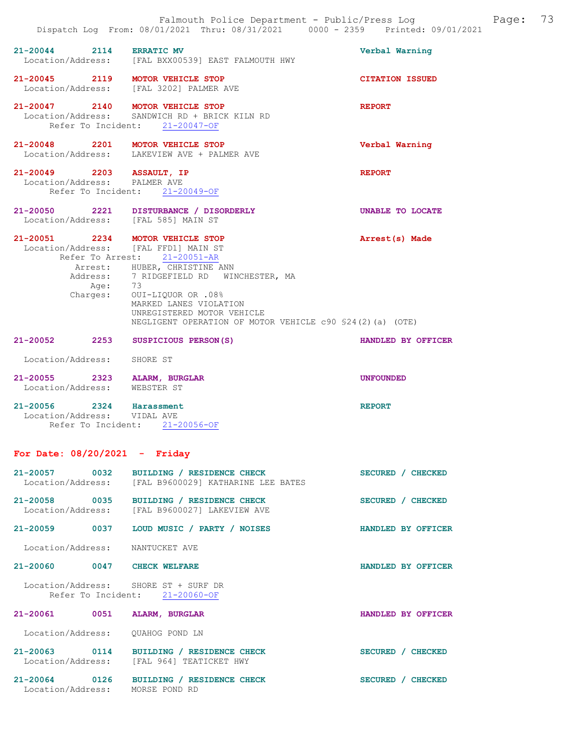**21-20044 2114 ERRATIC MV** — Verbal Warning
Location/Address: [FAL BXX00539] EAST FALMOUTH HWY

**21-20045 2119 MOTOR VEHICLE STOP** — CITATION ISSUED
Location/Address: [FAL 3202] PALMER AVE

**21-20047 2140 MOTOR VEHICLE STOP** — REPORT
Location/Address: SANDWICH RD + BRICK KILN RD
Refer To Incident: 21-20047-OF

**21-20048 2201 MOTOR VEHICLE STOP** — Verbal Warning
Location/Address: LAKEVIEW AVE + PALMER AVE

**21-20049 2203 ASSAULT, IP** — REPORT
Location/Address: PALMER AVE
Refer To Incident: 21-20049-OF

**21-20050 2221 DISTURBANCE / DISORDERLY** — UNABLE TO LOCATE
Location/Address: [FAL 585] MAIN ST

**21-20051 2234 MOTOR VEHICLE STOP** — Arrest(s) Made
Location/Address: [FAL FFD1] MAIN ST
Refer To Arrest: 21-20051-AR
Arrest: HUBER, CHRISTINE ANN
Address: 7 RIDGEFIELD RD WINCHESTER, MA
Age: 73
Charges: OUI-LIQUOR OR .08%
MARKED LANES VIOLATION
UNREGISTERED MOTOR VEHICLE
NEGLIGENT OPERATION OF MOTOR VEHICLE c90 §24(2)(a) (OTE)

**21-20052 2253 SUSPICIOUS PERSON(S)** — HANDLED BY OFFICER
Location/Address: SHORE ST

**21-20055 2323 ALARM, BURGLAR** — UNFOUNDED
Location/Address: WEBSTER ST

**21-20056 2324 Harassment** — REPORT
Location/Address: VIDAL AVE
Refer To Incident: 21-20056-OF

## For Date: 08/20/2021 - Friday

**21-20057 0032 BUILDING / RESIDENCE CHECK** — SECURED / CHECKED
Location/Address: [FAL B9600029] KATHARINE LEE BATES

**21-20058 0035 BUILDING / RESIDENCE CHECK** — SECURED / CHECKED
Location/Address: [FAL B9600027] LAKEVIEW AVE

**21-20059 0037 LOUD MUSIC / PARTY / NOISES** — HANDLED BY OFFICER
Location/Address: NANTUCKET AVE

**21-20060 0047 CHECK WELFARE** — HANDLED BY OFFICER
Location/Address: SHORE ST + SURF DR
Refer To Incident: 21-20060-OF

**21-20061 0051 ALARM, BURGLAR** — HANDLED BY OFFICER
Location/Address: QUAHOG POND LN

**21-20063 0114 BUILDING / RESIDENCE CHECK** — SECURED / CHECKED
Location/Address: [FAL 964] TEATICKET HWY

**21-20064 0126 BUILDING / RESIDENCE CHECK** — SECURED / CHECKED
Location/Address: MORSE POND RD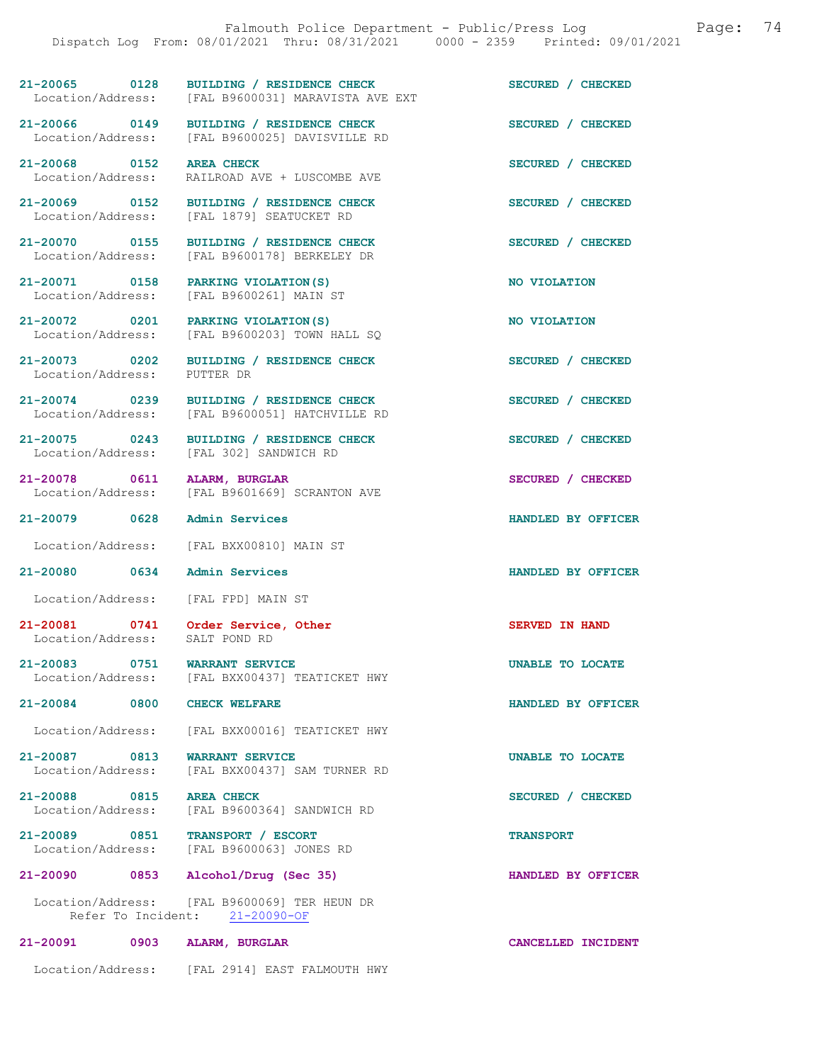| Incident | Time | Type | Disposition |
|---|---|---|---|
| 21-20065 | 0128 | BUILDING / RESIDENCE CHECK | SECURED / CHECKED |
| Location/Address: | | [FAL B9600031] MARAVISTA AVE EXT | |
| 21-20066 | 0149 | BUILDING / RESIDENCE CHECK | SECURED / CHECKED |
| Location/Address: | | [FAL B9600025] DAVISVILLE RD | |
| 21-20068 | 0152 | AREA CHECK | SECURED / CHECKED |
| Location/Address: | | RAILROAD AVE + LUSCOMBE AVE | |
| 21-20069 | 0152 | BUILDING / RESIDENCE CHECK | SECURED / CHECKED |
| Location/Address: | | [FAL 1879] SEATUCKET RD | |
| 21-20070 | 0155 | BUILDING / RESIDENCE CHECK | SECURED / CHECKED |
| Location/Address: | | [FAL B9600178] BERKELEY DR | |
| 21-20071 | 0158 | PARKING VIOLATION(S) | NO VIOLATION |
| Location/Address: | | [FAL B9600261] MAIN ST | |
| 21-20072 | 0201 | PARKING VIOLATION(S) | NO VIOLATION |
| Location/Address: | | [FAL B9600203] TOWN HALL SQ | |
| 21-20073 | 0202 | BUILDING / RESIDENCE CHECK | SECURED / CHECKED |
| Location/Address: | | PUTTER DR | |
| 21-20074 | 0239 | BUILDING / RESIDENCE CHECK | SECURED / CHECKED |
| Location/Address: | | [FAL B9600051] HATCHVILLE RD | |
| 21-20075 | 0243 | BUILDING / RESIDENCE CHECK | SECURED / CHECKED |
| Location/Address: | | [FAL 302] SANDWICH RD | |
| 21-20078 | 0611 | ALARM, BURGLAR | SECURED / CHECKED |
| Location/Address: | | [FAL B9601669] SCRANTON AVE | |
| 21-20079 | 0628 | Admin Services | HANDLED BY OFFICER |
| Location/Address: | | [FAL BXX00810] MAIN ST | |
| 21-20080 | 0634 | Admin Services | HANDLED BY OFFICER |
| Location/Address: | | [FAL FPD] MAIN ST | |
| 21-20081 | 0741 | Order Service, Other | SERVED IN HAND |
| Location/Address: | | SALT POND RD | |
| 21-20083 | 0751 | WARRANT SERVICE | UNABLE TO LOCATE |
| Location/Address: | | [FAL BXX00437] TEATICKET HWY | |
| 21-20084 | 0800 | CHECK WELFARE | HANDLED BY OFFICER |
| Location/Address: | | [FAL BXX00016] TEATICKET HWY | |
| 21-20087 | 0813 | WARRANT SERVICE | UNABLE TO LOCATE |
| Location/Address: | | [FAL BXX00437] SAM TURNER RD | |
| 21-20088 | 0815 | AREA CHECK | SECURED / CHECKED |
| Location/Address: | | [FAL B9600364] SANDWICH RD | |
| 21-20089 | 0851 | TRANSPORT / ESCORT | TRANSPORT |
| Location/Address: | | [FAL B9600063] JONES RD | |
| 21-20090 | 0853 | Alcohol/Drug (Sec 35) | HANDLED BY OFFICER |
| Location/Address: | | [FAL B9600069] TER HEUN DR | |
| Refer To Incident: | | 21-20090-OF | |
| 21-20091 | 0903 | ALARM, BURGLAR | CANCELLED INCIDENT |
| Location/Address: | | [FAL 2914] EAST FALMOUTH HWY | |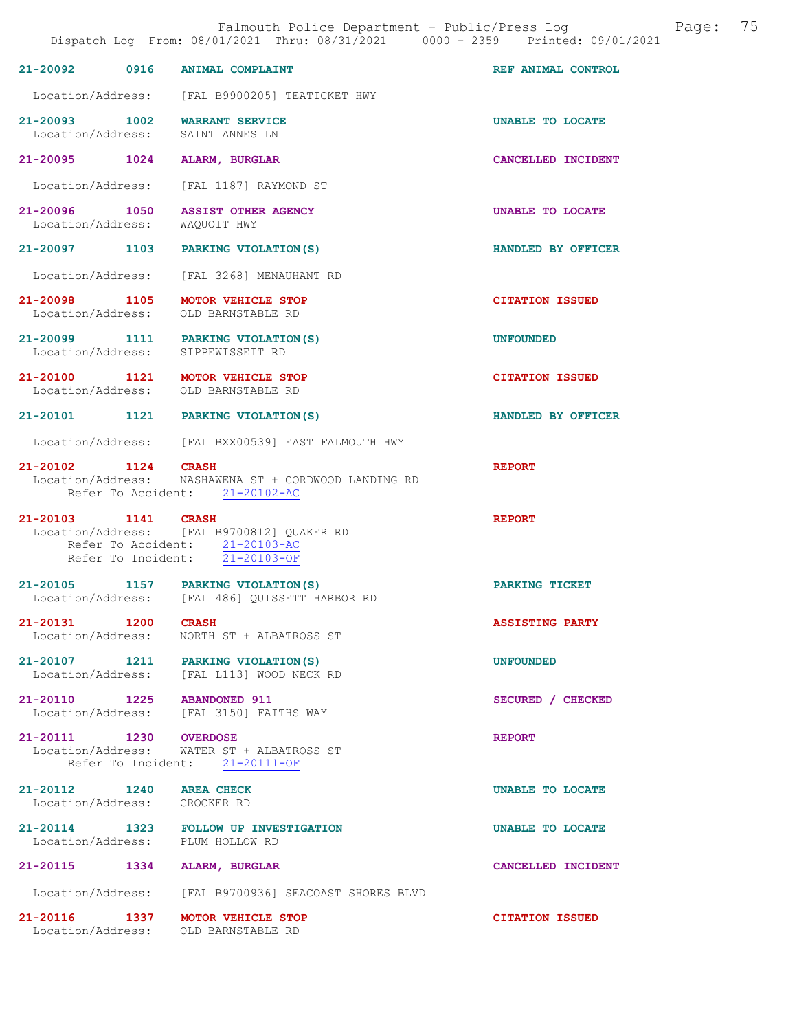21-20092 0916 ANIMAL COMPLAINT REF ANIMAL CONTROL

Location/Address: [FAL B9900205] TEATICKET HWY

21-20093 1002 WARRANT SERVICE UNABLE TO LOCATE
Location/Address: SAINT ANNES LN

21-20095 1024 ALARM, BURGLAR CANCELLED INCIDENT

Location/Address: [FAL 1187] RAYMOND ST

21-20096 1050 ASSIST OTHER AGENCY UNABLE TO LOCATE
Location/Address: WAQUOIT HWY

21-20097 1103 PARKING VIOLATION(S) HANDLED BY OFFICER

Location/Address: [FAL 3268] MENAUHANT RD

21-20098 1105 MOTOR VEHICLE STOP CITATION ISSUED
Location/Address: OLD BARNSTABLE RD

21-20099 1111 PARKING VIOLATION(S) UNFOUNDED
Location/Address: SIPPEWISSETT RD

21-20100 1121 MOTOR VEHICLE STOP CITATION ISSUED
Location/Address: OLD BARNSTABLE RD

21-20101 1121 PARKING VIOLATION(S) HANDLED BY OFFICER

Location/Address: [FAL BXX00539] EAST FALMOUTH HWY

21-20102 1124 CRASH REPORT
Location/Address: NASHAWENA ST + CORDWOOD LANDING RD
Refer To Accident: 21-20102-AC

21-20103 1141 CRASH REPORT
Location/Address: [FAL B9700812] QUAKER RD
Refer To Accident: 21-20103-AC
Refer To Incident: 21-20103-OF

21-20105 1157 PARKING VIOLATION(S) PARKING TICKET
Location/Address: [FAL 486] QUISSETT HARBOR RD

21-20131 1200 CRASH ASSISTING PARTY
Location/Address: NORTH ST + ALBATROSS ST

21-20107 1211 PARKING VIOLATION(S) UNFOUNDED
Location/Address: [FAL L113] WOOD NECK RD

21-20110 1225 ABANDONED 911 SECURED / CHECKED
Location/Address: [FAL 3150] FAITHS WAY

21-20111 1230 OVERDOSE REPORT
Location/Address: WATER ST + ALBATROSS ST
Refer To Incident: 21-20111-OF

21-20112 1240 AREA CHECK UNABLE TO LOCATE
Location/Address: CROCKER RD

21-20114 1323 FOLLOW UP INVESTIGATION UNABLE TO LOCATE
Location/Address: PLUM HOLLOW RD

21-20115 1334 ALARM, BURGLAR CANCELLED INCIDENT

Location/Address: [FAL B9700936] SEACOAST SHORES BLVD

21-20116 1337 MOTOR VEHICLE STOP CITATION ISSUED
Location/Address: OLD BARNSTABLE RD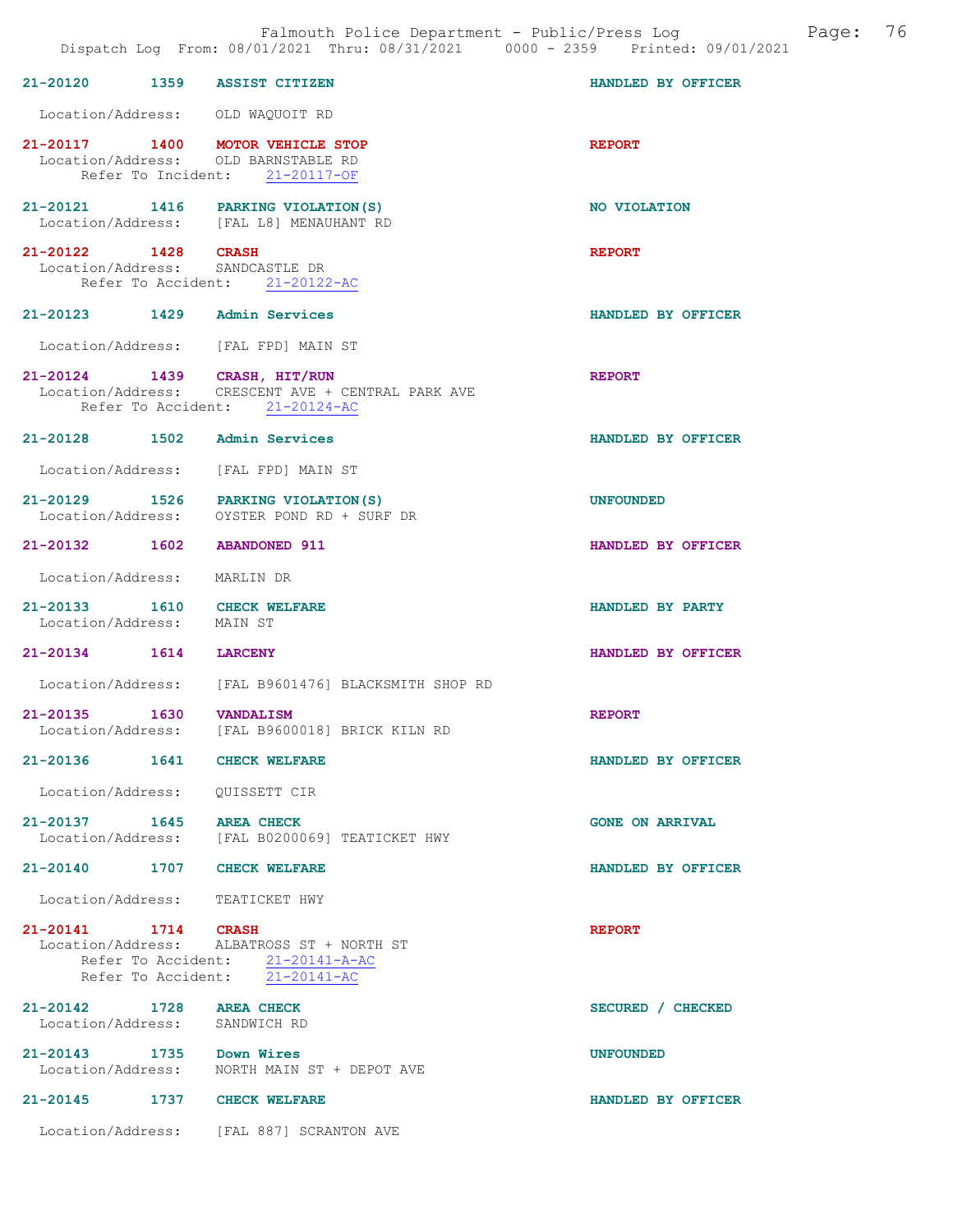**21-20120 1359 ASSIST CITIZEN** — HANDLED BY OFFICER
Location/Address: OLD WAQUOIT RD

**21-20117 1400 MOTOR VEHICLE STOP** — REPORT
Location/Address: OLD BARNSTABLE RD
Refer To Incident: 21-20117-OF

**21-20121 1416 PARKING VIOLATION(S)** — NO VIOLATION
Location/Address: [FAL L8] MENAUHANT RD

**21-20122 1428 CRASH** — REPORT
Location/Address: SANDCASTLE DR
Refer To Accident: 21-20122-AC

**21-20123 1429 Admin Services** — HANDLED BY OFFICER
Location/Address: [FAL FPD] MAIN ST

**21-20124 1439 CRASH, HIT/RUN** — REPORT
Location/Address: CRESCENT AVE + CENTRAL PARK AVE
Refer To Accident: 21-20124-AC

**21-20128 1502 Admin Services** — HANDLED BY OFFICER
Location/Address: [FAL FPD] MAIN ST

**21-20129 1526 PARKING VIOLATION(S)** — UNFOUNDED
Location/Address: OYSTER POND RD + SURF DR

**21-20132 1602 ABANDONED 911** — HANDLED BY OFFICER
Location/Address: MARLIN DR

**21-20133 1610 CHECK WELFARE** — HANDLED BY PARTY
Location/Address: MAIN ST

**21-20134 1614 LARCENY** — HANDLED BY OFFICER
Location/Address: [FAL B9601476] BLACKSMITH SHOP RD

**21-20135 1630 VANDALISM** — REPORT
Location/Address: [FAL B9600018] BRICK KILN RD

**21-20136 1641 CHECK WELFARE** — HANDLED BY OFFICER
Location/Address: QUISSETT CIR

**21-20137 1645 AREA CHECK** — GONE ON ARRIVAL
Location/Address: [FAL B0200069] TEATICKET HWY

**21-20140 1707 CHECK WELFARE** — HANDLED BY OFFICER
Location/Address: TEATICKET HWY

**21-20141 1714 CRASH** — REPORT
Location/Address: ALBATROSS ST + NORTH ST
Refer To Accident: 21-20141-A-AC
Refer To Accident: 21-20141-AC

**21-20142 1728 AREA CHECK** — SECURED / CHECKED
Location/Address: SANDWICH RD

**21-20143 1735 Down Wires** — UNFOUNDED
Location/Address: NORTH MAIN ST + DEPOT AVE

**21-20145 1737 CHECK WELFARE** — HANDLED BY OFFICER
Location/Address: [FAL 887] SCRANTON AVE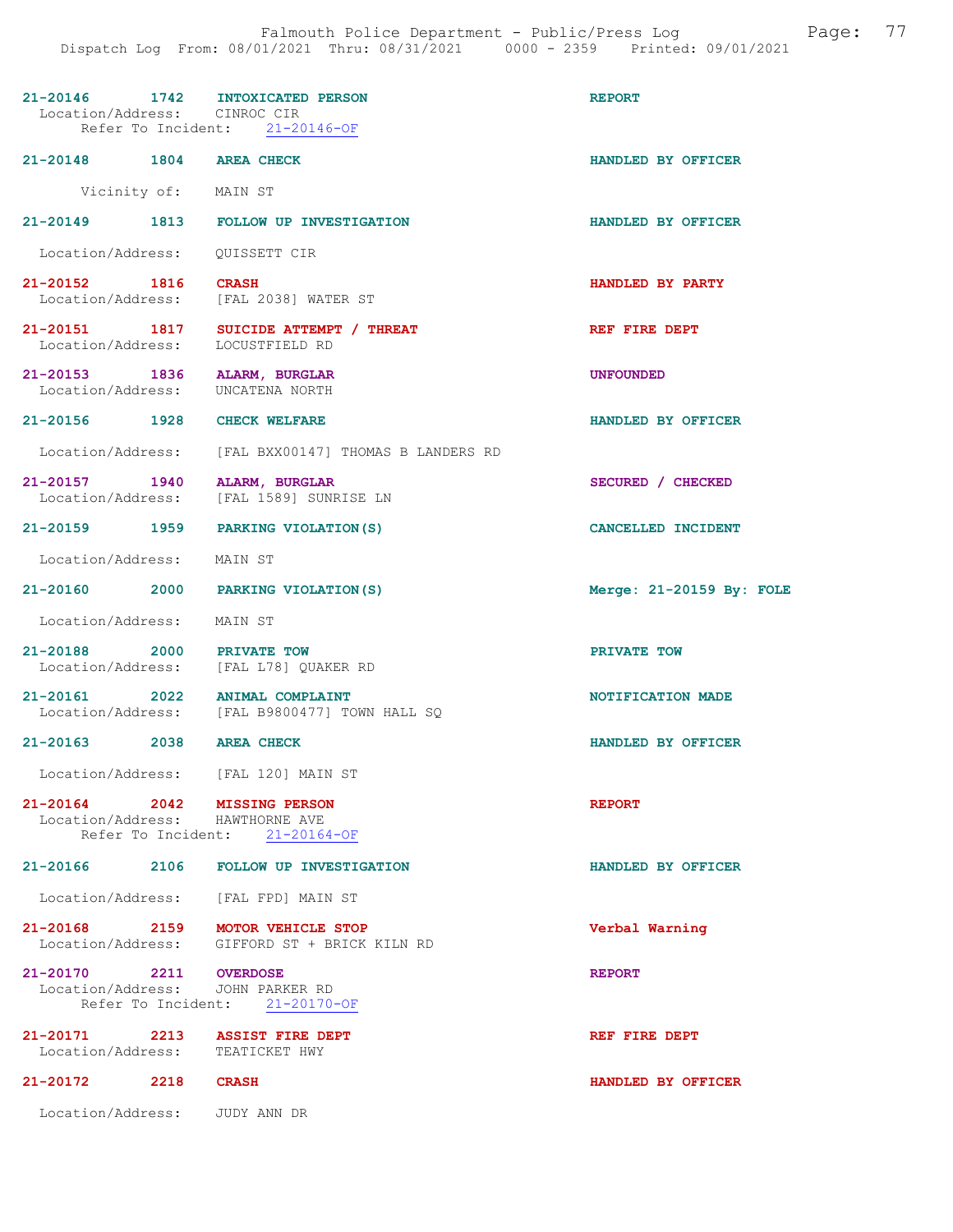21-20146 1742 **INTOXICATED PERSON** REPORT
Location/Address: CINROC CIR
Refer To Incident: 21-20146-OF

21-20148 1804 **AREA CHECK** HANDLED BY OFFICER
Vicinity of: MAIN ST

21-20149 1813 **FOLLOW UP INVESTIGATION** HANDLED BY OFFICER
Location/Address: QUISSETT CIR

21-20152 1816 **CRASH** HANDLED BY PARTY
Location/Address: [FAL 2038] WATER ST

21-20151 1817 **SUICIDE ATTEMPT / THREAT** REF FIRE DEPT
Location/Address: LOCUSTFIELD RD

21-20153 1836 **ALARM, BURGLAR** UNFOUNDED
Location/Address: UNCATENA NORTH

21-20156 1928 **CHECK WELFARE** HANDLED BY OFFICER
Location/Address: [FAL BXX00147] THOMAS B LANDERS RD

21-20157 1940 **ALARM, BURGLAR** SECURED / CHECKED
Location/Address: [FAL 1589] SUNRISE LN

21-20159 1959 **PARKING VIOLATION(S)** CANCELLED INCIDENT
Location/Address: MAIN ST

21-20160 2000 **PARKING VIOLATION(S)** Merge: 21-20159 By: FOLE
Location/Address: MAIN ST

21-20188 2000 **PRIVATE TOW** PRIVATE TOW
Location/Address: [FAL L78] QUAKER RD

21-20161 2022 **ANIMAL COMPLAINT** NOTIFICATION MADE
Location/Address: [FAL B9800477] TOWN HALL SQ

21-20163 2038 **AREA CHECK** HANDLED BY OFFICER
Location/Address: [FAL 120] MAIN ST

21-20164 2042 **MISSING PERSON** REPORT
Location/Address: HAWTHORNE AVE
Refer To Incident: 21-20164-OF

21-20166 2106 **FOLLOW UP INVESTIGATION** HANDLED BY OFFICER
Location/Address: [FAL FPD] MAIN ST

21-20168 2159 **MOTOR VEHICLE STOP** Verbal Warning
Location/Address: GIFFORD ST + BRICK KILN RD

21-20170 2211 **OVERDOSE** REPORT
Location/Address: JOHN PARKER RD
Refer To Incident: 21-20170-OF

21-20171 2213 **ASSIST FIRE DEPT** REF FIRE DEPT
Location/Address: TEATICKET HWY

21-20172 2218 **CRASH** HANDLED BY OFFICER
Location/Address: JUDY ANN DR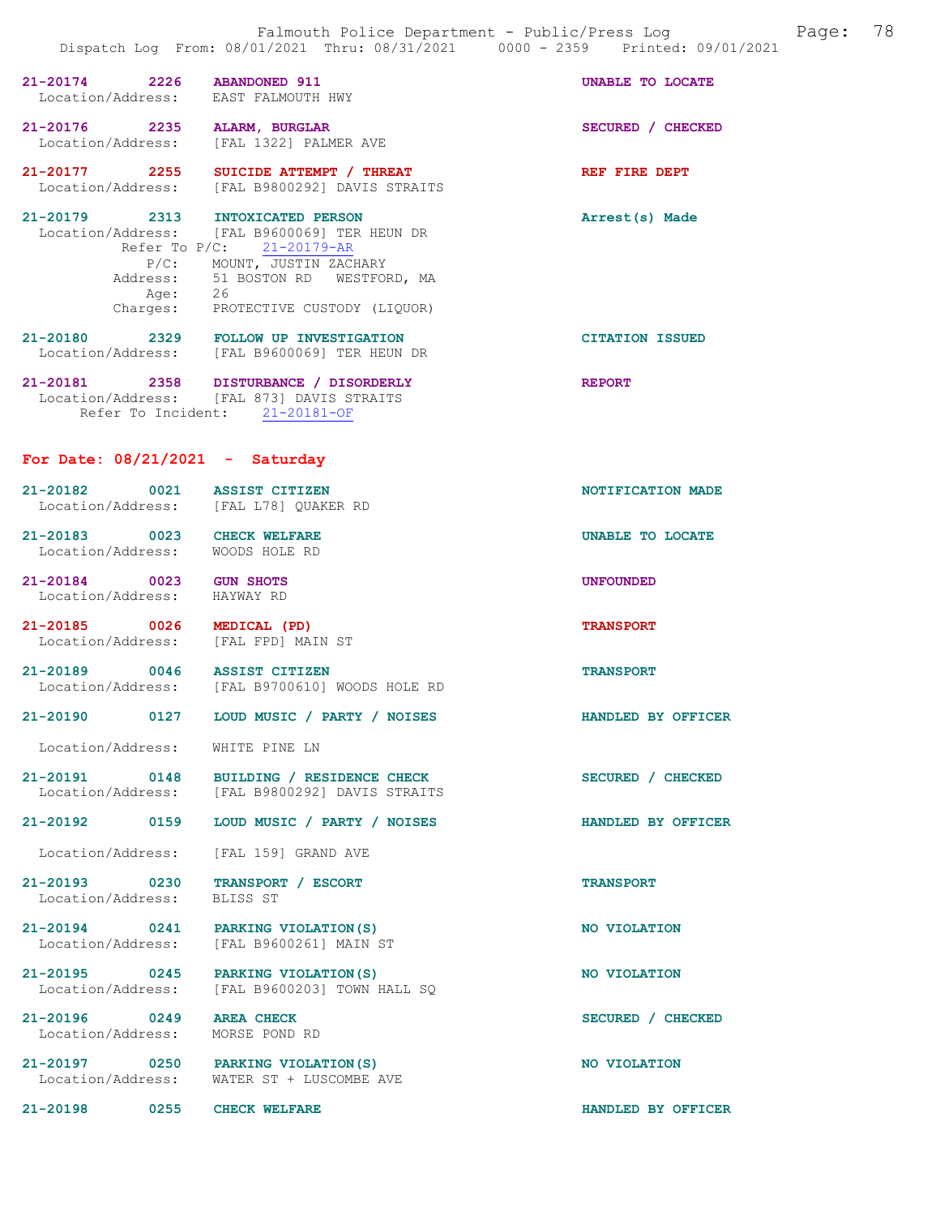21-20174 2226 ABANDONED 911 UNABLE TO LOCATE
Location/Address: EAST FALMOUTH HWY

21-20176 2235 ALARM, BURGLAR SECURED / CHECKED
Location/Address: [FAL 1322] PALMER AVE

21-20177 2255 SUICIDE ATTEMPT / THREAT REF FIRE DEPT
Location/Address: [FAL B9800292] DAVIS STRAITS

21-20179 2313 INTOXICATED PERSON Arrest(s) Made
Location/Address: [FAL B9600069] TER HEUN DR
Refer To P/C: 21-20179-AR
P/C: MOUNT, JUSTIN ZACHARY
Address: 51 BOSTON RD WESTFORD, MA
Age: 26
Charges: PROTECTIVE CUSTODY (LIQUOR)

21-20180 2329 FOLLOW UP INVESTIGATION CITATION ISSUED
Location/Address: [FAL B9600069] TER HEUN DR

21-20181 2358 DISTURBANCE / DISORDERLY REPORT
Location/Address: [FAL 873] DAVIS STRAITS
Refer To Incident: 21-20181-OF

## For Date: 08/21/2021 - Saturday

21-20182 0021 ASSIST CITIZEN NOTIFICATION MADE
Location/Address: [FAL L78] QUAKER RD

21-20183 0023 CHECK WELFARE UNABLE TO LOCATE
Location/Address: WOODS HOLE RD

21-20184 0023 GUN SHOTS UNFOUNDED
Location/Address: HAYWAY RD

21-20185 0026 MEDICAL (PD) TRANSPORT
Location/Address: [FAL FPD] MAIN ST

21-20189 0046 ASSIST CITIZEN TRANSPORT
Location/Address: [FAL B9700610] WOODS HOLE RD

21-20190 0127 LOUD MUSIC / PARTY / NOISES HANDLED BY OFFICER
Location/Address: WHITE PINE LN

21-20191 0148 BUILDING / RESIDENCE CHECK SECURED / CHECKED
Location/Address: [FAL B9800292] DAVIS STRAITS

21-20192 0159 LOUD MUSIC / PARTY / NOISES HANDLED BY OFFICER
Location/Address: [FAL 159] GRAND AVE

21-20193 0230 TRANSPORT / ESCORT TRANSPORT
Location/Address: BLISS ST

21-20194 0241 PARKING VIOLATION(S) NO VIOLATION
Location/Address: [FAL B9600261] MAIN ST

21-20195 0245 PARKING VIOLATION(S) NO VIOLATION
Location/Address: [FAL B9600203] TOWN HALL SQ

21-20196 0249 AREA CHECK SECURED / CHECKED
Location/Address: MORSE POND RD

21-20197 0250 PARKING VIOLATION(S) NO VIOLATION
Location/Address: WATER ST + LUSCOMBE AVE

21-20198 0255 CHECK WELFARE HANDLED BY OFFICER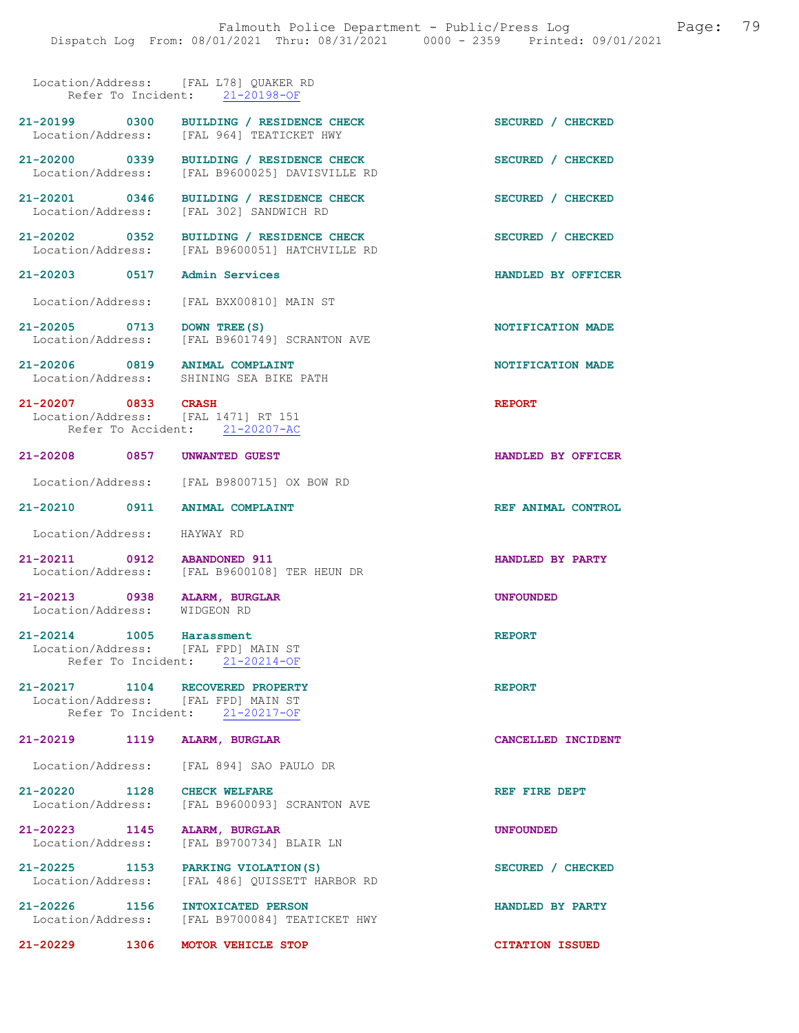Location/Address: [FAL L78] QUAKER RD
Refer To Incident: 21-20198-OF

**21-20199 0300 BUILDING / RESIDENCE CHECK** — SECURED / CHECKED
Location/Address: [FAL 964] TEATICKET HWY

**21-20200 0339 BUILDING / RESIDENCE CHECK** — SECURED / CHECKED
Location/Address: [FAL B9600025] DAVISVILLE RD

**21-20201 0346 BUILDING / RESIDENCE CHECK** — SECURED / CHECKED
Location/Address: [FAL 302] SANDWICH RD

**21-20202 0352 BUILDING / RESIDENCE CHECK** — SECURED / CHECKED
Location/Address: [FAL B9600051] HATCHVILLE RD

**21-20203 0517 Admin Services** — HANDLED BY OFFICER
Location/Address: [FAL BXX00810] MAIN ST

**21-20205 0713 DOWN TREE(S)** — NOTIFICATION MADE
Location/Address: [FAL B9601749] SCRANTON AVE

**21-20206 0819 ANIMAL COMPLAINT** — NOTIFICATION MADE
Location/Address: SHINING SEA BIKE PATH

**21-20207 0833 CRASH** — REPORT
Location/Address: [FAL 1471] RT 151
Refer To Accident: 21-20207-AC

**21-20208 0857 UNWANTED GUEST** — HANDLED BY OFFICER
Location/Address: [FAL B9800715] OX BOW RD

**21-20210 0911 ANIMAL COMPLAINT** — REF ANIMAL CONTROL
Location/Address: HAYWAY RD

**21-20211 0912 ABANDONED 911** — HANDLED BY PARTY
Location/Address: [FAL B9600108] TER HEUN DR

**21-20213 0938 ALARM, BURGLAR** — UNFOUNDED
Location/Address: WIDGEON RD

**21-20214 1005 Harassment** — REPORT
Location/Address: [FAL FPD] MAIN ST
Refer To Incident: 21-20214-OF

**21-20217 1104 RECOVERED PROPERTY** — REPORT
Location/Address: [FAL FPD] MAIN ST
Refer To Incident: 21-20217-OF

**21-20219 1119 ALARM, BURGLAR** — CANCELLED INCIDENT
Location/Address: [FAL 894] SAO PAULO DR

**21-20220 1128 CHECK WELFARE** — REF FIRE DEPT
Location/Address: [FAL B9600093] SCRANTON AVE

**21-20223 1145 ALARM, BURGLAR** — UNFOUNDED
Location/Address: [FAL B9700734] BLAIR LN

**21-20225 1153 PARKING VIOLATION(S)** — SECURED / CHECKED
Location/Address: [FAL 486] QUISSETT HARBOR RD

**21-20226 1156 INTOXICATED PERSON** — HANDLED BY PARTY
Location/Address: [FAL B9700084] TEATICKET HWY

**21-20229 1306 MOTOR VEHICLE STOP** — CITATION ISSUED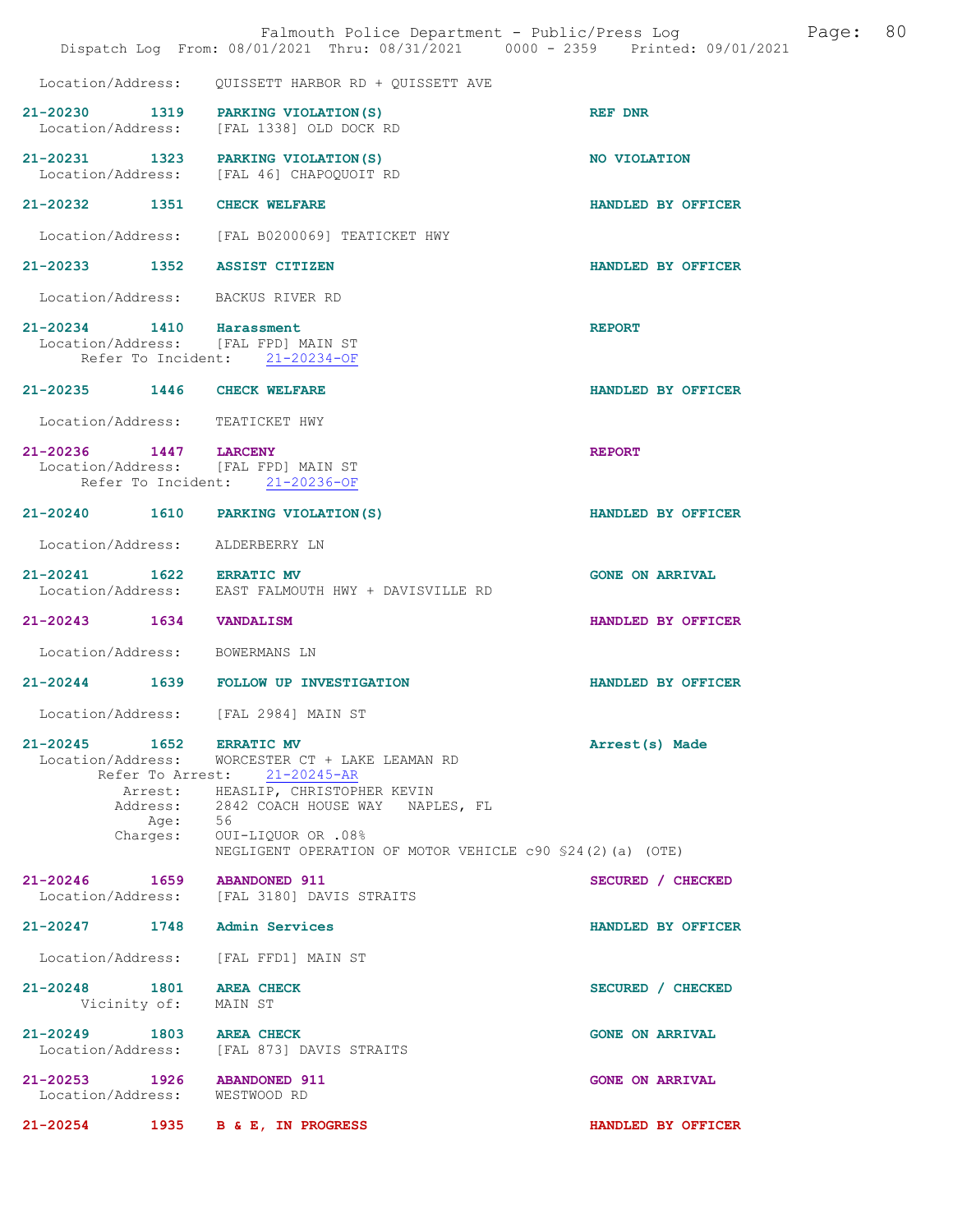Location/Address: QUISSETT HARBOR RD + QUISSETT AVE

**21-20230 1319 PARKING VIOLATION(S)** — REF DNR
Location/Address: [FAL 1338] OLD DOCK RD

**21-20231 1323 PARKING VIOLATION(S)** — NO VIOLATION
Location/Address: [FAL 46] CHAPOQUOIT RD

**21-20232 1351 CHECK WELFARE** — HANDLED BY OFFICER
Location/Address: [FAL B0200069] TEATICKET HWY

**21-20233 1352 ASSIST CITIZEN** — HANDLED BY OFFICER
Location/Address: BACKUS RIVER RD

**21-20234 1410 Harassment** — REPORT
Location/Address: [FAL FPD] MAIN ST
Refer To Incident: 21-20234-OF

**21-20235 1446 CHECK WELFARE** — HANDLED BY OFFICER
Location/Address: TEATICKET HWY

**21-20236 1447 LARCENY** — REPORT
Location/Address: [FAL FPD] MAIN ST
Refer To Incident: 21-20236-OF

**21-20240 1610 PARKING VIOLATION(S)** — HANDLED BY OFFICER
Location/Address: ALDERBERRY LN

**21-20241 1622 ERRATIC MV** — GONE ON ARRIVAL
Location/Address: EAST FALMOUTH HWY + DAVISVILLE RD

**21-20243 1634 VANDALISM** — HANDLED BY OFFICER
Location/Address: BOWERMANS LN

**21-20244 1639 FOLLOW UP INVESTIGATION** — HANDLED BY OFFICER
Location/Address: [FAL 2984] MAIN ST

**21-20245 1652 ERRATIC MV** — Arrest(s) Made
Location/Address: WORCESTER CT + LAKE LEAMAN RD
Refer To Arrest: 21-20245-AR
Arrest: HEASLIP, CHRISTOPHER KEVIN
Address: 2842 COACH HOUSE WAY NAPLES, FL
Age: 56
Charges: OUI-LIQUOR OR .08%
NEGLIGENT OPERATION OF MOTOR VEHICLE c90 §24(2)(a) (OTE)

**21-20246 1659 ABANDONED 911** — SECURED / CHECKED
Location/Address: [FAL 3180] DAVIS STRAITS

**21-20247 1748 Admin Services** — HANDLED BY OFFICER
Location/Address: [FAL FFD1] MAIN ST

**21-20248 1801 AREA CHECK** — SECURED / CHECKED
Vicinity of: MAIN ST

**21-20249 1803 AREA CHECK** — GONE ON ARRIVAL
Location/Address: [FAL 873] DAVIS STRAITS

**21-20253 1926 ABANDONED 911** — GONE ON ARRIVAL
Location/Address: WESTWOOD RD

**21-20254 1935 B & E, IN PROGRESS** — HANDLED BY OFFICER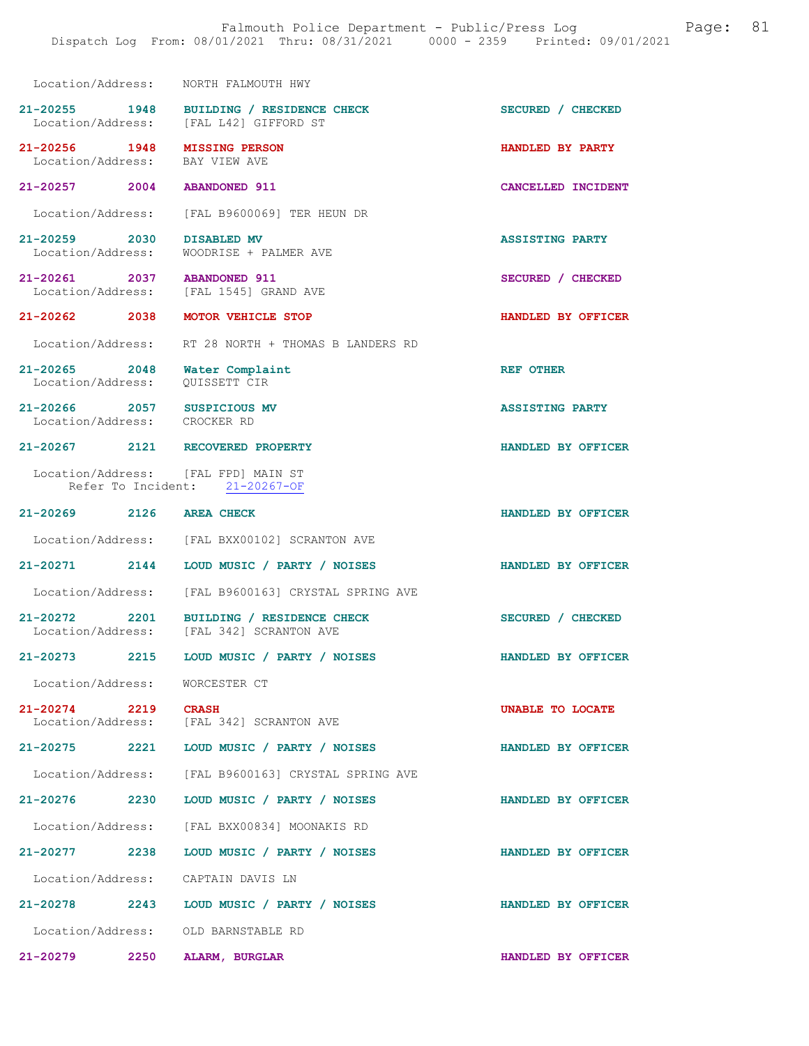Location/Address: NORTH FALMOUTH HWY

21-20255 1948 BUILDING / RESIDENCE CHECK SECURED / CHECKED
Location/Address: [FAL L42] GIFFORD ST

21-20256 1948 MISSING PERSON HANDLED BY PARTY
Location/Address: BAY VIEW AVE

21-20257 2004 ABANDONED 911 CANCELLED INCIDENT
Location/Address: [FAL B9600069] TER HEUN DR

21-20259 2030 DISABLED MV ASSISTING PARTY
Location/Address: WOODRISE + PALMER AVE

21-20261 2037 ABANDONED 911 SECURED / CHECKED
Location/Address: [FAL 1545] GRAND AVE

21-20262 2038 MOTOR VEHICLE STOP HANDLED BY OFFICER
Location/Address: RT 28 NORTH + THOMAS B LANDERS RD

21-20265 2048 Water Complaint REF OTHER
Location/Address: QUISSETT CIR

21-20266 2057 SUSPICIOUS MV ASSISTING PARTY
Location/Address: CROCKER RD

21-20267 2121 RECOVERED PROPERTY HANDLED BY OFFICER
Location/Address: [FAL FPD] MAIN ST
Refer To Incident: 21-20267-OF

21-20269 2126 AREA CHECK HANDLED BY OFFICER
Location/Address: [FAL BXX00102] SCRANTON AVE

21-20271 2144 LOUD MUSIC / PARTY / NOISES HANDLED BY OFFICER
Location/Address: [FAL B9600163] CRYSTAL SPRING AVE

21-20272 2201 BUILDING / RESIDENCE CHECK SECURED / CHECKED
Location/Address: [FAL 342] SCRANTON AVE

21-20273 2215 LOUD MUSIC / PARTY / NOISES HANDLED BY OFFICER
Location/Address: WORCESTER CT

21-20274 2219 CRASH UNABLE TO LOCATE
Location/Address: [FAL 342] SCRANTON AVE

21-20275 2221 LOUD MUSIC / PARTY / NOISES HANDLED BY OFFICER
Location/Address: [FAL B9600163] CRYSTAL SPRING AVE

21-20276 2230 LOUD MUSIC / PARTY / NOISES HANDLED BY OFFICER
Location/Address: [FAL BXX00834] MOONAKIS RD

21-20277 2238 LOUD MUSIC / PARTY / NOISES HANDLED BY OFFICER
Location/Address: CAPTAIN DAVIS LN

21-20278 2243 LOUD MUSIC / PARTY / NOISES HANDLED BY OFFICER
Location/Address: OLD BARNSTABLE RD

21-20279 2250 ALARM, BURGLAR HANDLED BY OFFICER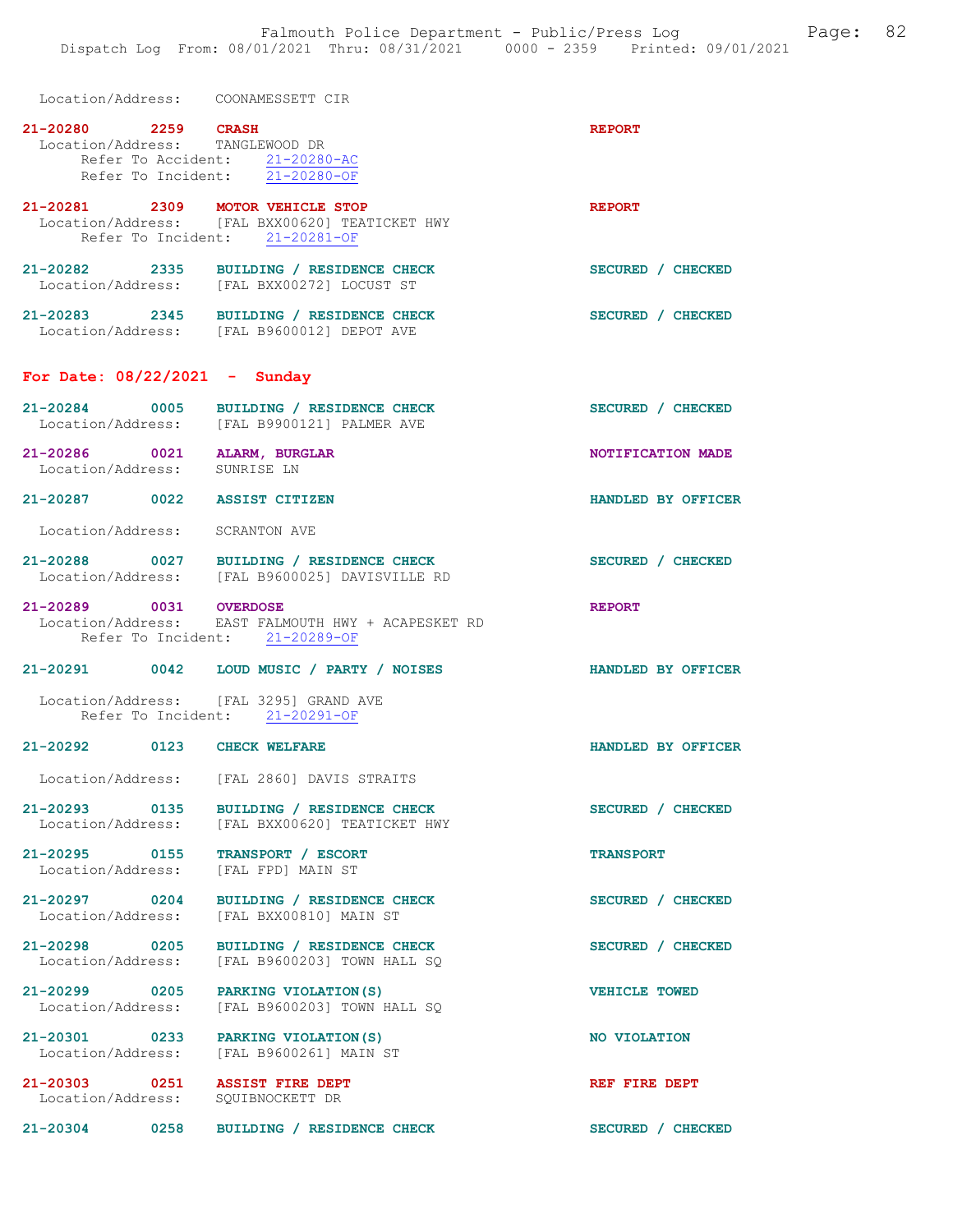Location/Address: COONAMESSETT CIR

**21-20280 2259 CRASH** — **REPORT**
Location/Address: TANGLEWOOD DR
Refer To Accident: 21-20280-AC
Refer To Incident: 21-20280-OF

**21-20281 2309 MOTOR VEHICLE STOP** — **REPORT**
Location/Address: [FAL BXX00620] TEATICKET HWY
Refer To Incident: 21-20281-OF

**21-20282 2335 BUILDING / RESIDENCE CHECK** — **SECURED / CHECKED**
Location/Address: [FAL BXX00272] LOCUST ST

**21-20283 2345 BUILDING / RESIDENCE CHECK** — **SECURED / CHECKED**
Location/Address: [FAL B9600012] DEPOT AVE

## For Date: 08/22/2021 - Sunday

**21-20284 0005 BUILDING / RESIDENCE CHECK** — **SECURED / CHECKED**
Location/Address: [FAL B9900121] PALMER AVE

**21-20286 0021 ALARM, BURGLAR** — **NOTIFICATION MADE**
Location/Address: SUNRISE LN

**21-20287 0022 ASSIST CITIZEN** — **HANDLED BY OFFICER**
Location/Address: SCRANTON AVE

**21-20288 0027 BUILDING / RESIDENCE CHECK** — **SECURED / CHECKED**
Location/Address: [FAL B9600025] DAVISVILLE RD

**21-20289 0031 OVERDOSE** — **REPORT**
Location/Address: EAST FALMOUTH HWY + ACAPESKET RD
Refer To Incident: 21-20289-OF

**21-20291 0042 LOUD MUSIC / PARTY / NOISES** — **HANDLED BY OFFICER**
Location/Address: [FAL 3295] GRAND AVE
Refer To Incident: 21-20291-OF

**21-20292 0123 CHECK WELFARE** — **HANDLED BY OFFICER**
Location/Address: [FAL 2860] DAVIS STRAITS

**21-20293 0135 BUILDING / RESIDENCE CHECK** — **SECURED / CHECKED**
Location/Address: [FAL BXX00620] TEATICKET HWY

**21-20295 0155 TRANSPORT / ESCORT** — **TRANSPORT**
Location/Address: [FAL FPD] MAIN ST

**21-20297 0204 BUILDING / RESIDENCE CHECK** — **SECURED / CHECKED**
Location/Address: [FAL BXX00810] MAIN ST

**21-20298 0205 BUILDING / RESIDENCE CHECK** — **SECURED / CHECKED**
Location/Address: [FAL B9600203] TOWN HALL SQ

**21-20299 0205 PARKING VIOLATION(S)** — **VEHICLE TOWED**
Location/Address: [FAL B9600203] TOWN HALL SQ

**21-20301 0233 PARKING VIOLATION(S)** — **NO VIOLATION**
Location/Address: [FAL B9600261] MAIN ST

**21-20303 0251 ASSIST FIRE DEPT** — **REF FIRE DEPT**
Location/Address: SQUIBNOCKETT DR

**21-20304 0258 BUILDING / RESIDENCE CHECK** — **SECURED / CHECKED**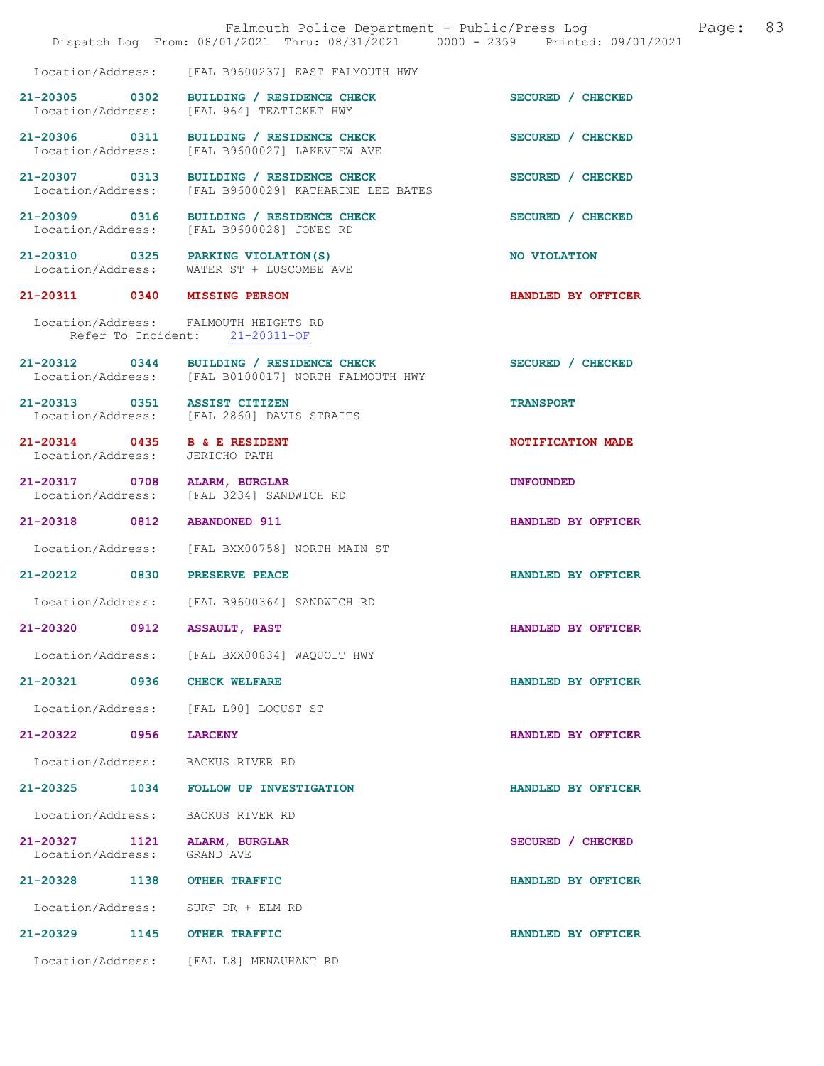Location/Address: [FAL B9600237] EAST FALMOUTH HWY

21-20305 0302 BUILDING / RESIDENCE CHECK SECURED / CHECKED
Location/Address: [FAL 964] TEATICKET HWY

21-20306 0311 BUILDING / RESIDENCE CHECK SECURED / CHECKED
Location/Address: [FAL B9600027] LAKEVIEW AVE

21-20307 0313 BUILDING / RESIDENCE CHECK SECURED / CHECKED
Location/Address: [FAL B9600029] KATHARINE LEE BATES

21-20309 0316 BUILDING / RESIDENCE CHECK SECURED / CHECKED
Location/Address: [FAL B9600028] JONES RD

21-20310 0325 PARKING VIOLATION(S) NO VIOLATION
Location/Address: WATER ST + LUSCOMBE AVE

21-20311 0340 MISSING PERSON HANDLED BY OFFICER
Location/Address: FALMOUTH HEIGHTS RD
Refer To Incident: 21-20311-OF

21-20312 0344 BUILDING / RESIDENCE CHECK SECURED / CHECKED
Location/Address: [FAL B0100017] NORTH FALMOUTH HWY

21-20313 0351 ASSIST CITIZEN TRANSPORT
Location/Address: [FAL 2860] DAVIS STRAITS

21-20314 0435 B & E RESIDENT NOTIFICATION MADE
Location/Address: JERICHO PATH

21-20317 0708 ALARM, BURGLAR UNFOUNDED
Location/Address: [FAL 3234] SANDWICH RD

21-20318 0812 ABANDONED 911 HANDLED BY OFFICER
Location/Address: [FAL BXX00758] NORTH MAIN ST

21-20212 0830 PRESERVE PEACE HANDLED BY OFFICER
Location/Address: [FAL B9600364] SANDWICH RD

21-20320 0912 ASSAULT, PAST HANDLED BY OFFICER
Location/Address: [FAL BXX00834] WAQUOIT HWY

21-20321 0936 CHECK WELFARE HANDLED BY OFFICER
Location/Address: [FAL L90] LOCUST ST

21-20322 0956 LARCENY HANDLED BY OFFICER
Location/Address: BACKUS RIVER RD

21-20325 1034 FOLLOW UP INVESTIGATION HANDLED BY OFFICER
Location/Address: BACKUS RIVER RD

21-20327 1121 ALARM, BURGLAR SECURED / CHECKED
Location/Address: GRAND AVE

21-20328 1138 OTHER TRAFFIC HANDLED BY OFFICER
Location/Address: SURF DR + ELM RD

21-20329 1145 OTHER TRAFFIC HANDLED BY OFFICER
Location/Address: [FAL L8] MENAUHANT RD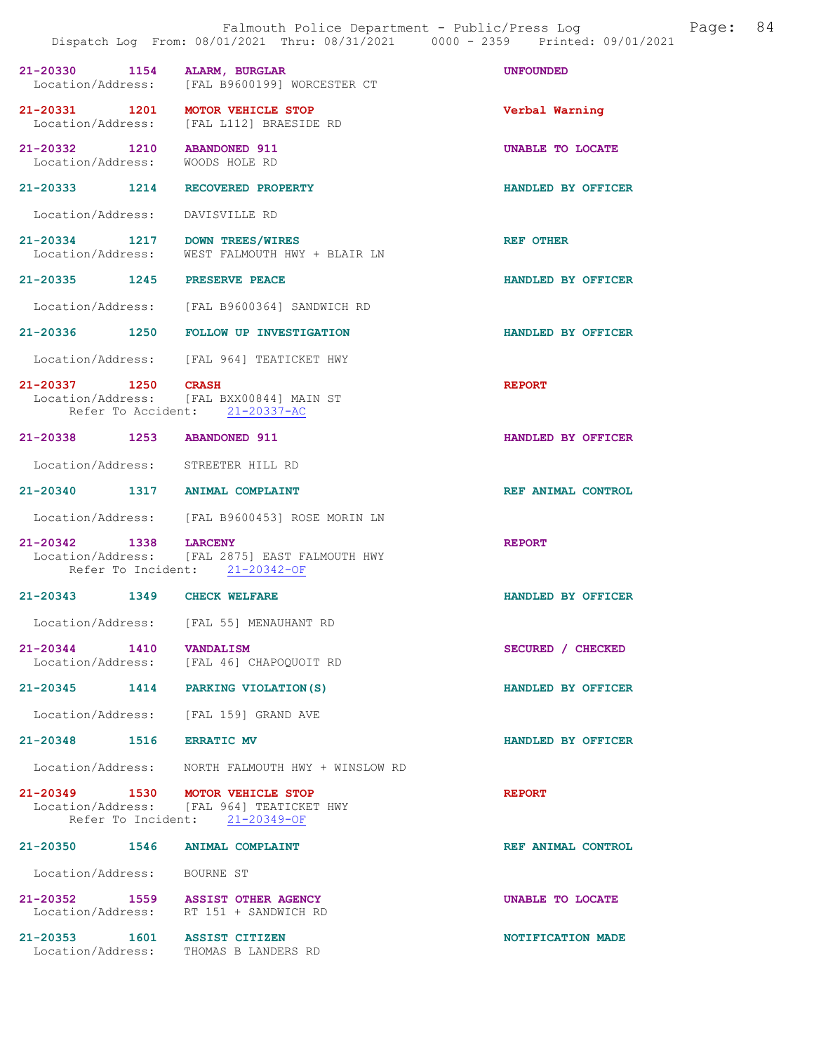21-20330 1154 ALARM, BURGLAR UNFOUNDED
Location/Address: [FAL B9600199] WORCESTER CT

21-20331 1201 MOTOR VEHICLE STOP Verbal Warning
Location/Address: [FAL L112] BRAESIDE RD

21-20332 1210 ABANDONED 911 UNABLE TO LOCATE
Location/Address: WOODS HOLE RD

21-20333 1214 RECOVERED PROPERTY HANDLED BY OFFICER
Location/Address: DAVISVILLE RD

21-20334 1217 DOWN TREES/WIRES REF OTHER
Location/Address: WEST FALMOUTH HWY + BLAIR LN

21-20335 1245 PRESERVE PEACE HANDLED BY OFFICER
Location/Address: [FAL B9600364] SANDWICH RD

21-20336 1250 FOLLOW UP INVESTIGATION HANDLED BY OFFICER
Location/Address: [FAL 964] TEATICKET HWY

21-20337 1250 CRASH REPORT
Location/Address: [FAL BXX00844] MAIN ST
Refer To Accident: 21-20337-AC

21-20338 1253 ABANDONED 911 HANDLED BY OFFICER
Location/Address: STREETER HILL RD

21-20340 1317 ANIMAL COMPLAINT REF ANIMAL CONTROL
Location/Address: [FAL B9600453] ROSE MORIN LN

21-20342 1338 LARCENY REPORT
Location/Address: [FAL 2875] EAST FALMOUTH HWY
Refer To Incident: 21-20342-OF

21-20343 1349 CHECK WELFARE HANDLED BY OFFICER
Location/Address: [FAL 55] MENAUHANT RD

21-20344 1410 VANDALISM SECURED / CHECKED
Location/Address: [FAL 46] CHAPOQUOIT RD

21-20345 1414 PARKING VIOLATION(S) HANDLED BY OFFICER
Location/Address: [FAL 159] GRAND AVE

21-20348 1516 ERRATIC MV HANDLED BY OFFICER
Location/Address: NORTH FALMOUTH HWY + WINSLOW RD

21-20349 1530 MOTOR VEHICLE STOP REPORT
Location/Address: [FAL 964] TEATICKET HWY
Refer To Incident: 21-20349-OF

21-20350 1546 ANIMAL COMPLAINT REF ANIMAL CONTROL
Location/Address: BOURNE ST

21-20352 1559 ASSIST OTHER AGENCY UNABLE TO LOCATE
Location/Address: RT 151 + SANDWICH RD

21-20353 1601 ASSIST CITIZEN NOTIFICATION MADE
Location/Address: THOMAS B LANDERS RD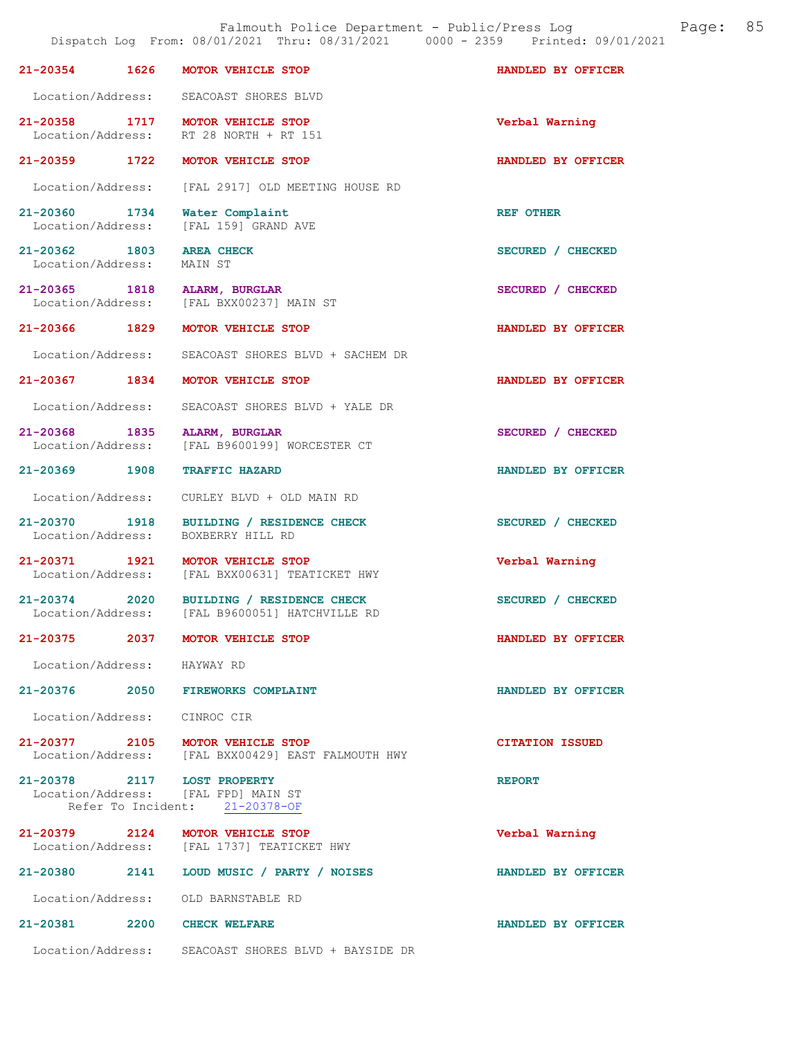Falmouth Police Department - Public/Press Log

Dispatch Log From: 08/01/2021 Thru: 08/31/2021 0000 - 2359 Printed: 09/01/2021

**21-20354 1626 MOTOR VEHICLE STOP** — HANDLED BY OFFICER
Location/Address: SEACOAST SHORES BLVD

**21-20358 1717 MOTOR VEHICLE STOP** — Verbal Warning
Location/Address: RT 28 NORTH + RT 151

**21-20359 1722 MOTOR VEHICLE STOP** — HANDLED BY OFFICER
Location/Address: [FAL 2917] OLD MEETING HOUSE RD

**21-20360 1734 Water Complaint** — REF OTHER
Location/Address: [FAL 159] GRAND AVE

**21-20362 1803 AREA CHECK** — SECURED / CHECKED
Location/Address: MAIN ST

**21-20365 1818 ALARM, BURGLAR** — SECURED / CHECKED
Location/Address: [FAL BXX00237] MAIN ST

**21-20366 1829 MOTOR VEHICLE STOP** — HANDLED BY OFFICER
Location/Address: SEACOAST SHORES BLVD + SACHEM DR

**21-20367 1834 MOTOR VEHICLE STOP** — HANDLED BY OFFICER
Location/Address: SEACOAST SHORES BLVD + YALE DR

**21-20368 1835 ALARM, BURGLAR** — SECURED / CHECKED
Location/Address: [FAL B9600199] WORCESTER CT

**21-20369 1908 TRAFFIC HAZARD** — HANDLED BY OFFICER
Location/Address: CURLEY BLVD + OLD MAIN RD

**21-20370 1918 BUILDING / RESIDENCE CHECK** — SECURED / CHECKED
Location/Address: BOXBERRY HILL RD

**21-20371 1921 MOTOR VEHICLE STOP** — Verbal Warning
Location/Address: [FAL BXX00631] TEATICKET HWY

**21-20374 2020 BUILDING / RESIDENCE CHECK** — SECURED / CHECKED
Location/Address: [FAL B9600051] HATCHVILLE RD

**21-20375 2037 MOTOR VEHICLE STOP** — HANDLED BY OFFICER
Location/Address: HAYWAY RD

**21-20376 2050 FIREWORKS COMPLAINT** — HANDLED BY OFFICER
Location/Address: CINROC CIR

**21-20377 2105 MOTOR VEHICLE STOP** — CITATION ISSUED
Location/Address: [FAL BXX00429] EAST FALMOUTH HWY

**21-20378 2117 LOST PROPERTY** — REPORT
Location/Address: [FAL FPD] MAIN ST
Refer To Incident: 21-20378-OF

**21-20379 2124 MOTOR VEHICLE STOP** — Verbal Warning
Location/Address: [FAL 1737] TEATICKET HWY

**21-20380 2141 LOUD MUSIC / PARTY / NOISES** — HANDLED BY OFFICER
Location/Address: OLD BARNSTABLE RD

**21-20381 2200 CHECK WELFARE** — HANDLED BY OFFICER
Location/Address: SEACOAST SHORES BLVD + BAYSIDE DR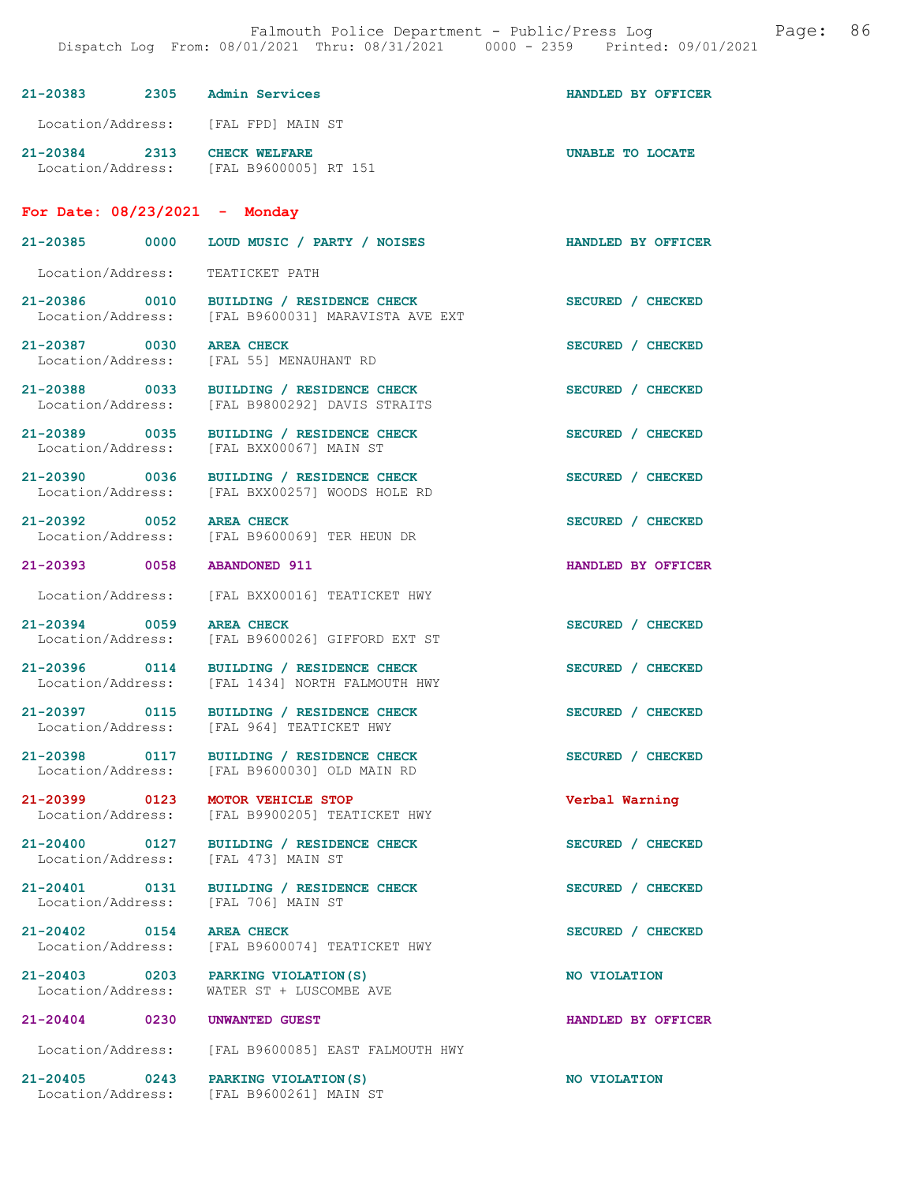| Call Number | Time | Call Reason | Action |
|---|---|---|---|
| 21-20383 | 2305 | Admin Services | HANDLED BY OFFICER |
| Location/Address: | | [FAL FPD] MAIN ST | |
| 21-20384 | 2313 | CHECK WELFARE | UNABLE TO LOCATE |
| Location/Address: | | [FAL B9600005] RT 151 | |

## For Date: 08/23/2021 - Monday

| Call Number | Time | Call Reason | Action |
|---|---|---|---|
| 21-20385 | 0000 | LOUD MUSIC / PARTY / NOISES | HANDLED BY OFFICER |
| Location/Address: | | TEATICKET PATH | |
| 21-20386 | 0010 | BUILDING / RESIDENCE CHECK | SECURED / CHECKED |
| Location/Address: | | [FAL B9600031] MARAVISTA AVE EXT | |
| 21-20387 | 0030 | AREA CHECK | SECURED / CHECKED |
| Location/Address: | | [FAL 55] MENAUHANT RD | |
| 21-20388 | 0033 | BUILDING / RESIDENCE CHECK | SECURED / CHECKED |
| Location/Address: | | [FAL B9800292] DAVIS STRAITS | |
| 21-20389 | 0035 | BUILDING / RESIDENCE CHECK | SECURED / CHECKED |
| Location/Address: | | [FAL BXX00067] MAIN ST | |
| 21-20390 | 0036 | BUILDING / RESIDENCE CHECK | SECURED / CHECKED |
| Location/Address: | | [FAL BXX00257] WOODS HOLE RD | |
| 21-20392 | 0052 | AREA CHECK | SECURED / CHECKED |
| Location/Address: | | [FAL B9600069] TER HEUN DR | |
| 21-20393 | 0058 | ABANDONED 911 | HANDLED BY OFFICER |
| Location/Address: | | [FAL BXX00016] TEATICKET HWY | |
| 21-20394 | 0059 | AREA CHECK | SECURED / CHECKED |
| Location/Address: | | [FAL B9600026] GIFFORD EXT ST | |
| 21-20396 | 0114 | BUILDING / RESIDENCE CHECK | SECURED / CHECKED |
| Location/Address: | | [FAL 1434] NORTH FALMOUTH HWY | |
| 21-20397 | 0115 | BUILDING / RESIDENCE CHECK | SECURED / CHECKED |
| Location/Address: | | [FAL 964] TEATICKET HWY | |
| 21-20398 | 0117 | BUILDING / RESIDENCE CHECK | SECURED / CHECKED |
| Location/Address: | | [FAL B9600030] OLD MAIN RD | |
| 21-20399 | 0123 | MOTOR VEHICLE STOP | Verbal Warning |
| Location/Address: | | [FAL B9900205] TEATICKET HWY | |
| 21-20400 | 0127 | BUILDING / RESIDENCE CHECK | SECURED / CHECKED |
| Location/Address: | | [FAL 473] MAIN ST | |
| 21-20401 | 0131 | BUILDING / RESIDENCE CHECK | SECURED / CHECKED |
| Location/Address: | | [FAL 706] MAIN ST | |
| 21-20402 | 0154 | AREA CHECK | SECURED / CHECKED |
| Location/Address: | | [FAL B9600074] TEATICKET HWY | |
| 21-20403 | 0203 | PARKING VIOLATION(S) | NO VIOLATION |
| Location/Address: | | WATER ST + LUSCOMBE AVE | |
| 21-20404 | 0230 | UNWANTED GUEST | HANDLED BY OFFICER |
| Location/Address: | | [FAL B9600085] EAST FALMOUTH HWY | |
| 21-20405 | 0243 | PARKING VIOLATION(S) | NO VIOLATION |
| Location/Address: | | [FAL B9600261] MAIN ST | |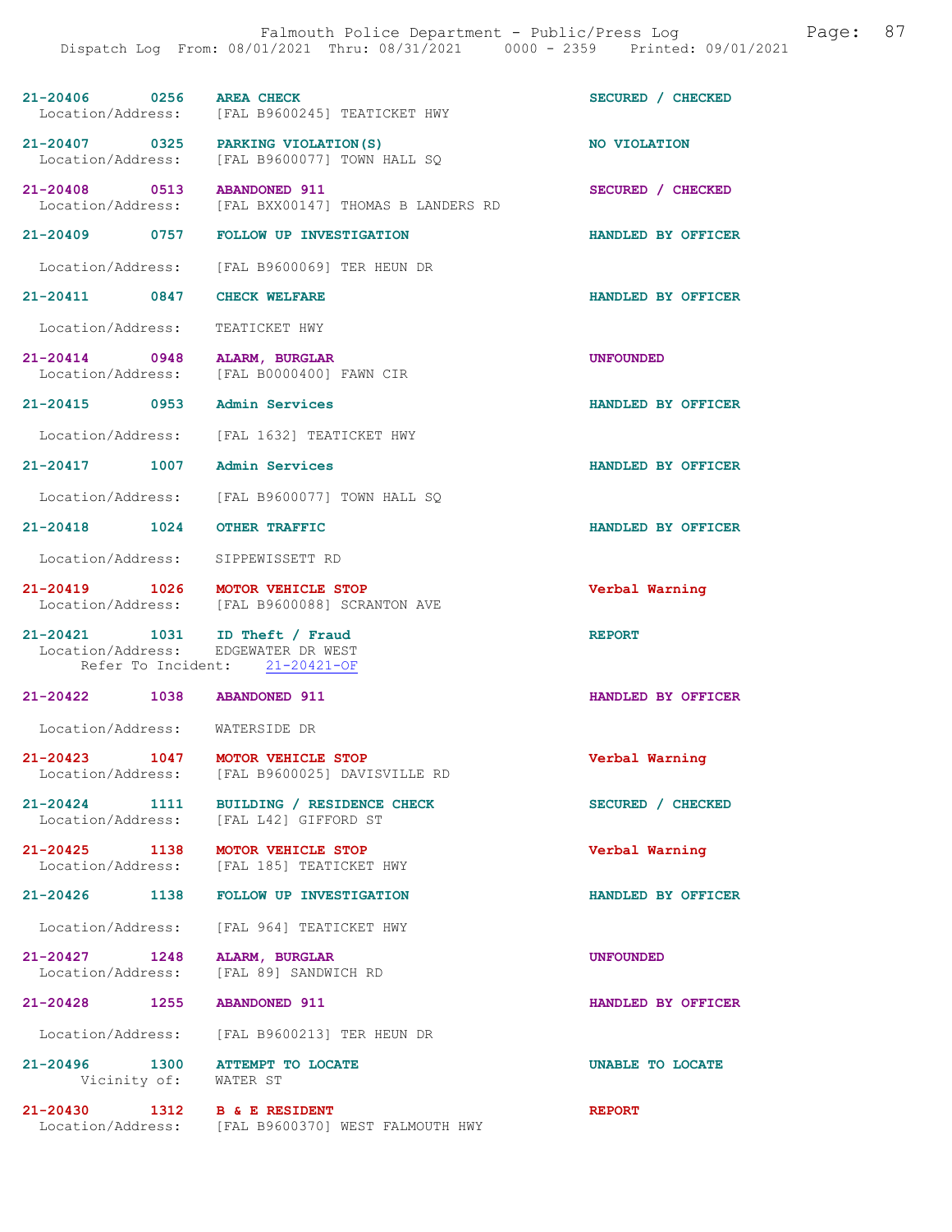21-20406 0256 AREA CHECK SECURED / CHECKED
Location/Address: [FAL B9600245] TEATICKET HWY

21-20407 0325 PARKING VIOLATION(S) NO VIOLATION
Location/Address: [FAL B9600077] TOWN HALL SQ

21-20408 0513 ABANDONED 911 SECURED / CHECKED
Location/Address: [FAL BXX00147] THOMAS B LANDERS RD

21-20409 0757 FOLLOW UP INVESTIGATION HANDLED BY OFFICER
Location/Address: [FAL B9600069] TER HEUN DR

21-20411 0847 CHECK WELFARE HANDLED BY OFFICER
Location/Address: TEATICKET HWY

21-20414 0948 ALARM, BURGLAR UNFOUNDED
Location/Address: [FAL B0000400] FAWN CIR

21-20415 0953 Admin Services HANDLED BY OFFICER
Location/Address: [FAL 1632] TEATICKET HWY

21-20417 1007 Admin Services HANDLED BY OFFICER
Location/Address: [FAL B9600077] TOWN HALL SQ

21-20418 1024 OTHER TRAFFIC HANDLED BY OFFICER
Location/Address: SIPPEWISSETT RD

21-20419 1026 MOTOR VEHICLE STOP Verbal Warning
Location/Address: [FAL B9600088] SCRANTON AVE

21-20421 1031 ID Theft / Fraud REPORT
Location/Address: EDGEWATER DR WEST
Refer To Incident: 21-20421-OF

21-20422 1038 ABANDONED 911 HANDLED BY OFFICER
Location/Address: WATERSIDE DR

21-20423 1047 MOTOR VEHICLE STOP Verbal Warning
Location/Address: [FAL B9600025] DAVISVILLE RD

21-20424 1111 BUILDING / RESIDENCE CHECK SECURED / CHECKED
Location/Address: [FAL L42] GIFFORD ST

21-20425 1138 MOTOR VEHICLE STOP Verbal Warning
Location/Address: [FAL 185] TEATICKET HWY

21-20426 1138 FOLLOW UP INVESTIGATION HANDLED BY OFFICER
Location/Address: [FAL 964] TEATICKET HWY

21-20427 1248 ALARM, BURGLAR UNFOUNDED
Location/Address: [FAL 89] SANDWICH RD

21-20428 1255 ABANDONED 911 HANDLED BY OFFICER
Location/Address: [FAL B9600213] TER HEUN DR

21-20496 1300 ATTEMPT TO LOCATE UNABLE TO LOCATE
Vicinity of: WATER ST

21-20430 1312 B & E RESIDENT REPORT
Location/Address: [FAL B9600370] WEST FALMOUTH HWY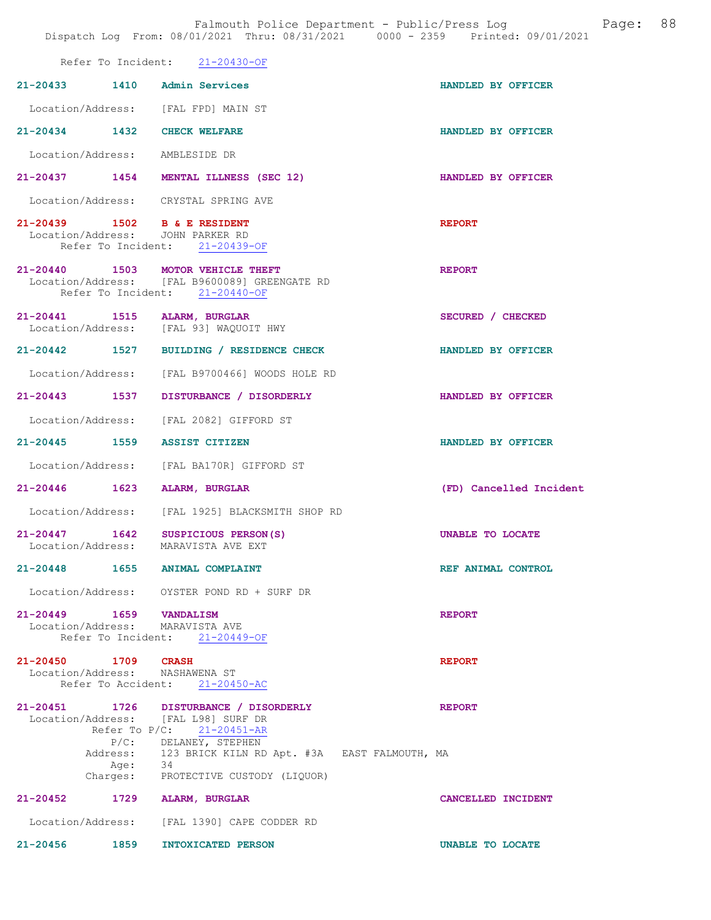Refer To Incident: 21-20430-OF

21-20433 1410 Admin Services HANDLED BY OFFICER

Location/Address: [FAL FPD] MAIN ST

21-20434 1432 CHECK WELFARE HANDLED BY OFFICER

Location/Address: AMBLESIDE DR

21-20437 1454 MENTAL ILLNESS (SEC 12) HANDLED BY OFFICER

Location/Address: CRYSTAL SPRING AVE

21-20439 1502 B & E RESIDENT REPORT
Location/Address: JOHN PARKER RD
Refer To Incident: 21-20439-OF

21-20440 1503 MOTOR VEHICLE THEFT REPORT
Location/Address: [FAL B9600089] GREENGATE RD
Refer To Incident: 21-20440-OF

21-20441 1515 ALARM, BURGLAR SECURED / CHECKED
Location/Address: [FAL 93] WAQUOIT HWY

21-20442 1527 BUILDING / RESIDENCE CHECK HANDLED BY OFFICER

Location/Address: [FAL B9700466] WOODS HOLE RD

21-20443 1537 DISTURBANCE / DISORDERLY HANDLED BY OFFICER

Location/Address: [FAL 2082] GIFFORD ST

21-20445 1559 ASSIST CITIZEN HANDLED BY OFFICER

Location/Address: [FAL BA170R] GIFFORD ST

21-20446 1623 ALARM, BURGLAR (FD) Cancelled Incident

Location/Address: [FAL 1925] BLACKSMITH SHOP RD

21-20447 1642 SUSPICIOUS PERSON(S) UNABLE TO LOCATE
Location/Address: MARAVISTA AVE EXT

21-20448 1655 ANIMAL COMPLAINT REF ANIMAL CONTROL

Location/Address: OYSTER POND RD + SURF DR

21-20449 1659 VANDALISM REPORT
Location/Address: MARAVISTA AVE
Refer To Incident: 21-20449-OF

21-20450 1709 CRASH REPORT
Location/Address: NASHAWENA ST
Refer To Accident: 21-20450-AC

21-20451 1726 DISTURBANCE / DISORDERLY REPORT
Location/Address: [FAL L98] SURF DR
Refer To P/C: 21-20451-AR
P/C: DELANEY, STEPHEN
Address: 123 BRICK KILN RD Apt. #3A EAST FALMOUTH, MA
Age: 34
Charges: PROTECTIVE CUSTODY (LIQUOR)

21-20452 1729 ALARM, BURGLAR CANCELLED INCIDENT

Location/Address: [FAL 1390] CAPE CODDER RD

21-20456 1859 INTOXICATED PERSON UNABLE TO LOCATE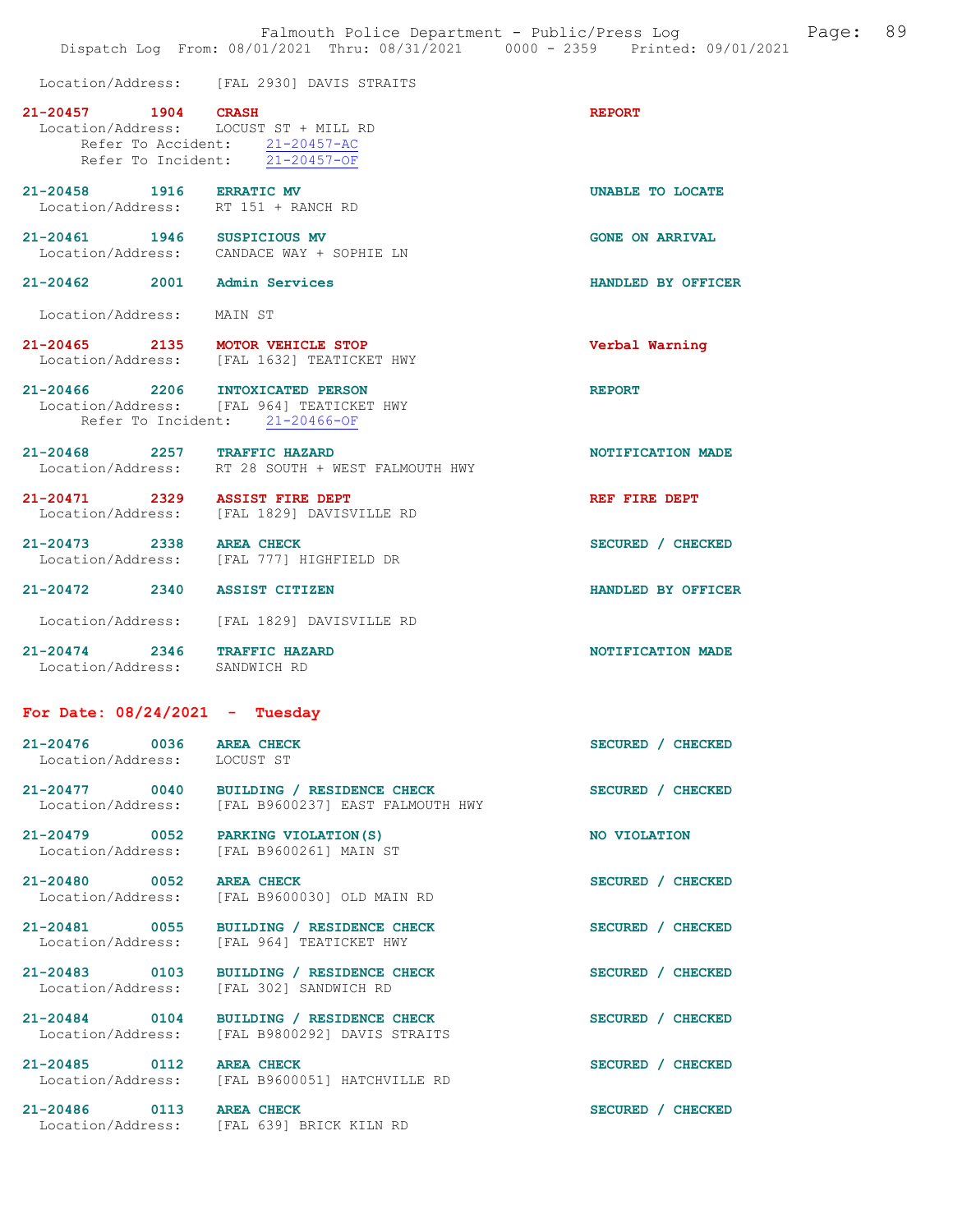Location/Address: [FAL 2930] DAVIS STRAITS

**21-20457 1904 CRASH** — REPORT
Location/Address: LOCUST ST + MILL RD
Refer To Accident: 21-20457-AC
Refer To Incident: 21-20457-OF

**21-20458 1916 ERRATIC MV** — UNABLE TO LOCATE
Location/Address: RT 151 + RANCH RD

**21-20461 1946 SUSPICIOUS MV** — GONE ON ARRIVAL
Location/Address: CANDACE WAY + SOPHIE LN

**21-20462 2001 Admin Services** — HANDLED BY OFFICER
Location/Address: MAIN ST

**21-20465 2135 MOTOR VEHICLE STOP** — Verbal Warning
Location/Address: [FAL 1632] TEATICKET HWY

**21-20466 2206 INTOXICATED PERSON** — REPORT
Location/Address: [FAL 964] TEATICKET HWY
Refer To Incident: 21-20466-OF

**21-20468 2257 TRAFFIC HAZARD** — NOTIFICATION MADE
Location/Address: RT 28 SOUTH + WEST FALMOUTH HWY

**21-20471 2329 ASSIST FIRE DEPT** — REF FIRE DEPT
Location/Address: [FAL 1829] DAVISVILLE RD

**21-20473 2338 AREA CHECK** — SECURED / CHECKED
Location/Address: [FAL 777] HIGHFIELD DR

**21-20472 2340 ASSIST CITIZEN** — HANDLED BY OFFICER
Location/Address: [FAL 1829] DAVISVILLE RD

**21-20474 2346 TRAFFIC HAZARD** — NOTIFICATION MADE
Location/Address: SANDWICH RD

## For Date: 08/24/2021 - Tuesday

**21-20476 0036 AREA CHECK** — SECURED / CHECKED
Location/Address: LOCUST ST

**21-20477 0040 BUILDING / RESIDENCE CHECK** — SECURED / CHECKED
Location/Address: [FAL B9600237] EAST FALMOUTH HWY

**21-20479 0052 PARKING VIOLATION(S)** — NO VIOLATION
Location/Address: [FAL B9600261] MAIN ST

**21-20480 0052 AREA CHECK** — SECURED / CHECKED
Location/Address: [FAL B9600030] OLD MAIN RD

**21-20481 0055 BUILDING / RESIDENCE CHECK** — SECURED / CHECKED
Location/Address: [FAL 964] TEATICKET HWY

**21-20483 0103 BUILDING / RESIDENCE CHECK** — SECURED / CHECKED
Location/Address: [FAL 302] SANDWICH RD

**21-20484 0104 BUILDING / RESIDENCE CHECK** — SECURED / CHECKED
Location/Address: [FAL B9800292] DAVIS STRAITS

**21-20485 0112 AREA CHECK** — SECURED / CHECKED
Location/Address: [FAL B9600051] HATCHVILLE RD

**21-20486 0113 AREA CHECK** — SECURED / CHECKED
Location/Address: [FAL 639] BRICK KILN RD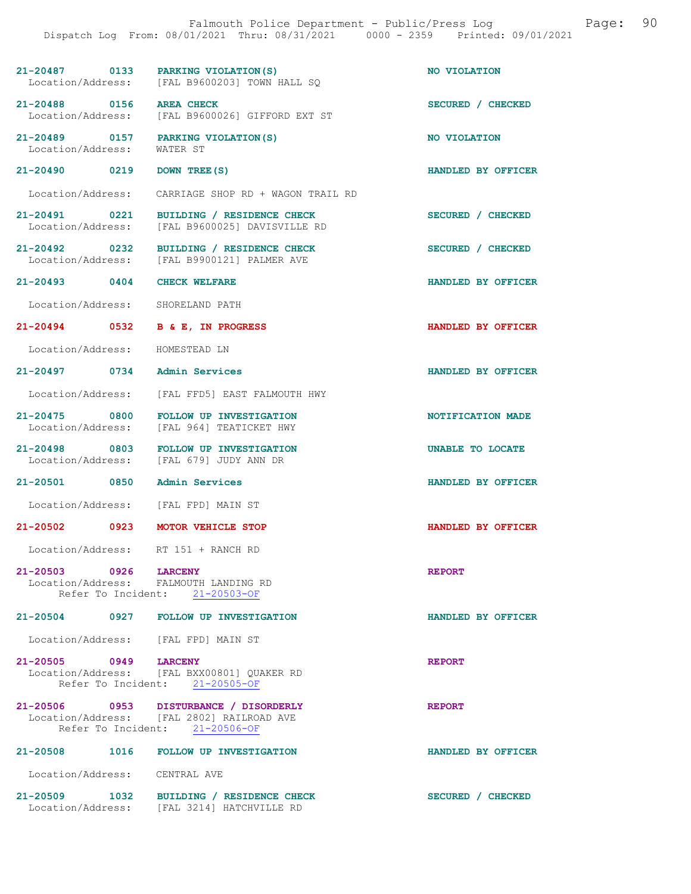| Call # | Time | Call Reason | Action |
|---|---|---|---|
| 21-20487 | 0133 | PARKING VIOLATION(S) | NO VIOLATION |
| | | Location/Address: [FAL B9600203] TOWN HALL SQ | |
| 21-20488 | 0156 | AREA CHECK | SECURED / CHECKED |
| | | Location/Address: [FAL B9600026] GIFFORD EXT ST | |
| 21-20489 | 0157 | PARKING VIOLATION(S) | NO VIOLATION |
| | | Location/Address: WATER ST | |
| 21-20490 | 0219 | DOWN TREE(S) | HANDLED BY OFFICER |
| | | Location/Address: CARRIAGE SHOP RD + WAGON TRAIL RD | |
| 21-20491 | 0221 | BUILDING / RESIDENCE CHECK | SECURED / CHECKED |
| | | Location/Address: [FAL B9600025] DAVISVILLE RD | |
| 21-20492 | 0232 | BUILDING / RESIDENCE CHECK | SECURED / CHECKED |
| | | Location/Address: [FAL B9900121] PALMER AVE | |
| 21-20493 | 0404 | CHECK WELFARE | HANDLED BY OFFICER |
| | | Location/Address: SHORELAND PATH | |
| 21-20494 | 0532 | B & E, IN PROGRESS | HANDLED BY OFFICER |
| | | Location/Address: HOMESTEAD LN | |
| 21-20497 | 0734 | Admin Services | HANDLED BY OFFICER |
| | | Location/Address: [FAL FFD5] EAST FALMOUTH HWY | |
| 21-20475 | 0800 | FOLLOW UP INVESTIGATION | NOTIFICATION MADE |
| | | Location/Address: [FAL 964] TEATICKET HWY | |
| 21-20498 | 0803 | FOLLOW UP INVESTIGATION | UNABLE TO LOCATE |
| | | Location/Address: [FAL 679] JUDY ANN DR | |
| 21-20501 | 0850 | Admin Services | HANDLED BY OFFICER |
| | | Location/Address: [FAL FPD] MAIN ST | |
| 21-20502 | 0923 | MOTOR VEHICLE STOP | HANDLED BY OFFICER |
| | | Location/Address: RT 151 + RANCH RD | |
| 21-20503 | 0926 | LARCENY | REPORT |
| | | Location/Address: FALMOUTH LANDING RD | |
| | | Refer To Incident: 21-20503-OF | |
| 21-20504 | 0927 | FOLLOW UP INVESTIGATION | HANDLED BY OFFICER |
| | | Location/Address: [FAL FPD] MAIN ST | |
| 21-20505 | 0949 | LARCENY | REPORT |
| | | Location/Address: [FAL BXX00801] QUAKER RD | |
| | | Refer To Incident: 21-20505-OF | |
| 21-20506 | 0953 | DISTURBANCE / DISORDERLY | REPORT |
| | | Location/Address: [FAL 2802] RAILROAD AVE | |
| | | Refer To Incident: 21-20506-OF | |
| 21-20508 | 1016 | FOLLOW UP INVESTIGATION | HANDLED BY OFFICER |
| | | Location/Address: CENTRAL AVE | |
| 21-20509 | 1032 | BUILDING / RESIDENCE CHECK | SECURED / CHECKED |
| | | Location/Address: [FAL 3214] HATCHVILLE RD | |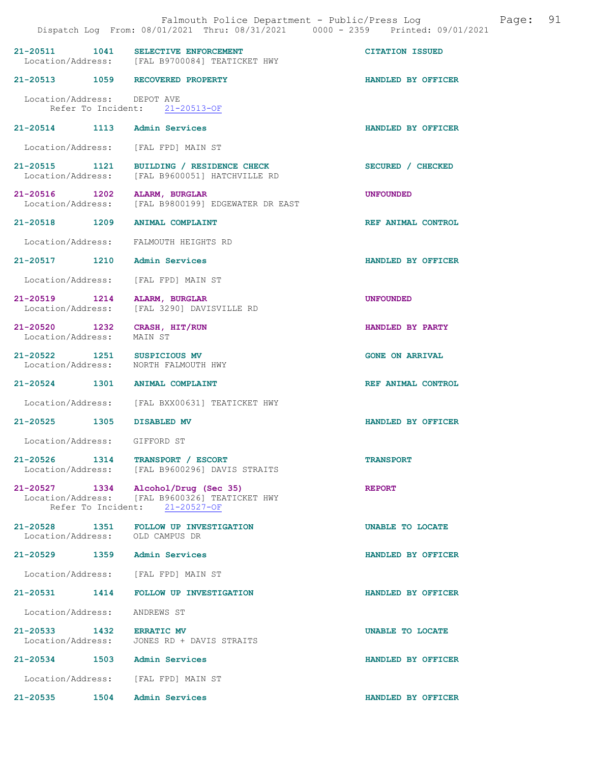Falmouth Police Department - Public/Press Log

Dispatch Log From: 08/01/2021 Thru: 08/31/2021 0000 - 2359 Printed: 09/01/2021

**21-20511 1041 SELECTIVE ENFORCEMENT** — CITATION ISSUED
Location/Address: [FAL B9700084] TEATICKET HWY

**21-20513 1059 RECOVERED PROPERTY** — HANDLED BY OFFICER
Location/Address: DEPOT AVE
Refer To Incident: 21-20513-OF

**21-20514 1113 Admin Services** — HANDLED BY OFFICER
Location/Address: [FAL FPD] MAIN ST

**21-20515 1121 BUILDING / RESIDENCE CHECK** — SECURED / CHECKED
Location/Address: [FAL B9600051] HATCHVILLE RD

**21-20516 1202 ALARM, BURGLAR** — UNFOUNDED
Location/Address: [FAL B9800199] EDGEWATER DR EAST

**21-20518 1209 ANIMAL COMPLAINT** — REF ANIMAL CONTROL
Location/Address: FALMOUTH HEIGHTS RD

**21-20517 1210 Admin Services** — HANDLED BY OFFICER
Location/Address: [FAL FPD] MAIN ST

**21-20519 1214 ALARM, BURGLAR** — UNFOUNDED
Location/Address: [FAL 3290] DAVISVILLE RD

**21-20520 1232 CRASH, HIT/RUN** — HANDLED BY PARTY
Location/Address: MAIN ST

**21-20522 1251 SUSPICIOUS MV** — GONE ON ARRIVAL
Location/Address: NORTH FALMOUTH HWY

**21-20524 1301 ANIMAL COMPLAINT** — REF ANIMAL CONTROL
Location/Address: [FAL BXX00631] TEATICKET HWY

**21-20525 1305 DISABLED MV** — HANDLED BY OFFICER
Location/Address: GIFFORD ST

**21-20526 1314 TRANSPORT / ESCORT** — TRANSPORT
Location/Address: [FAL B9600296] DAVIS STRAITS

**21-20527 1334 Alcohol/Drug (Sec 35)** — REPORT
Location/Address: [FAL B9600326] TEATICKET HWY
Refer To Incident: 21-20527-OF

**21-20528 1351 FOLLOW UP INVESTIGATION** — UNABLE TO LOCATE
Location/Address: OLD CAMPUS DR

**21-20529 1359 Admin Services** — HANDLED BY OFFICER
Location/Address: [FAL FPD] MAIN ST

**21-20531 1414 FOLLOW UP INVESTIGATION** — HANDLED BY OFFICER
Location/Address: ANDREWS ST

**21-20533 1432 ERRATIC MV** — UNABLE TO LOCATE
Location/Address: JONES RD + DAVIS STRAITS

**21-20534 1503 Admin Services** — HANDLED BY OFFICER
Location/Address: [FAL FPD] MAIN ST

**21-20535 1504 Admin Services** — HANDLED BY OFFICER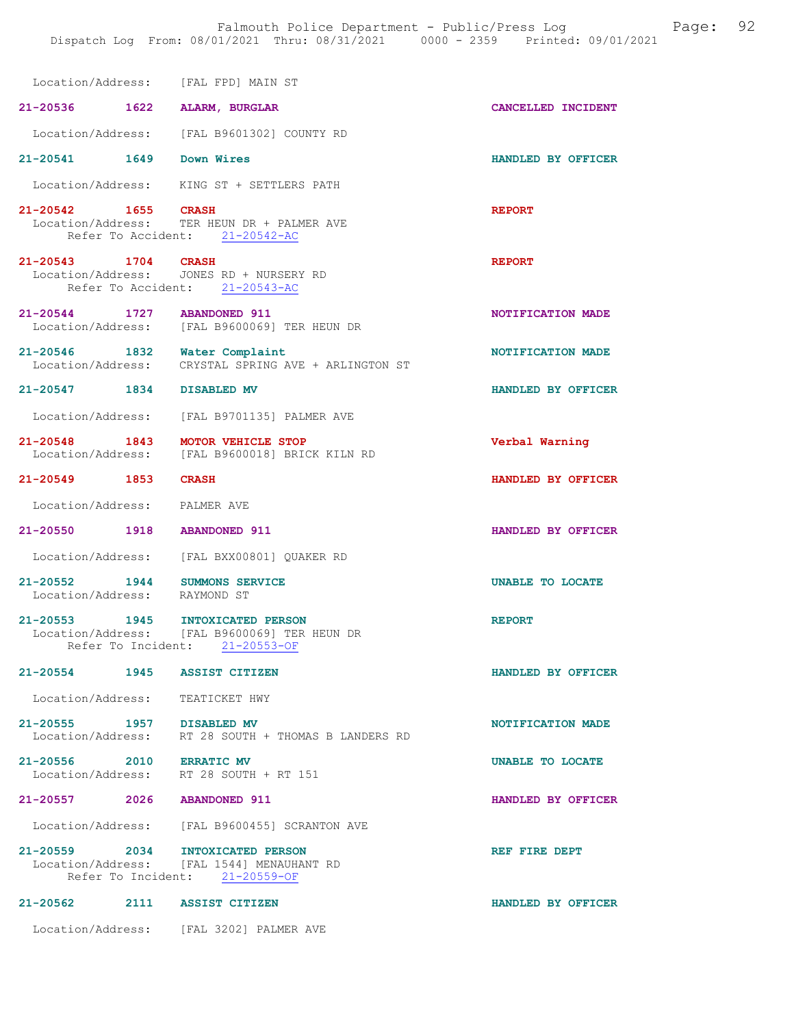Location/Address: [FAL FPD] MAIN ST

**21-20536 1622 ALARM, BURGLAR** — CANCELLED INCIDENT
Location/Address: [FAL B9601302] COUNTY RD

**21-20541 1649 Down Wires** — HANDLED BY OFFICER
Location/Address: KING ST + SETTLERS PATH

**21-20542 1655 CRASH** — REPORT
Location/Address: TER HEUN DR + PALMER AVE
Refer To Accident: 21-20542-AC

**21-20543 1704 CRASH** — REPORT
Location/Address: JONES RD + NURSERY RD
Refer To Accident: 21-20543-AC

**21-20544 1727 ABANDONED 911** — NOTIFICATION MADE
Location/Address: [FAL B9600069] TER HEUN DR

**21-20546 1832 Water Complaint** — NOTIFICATION MADE
Location/Address: CRYSTAL SPRING AVE + ARLINGTON ST

**21-20547 1834 DISABLED MV** — HANDLED BY OFFICER
Location/Address: [FAL B9701135] PALMER AVE

**21-20548 1843 MOTOR VEHICLE STOP** — Verbal Warning
Location/Address: [FAL B9600018] BRICK KILN RD

**21-20549 1853 CRASH** — HANDLED BY OFFICER
Location/Address: PALMER AVE

**21-20550 1918 ABANDONED 911** — HANDLED BY OFFICER
Location/Address: [FAL BXX00801] QUAKER RD

**21-20552 1944 SUMMONS SERVICE** — UNABLE TO LOCATE
Location/Address: RAYMOND ST

**21-20553 1945 INTOXICATED PERSON** — REPORT
Location/Address: [FAL B9600069] TER HEUN DR
Refer To Incident: 21-20553-OF

**21-20554 1945 ASSIST CITIZEN** — HANDLED BY OFFICER
Location/Address: TEATICKET HWY

**21-20555 1957 DISABLED MV** — NOTIFICATION MADE
Location/Address: RT 28 SOUTH + THOMAS B LANDERS RD

**21-20556 2010 ERRATIC MV** — UNABLE TO LOCATE
Location/Address: RT 28 SOUTH + RT 151

**21-20557 2026 ABANDONED 911** — HANDLED BY OFFICER
Location/Address: [FAL B9600455] SCRANTON AVE

**21-20559 2034 INTOXICATED PERSON** — REF FIRE DEPT
Location/Address: [FAL 1544] MENAUHANT RD
Refer To Incident: 21-20559-OF

**21-20562 2111 ASSIST CITIZEN** — HANDLED BY OFFICER
Location/Address: [FAL 3202] PALMER AVE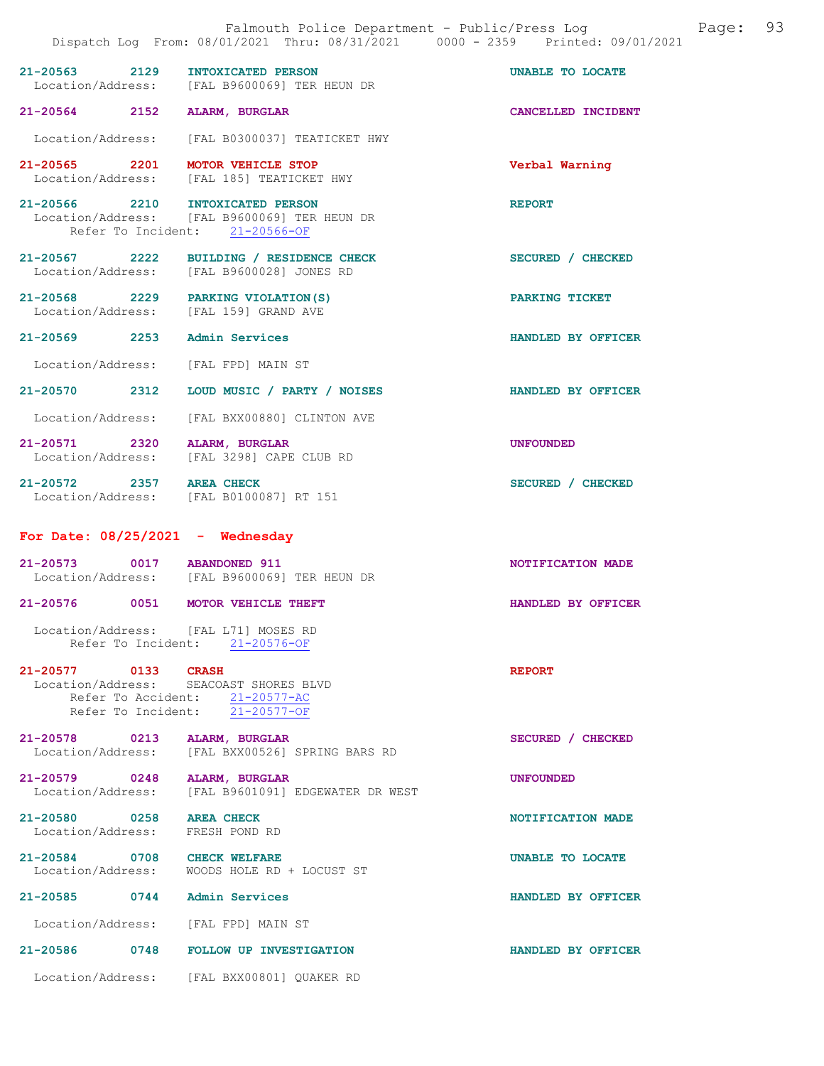21-20563 2129 INTOXICATED PERSON UNABLE TO LOCATE
Location/Address: [FAL B9600069] TER HEUN DR

21-20564 2152 ALARM, BURGLAR CANCELLED INCIDENT
Location/Address: [FAL B0300037] TEATICKET HWY

21-20565 2201 MOTOR VEHICLE STOP Verbal Warning
Location/Address: [FAL 185] TEATICKET HWY

21-20566 2210 INTOXICATED PERSON REPORT
Location/Address: [FAL B9600069] TER HEUN DR
Refer To Incident: 21-20566-OF

21-20567 2222 BUILDING / RESIDENCE CHECK SECURED / CHECKED
Location/Address: [FAL B9600028] JONES RD

21-20568 2229 PARKING VIOLATION(S) PARKING TICKET
Location/Address: [FAL 159] GRAND AVE

21-20569 2253 Admin Services HANDLED BY OFFICER
Location/Address: [FAL FPD] MAIN ST

21-20570 2312 LOUD MUSIC / PARTY / NOISES HANDLED BY OFFICER
Location/Address: [FAL BXX00880] CLINTON AVE

21-20571 2320 ALARM, BURGLAR UNFOUNDED
Location/Address: [FAL 3298] CAPE CLUB RD

21-20572 2357 AREA CHECK SECURED / CHECKED
Location/Address: [FAL B0100087] RT 151

## For Date: 08/25/2021 - Wednesday

21-20573 0017 ABANDONED 911 NOTIFICATION MADE
Location/Address: [FAL B9600069] TER HEUN DR

21-20576 0051 MOTOR VEHICLE THEFT HANDLED BY OFFICER
Location/Address: [FAL L71] MOSES RD
Refer To Incident: 21-20576-OF

21-20577 0133 CRASH REPORT
Location/Address: SEACOAST SHORES BLVD
Refer To Accident: 21-20577-AC
Refer To Incident: 21-20577-OF

21-20578 0213 ALARM, BURGLAR SECURED / CHECKED
Location/Address: [FAL BXX00526] SPRING BARS RD

21-20579 0248 ALARM, BURGLAR UNFOUNDED
Location/Address: [FAL B9601091] EDGEWATER DR WEST

21-20580 0258 AREA CHECK NOTIFICATION MADE
Location/Address: FRESH POND RD

21-20584 0708 CHECK WELFARE UNABLE TO LOCATE
Location/Address: WOODS HOLE RD + LOCUST ST

21-20585 0744 Admin Services HANDLED BY OFFICER
Location/Address: [FAL FPD] MAIN ST

21-20586 0748 FOLLOW UP INVESTIGATION HANDLED BY OFFICER
Location/Address: [FAL BXX00801] QUAKER RD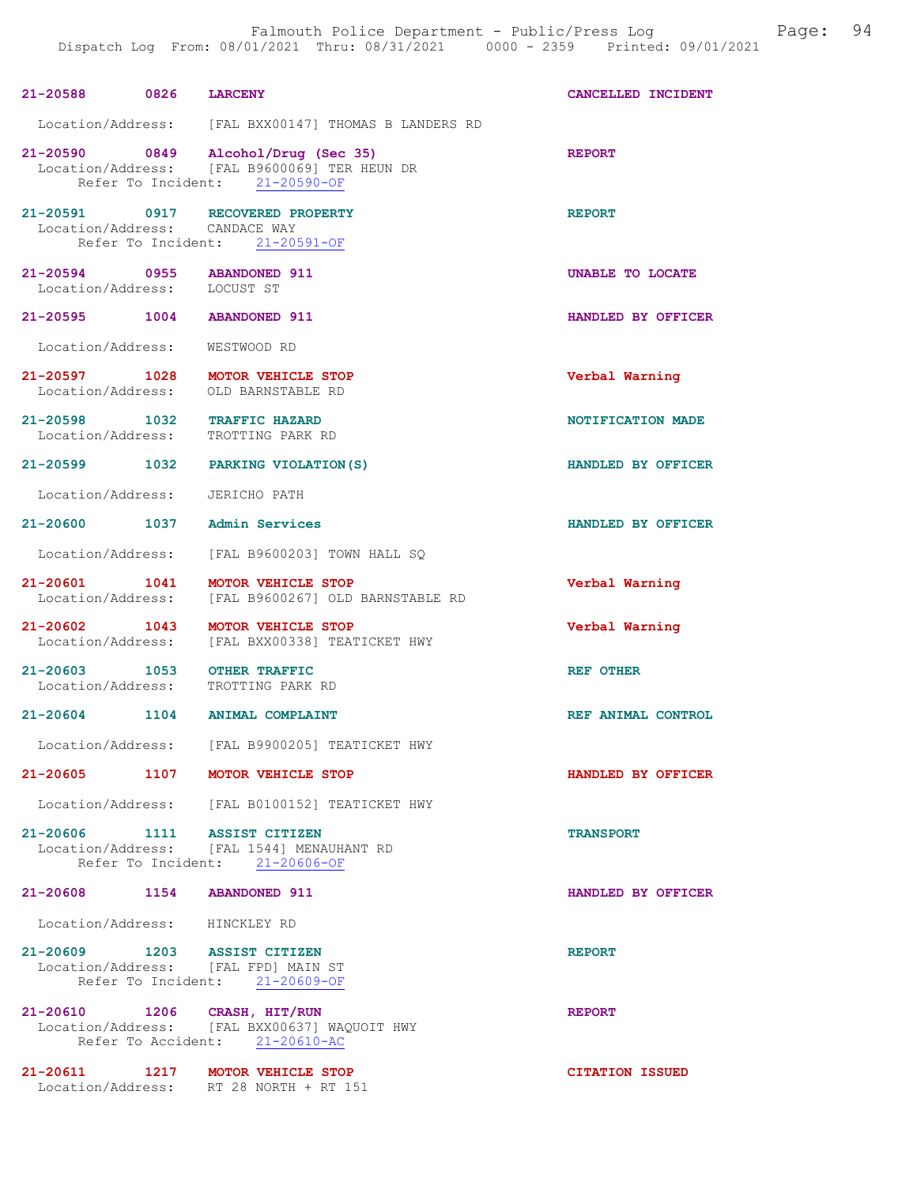**21-20588** 0826 **LARCENY** — CANCELLED INCIDENT
Location/Address: [FAL BXX00147] THOMAS B LANDERS RD

**21-20590** 0849 **Alcohol/Drug (Sec 35)** — REPORT
Location/Address: [FAL B9600069] TER HEUN DR
Refer To Incident: 21-20590-OF

**21-20591** 0917 **RECOVERED PROPERTY** — REPORT
Location/Address: CANDACE WAY
Refer To Incident: 21-20591-OF

**21-20594** 0955 **ABANDONED 911** — UNABLE TO LOCATE
Location/Address: LOCUST ST

**21-20595** 1004 **ABANDONED 911** — HANDLED BY OFFICER
Location/Address: WESTWOOD RD

**21-20597** 1028 **MOTOR VEHICLE STOP** — Verbal Warning
Location/Address: OLD BARNSTABLE RD

**21-20598** 1032 **TRAFFIC HAZARD** — NOTIFICATION MADE
Location/Address: TROTTING PARK RD

**21-20599** 1032 **PARKING VIOLATION(S)** — HANDLED BY OFFICER
Location/Address: JERICHO PATH

**21-20600** 1037 **Admin Services** — HANDLED BY OFFICER
Location/Address: [FAL B9600203] TOWN HALL SQ

**21-20601** 1041 **MOTOR VEHICLE STOP** — Verbal Warning
Location/Address: [FAL B9600267] OLD BARNSTABLE RD

**21-20602** 1043 **MOTOR VEHICLE STOP** — Verbal Warning
Location/Address: [FAL BXX00338] TEATICKET HWY

**21-20603** 1053 **OTHER TRAFFIC** — REF OTHER
Location/Address: TROTTING PARK RD

**21-20604** 1104 **ANIMAL COMPLAINT** — REF ANIMAL CONTROL
Location/Address: [FAL B9900205] TEATICKET HWY

**21-20605** 1107 **MOTOR VEHICLE STOP** — HANDLED BY OFFICER
Location/Address: [FAL B0100152] TEATICKET HWY

**21-20606** 1111 **ASSIST CITIZEN** — TRANSPORT
Location/Address: [FAL 1544] MENAUHANT RD
Refer To Incident: 21-20606-OF

**21-20608** 1154 **ABANDONED 911** — HANDLED BY OFFICER
Location/Address: HINCKLEY RD

**21-20609** 1203 **ASSIST CITIZEN** — REPORT
Location/Address: [FAL FPD] MAIN ST
Refer To Incident: 21-20609-OF

**21-20610** 1206 **CRASH, HIT/RUN** — REPORT
Location/Address: [FAL BXX00637] WAQUOIT HWY
Refer To Accident: 21-20610-AC

**21-20611** 1217 **MOTOR VEHICLE STOP** — CITATION ISSUED
Location/Address: RT 28 NORTH + RT 151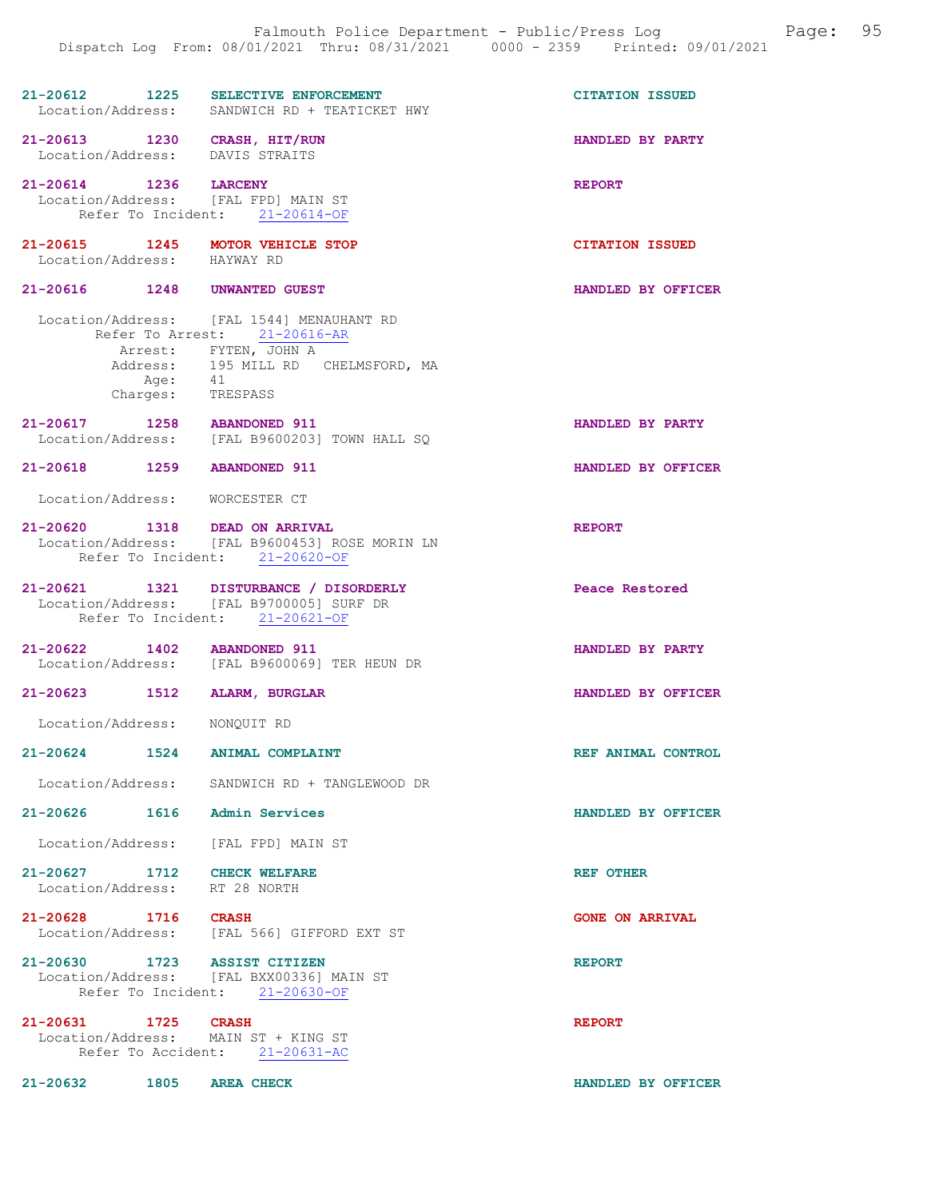21-20612 1225 SELECTIVE ENFORCEMENT CITATION ISSUED
Location/Address: SANDWICH RD + TEATICKET HWY

21-20613 1230 CRASH, HIT/RUN HANDLED BY PARTY
Location/Address: DAVIS STRAITS

21-20614 1236 LARCENY REPORT
Location/Address: [FAL FPD] MAIN ST
Refer To Incident: 21-20614-OF

21-20615 1245 MOTOR VEHICLE STOP CITATION ISSUED
Location/Address: HAYWAY RD

21-20616 1248 UNWANTED GUEST HANDLED BY OFFICER

Location/Address: [FAL 1544] MENAUHANT RD
Refer To Arrest: 21-20616-AR
Arrest: FYTEN, JOHN A
Address: 195 MILL RD CHELMSFORD, MA
Age: 41
Charges: TRESPASS

21-20617 1258 ABANDONED 911 HANDLED BY PARTY
Location/Address: [FAL B9600203] TOWN HALL SQ

21-20618 1259 ABANDONED 911 HANDLED BY OFFICER

Location/Address: WORCESTER CT

21-20620 1318 DEAD ON ARRIVAL REPORT
Location/Address: [FAL B9600453] ROSE MORIN LN
Refer To Incident: 21-20620-OF

21-20621 1321 DISTURBANCE / DISORDERLY Peace Restored
Location/Address: [FAL B9700005] SURF DR
Refer To Incident: 21-20621-OF

21-20622 1402 ABANDONED 911 HANDLED BY PARTY
Location/Address: [FAL B9600069] TER HEUN DR

21-20623 1512 ALARM, BURGLAR HANDLED BY OFFICER

Location/Address: NONQUIT RD

21-20624 1524 ANIMAL COMPLAINT REF ANIMAL CONTROL

Location/Address: SANDWICH RD + TANGLEWOOD DR

21-20626 1616 Admin Services HANDLED BY OFFICER

Location/Address: [FAL FPD] MAIN ST

21-20627 1712 CHECK WELFARE REF OTHER
Location/Address: RT 28 NORTH

21-20628 1716 CRASH GONE ON ARRIVAL
Location/Address: [FAL 566] GIFFORD EXT ST

21-20630 1723 ASSIST CITIZEN REPORT
Location/Address: [FAL BXX00336] MAIN ST
Refer To Incident: 21-20630-OF

21-20631 1725 CRASH REPORT
Location/Address: MAIN ST + KING ST
Refer To Accident: 21-20631-AC

21-20632 1805 AREA CHECK HANDLED BY OFFICER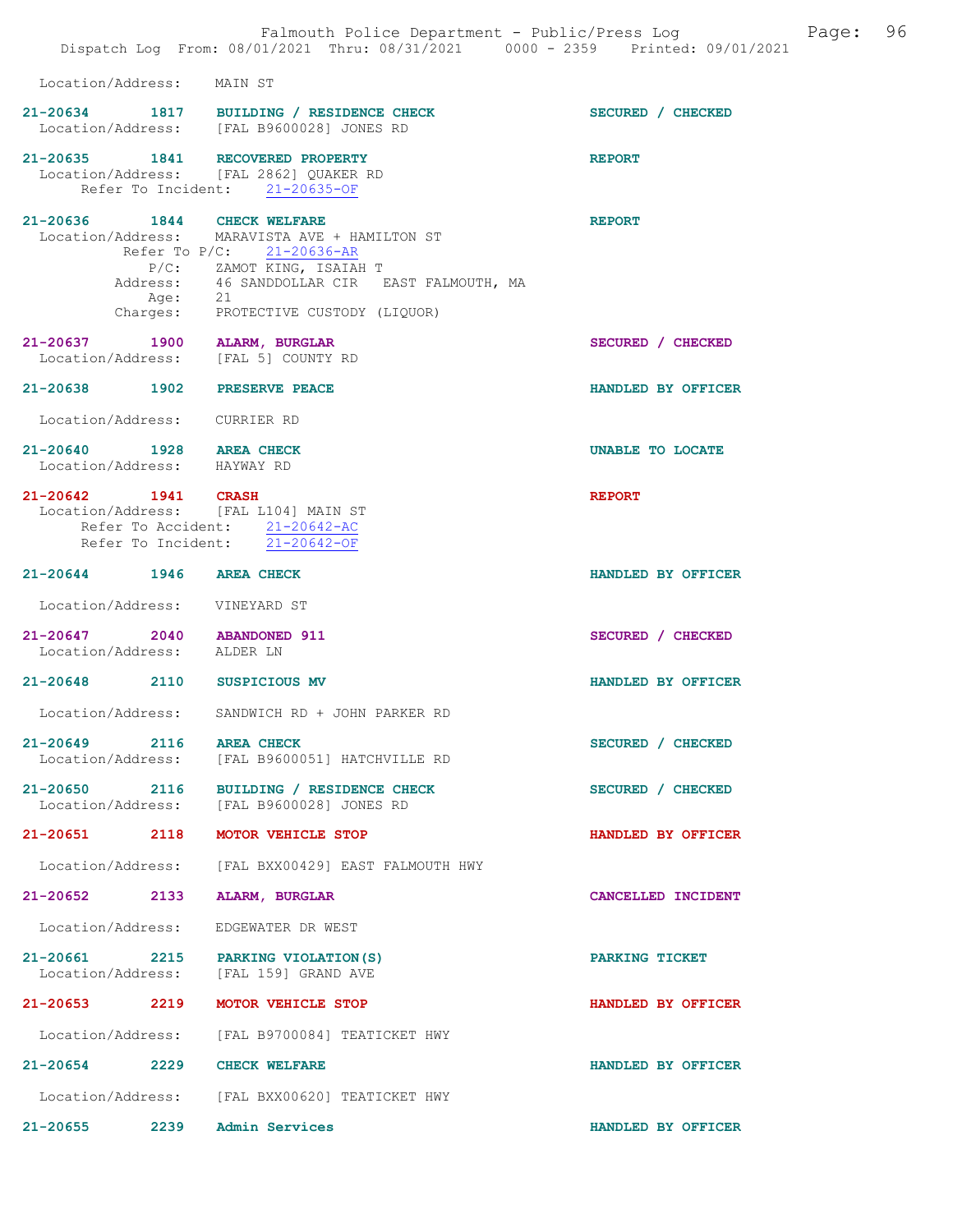Location/Address: MAIN ST

**21-20634 1817 BUILDING / RESIDENCE CHECK** — SECURED / CHECKED
Location/Address: [FAL B9600028] JONES RD

**21-20635 1841 RECOVERED PROPERTY** — REPORT
Location/Address: [FAL 2862] QUAKER RD
Refer To Incident: 21-20635-OF

**21-20636 1844 CHECK WELFARE** — REPORT
Location/Address: MARAVISTA AVE + HAMILTON ST
Refer To P/C: 21-20636-AR
P/C: ZAMOT KING, ISAIAH T
Address: 46 SANDDOLLAR CIR EAST FALMOUTH, MA
Age: 21
Charges: PROTECTIVE CUSTODY (LIQUOR)

**21-20637 1900 ALARM, BURGLAR** — SECURED / CHECKED
Location/Address: [FAL 5] COUNTY RD

**21-20638 1902 PRESERVE PEACE** — HANDLED BY OFFICER
Location/Address: CURRIER RD

**21-20640 1928 AREA CHECK** — UNABLE TO LOCATE
Location/Address: HAYWAY RD

**21-20642 1941 CRASH** — REPORT
Location/Address: [FAL L104] MAIN ST
Refer To Accident: 21-20642-AC
Refer To Incident: 21-20642-OF

**21-20644 1946 AREA CHECK** — HANDLED BY OFFICER
Location/Address: VINEYARD ST

**21-20647 2040 ABANDONED 911** — SECURED / CHECKED
Location/Address: ALDER LN

**21-20648 2110 SUSPICIOUS MV** — HANDLED BY OFFICER
Location/Address: SANDWICH RD + JOHN PARKER RD

**21-20649 2116 AREA CHECK** — SECURED / CHECKED
Location/Address: [FAL B9600051] HATCHVILLE RD

**21-20650 2116 BUILDING / RESIDENCE CHECK** — SECURED / CHECKED
Location/Address: [FAL B9600028] JONES RD

**21-20651 2118 MOTOR VEHICLE STOP** — HANDLED BY OFFICER
Location/Address: [FAL BXX00429] EAST FALMOUTH HWY

**21-20652 2133 ALARM, BURGLAR** — CANCELLED INCIDENT
Location/Address: EDGEWATER DR WEST

**21-20661 2215 PARKING VIOLATION(S)** — PARKING TICKET
Location/Address: [FAL 159] GRAND AVE

**21-20653 2219 MOTOR VEHICLE STOP** — HANDLED BY OFFICER
Location/Address: [FAL B9700084] TEATICKET HWY

**21-20654 2229 CHECK WELFARE** — HANDLED BY OFFICER
Location/Address: [FAL BXX00620] TEATICKET HWY

**21-20655 2239 Admin Services** — HANDLED BY OFFICER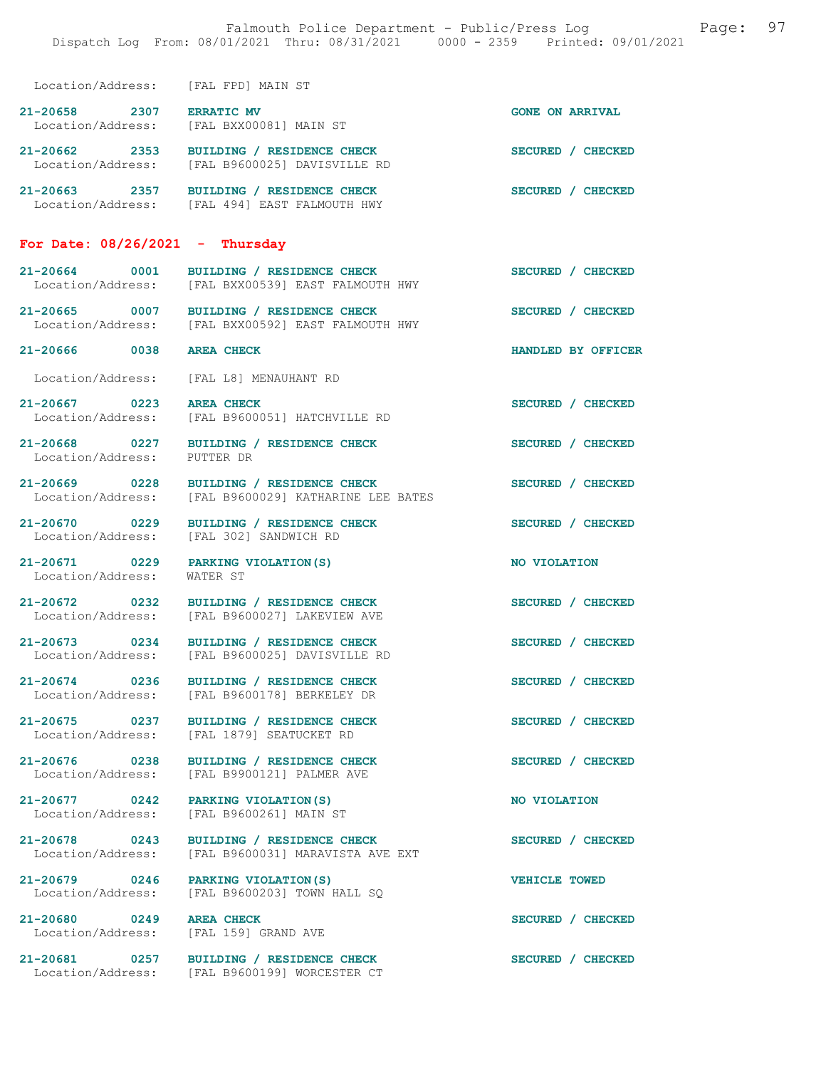Location/Address: [FAL FPD] MAIN ST

21-20658 2307 ERRATIC MV GONE ON ARRIVAL
Location/Address: [FAL BXX00081] MAIN ST

21-20662 2353 BUILDING / RESIDENCE CHECK SECURED / CHECKED
Location/Address: [FAL B9600025] DAVISVILLE RD

21-20663 2357 BUILDING / RESIDENCE CHECK SECURED / CHECKED
Location/Address: [FAL 494] EAST FALMOUTH HWY

## For Date: 08/26/2021 - Thursday

21-20664 0001 BUILDING / RESIDENCE CHECK SECURED / CHECKED
Location/Address: [FAL BXX00539] EAST FALMOUTH HWY

21-20665 0007 BUILDING / RESIDENCE CHECK SECURED / CHECKED
Location/Address: [FAL BXX00592] EAST FALMOUTH HWY

21-20666 0038 AREA CHECK HANDLED BY OFFICER
Location/Address: [FAL L8] MENAUHANT RD

21-20667 0223 AREA CHECK SECURED / CHECKED
Location/Address: [FAL B9600051] HATCHVILLE RD

21-20668 0227 BUILDING / RESIDENCE CHECK SECURED / CHECKED
Location/Address: PUTTER DR

21-20669 0228 BUILDING / RESIDENCE CHECK SECURED / CHECKED
Location/Address: [FAL B9600029] KATHARINE LEE BATES

21-20670 0229 BUILDING / RESIDENCE CHECK SECURED / CHECKED
Location/Address: [FAL 302] SANDWICH RD

21-20671 0229 PARKING VIOLATION(S) NO VIOLATION
Location/Address: WATER ST

21-20672 0232 BUILDING / RESIDENCE CHECK SECURED / CHECKED
Location/Address: [FAL B9600027] LAKEVIEW AVE

21-20673 0234 BUILDING / RESIDENCE CHECK SECURED / CHECKED
Location/Address: [FAL B9600025] DAVISVILLE RD

21-20674 0236 BUILDING / RESIDENCE CHECK SECURED / CHECKED
Location/Address: [FAL B9600178] BERKELEY DR

21-20675 0237 BUILDING / RESIDENCE CHECK SECURED / CHECKED
Location/Address: [FAL 1879] SEATUCKET RD

21-20676 0238 BUILDING / RESIDENCE CHECK SECURED / CHECKED
Location/Address: [FAL B9900121] PALMER AVE

21-20677 0242 PARKING VIOLATION(S) NO VIOLATION
Location/Address: [FAL B9600261] MAIN ST

21-20678 0243 BUILDING / RESIDENCE CHECK SECURED / CHECKED
Location/Address: [FAL B9600031] MARAVISTA AVE EXT

21-20679 0246 PARKING VIOLATION(S) VEHICLE TOWED
Location/Address: [FAL B9600203] TOWN HALL SQ

21-20680 0249 AREA CHECK SECURED / CHECKED
Location/Address: [FAL 159] GRAND AVE

21-20681 0257 BUILDING / RESIDENCE CHECK SECURED / CHECKED
Location/Address: [FAL B9600199] WORCESTER CT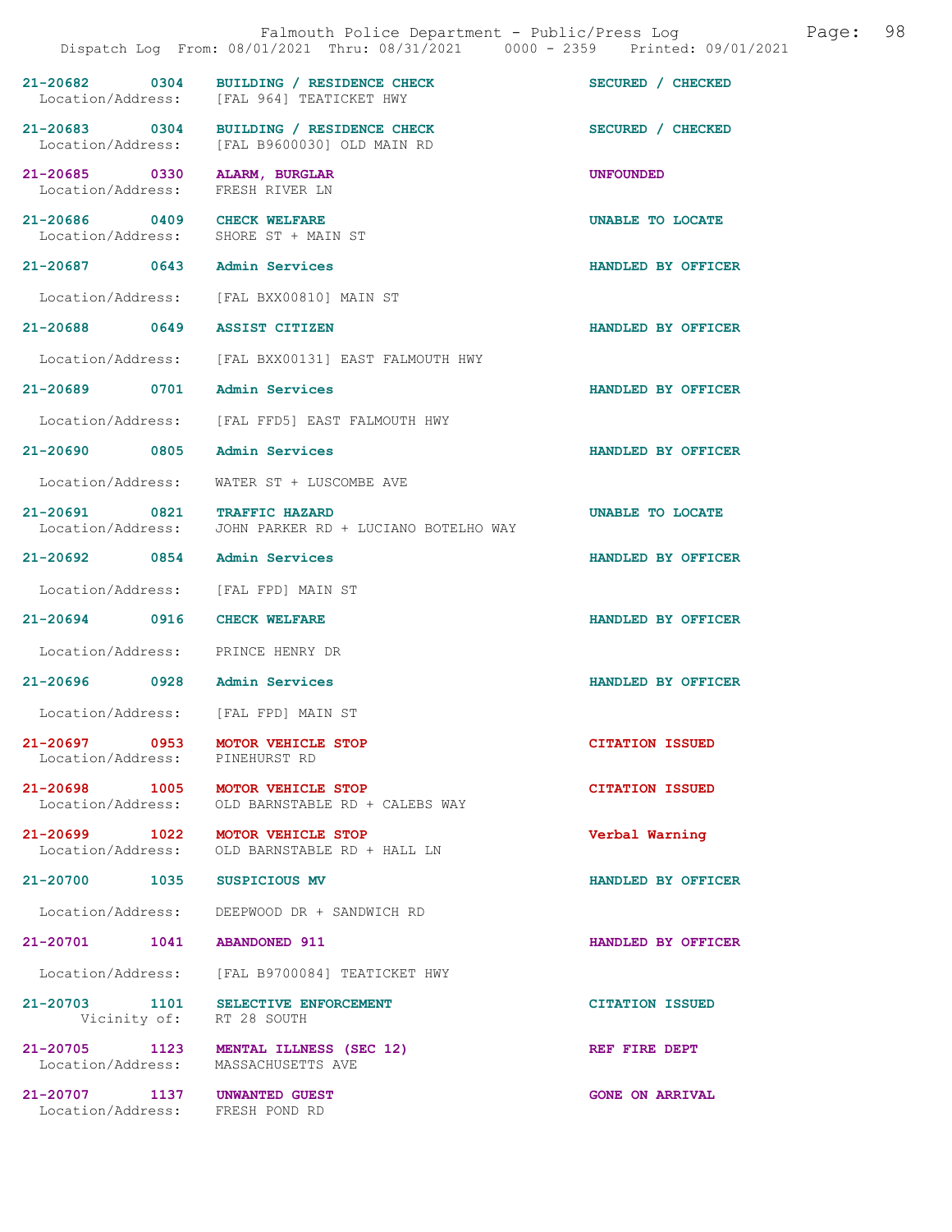| Call # | Time | Call Type | Disposition |
|---|---|---|---|
| 21-20682 | 0304 | BUILDING / RESIDENCE CHECK | SECURED / CHECKED |
| Location/Address: | | [FAL 964] TEATICKET HWY | |
| 21-20683 | 0304 | BUILDING / RESIDENCE CHECK | SECURED / CHECKED |
| Location/Address: | | [FAL B9600030] OLD MAIN RD | |
| 21-20685 | 0330 | ALARM, BURGLAR | UNFOUNDED |
| Location/Address: | | FRESH RIVER LN | |
| 21-20686 | 0409 | CHECK WELFARE | UNABLE TO LOCATE |
| Location/Address: | | SHORE ST + MAIN ST | |
| 21-20687 | 0643 | Admin Services | HANDLED BY OFFICER |
| Location/Address: | | [FAL BXX00810] MAIN ST | |
| 21-20688 | 0649 | ASSIST CITIZEN | HANDLED BY OFFICER |
| Location/Address: | | [FAL BXX00131] EAST FALMOUTH HWY | |
| 21-20689 | 0701 | Admin Services | HANDLED BY OFFICER |
| Location/Address: | | [FAL FFD5] EAST FALMOUTH HWY | |
| 21-20690 | 0805 | Admin Services | HANDLED BY OFFICER |
| Location/Address: | | WATER ST + LUSCOMBE AVE | |
| 21-20691 | 0821 | TRAFFIC HAZARD | UNABLE TO LOCATE |
| Location/Address: | | JOHN PARKER RD + LUCIANO BOTELHO WAY | |
| 21-20692 | 0854 | Admin Services | HANDLED BY OFFICER |
| Location/Address: | | [FAL FPD] MAIN ST | |
| 21-20694 | 0916 | CHECK WELFARE | HANDLED BY OFFICER |
| Location/Address: | | PRINCE HENRY DR | |
| 21-20696 | 0928 | Admin Services | HANDLED BY OFFICER |
| Location/Address: | | [FAL FPD] MAIN ST | |
| 21-20697 | 0953 | MOTOR VEHICLE STOP | CITATION ISSUED |
| Location/Address: | | PINEHURST RD | |
| 21-20698 | 1005 | MOTOR VEHICLE STOP | CITATION ISSUED |
| Location/Address: | | OLD BARNSTABLE RD + CALEBS WAY | |
| 21-20699 | 1022 | MOTOR VEHICLE STOP | Verbal Warning |
| Location/Address: | | OLD BARNSTABLE RD + HALL LN | |
| 21-20700 | 1035 | SUSPICIOUS MV | HANDLED BY OFFICER |
| Location/Address: | | DEEPWOOD DR + SANDWICH RD | |
| 21-20701 | 1041 | ABANDONED 911 | HANDLED BY OFFICER |
| Location/Address: | | [FAL B9700084] TEATICKET HWY | |
| 21-20703 | 1101 | SELECTIVE ENFORCEMENT | CITATION ISSUED |
| Vicinity of: | | RT 28 SOUTH | |
| 21-20705 | 1123 | MENTAL ILLNESS (SEC 12) | REF FIRE DEPT |
| Location/Address: | | MASSACHUSETTS AVE | |
| 21-20707 | 1137 | UNWANTED GUEST | GONE ON ARRIVAL |
| Location/Address: | | FRESH POND RD | |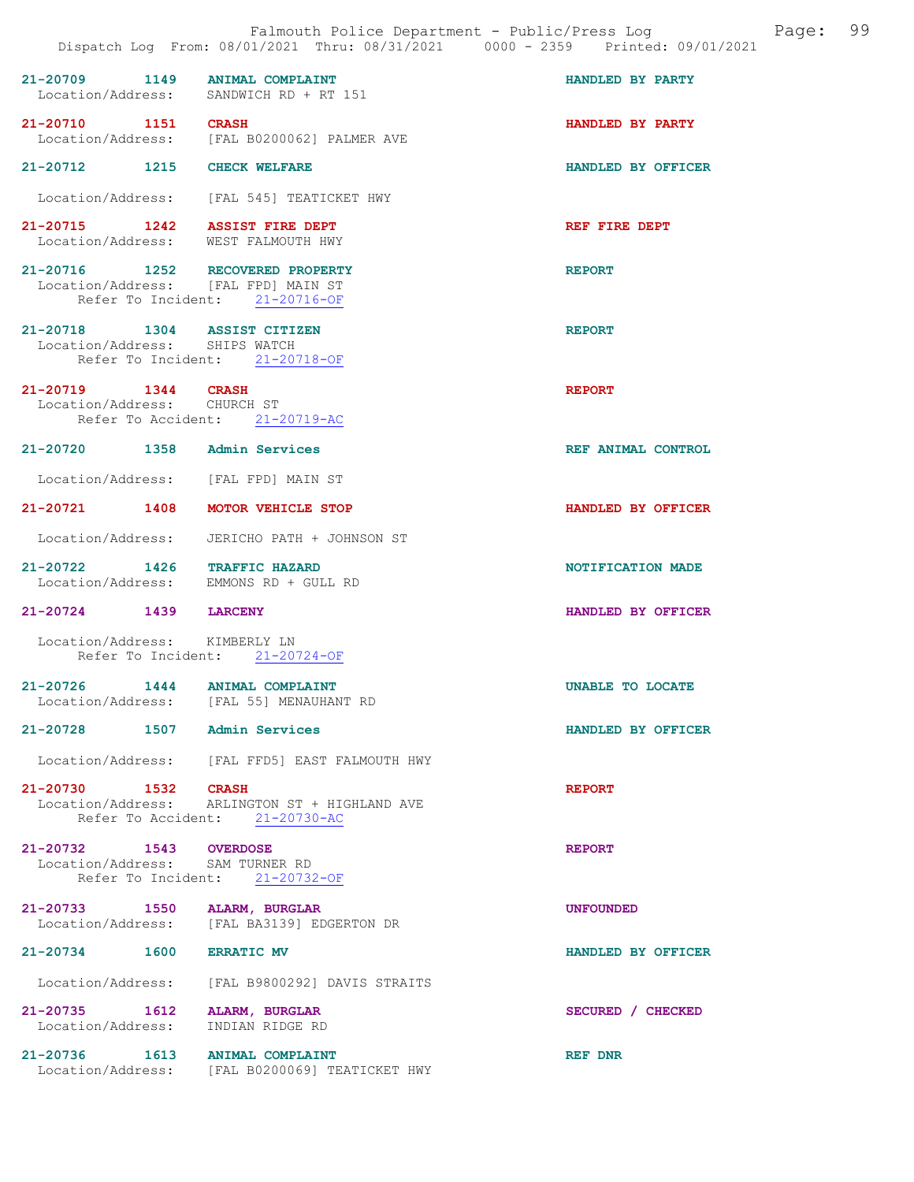21-20709 1149 ANIMAL COMPLAINT HANDLED BY PARTY
Location/Address: SANDWICH RD + RT 151

21-20710 1151 CRASH HANDLED BY PARTY
Location/Address: [FAL B0200062] PALMER AVE

21-20712 1215 CHECK WELFARE HANDLED BY OFFICER
Location/Address: [FAL 545] TEATICKET HWY

21-20715 1242 ASSIST FIRE DEPT REF FIRE DEPT
Location/Address: WEST FALMOUTH HWY

21-20716 1252 RECOVERED PROPERTY REPORT
Location/Address: [FAL FPD] MAIN ST
Refer To Incident: 21-20716-OF

21-20718 1304 ASSIST CITIZEN REPORT
Location/Address: SHIPS WATCH
Refer To Incident: 21-20718-OF

21-20719 1344 CRASH REPORT
Location/Address: CHURCH ST
Refer To Accident: 21-20719-AC

21-20720 1358 Admin Services REF ANIMAL CONTROL
Location/Address: [FAL FPD] MAIN ST

21-20721 1408 MOTOR VEHICLE STOP HANDLED BY OFFICER
Location/Address: JERICHO PATH + JOHNSON ST

21-20722 1426 TRAFFIC HAZARD NOTIFICATION MADE
Location/Address: EMMONS RD + GULL RD

21-20724 1439 LARCENY HANDLED BY OFFICER
Location/Address: KIMBERLY LN
Refer To Incident: 21-20724-OF

21-20726 1444 ANIMAL COMPLAINT UNABLE TO LOCATE
Location/Address: [FAL 55] MENAUHANT RD

21-20728 1507 Admin Services HANDLED BY OFFICER
Location/Address: [FAL FFD5] EAST FALMOUTH HWY

21-20730 1532 CRASH REPORT
Location/Address: ARLINGTON ST + HIGHLAND AVE
Refer To Accident: 21-20730-AC

21-20732 1543 OVERDOSE REPORT
Location/Address: SAM TURNER RD
Refer To Incident: 21-20732-OF

21-20733 1550 ALARM, BURGLAR UNFOUNDED
Location/Address: [FAL BA3139] EDGERTON DR

21-20734 1600 ERRATIC MV HANDLED BY OFFICER
Location/Address: [FAL B9800292] DAVIS STRAITS

21-20735 1612 ALARM, BURGLAR SECURED / CHECKED
Location/Address: INDIAN RIDGE RD

21-20736 1613 ANIMAL COMPLAINT REF DNR
Location/Address: [FAL B0200069] TEATICKET HWY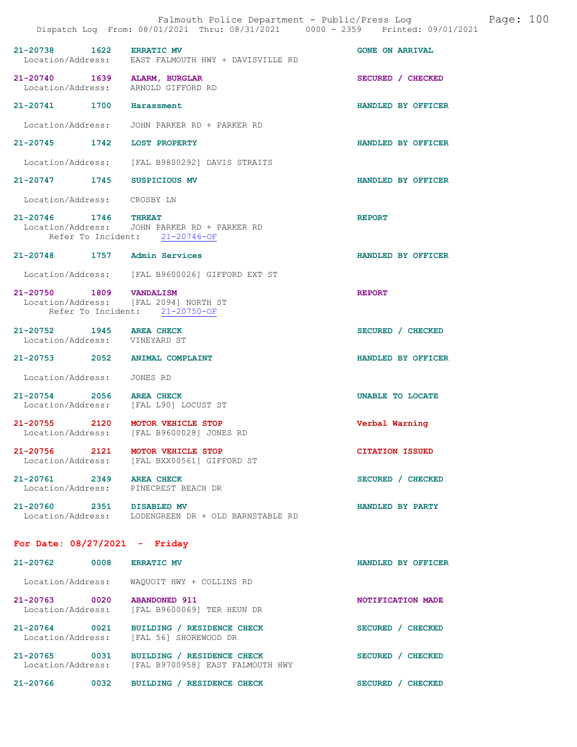**21-20738** 1622 **ERRATIC MV** — GONE ON ARRIVAL
Location/Address: EAST FALMOUTH HWY + DAVISVILLE RD

**21-20740** 1639 **ALARM, BURGLAR** — SECURED / CHECKED
Location/Address: ARNOLD GIFFORD RD

**21-20741** 1700 **Harassment** — HANDLED BY OFFICER
Location/Address: JOHN PARKER RD + PARKER RD

**21-20745** 1742 **LOST PROPERTY** — HANDLED BY OFFICER
Location/Address: [FAL B9800292] DAVIS STRAITS

**21-20747** 1745 **SUSPICIOUS MV** — HANDLED BY OFFICER
Location/Address: CROSBY LN

**21-20746** 1746 **THREAT** — REPORT
Location/Address: JOHN PARKER RD + PARKER RD
Refer To Incident: 21-20746-OF

**21-20748** 1757 **Admin Services** — HANDLED BY OFFICER
Location/Address: [FAL B9600026] GIFFORD EXT ST

**21-20750** 1809 **VANDALISM** — REPORT
Location/Address: [FAL 2094] NORTH ST
Refer To Incident: 21-20750-OF

**21-20752** 1945 **AREA CHECK** — SECURED / CHECKED
Location/Address: VINEYARD ST

**21-20753** 2052 **ANIMAL COMPLAINT** — HANDLED BY OFFICER
Location/Address: JONES RD

**21-20754** 2056 **AREA CHECK** — UNABLE TO LOCATE
Location/Address: [FAL L90] LOCUST ST

**21-20755** 2120 **MOTOR VEHICLE STOP** — Verbal Warning
Location/Address: [FAL B9600028] JONES RD

**21-20756** 2121 **MOTOR VEHICLE STOP** — CITATION ISSUED
Location/Address: [FAL BXX00561] GIFFORD ST

**21-20761** 2349 **AREA CHECK** — SECURED / CHECKED
Location/Address: PINECREST BEACH DR

**21-20760** 2351 **DISABLED MV** — HANDLED BY PARTY
Location/Address: LODENGREEN DR + OLD BARNSTABLE RD

## For Date: 08/27/2021 - Friday

**21-20762** 0008 **ERRATIC MV** — HANDLED BY OFFICER
Location/Address: WAQUOIT HWY + COLLINS RD

**21-20763** 0020 **ABANDONED 911** — NOTIFICATION MADE
Location/Address: [FAL B9600069] TER HEUN DR

**21-20764** 0021 **BUILDING / RESIDENCE CHECK** — SECURED / CHECKED
Location/Address: [FAL 56] SHOREWOOD DR

**21-20765** 0031 **BUILDING / RESIDENCE CHECK** — SECURED / CHECKED
Location/Address: [FAL B9700958] EAST FALMOUTH HWY

**21-20766** 0032 **BUILDING / RESIDENCE CHECK** — SECURED / CHECKED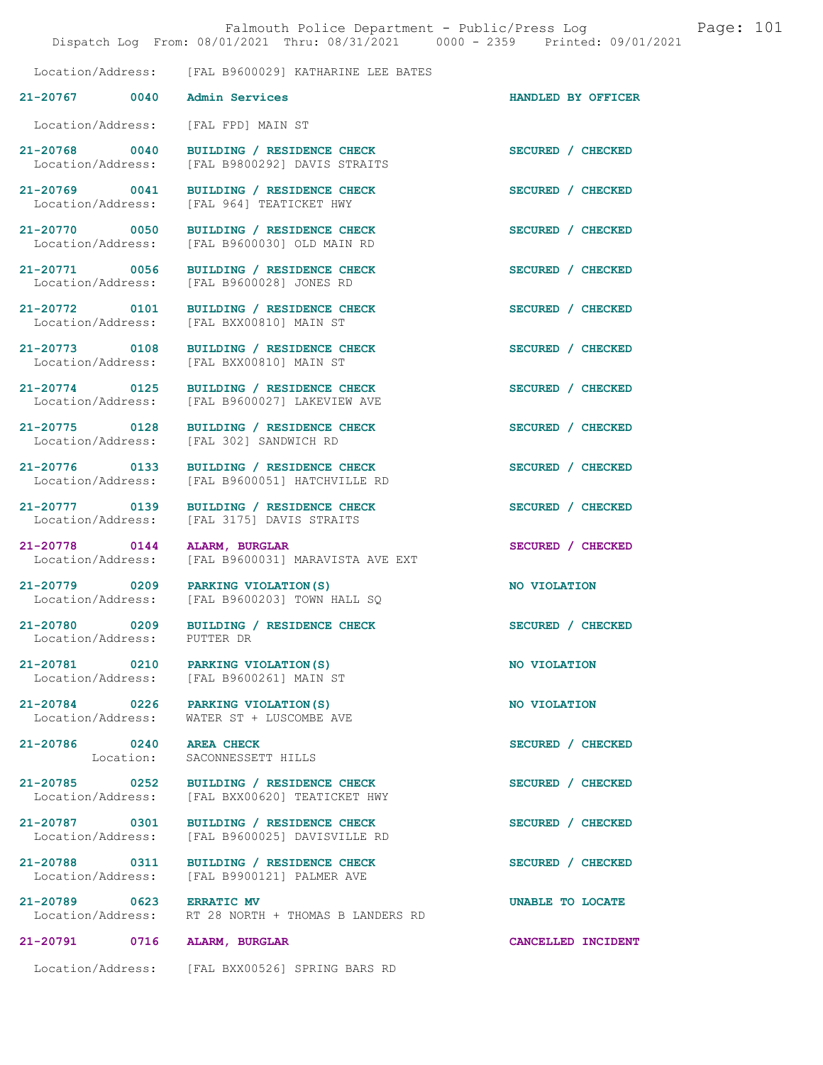Location/Address: [FAL B9600029] KATHARINE LEE BATES

**21-20767 0040 Admin Services** HANDLED BY OFFICER

Location/Address: [FAL FPD] MAIN ST

**21-20768 0040 BUILDING / RESIDENCE CHECK** SECURED / CHECKED
Location/Address: [FAL B9800292] DAVIS STRAITS

**21-20769 0041 BUILDING / RESIDENCE CHECK** SECURED / CHECKED
Location/Address: [FAL 964] TEATICKET HWY

**21-20770 0050 BUILDING / RESIDENCE CHECK** SECURED / CHECKED
Location/Address: [FAL B9600030] OLD MAIN RD

**21-20771 0056 BUILDING / RESIDENCE CHECK** SECURED / CHECKED
Location/Address: [FAL B9600028] JONES RD

**21-20772 0101 BUILDING / RESIDENCE CHECK** SECURED / CHECKED
Location/Address: [FAL BXX00810] MAIN ST

**21-20773 0108 BUILDING / RESIDENCE CHECK** SECURED / CHECKED
Location/Address: [FAL BXX00810] MAIN ST

**21-20774 0125 BUILDING / RESIDENCE CHECK** SECURED / CHECKED
Location/Address: [FAL B9600027] LAKEVIEW AVE

**21-20775 0128 BUILDING / RESIDENCE CHECK** SECURED / CHECKED
Location/Address: [FAL 302] SANDWICH RD

**21-20776 0133 BUILDING / RESIDENCE CHECK** SECURED / CHECKED
Location/Address: [FAL B9600051] HATCHVILLE RD

**21-20777 0139 BUILDING / RESIDENCE CHECK** SECURED / CHECKED
Location/Address: [FAL 3175] DAVIS STRAITS

**21-20778 0144 ALARM, BURGLAR** SECURED / CHECKED
Location/Address: [FAL B9600031] MARAVISTA AVE EXT

**21-20779 0209 PARKING VIOLATION(S)** NO VIOLATION
Location/Address: [FAL B9600203] TOWN HALL SQ

**21-20780 0209 BUILDING / RESIDENCE CHECK** SECURED / CHECKED
Location/Address: PUTTER DR

**21-20781 0210 PARKING VIOLATION(S)** NO VIOLATION
Location/Address: [FAL B9600261] MAIN ST

**21-20784 0226 PARKING VIOLATION(S)** NO VIOLATION
Location/Address: WATER ST + LUSCOMBE AVE

**21-20786 0240 AREA CHECK** SECURED / CHECKED
Location: SACONNESSETT HILLS

**21-20785 0252 BUILDING / RESIDENCE CHECK** SECURED / CHECKED
Location/Address: [FAL BXX00620] TEATICKET HWY

**21-20787 0301 BUILDING / RESIDENCE CHECK** SECURED / CHECKED
Location/Address: [FAL B9600025] DAVISVILLE RD

**21-20788 0311 BUILDING / RESIDENCE CHECK** SECURED / CHECKED
Location/Address: [FAL B9900121] PALMER AVE

**21-20789 0623 ERRATIC MV** UNABLE TO LOCATE
Location/Address: RT 28 NORTH + THOMAS B LANDERS RD

**21-20791 0716 ALARM, BURGLAR** CANCELLED INCIDENT

Location/Address: [FAL BXX00526] SPRING BARS RD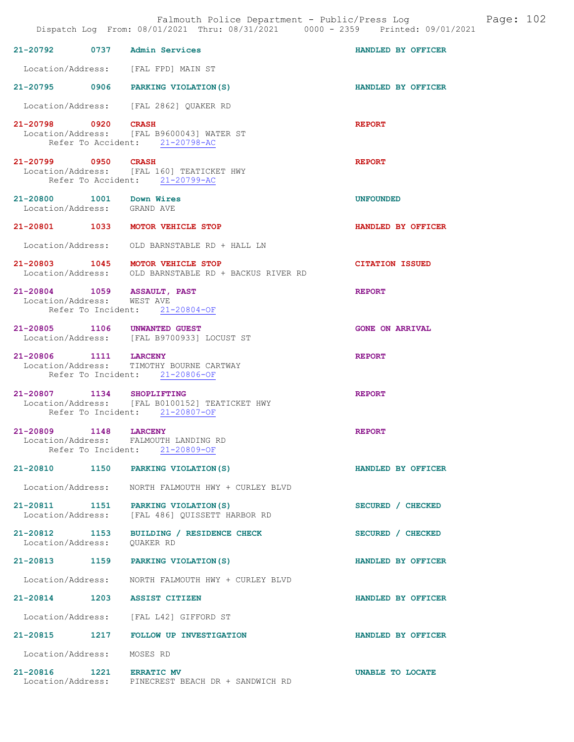**21-20792 0737 Admin Services** HANDLED BY OFFICER

Location/Address: [FAL FPD] MAIN ST

**21-20795 0906 PARKING VIOLATION(S)** HANDLED BY OFFICER

Location/Address: [FAL 2862] QUAKER RD

**21-20798 0920 CRASH** REPORT
Location/Address: [FAL B9600043] WATER ST
Refer To Accident: 21-20798-AC

**21-20799 0950 CRASH** REPORT
Location/Address: [FAL 160] TEATICKET HWY
Refer To Accident: 21-20799-AC

**21-20800 1001 Down Wires** UNFOUNDED
Location/Address: GRAND AVE

**21-20801 1033 MOTOR VEHICLE STOP** HANDLED BY OFFICER

Location/Address: OLD BARNSTABLE RD + HALL LN

**21-20803 1045 MOTOR VEHICLE STOP** CITATION ISSUED
Location/Address: OLD BARNSTABLE RD + BACKUS RIVER RD

**21-20804 1059 ASSAULT, PAST** REPORT
Location/Address: WEST AVE
Refer To Incident: 21-20804-OF

**21-20805 1106 UNWANTED GUEST** GONE ON ARRIVAL
Location/Address: [FAL B9700933] LOCUST ST

**21-20806 1111 LARCENY** REPORT
Location/Address: TIMOTHY BOURNE CARTWAY
Refer To Incident: 21-20806-OF

**21-20807 1134 SHOPLIFTING** REPORT
Location/Address: [FAL B0100152] TEATICKET HWY
Refer To Incident: 21-20807-OF

**21-20809 1148 LARCENY** REPORT
Location/Address: FALMOUTH LANDING RD
Refer To Incident: 21-20809-OF

**21-20810 1150 PARKING VIOLATION(S)** HANDLED BY OFFICER

Location/Address: NORTH FALMOUTH HWY + CURLEY BLVD

**21-20811 1151 PARKING VIOLATION(S)** SECURED / CHECKED
Location/Address: [FAL 486] QUISSETT HARBOR RD

**21-20812 1153 BUILDING / RESIDENCE CHECK** SECURED / CHECKED
Location/Address: QUAKER RD

**21-20813 1159 PARKING VIOLATION(S)** HANDLED BY OFFICER

Location/Address: NORTH FALMOUTH HWY + CURLEY BLVD

**21-20814 1203 ASSIST CITIZEN** HANDLED BY OFFICER

Location/Address: [FAL L42] GIFFORD ST

**21-20815 1217 FOLLOW UP INVESTIGATION** HANDLED BY OFFICER

Location/Address: MOSES RD

**21-20816 1221 ERRATIC MV** UNABLE TO LOCATE
Location/Address: PINECREST BEACH DR + SANDWICH RD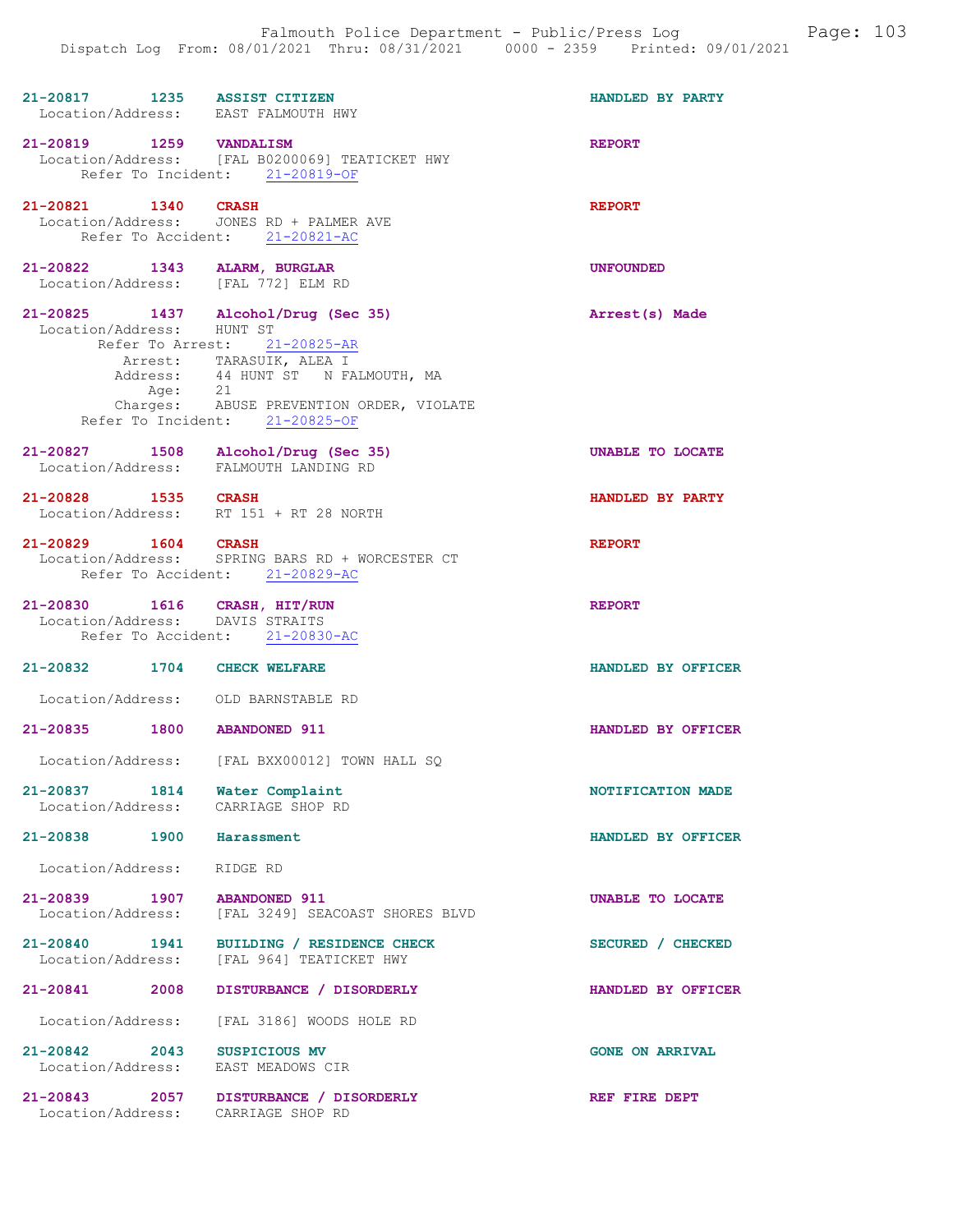21-20817 1235 ASSIST CITIZEN HANDLED BY PARTY
Location/Address: EAST FALMOUTH HWY

21-20819 1259 VANDALISM REPORT
Location/Address: [FAL B0200069] TEATICKET HWY
Refer To Incident: 21-20819-OF

21-20821 1340 CRASH REPORT
Location/Address: JONES RD + PALMER AVE
Refer To Accident: 21-20821-AC

21-20822 1343 ALARM, BURGLAR UNFOUNDED
Location/Address: [FAL 772] ELM RD

21-20825 1437 Alcohol/Drug (Sec 35) Arrest(s) Made
Location/Address: HUNT ST
Refer To Arrest: 21-20825-AR
Arrest: TARASUIK, ALEA I
Address: 44 HUNT ST N FALMOUTH, MA
Age: 21
Charges: ABUSE PREVENTION ORDER, VIOLATE
Refer To Incident: 21-20825-OF

21-20827 1508 Alcohol/Drug (Sec 35) UNABLE TO LOCATE
Location/Address: FALMOUTH LANDING RD

21-20828 1535 CRASH HANDLED BY PARTY
Location/Address: RT 151 + RT 28 NORTH

21-20829 1604 CRASH REPORT
Location/Address: SPRING BARS RD + WORCESTER CT
Refer To Accident: 21-20829-AC

21-20830 1616 CRASH, HIT/RUN REPORT
Location/Address: DAVIS STRAITS
Refer To Accident: 21-20830-AC

21-20832 1704 CHECK WELFARE HANDLED BY OFFICER
Location/Address: OLD BARNSTABLE RD

21-20835 1800 ABANDONED 911 HANDLED BY OFFICER
Location/Address: [FAL BXX00012] TOWN HALL SQ

21-20837 1814 Water Complaint NOTIFICATION MADE
Location/Address: CARRIAGE SHOP RD

21-20838 1900 Harassment HANDLED BY OFFICER
Location/Address: RIDGE RD

21-20839 1907 ABANDONED 911 UNABLE TO LOCATE
Location/Address: [FAL 3249] SEACOAST SHORES BLVD

21-20840 1941 BUILDING / RESIDENCE CHECK SECURED / CHECKED
Location/Address: [FAL 964] TEATICKET HWY

21-20841 2008 DISTURBANCE / DISORDERLY HANDLED BY OFFICER
Location/Address: [FAL 3186] WOODS HOLE RD

21-20842 2043 SUSPICIOUS MV GONE ON ARRIVAL
Location/Address: EAST MEADOWS CIR

21-20843 2057 DISTURBANCE / DISORDERLY REF FIRE DEPT
Location/Address: CARRIAGE SHOP RD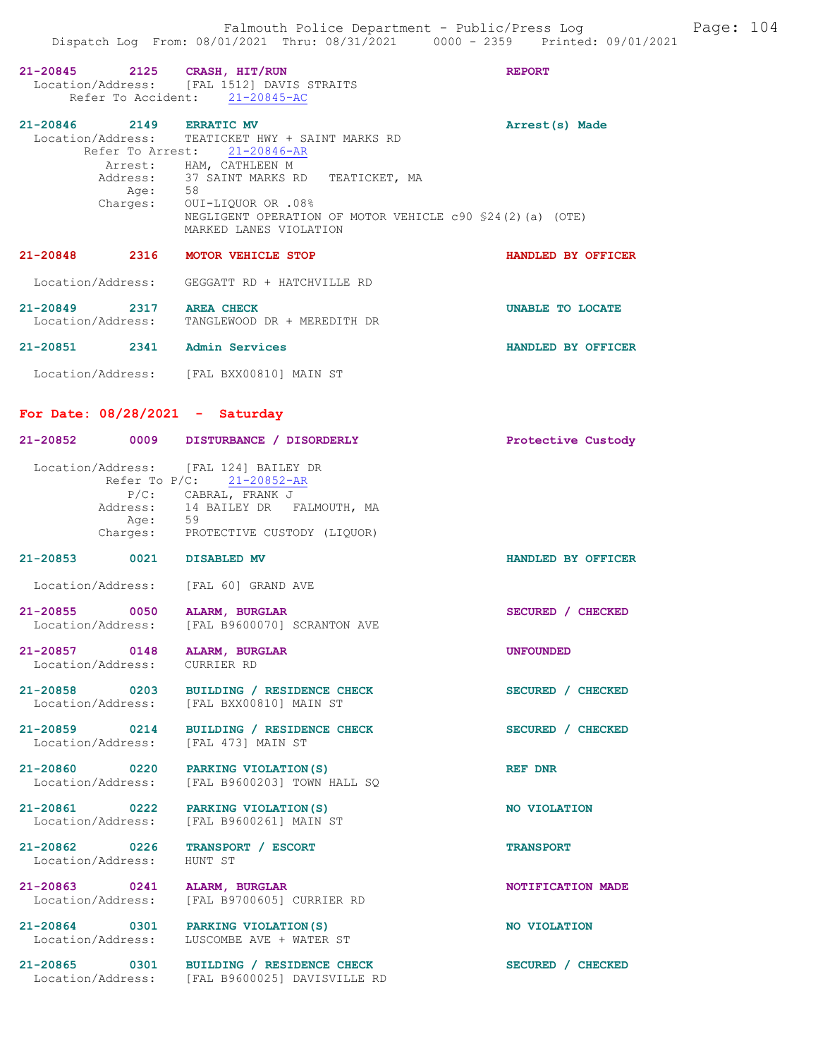21-20845 2125 **CRASH, HIT/RUN** REPORT
Location/Address: [FAL 1512] DAVIS STRAITS
Refer To Accident: 21-20845-AC

21-20846 2149 **ERRATIC MV** Arrest(s) Made
Location/Address: TEATICKET HWY + SAINT MARKS RD
Refer To Arrest: 21-20846-AR
Arrest: HAM, CATHLEEN M
Address: 37 SAINT MARKS RD TEATICKET, MA
Age: 58
Charges: OUI-LIQUOR OR .08%
NEGLIGENT OPERATION OF MOTOR VEHICLE c90 §24(2)(a) (OTE)
MARKED LANES VIOLATION

21-20848 2316 **MOTOR VEHICLE STOP** HANDLED BY OFFICER
Location/Address: GEGGATT RD + HATCHVILLE RD

21-20849 2317 **AREA CHECK** UNABLE TO LOCATE
Location/Address: TANGLEWOOD DR + MEREDITH DR

21-20851 2341 **Admin Services** HANDLED BY OFFICER
Location/Address: [FAL BXX00810] MAIN ST

## For Date: 08/28/2021 - Saturday

21-20852 0009 **DISTURBANCE / DISORDERLY** Protective Custody
Location/Address: [FAL 124] BAILEY DR
Refer To P/C: 21-20852-AR
P/C: CABRAL, FRANK J
Address: 14 BAILEY DR FALMOUTH, MA
Age: 59
Charges: PROTECTIVE CUSTODY (LIQUOR)

21-20853 0021 **DISABLED MV** HANDLED BY OFFICER
Location/Address: [FAL 60] GRAND AVE

21-20855 0050 **ALARM, BURGLAR** SECURED / CHECKED
Location/Address: [FAL B9600070] SCRANTON AVE

21-20857 0148 **ALARM, BURGLAR** UNFOUNDED
Location/Address: CURRIER RD

21-20858 0203 **BUILDING / RESIDENCE CHECK** SECURED / CHECKED
Location/Address: [FAL BXX00810] MAIN ST

21-20859 0214 **BUILDING / RESIDENCE CHECK** SECURED / CHECKED
Location/Address: [FAL 473] MAIN ST

21-20860 0220 **PARKING VIOLATION(S)** REF DNR
Location/Address: [FAL B9600203] TOWN HALL SQ

21-20861 0222 **PARKING VIOLATION(S)** NO VIOLATION
Location/Address: [FAL B9600261] MAIN ST

21-20862 0226 **TRANSPORT / ESCORT** TRANSPORT
Location/Address: HUNT ST

21-20863 0241 **ALARM, BURGLAR** NOTIFICATION MADE
Location/Address: [FAL B9700605] CURRIER RD

21-20864 0301 **PARKING VIOLATION(S)** NO VIOLATION
Location/Address: LUSCOMBE AVE + WATER ST

21-20865 0301 **BUILDING / RESIDENCE CHECK** SECURED / CHECKED
Location/Address: [FAL B9600025] DAVISVILLE RD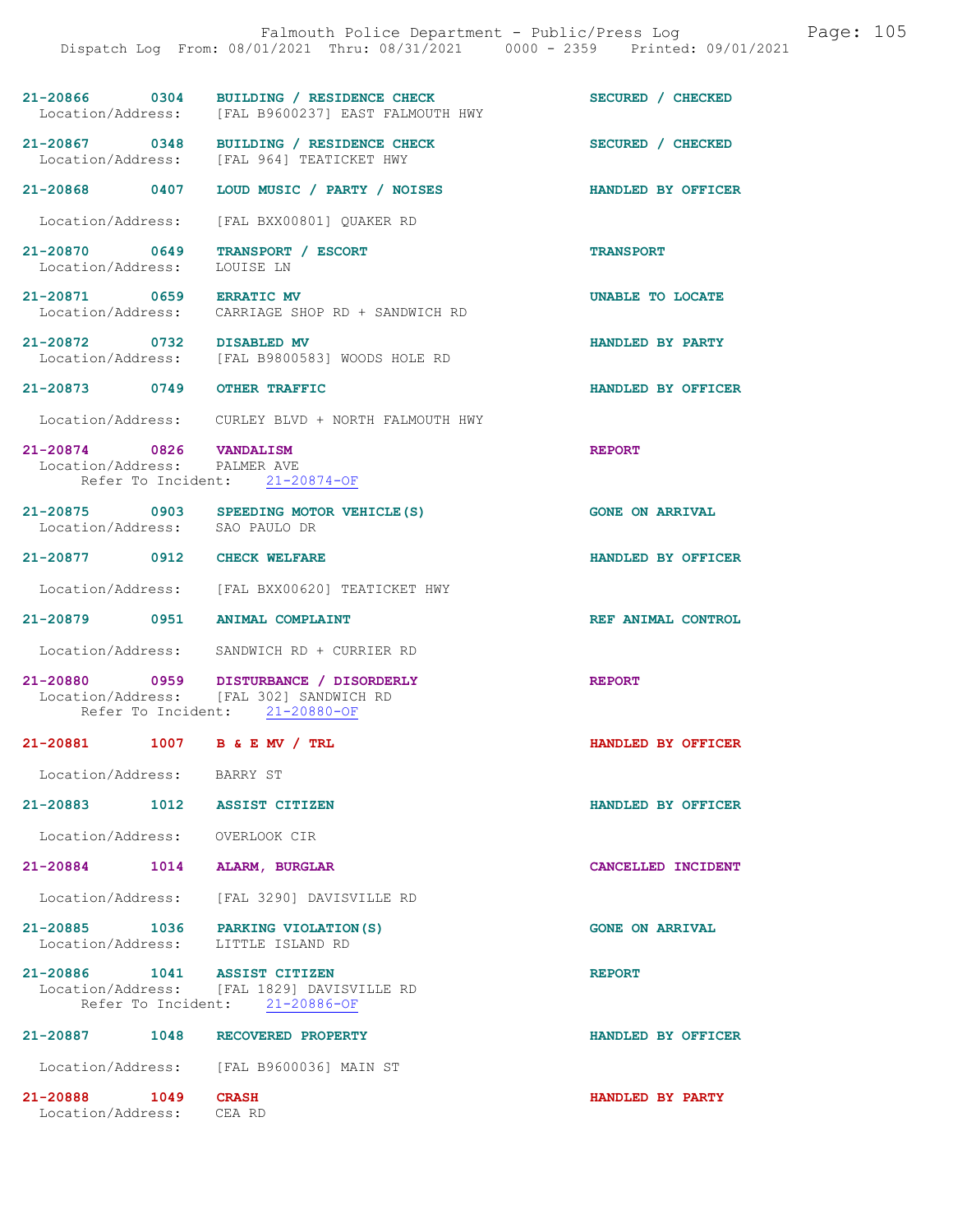21-20866 0304 BUILDING / RESIDENCE CHECK SECURED / CHECKED
Location/Address: [FAL B9600237] EAST FALMOUTH HWY

21-20867 0348 BUILDING / RESIDENCE CHECK SECURED / CHECKED
Location/Address: [FAL 964] TEATICKET HWY

21-20868 0407 LOUD MUSIC / PARTY / NOISES HANDLED BY OFFICER
Location/Address: [FAL BXX00801] QUAKER RD

21-20870 0649 TRANSPORT / ESCORT TRANSPORT
Location/Address: LOUISE LN

21-20871 0659 ERRATIC MV UNABLE TO LOCATE
Location/Address: CARRIAGE SHOP RD + SANDWICH RD

21-20872 0732 DISABLED MV HANDLED BY PARTY
Location/Address: [FAL B9800583] WOODS HOLE RD

21-20873 0749 OTHER TRAFFIC HANDLED BY OFFICER
Location/Address: CURLEY BLVD + NORTH FALMOUTH HWY

21-20874 0826 VANDALISM REPORT
Location/Address: PALMER AVE
Refer To Incident: 21-20874-OF

21-20875 0903 SPEEDING MOTOR VEHICLE(S) GONE ON ARRIVAL
Location/Address: SAO PAULO DR

21-20877 0912 CHECK WELFARE HANDLED BY OFFICER
Location/Address: [FAL BXX00620] TEATICKET HWY

21-20879 0951 ANIMAL COMPLAINT REF ANIMAL CONTROL
Location/Address: SANDWICH RD + CURRIER RD

21-20880 0959 DISTURBANCE / DISORDERLY REPORT
Location/Address: [FAL 302] SANDWICH RD
Refer To Incident: 21-20880-OF

21-20881 1007 B & E MV / TRL HANDLED BY OFFICER
Location/Address: BARRY ST

21-20883 1012 ASSIST CITIZEN HANDLED BY OFFICER
Location/Address: OVERLOOK CIR

21-20884 1014 ALARM, BURGLAR CANCELLED INCIDENT
Location/Address: [FAL 3290] DAVISVILLE RD

21-20885 1036 PARKING VIOLATION(S) GONE ON ARRIVAL
Location/Address: LITTLE ISLAND RD

21-20886 1041 ASSIST CITIZEN REPORT
Location/Address: [FAL 1829] DAVISVILLE RD
Refer To Incident: 21-20886-OF

21-20887 1048 RECOVERED PROPERTY HANDLED BY OFFICER
Location/Address: [FAL B9600036] MAIN ST

21-20888 1049 CRASH HANDLED BY PARTY
Location/Address: CEA RD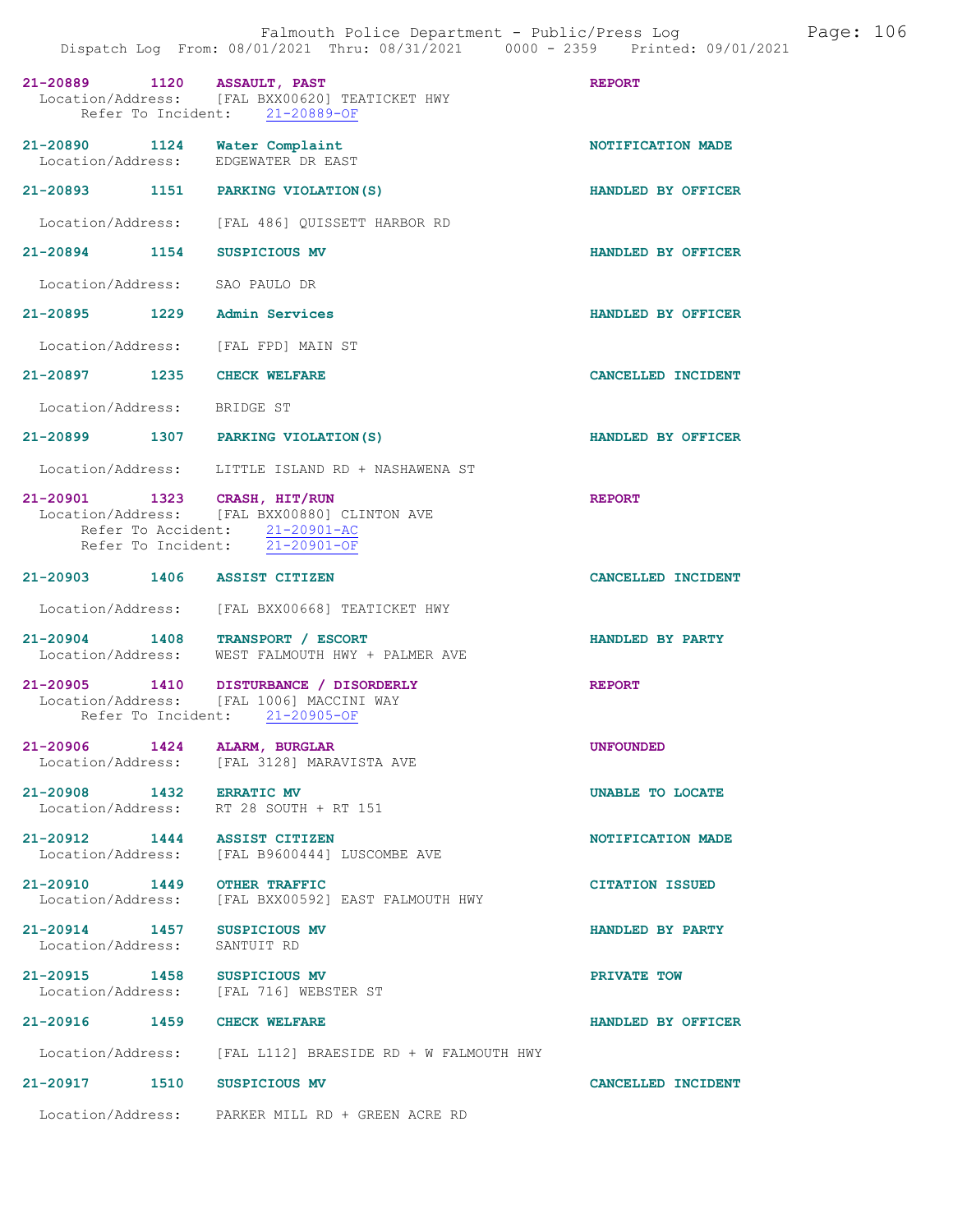21-20889 1120 ASSAULT, PAST REPORT
Location/Address: [FAL BXX00620] TEATICKET HWY
Refer To Incident: 21-20889-OF

21-20890 1124 Water Complaint NOTIFICATION MADE
Location/Address: EDGEWATER DR EAST

21-20893 1151 PARKING VIOLATION(S) HANDLED BY OFFICER
Location/Address: [FAL 486] QUISSETT HARBOR RD

21-20894 1154 SUSPICIOUS MV HANDLED BY OFFICER
Location/Address: SAO PAULO DR

21-20895 1229 Admin Services HANDLED BY OFFICER
Location/Address: [FAL FPD] MAIN ST

21-20897 1235 CHECK WELFARE CANCELLED INCIDENT
Location/Address: BRIDGE ST

21-20899 1307 PARKING VIOLATION(S) HANDLED BY OFFICER
Location/Address: LITTLE ISLAND RD + NASHAWENA ST

21-20901 1323 CRASH, HIT/RUN REPORT
Location/Address: [FAL BXX00880] CLINTON AVE
Refer To Accident: 21-20901-AC
Refer To Incident: 21-20901-OF

21-20903 1406 ASSIST CITIZEN CANCELLED INCIDENT
Location/Address: [FAL BXX00668] TEATICKET HWY

21-20904 1408 TRANSPORT / ESCORT HANDLED BY PARTY
Location/Address: WEST FALMOUTH HWY + PALMER AVE

21-20905 1410 DISTURBANCE / DISORDERLY REPORT
Location/Address: [FAL 1006] MACCINI WAY
Refer To Incident: 21-20905-OF

21-20906 1424 ALARM, BURGLAR UNFOUNDED
Location/Address: [FAL 3128] MARAVISTA AVE

21-20908 1432 ERRATIC MV UNABLE TO LOCATE
Location/Address: RT 28 SOUTH + RT 151

21-20912 1444 ASSIST CITIZEN NOTIFICATION MADE
Location/Address: [FAL B9600444] LUSCOMBE AVE

21-20910 1449 OTHER TRAFFIC CITATION ISSUED
Location/Address: [FAL BXX00592] EAST FALMOUTH HWY

21-20914 1457 SUSPICIOUS MV HANDLED BY PARTY
Location/Address: SANTUIT RD

21-20915 1458 SUSPICIOUS MV PRIVATE TOW
Location/Address: [FAL 716] WEBSTER ST

21-20916 1459 CHECK WELFARE HANDLED BY OFFICER
Location/Address: [FAL L112] BRAESIDE RD + W FALMOUTH HWY

21-20917 1510 SUSPICIOUS MV CANCELLED INCIDENT
Location/Address: PARKER MILL RD + GREEN ACRE RD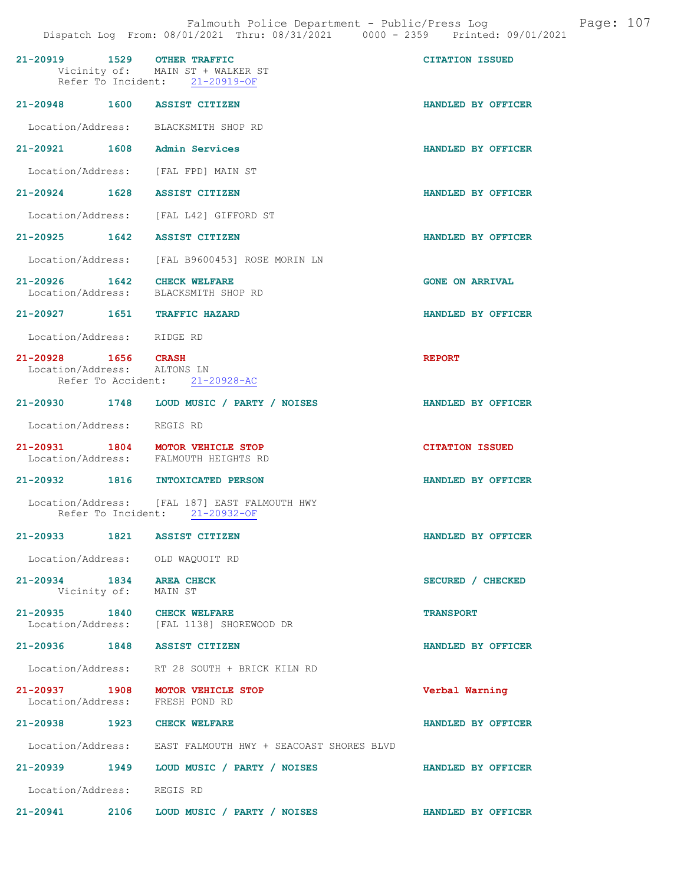| Call # | Time | Call Reason | Action |
|---|---|---|---|
| 21-20919 | 1529 | OTHER TRAFFIC<br>Vicinity of: MAIN ST + WALKER ST<br>Refer To Incident: 21-20919-OF | CITATION ISSUED |
| 21-20948 | 1600 | ASSIST CITIZEN<br>Location/Address: BLACKSMITH SHOP RD | HANDLED BY OFFICER |
| 21-20921 | 1608 | Admin Services<br>Location/Address: [FAL FPD] MAIN ST | HANDLED BY OFFICER |
| 21-20924 | 1628 | ASSIST CITIZEN<br>Location/Address: [FAL L42] GIFFORD ST | HANDLED BY OFFICER |
| 21-20925 | 1642 | ASSIST CITIZEN<br>Location/Address: [FAL B9600453] ROSE MORIN LN | HANDLED BY OFFICER |
| 21-20926 | 1642 | CHECK WELFARE<br>Location/Address: BLACKSMITH SHOP RD | GONE ON ARRIVAL |
| 21-20927 | 1651 | TRAFFIC HAZARD<br>Location/Address: RIDGE RD | HANDLED BY OFFICER |
| 21-20928 | 1656 | CRASH<br>Location/Address: ALTONS LN<br>Refer To Accident: 21-20928-AC | REPORT |
| 21-20930 | 1748 | LOUD MUSIC / PARTY / NOISES<br>Location/Address: REGIS RD | HANDLED BY OFFICER |
| 21-20931 | 1804 | MOTOR VEHICLE STOP<br>Location/Address: FALMOUTH HEIGHTS RD | CITATION ISSUED |
| 21-20932 | 1816 | INTOXICATED PERSON<br>Location/Address: [FAL 187] EAST FALMOUTH HWY<br>Refer To Incident: 21-20932-OF | HANDLED BY OFFICER |
| 21-20933 | 1821 | ASSIST CITIZEN<br>Location/Address: OLD WAQUOIT RD | HANDLED BY OFFICER |
| 21-20934 | 1834 | AREA CHECK<br>Vicinity of: MAIN ST | SECURED / CHECKED |
| 21-20935 | 1840 | CHECK WELFARE<br>Location/Address: [FAL 1138] SHOREWOOD DR | TRANSPORT |
| 21-20936 | 1848 | ASSIST CITIZEN<br>Location/Address: RT 28 SOUTH + BRICK KILN RD | HANDLED BY OFFICER |
| 21-20937 | 1908 | MOTOR VEHICLE STOP<br>Location/Address: FRESH POND RD | Verbal Warning |
| 21-20938 | 1923 | CHECK WELFARE<br>Location/Address: EAST FALMOUTH HWY + SEACOAST SHORES BLVD | HANDLED BY OFFICER |
| 21-20939 | 1949 | LOUD MUSIC / PARTY / NOISES<br>Location/Address: REGIS RD | HANDLED BY OFFICER |
| 21-20941 | 2106 | LOUD MUSIC / PARTY / NOISES | HANDLED BY OFFICER |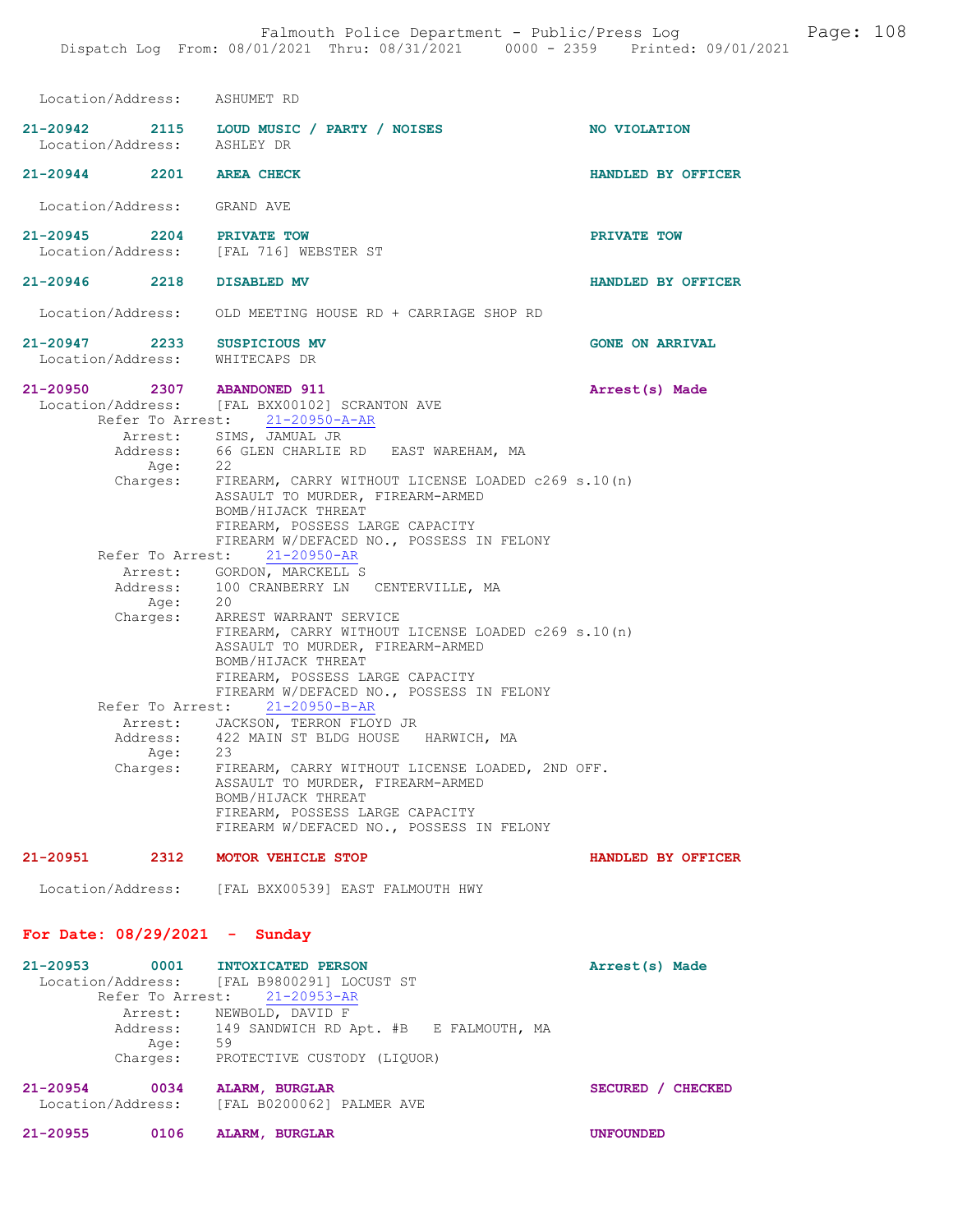Location/Address: ASHUMET RD

**21-20942** 2115 **LOUD MUSIC / PARTY / NOISES** — NO VIOLATION
Location/Address: ASHLEY DR

**21-20944** 2201 **AREA CHECK** — HANDLED BY OFFICER
Location/Address: GRAND AVE

**21-20945** 2204 **PRIVATE TOW** — PRIVATE TOW
Location/Address: [FAL 716] WEBSTER ST

**21-20946** 2218 **DISABLED MV** — HANDLED BY OFFICER
Location/Address: OLD MEETING HOUSE RD + CARRIAGE SHOP RD

**21-20947** 2233 **SUSPICIOUS MV** — GONE ON ARRIVAL
Location/Address: WHITECAPS DR

**21-20950** 2307 **ABANDONED 911** — Arrest(s) Made
Location/Address: [FAL BXX00102] SCRANTON AVE

Refer To Arrest: 21-20950-A-AR
- Arrest: SIMS, JAMUAL JR
- Address: 66 GLEN CHARLIE RD EAST WAREHAM, MA
- Age: 22
- Charges:
  - FIREARM, CARRY WITHOUT LICENSE LOADED c269 s.10(n)
  - ASSAULT TO MURDER, FIREARM-ARMED
  - BOMB/HIJACK THREAT
  - FIREARM, POSSESS LARGE CAPACITY
  - FIREARM W/DEFACED NO., POSSESS IN FELONY

Refer To Arrest: 21-20950-AR
- Arrest: GORDON, MARCKELL S
- Address: 100 CRANBERRY LN CENTERVILLE, MA
- Age: 20
- Charges:
  - ARREST WARRANT SERVICE
  - FIREARM, CARRY WITHOUT LICENSE LOADED c269 s.10(n)
  - ASSAULT TO MURDER, FIREARM-ARMED
  - BOMB/HIJACK THREAT
  - FIREARM, POSSESS LARGE CAPACITY
  - FIREARM W/DEFACED NO., POSSESS IN FELONY

Refer To Arrest: 21-20950-B-AR
- Arrest: JACKSON, TERRON FLOYD JR
- Address: 422 MAIN ST BLDG HOUSE HARWICH, MA
- Age: 23
- Charges:
  - FIREARM, CARRY WITHOUT LICENSE LOADED, 2ND OFF.
  - ASSAULT TO MURDER, FIREARM-ARMED
  - BOMB/HIJACK THREAT
  - FIREARM, POSSESS LARGE CAPACITY
  - FIREARM W/DEFACED NO., POSSESS IN FELONY

**21-20951** 2312 **MOTOR VEHICLE STOP** — HANDLED BY OFFICER
Location/Address: [FAL BXX00539] EAST FALMOUTH HWY

## For Date: 08/29/2021 - Sunday

**21-20953** 0001 **INTOXICATED PERSON** — Arrest(s) Made
Location/Address: [FAL B9800291] LOCUST ST

Refer To Arrest: 21-20953-AR
- Arrest: NEWBOLD, DAVID F
- Address: 149 SANDWICH RD Apt. #B E FALMOUTH, MA
- Age: 59
- Charges: PROTECTIVE CUSTODY (LIQUOR)

**21-20954** 0034 **ALARM, BURGLAR** — SECURED / CHECKED
Location/Address: [FAL B0200062] PALMER AVE

**21-20955** 0106 **ALARM, BURGLAR** — UNFOUNDED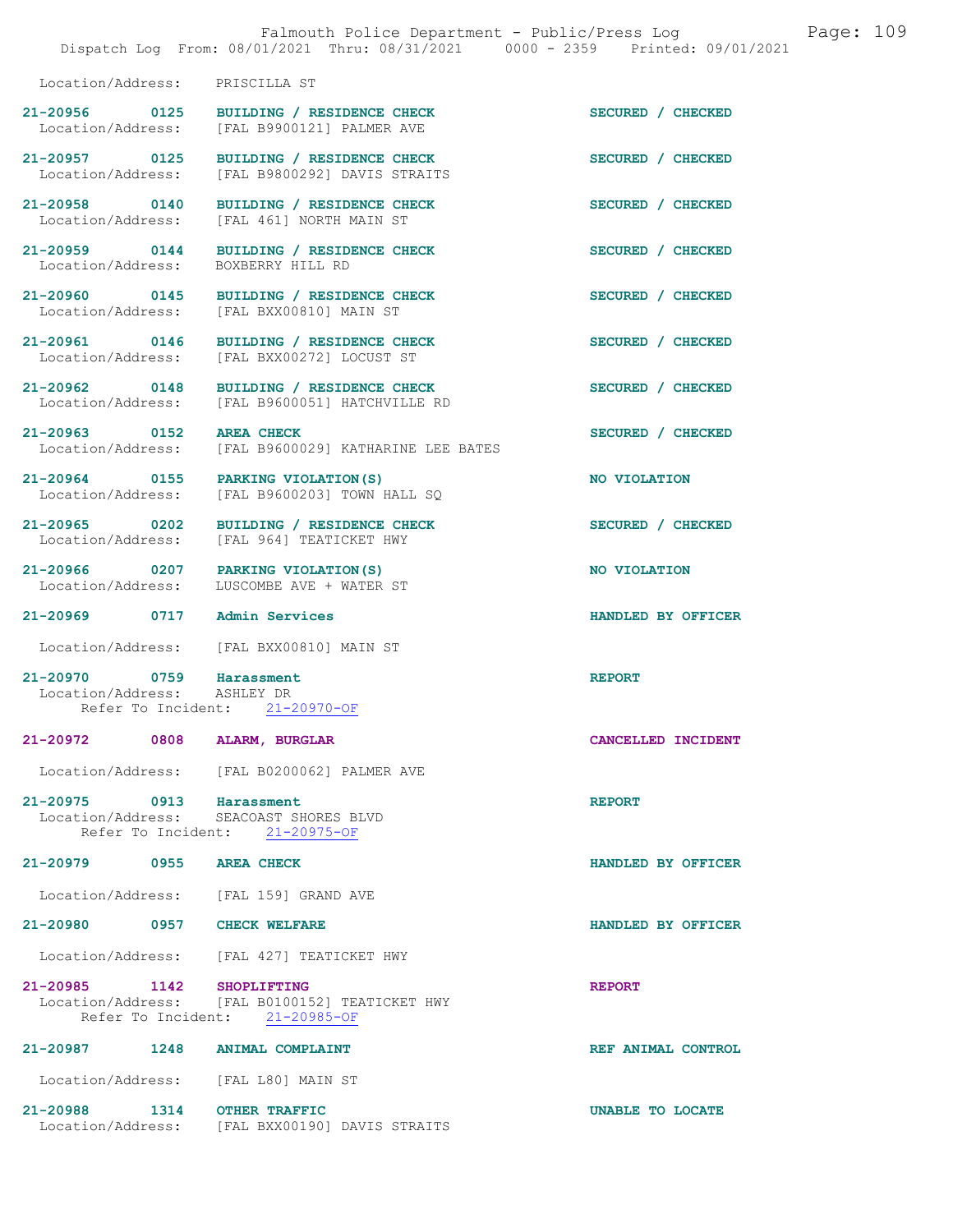Location/Address: PRISCILLA ST

21-20956 0125 BUILDING / RESIDENCE CHECK SECURED / CHECKED
Location/Address: [FAL B9900121] PALMER AVE

21-20957 0125 BUILDING / RESIDENCE CHECK SECURED / CHECKED
Location/Address: [FAL B9800292] DAVIS STRAITS

21-20958 0140 BUILDING / RESIDENCE CHECK SECURED / CHECKED
Location/Address: [FAL 461] NORTH MAIN ST

21-20959 0144 BUILDING / RESIDENCE CHECK SECURED / CHECKED
Location/Address: BOXBERRY HILL RD

21-20960 0145 BUILDING / RESIDENCE CHECK SECURED / CHECKED
Location/Address: [FAL BXX00810] MAIN ST

21-20961 0146 BUILDING / RESIDENCE CHECK SECURED / CHECKED
Location/Address: [FAL BXX00272] LOCUST ST

21-20962 0148 BUILDING / RESIDENCE CHECK SECURED / CHECKED
Location/Address: [FAL B9600051] HATCHVILLE RD

21-20963 0152 AREA CHECK SECURED / CHECKED
Location/Address: [FAL B9600029] KATHARINE LEE BATES

21-20964 0155 PARKING VIOLATION(S) NO VIOLATION
Location/Address: [FAL B9600203] TOWN HALL SQ

21-20965 0202 BUILDING / RESIDENCE CHECK SECURED / CHECKED
Location/Address: [FAL 964] TEATICKET HWY

21-20966 0207 PARKING VIOLATION(S) NO VIOLATION
Location/Address: LUSCOMBE AVE + WATER ST

21-20969 0717 Admin Services HANDLED BY OFFICER
Location/Address: [FAL BXX00810] MAIN ST

21-20970 0759 Harassment REPORT
Location/Address: ASHLEY DR
Refer To Incident: 21-20970-OF

21-20972 0808 ALARM, BURGLAR CANCELLED INCIDENT
Location/Address: [FAL B0200062] PALMER AVE

21-20975 0913 Harassment REPORT
Location/Address: SEACOAST SHORES BLVD
Refer To Incident: 21-20975-OF

21-20979 0955 AREA CHECK HANDLED BY OFFICER
Location/Address: [FAL 159] GRAND AVE

21-20980 0957 CHECK WELFARE HANDLED BY OFFICER
Location/Address: [FAL 427] TEATICKET HWY

21-20985 1142 SHOPLIFTING REPORT
Location/Address: [FAL B0100152] TEATICKET HWY
Refer To Incident: 21-20985-OF

21-20987 1248 ANIMAL COMPLAINT REF ANIMAL CONTROL
Location/Address: [FAL L80] MAIN ST

21-20988 1314 OTHER TRAFFIC UNABLE TO LOCATE
Location/Address: [FAL BXX00190] DAVIS STRAITS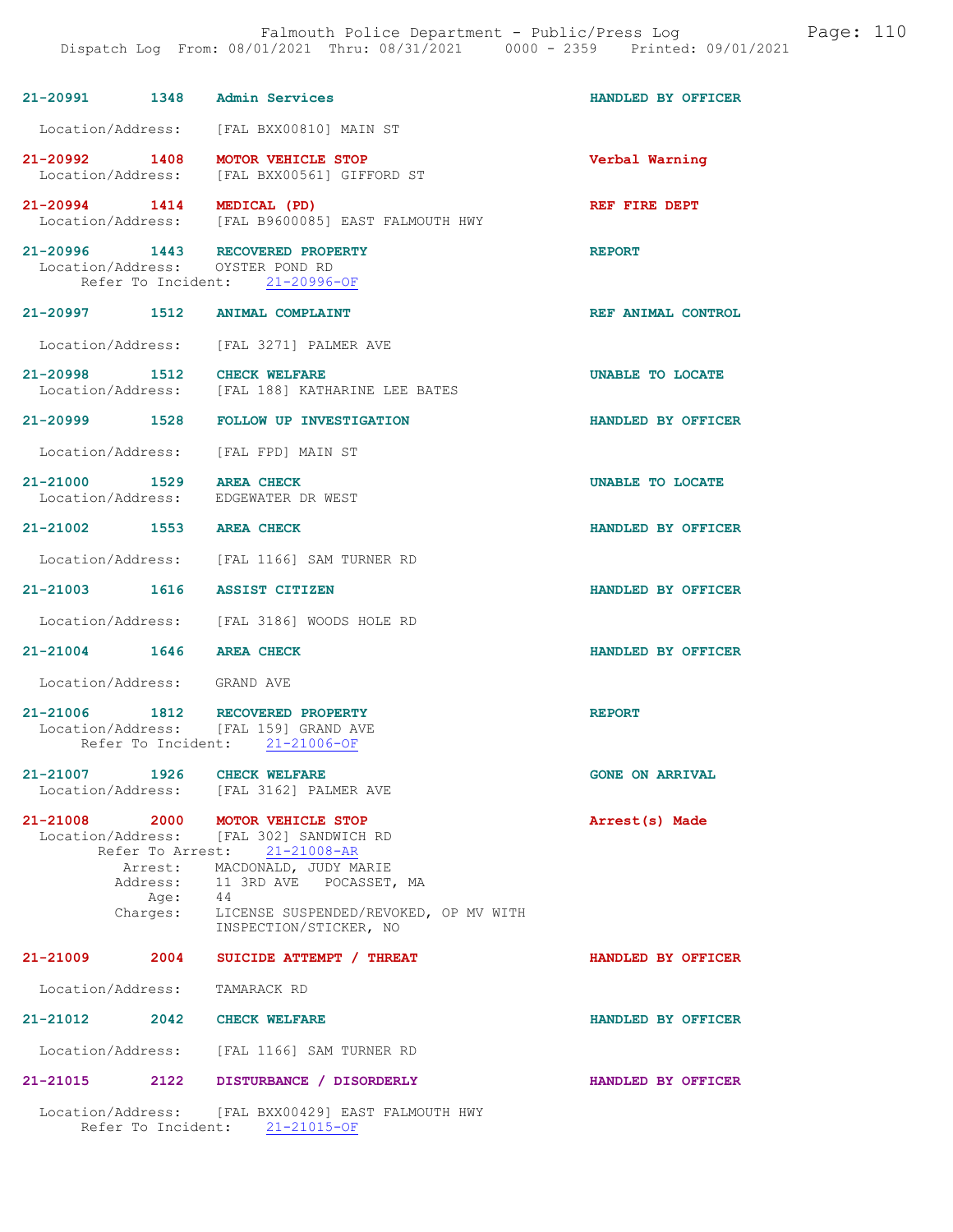21-20991 1348 Admin Services HANDLED BY OFFICER

Location/Address: [FAL BXX00810] MAIN ST

21-20992 1408 MOTOR VEHICLE STOP Verbal Warning
Location/Address: [FAL BXX00561] GIFFORD ST

21-20994 1414 MEDICAL (PD) REF FIRE DEPT
Location/Address: [FAL B9600085] EAST FALMOUTH HWY

21-20996 1443 RECOVERED PROPERTY REPORT
Location/Address: OYSTER POND RD
Refer To Incident: 21-20996-OF

21-20997 1512 ANIMAL COMPLAINT REF ANIMAL CONTROL

Location/Address: [FAL 3271] PALMER AVE

21-20998 1512 CHECK WELFARE UNABLE TO LOCATE
Location/Address: [FAL 188] KATHARINE LEE BATES

21-20999 1528 FOLLOW UP INVESTIGATION HANDLED BY OFFICER

Location/Address: [FAL FPD] MAIN ST

21-21000 1529 AREA CHECK UNABLE TO LOCATE
Location/Address: EDGEWATER DR WEST

21-21002 1553 AREA CHECK HANDLED BY OFFICER

Location/Address: [FAL 1166] SAM TURNER RD

21-21003 1616 ASSIST CITIZEN HANDLED BY OFFICER

Location/Address: [FAL 3186] WOODS HOLE RD

21-21004 1646 AREA CHECK HANDLED BY OFFICER

Location/Address: GRAND AVE

21-21006 1812 RECOVERED PROPERTY REPORT
Location/Address: [FAL 159] GRAND AVE
Refer To Incident: 21-21006-OF

21-21007 1926 CHECK WELFARE GONE ON ARRIVAL
Location/Address: [FAL 3162] PALMER AVE

21-21008 2000 MOTOR VEHICLE STOP Arrest(s) Made
Location/Address: [FAL 302] SANDWICH RD
Refer To Arrest: 21-21008-AR
Arrest: MACDONALD, JUDY MARIE
Address: 11 3RD AVE POCASSET, MA
Age: 44
Charges: LICENSE SUSPENDED/REVOKED, OP MV WITH INSPECTION/STICKER, NO

21-21009 2004 SUICIDE ATTEMPT / THREAT HANDLED BY OFFICER

Location/Address: TAMARACK RD

21-21012 2042 CHECK WELFARE HANDLED BY OFFICER

Location/Address: [FAL 1166] SAM TURNER RD

21-21015 2122 DISTURBANCE / DISORDERLY HANDLED BY OFFICER

Location/Address: [FAL BXX00429] EAST FALMOUTH HWY
Refer To Incident: 21-21015-OF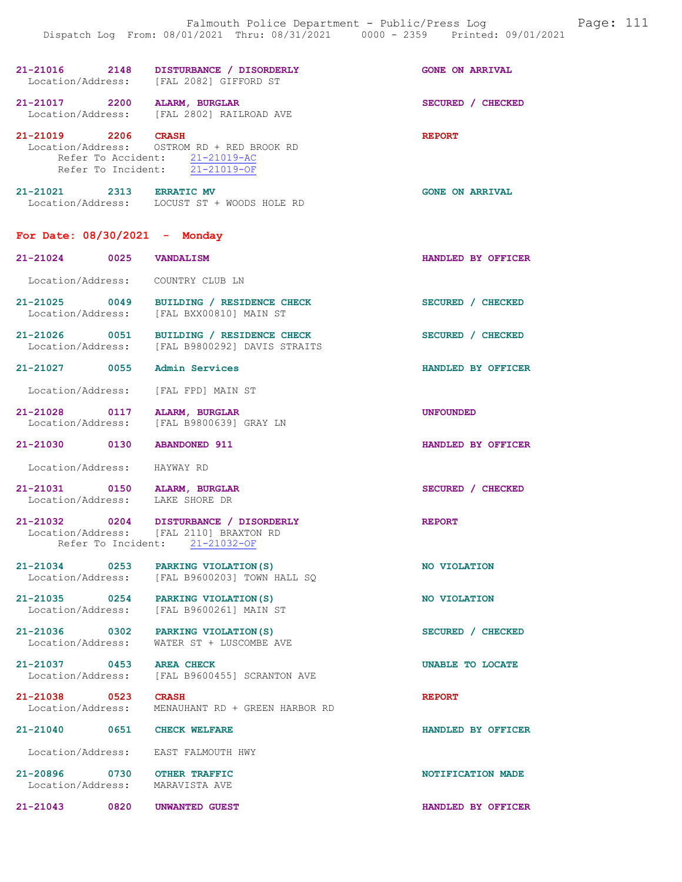**21-21016 2148 DISTURBANCE / DISORDERLY** — GONE ON ARRIVAL
Location/Address: [FAL 2082] GIFFORD ST

**21-21017 2200 ALARM, BURGLAR** — SECURED / CHECKED
Location/Address: [FAL 2802] RAILROAD AVE

**21-21019 2206 CRASH** — REPORT
Location/Address: OSTROM RD + RED BROOK RD
Refer To Accident: 21-21019-AC
Refer To Incident: 21-21019-OF

**21-21021 2313 ERRATIC MV** — GONE ON ARRIVAL
Location/Address: LOCUST ST + WOODS HOLE RD

## For Date: 08/30/2021 - Monday

**21-21024 0025 VANDALISM** — HANDLED BY OFFICER
Location/Address: COUNTRY CLUB LN

**21-21025 0049 BUILDING / RESIDENCE CHECK** — SECURED / CHECKED
Location/Address: [FAL BXX00810] MAIN ST

**21-21026 0051 BUILDING / RESIDENCE CHECK** — SECURED / CHECKED
Location/Address: [FAL B9800292] DAVIS STRAITS

**21-21027 0055 Admin Services** — HANDLED BY OFFICER
Location/Address: [FAL FPD] MAIN ST

**21-21028 0117 ALARM, BURGLAR** — UNFOUNDED
Location/Address: [FAL B9800639] GRAY LN

**21-21030 0130 ABANDONED 911** — HANDLED BY OFFICER
Location/Address: HAYWAY RD

**21-21031 0150 ALARM, BURGLAR** — SECURED / CHECKED
Location/Address: LAKE SHORE DR

**21-21032 0204 DISTURBANCE / DISORDERLY** — REPORT
Location/Address: [FAL 2110] BRAXTON RD
Refer To Incident: 21-21032-OF

**21-21034 0253 PARKING VIOLATION(S)** — NO VIOLATION
Location/Address: [FAL B9600203] TOWN HALL SQ

**21-21035 0254 PARKING VIOLATION(S)** — NO VIOLATION
Location/Address: [FAL B9600261] MAIN ST

**21-21036 0302 PARKING VIOLATION(S)** — SECURED / CHECKED
Location/Address: WATER ST + LUSCOMBE AVE

**21-21037 0453 AREA CHECK** — UNABLE TO LOCATE
Location/Address: [FAL B9600455] SCRANTON AVE

**21-21038 0523 CRASH** — REPORT
Location/Address: MENAUHANT RD + GREEN HARBOR RD

**21-21040 0651 CHECK WELFARE** — HANDLED BY OFFICER
Location/Address: EAST FALMOUTH HWY

**21-20896 0730 OTHER TRAFFIC** — NOTIFICATION MADE
Location/Address: MARAVISTA AVE

**21-21043 0820 UNWANTED GUEST** — HANDLED BY OFFICER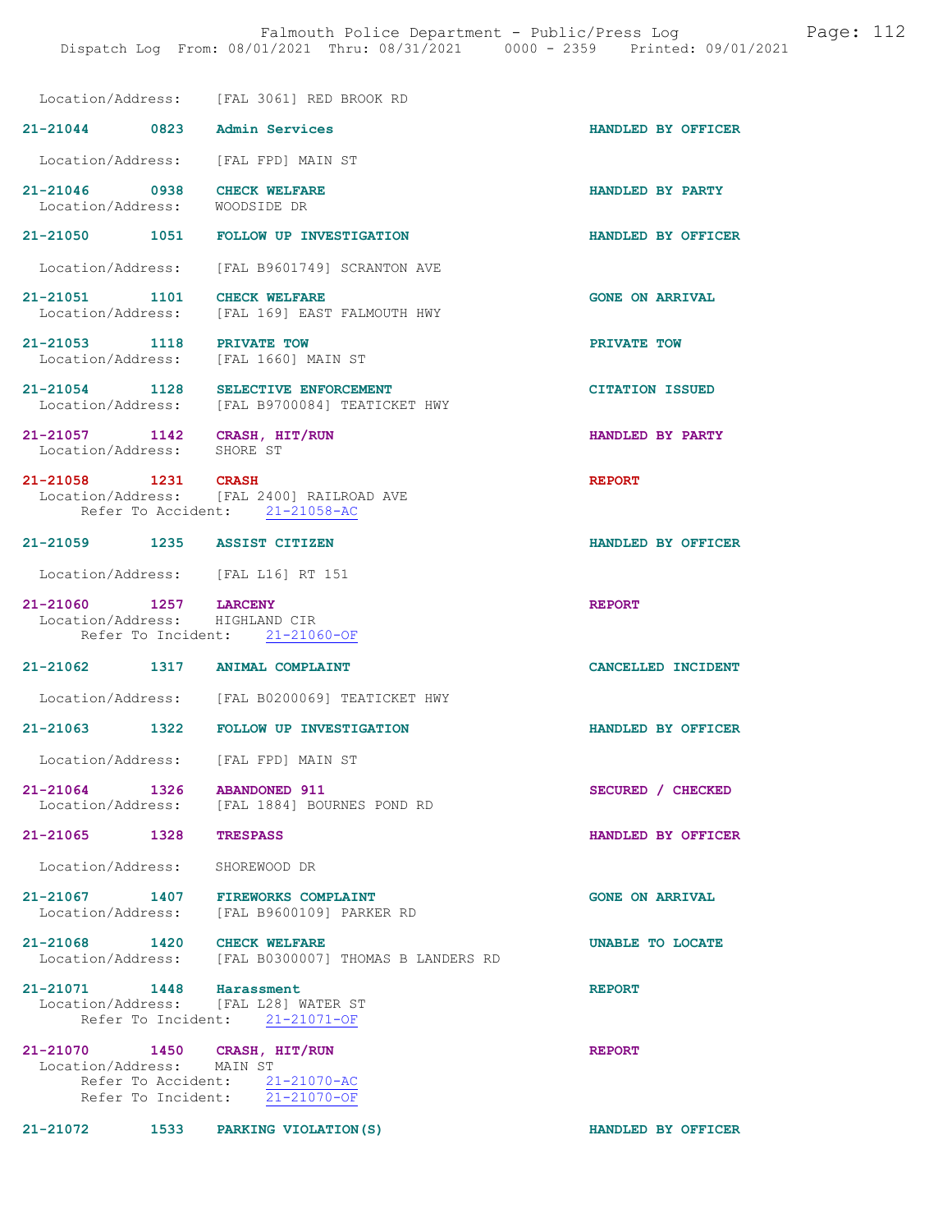Location/Address: [FAL 3061] RED BROOK RD

**21-21044 0823 Admin Services** HANDLED BY OFFICER

Location/Address: [FAL FPD] MAIN ST

**21-21046 0938 CHECK WELFARE** HANDLED BY PARTY
Location/Address: WOODSIDE DR

**21-21050 1051 FOLLOW UP INVESTIGATION** HANDLED BY OFFICER

Location/Address: [FAL B9601749] SCRANTON AVE

**21-21051 1101 CHECK WELFARE** GONE ON ARRIVAL
Location/Address: [FAL 169] EAST FALMOUTH HWY

**21-21053 1118 PRIVATE TOW** PRIVATE TOW
Location/Address: [FAL 1660] MAIN ST

**21-21054 1128 SELECTIVE ENFORCEMENT** CITATION ISSUED
Location/Address: [FAL B9700084] TEATICKET HWY

**21-21057 1142 CRASH, HIT/RUN** HANDLED BY PARTY
Location/Address: SHORE ST

**21-21058 1231 CRASH** REPORT
Location/Address: [FAL 2400] RAILROAD AVE
Refer To Accident: 21-21058-AC

**21-21059 1235 ASSIST CITIZEN** HANDLED BY OFFICER

Location/Address: [FAL L16] RT 151

**21-21060 1257 LARCENY** REPORT
Location/Address: HIGHLAND CIR
Refer To Incident: 21-21060-OF

**21-21062 1317 ANIMAL COMPLAINT** CANCELLED INCIDENT

Location/Address: [FAL B0200069] TEATICKET HWY

**21-21063 1322 FOLLOW UP INVESTIGATION** HANDLED BY OFFICER

Location/Address: [FAL FPD] MAIN ST

**21-21064 1326 ABANDONED 911** SECURED / CHECKED
Location/Address: [FAL 1884] BOURNES POND RD

**21-21065 1328 TRESPASS** HANDLED BY OFFICER

Location/Address: SHOREWOOD DR

**21-21067 1407 FIREWORKS COMPLAINT** GONE ON ARRIVAL
Location/Address: [FAL B9600109] PARKER RD

**21-21068 1420 CHECK WELFARE** UNABLE TO LOCATE
Location/Address: [FAL B0300007] THOMAS B LANDERS RD

**21-21071 1448 Harassment** REPORT
Location/Address: [FAL L28] WATER ST
Refer To Incident: 21-21071-OF

**21-21070 1450 CRASH, HIT/RUN** REPORT
Location/Address: MAIN ST
Refer To Accident: 21-21070-AC
Refer To Incident: 21-21070-OF

**21-21072 1533 PARKING VIOLATION(S)** HANDLED BY OFFICER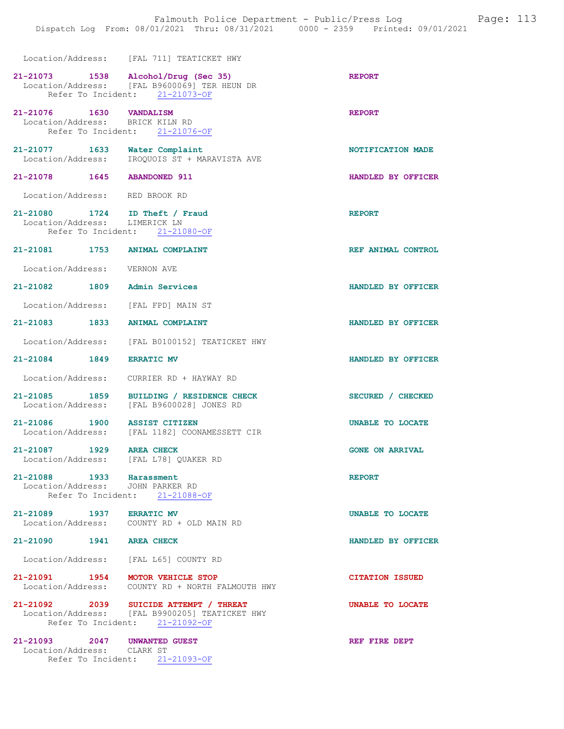Location/Address: [FAL 711] TEATICKET HWY

**21-21073 1538 Alcohol/Drug (Sec 35)** — REPORT
Location/Address: [FAL B9600069] TER HEUN DR
Refer To Incident: 21-21073-OF

**21-21076 1630 VANDALISM** — REPORT
Location/Address: BRICK KILN RD
Refer To Incident: 21-21076-OF

**21-21077 1633 Water Complaint** — NOTIFICATION MADE
Location/Address: IROQUOIS ST + MARAVISTA AVE

**21-21078 1645 ABANDONED 911** — HANDLED BY OFFICER
Location/Address: RED BROOK RD

**21-21080 1724 ID Theft / Fraud** — REPORT
Location/Address: LIMERICK LN
Refer To Incident: 21-21080-OF

**21-21081 1753 ANIMAL COMPLAINT** — REF ANIMAL CONTROL
Location/Address: VERNON AVE

**21-21082 1809 Admin Services** — HANDLED BY OFFICER
Location/Address: [FAL FPD] MAIN ST

**21-21083 1833 ANIMAL COMPLAINT** — HANDLED BY OFFICER
Location/Address: [FAL B0100152] TEATICKET HWY

**21-21084 1849 ERRATIC MV** — HANDLED BY OFFICER
Location/Address: CURRIER RD + HAYWAY RD

**21-21085 1859 BUILDING / RESIDENCE CHECK** — SECURED / CHECKED
Location/Address: [FAL B9600028] JONES RD

**21-21086 1900 ASSIST CITIZEN** — UNABLE TO LOCATE
Location/Address: [FAL 1182] COONAMESSETT CIR

**21-21087 1929 AREA CHECK** — GONE ON ARRIVAL
Location/Address: [FAL L78] QUAKER RD

**21-21088 1933 Harassment** — REPORT
Location/Address: JOHN PARKER RD
Refer To Incident: 21-21088-OF

**21-21089 1937 ERRATIC MV** — UNABLE TO LOCATE
Location/Address: COUNTY RD + OLD MAIN RD

**21-21090 1941 AREA CHECK** — HANDLED BY OFFICER
Location/Address: [FAL L65] COUNTY RD

**21-21091 1954 MOTOR VEHICLE STOP** — CITATION ISSUED
Location/Address: COUNTY RD + NORTH FALMOUTH HWY

**21-21092 2039 SUICIDE ATTEMPT / THREAT** — UNABLE TO LOCATE
Location/Address: [FAL B9900205] TEATICKET HWY
Refer To Incident: 21-21092-OF

**21-21093 2047 UNWANTED GUEST** — REF FIRE DEPT
Location/Address: CLARK ST
Refer To Incident: 21-21093-OF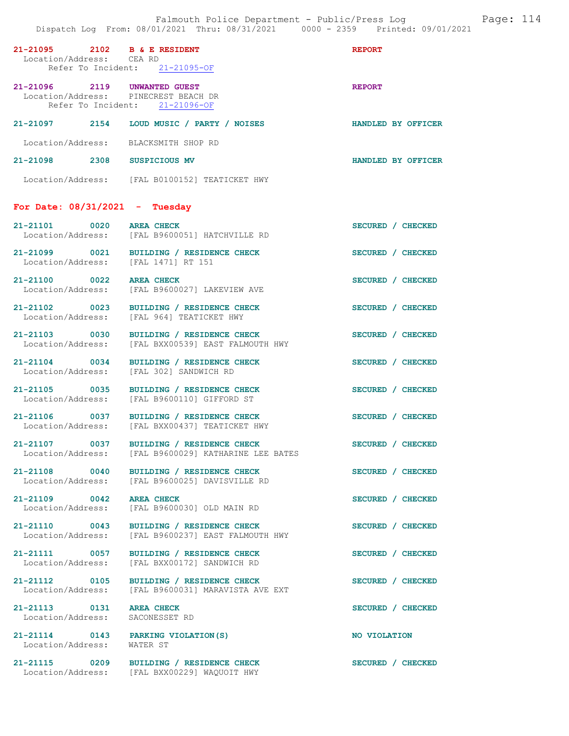21-21095 2102 **B & E RESIDENT** REPORT
Location/Address: CEA RD
Refer To Incident: 21-21095-OF

21-21096 2119 **UNWANTED GUEST** REPORT
Location/Address: PINECREST BEACH DR
Refer To Incident: 21-21096-OF

21-21097 2154 **LOUD MUSIC / PARTY / NOISES** HANDLED BY OFFICER
Location/Address: BLACKSMITH SHOP RD

21-21098 2308 **SUSPICIOUS MV** HANDLED BY OFFICER
Location/Address: [FAL B0100152] TEATICKET HWY

## For Date: 08/31/2021 - Tuesday

21-21101 0020 **AREA CHECK** SECURED / CHECKED
Location/Address: [FAL B9600051] HATCHVILLE RD

21-21099 0021 **BUILDING / RESIDENCE CHECK** SECURED / CHECKED
Location/Address: [FAL 1471] RT 151

21-21100 0022 **AREA CHECK** SECURED / CHECKED
Location/Address: [FAL B9600027] LAKEVIEW AVE

21-21102 0023 **BUILDING / RESIDENCE CHECK** SECURED / CHECKED
Location/Address: [FAL 964] TEATICKET HWY

21-21103 0030 **BUILDING / RESIDENCE CHECK** SECURED / CHECKED
Location/Address: [FAL BXX00539] EAST FALMOUTH HWY

21-21104 0034 **BUILDING / RESIDENCE CHECK** SECURED / CHECKED
Location/Address: [FAL 302] SANDWICH RD

21-21105 0035 **BUILDING / RESIDENCE CHECK** SECURED / CHECKED
Location/Address: [FAL B9600110] GIFFORD ST

21-21106 0037 **BUILDING / RESIDENCE CHECK** SECURED / CHECKED
Location/Address: [FAL BXX00437] TEATICKET HWY

21-21107 0037 **BUILDING / RESIDENCE CHECK** SECURED / CHECKED
Location/Address: [FAL B9600029] KATHARINE LEE BATES

21-21108 0040 **BUILDING / RESIDENCE CHECK** SECURED / CHECKED
Location/Address: [FAL B9600025] DAVISVILLE RD

21-21109 0042 **AREA CHECK** SECURED / CHECKED
Location/Address: [FAL B9600030] OLD MAIN RD

21-21110 0043 **BUILDING / RESIDENCE CHECK** SECURED / CHECKED
Location/Address: [FAL B9600237] EAST FALMOUTH HWY

21-21111 0057 **BUILDING / RESIDENCE CHECK** SECURED / CHECKED
Location/Address: [FAL BXX00172] SANDWICH RD

21-21112 0105 **BUILDING / RESIDENCE CHECK** SECURED / CHECKED
Location/Address: [FAL B9600031] MARAVISTA AVE EXT

21-21113 0131 **AREA CHECK** SECURED / CHECKED
Location/Address: SACONESSET RD

21-21114 0143 **PARKING VIOLATION(S)** NO VIOLATION
Location/Address: WATER ST

21-21115 0209 **BUILDING / RESIDENCE CHECK** SECURED / CHECKED
Location/Address: [FAL BXX00229] WAQUOIT HWY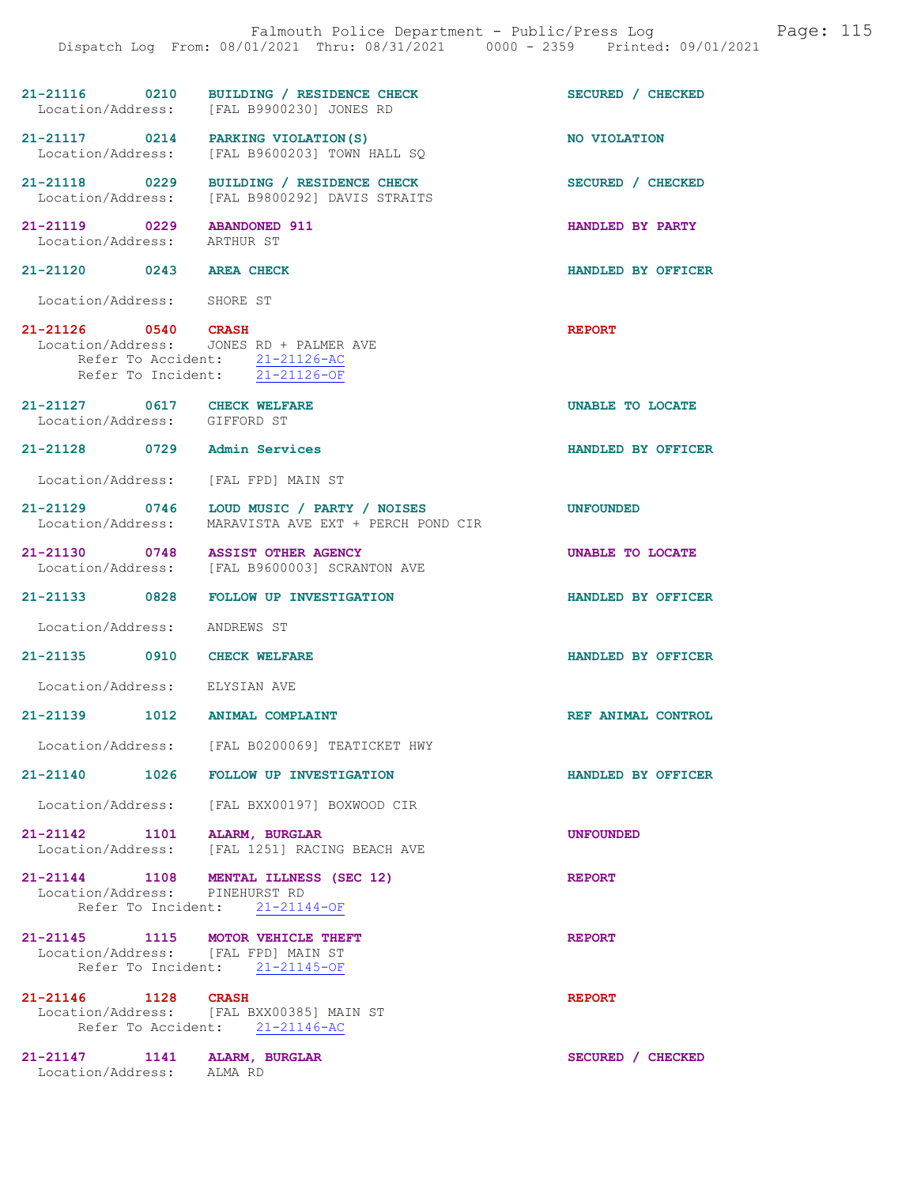Dispatch Log From: 08/01/2021 Thru: 08/31/2021 0000 - 2359 Printed: 09/01/2021

**21-21116 0210 BUILDING / RESIDENCE CHECK** — SECURED / CHECKED
Location/Address: [FAL B9900230] JONES RD

**21-21117 0214 PARKING VIOLATION(S)** — NO VIOLATION
Location/Address: [FAL B9600203] TOWN HALL SQ

**21-21118 0229 BUILDING / RESIDENCE CHECK** — SECURED / CHECKED
Location/Address: [FAL B9800292] DAVIS STRAITS

**21-21119 0229 ABANDONED 911** — HANDLED BY PARTY
Location/Address: ARTHUR ST

**21-21120 0243 AREA CHECK** — HANDLED BY OFFICER
Location/Address: SHORE ST

**21-21126 0540 CRASH** — REPORT
Location/Address: JONES RD + PALMER AVE
Refer To Accident: 21-21126-AC
Refer To Incident: 21-21126-OF

**21-21127 0617 CHECK WELFARE** — UNABLE TO LOCATE
Location/Address: GIFFORD ST

**21-21128 0729 Admin Services** — HANDLED BY OFFICER
Location/Address: [FAL FPD] MAIN ST

**21-21129 0746 LOUD MUSIC / PARTY / NOISES** — UNFOUNDED
Location/Address: MARAVISTA AVE EXT + PERCH POND CIR

**21-21130 0748 ASSIST OTHER AGENCY** — UNABLE TO LOCATE
Location/Address: [FAL B9600003] SCRANTON AVE

**21-21133 0828 FOLLOW UP INVESTIGATION** — HANDLED BY OFFICER
Location/Address: ANDREWS ST

**21-21135 0910 CHECK WELFARE** — HANDLED BY OFFICER
Location/Address: ELYSIAN AVE

**21-21139 1012 ANIMAL COMPLAINT** — REF ANIMAL CONTROL
Location/Address: [FAL B0200069] TEATICKET HWY

**21-21140 1026 FOLLOW UP INVESTIGATION** — HANDLED BY OFFICER
Location/Address: [FAL BXX00197] BOXWOOD CIR

**21-21142 1101 ALARM, BURGLAR** — UNFOUNDED
Location/Address: [FAL 1251] RACING BEACH AVE

**21-21144 1108 MENTAL ILLNESS (SEC 12)** — REPORT
Location/Address: PINEHURST RD
Refer To Incident: 21-21144-OF

**21-21145 1115 MOTOR VEHICLE THEFT** — REPORT
Location/Address: [FAL FPD] MAIN ST
Refer To Incident: 21-21145-OF

**21-21146 1128 CRASH** — REPORT
Location/Address: [FAL BXX00385] MAIN ST
Refer To Accident: 21-21146-AC

**21-21147 1141 ALARM, BURGLAR** — SECURED / CHECKED
Location/Address: ALMA RD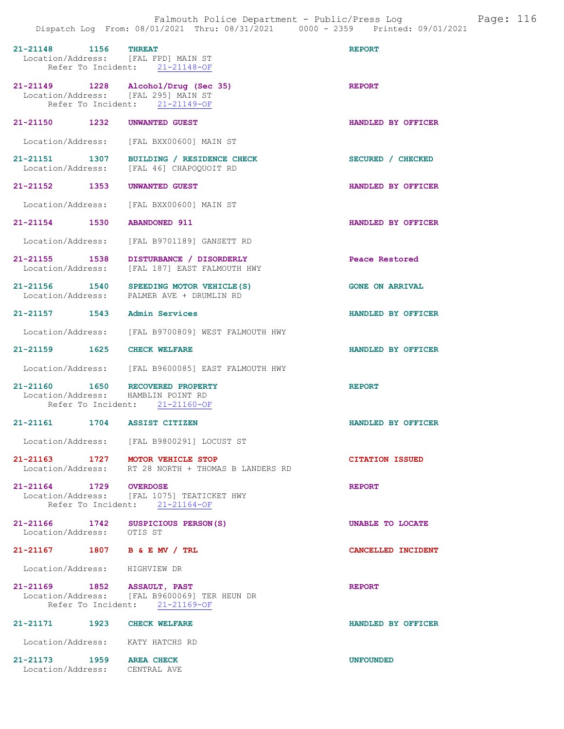21-21148 1156 THREAT REPORT
Location/Address: [FAL FPD] MAIN ST
Refer To Incident: 21-21148-OF

21-21149 1228 Alcohol/Drug (Sec 35) REPORT
Location/Address: [FAL 295] MAIN ST
Refer To Incident: 21-21149-OF

21-21150 1232 UNWANTED GUEST HANDLED BY OFFICER

Location/Address: [FAL BXX00600] MAIN ST

21-21151 1307 BUILDING / RESIDENCE CHECK SECURED / CHECKED
Location/Address: [FAL 46] CHAPOQUOIT RD

21-21152 1353 UNWANTED GUEST HANDLED BY OFFICER

Location/Address: [FAL BXX00600] MAIN ST

21-21154 1530 ABANDONED 911 HANDLED BY OFFICER

Location/Address: [FAL B9701189] GANSETT RD

21-21155 1538 DISTURBANCE / DISORDERLY Peace Restored
Location/Address: [FAL 187] EAST FALMOUTH HWY

21-21156 1540 SPEEDING MOTOR VEHICLE(S) GONE ON ARRIVAL
Location/Address: PALMER AVE + DRUMLIN RD

21-21157 1543 Admin Services HANDLED BY OFFICER

Location/Address: [FAL B9700809] WEST FALMOUTH HWY

21-21159 1625 CHECK WELFARE HANDLED BY OFFICER

Location/Address: [FAL B9600085] EAST FALMOUTH HWY

21-21160 1650 RECOVERED PROPERTY REPORT
Location/Address: HAMBLIN POINT RD
Refer To Incident: 21-21160-OF

21-21161 1704 ASSIST CITIZEN HANDLED BY OFFICER

Location/Address: [FAL B9800291] LOCUST ST

21-21163 1727 MOTOR VEHICLE STOP CITATION ISSUED
Location/Address: RT 28 NORTH + THOMAS B LANDERS RD

21-21164 1729 OVERDOSE REPORT
Location/Address: [FAL 1075] TEATICKET HWY
Refer To Incident: 21-21164-OF

21-21166 1742 SUSPICIOUS PERSON(S) UNABLE TO LOCATE
Location/Address: OTIS ST

21-21167 1807 B & E MV / TRL CANCELLED INCIDENT

Location/Address: HIGHVIEW DR

21-21169 1852 ASSAULT, PAST REPORT
Location/Address: [FAL B9600069] TER HEUN DR
Refer To Incident: 21-21169-OF

21-21171 1923 CHECK WELFARE HANDLED BY OFFICER

Location/Address: KATY HATCHS RD

21-21173 1959 AREA CHECK UNFOUNDED
Location/Address: CENTRAL AVE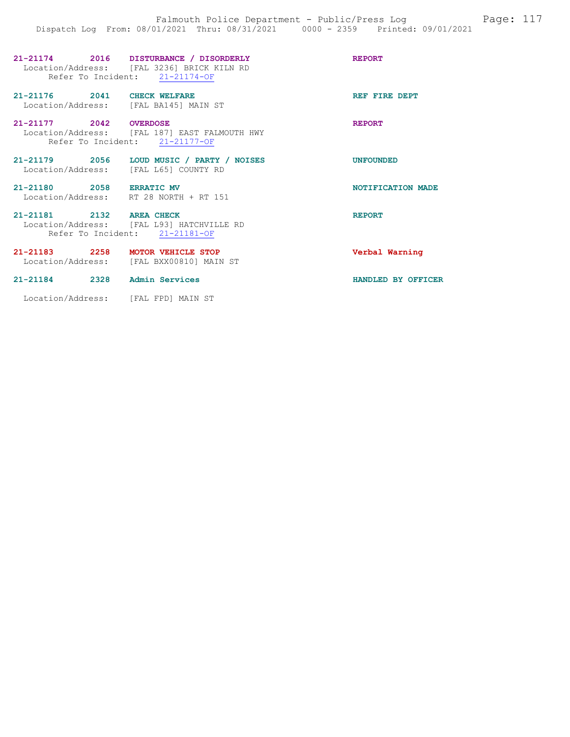21-21174 2016 **DISTURBANCE / DISORDERLY** **REPORT**
Location/Address: [FAL 3236] BRICK KILN RD
Refer To Incident: 21-21174-OF

21-21176 2041 **CHECK WELFARE** **REF FIRE DEPT**
Location/Address: [FAL BA145] MAIN ST

21-21177 2042 **OVERDOSE** **REPORT**
Location/Address: [FAL 187] EAST FALMOUTH HWY
Refer To Incident: 21-21177-OF

21-21179 2056 **LOUD MUSIC / PARTY / NOISES** **UNFOUNDED**
Location/Address: [FAL L65] COUNTY RD

21-21180 2058 **ERRATIC MV** **NOTIFICATION MADE**
Location/Address: RT 28 NORTH + RT 151

21-21181 2132 **AREA CHECK** **REPORT**
Location/Address: [FAL L93] HATCHVILLE RD
Refer To Incident: 21-21181-OF

21-21183 2258 **MOTOR VEHICLE STOP** **Verbal Warning**
Location/Address: [FAL BXX00810] MAIN ST

21-21184 2328 **Admin Services** **HANDLED BY OFFICER**
Location/Address: [FAL FPD] MAIN ST